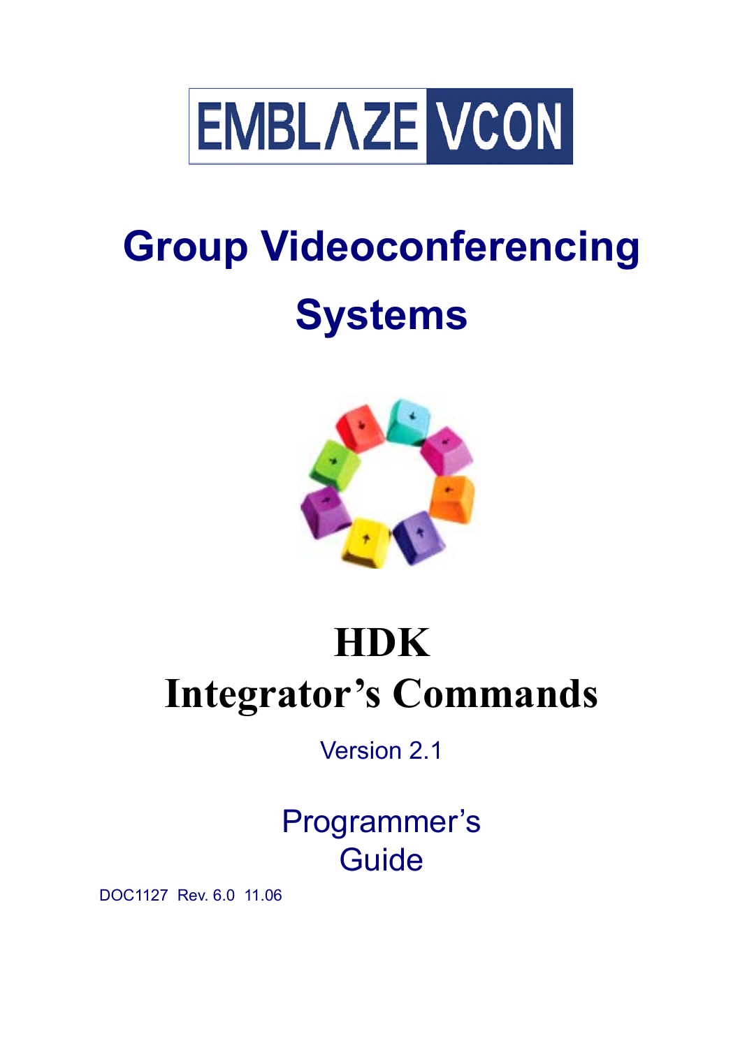EMBLAZE VCON

# Group Videoconferencing Systems

# HDK
# Integrator's Commands

Version 2.1

Programmer's Guide

DOC1127 Rev. 6.0 11.06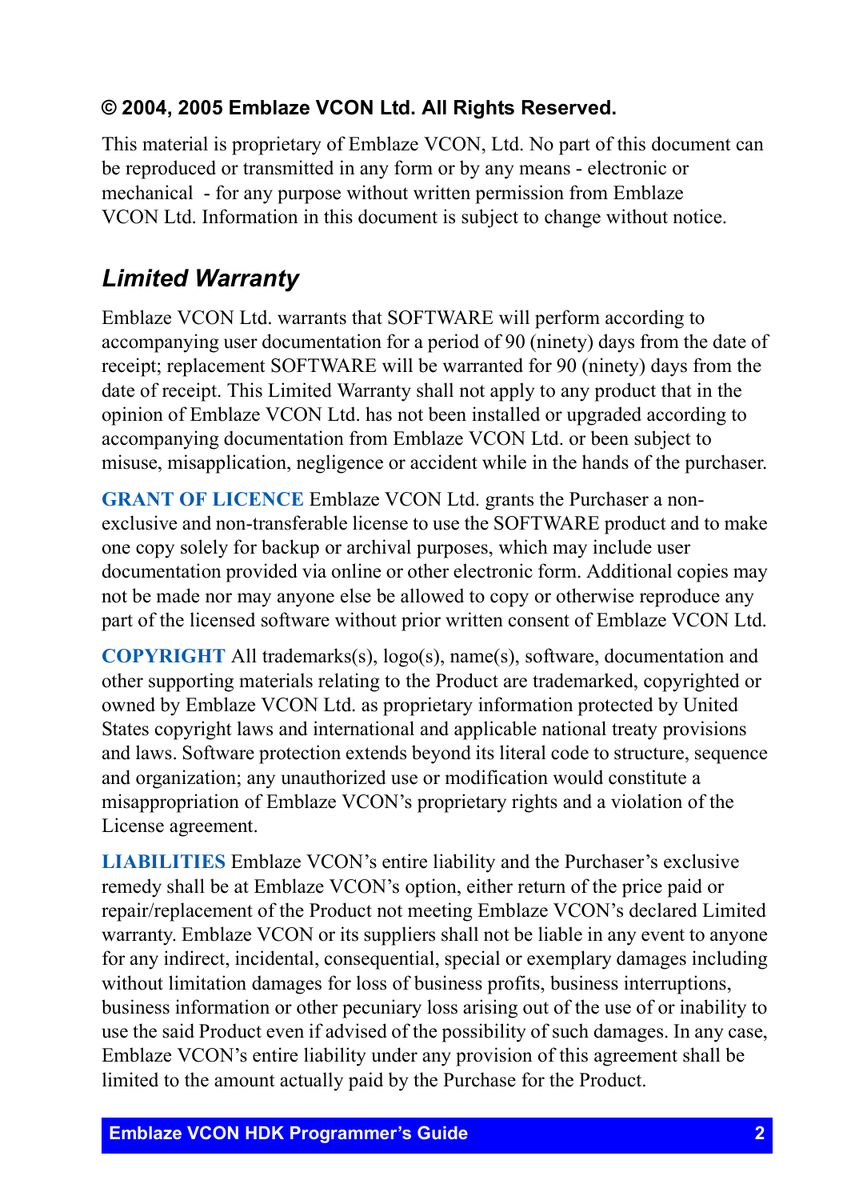**© 2004, 2005 Emblaze VCON Ltd. All Rights Reserved.**

This material is proprietary of Emblaze VCON, Ltd. No part of this document can be reproduced or transmitted in any form or by any means - electronic or mechanical - for any purpose without written permission from Emblaze VCON Ltd. Information in this document is subject to change without notice.

## *Limited Warranty*

Emblaze VCON Ltd. warrants that SOFTWARE will perform according to accompanying user documentation for a period of 90 (ninety) days from the date of receipt; replacement SOFTWARE will be warranted for 90 (ninety) days from the date of receipt. This Limited Warranty shall not apply to any product that in the opinion of Emblaze VCON Ltd. has not been installed or upgraded according to accompanying documentation from Emblaze VCON Ltd. or been subject to misuse, misapplication, negligence or accident while in the hands of the purchaser.

**GRANT OF LICENCE** Emblaze VCON Ltd. grants the Purchaser a non-exclusive and non-transferable license to use the SOFTWARE product and to make one copy solely for backup or archival purposes, which may include user documentation provided via online or other electronic form. Additional copies may not be made nor may anyone else be allowed to copy or otherwise reproduce any part of the licensed software without prior written consent of Emblaze VCON Ltd.

**COPYRIGHT** All trademarks(s), logo(s), name(s), software, documentation and other supporting materials relating to the Product are trademarked, copyrighted or owned by Emblaze VCON Ltd. as proprietary information protected by United States copyright laws and international and applicable national treaty provisions and laws. Software protection extends beyond its literal code to structure, sequence and organization; any unauthorized use or modification would constitute a misappropriation of Emblaze VCON's proprietary rights and a violation of the License agreement.

**LIABILITIES** Emblaze VCON's entire liability and the Purchaser's exclusive remedy shall be at Emblaze VCON's option, either return of the price paid or repair/replacement of the Product not meeting Emblaze VCON's declared Limited warranty. Emblaze VCON or its suppliers shall not be liable in any event to anyone for any indirect, incidental, consequential, special or exemplary damages including without limitation damages for loss of business profits, business interruptions, business information or other pecuniary loss arising out of the use of or inability to use the said Product even if advised of the possibility of such damages. In any case, Emblaze VCON's entire liability under any provision of this agreement shall be limited to the amount actually paid by the Purchase for the Product.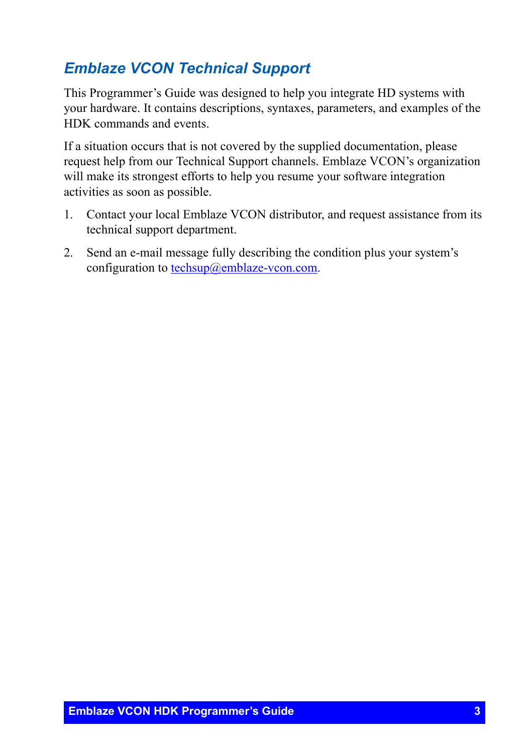## Emblaze VCON Technical Support

This Programmer's Guide was designed to help you integrate HD systems with your hardware. It contains descriptions, syntaxes, parameters, and examples of the HDK commands and events.

If a situation occurs that is not covered by the supplied documentation, please request help from our Technical Support channels. Emblaze VCON's organization will make its strongest efforts to help you resume your software integration activities as soon as possible.

1. Contact your local Emblaze VCON distributor, and request assistance from its technical support department.
2. Send an e-mail message fully describing the condition plus your system's configuration to techsup@emblaze-vcon.com.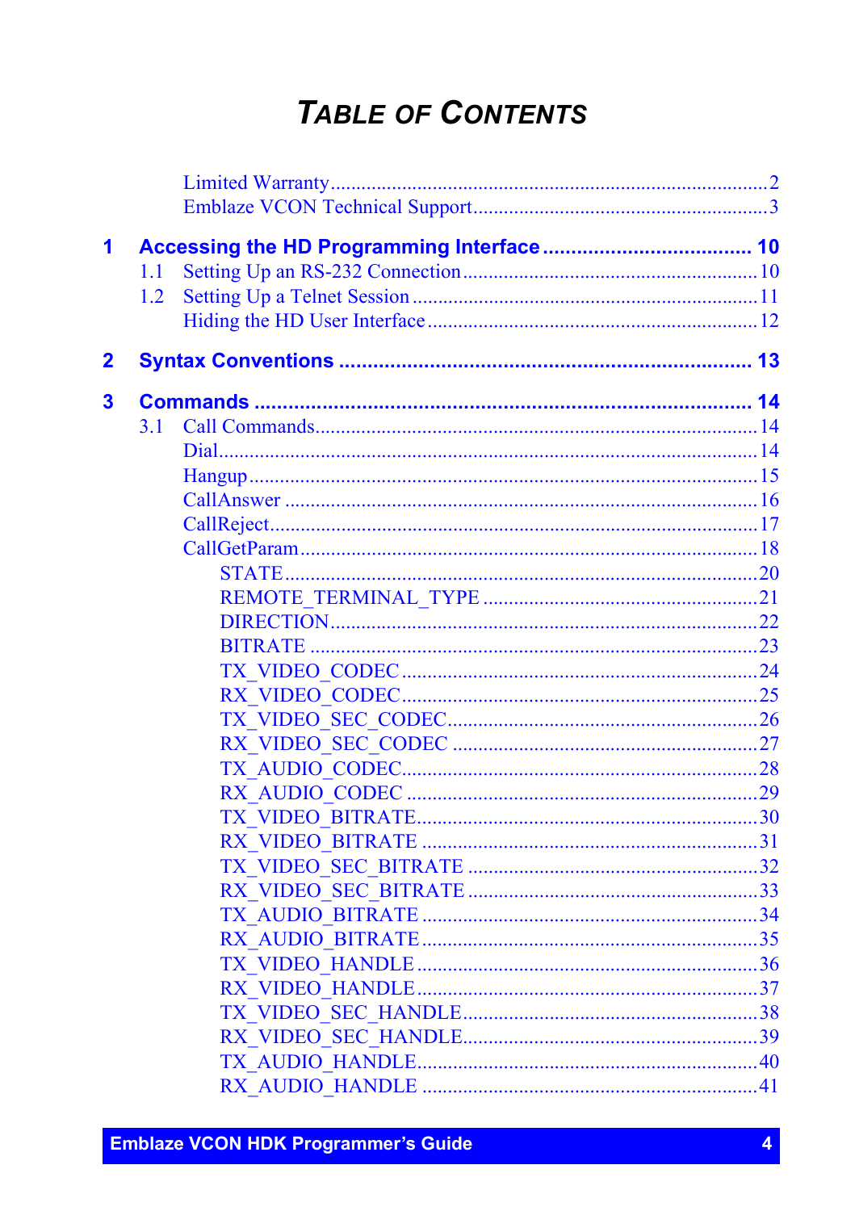# TABLE OF CONTENTS

Limited Warranty ........................................................................ 2
Emblaze VCON Technical Support ............................................... 3

**1 Accessing the HD Programming Interface ........................... 10**

1.1 Setting Up an RS-232 Connection ............................................ 10
1.2 Setting Up a Telnet Session ..................................................... 11
Hiding the HD User Interface ....................................................... 12

**2 Syntax Conventions ................................................................ 13**

**3 Commands ............................................................................... 14**

3.1 Call Commands ........................................................................ 14
Dial ............................................................................................ 14
Hangup ....................................................................................... 15
CallAnswer ................................................................................. 16
CallReject ................................................................................... 17
CallGetParam .............................................................................. 18
- STATE ..................................................................................... 20
- REMOTE_TERMINAL_TYPE ............................................... 21
- DIRECTION ............................................................................ 22
- BITRATE ................................................................................ 23
- TX_VIDEO_CODEC ............................................................... 24
- RX_VIDEO_CODEC ............................................................... 25
- TX_VIDEO_SEC_CODEC ....................................................... 26
- RX_VIDEO_SEC_CODEC ....................................................... 27
- TX_AUDIO_CODEC ............................................................... 28
- RX_AUDIO_CODEC ............................................................... 29
- TX_VIDEO_BITRATE ............................................................. 30
- RX_VIDEO_BITRATE ............................................................. 31
- TX_VIDEO_SEC_BITRATE .................................................... 32
- RX_VIDEO_SEC_BITRATE .................................................... 33
- TX_AUDIO_BITRATE ............................................................ 34
- RX_AUDIO_BITRATE ............................................................ 35
- TX_VIDEO_HANDLE ............................................................. 36
- RX_VIDEO_HANDLE ............................................................. 37
- TX_VIDEO_SEC_HANDLE ..................................................... 38
- RX_VIDEO_SEC_HANDLE ..................................................... 39
- TX_AUDIO_HANDLE ............................................................. 40
- RX_AUDIO_HANDLE ............................................................. 41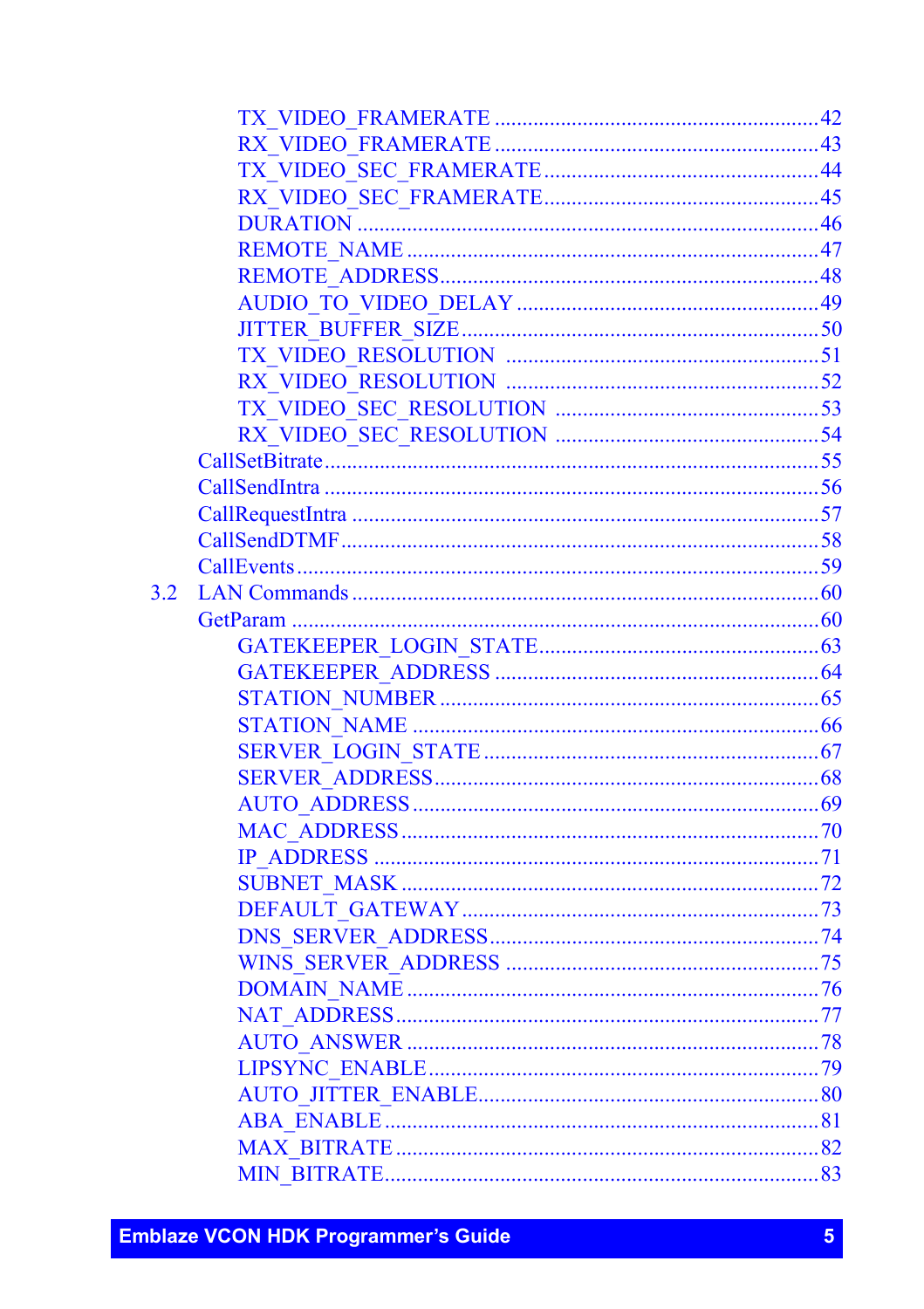- TX_VIDEO_FRAMERATE .......... 42
- RX_VIDEO_FRAMERATE .......... 43
- TX_VIDEO_SEC_FRAMERATE .......... 44
- RX_VIDEO_SEC_FRAMERATE .......... 45
- DURATION .......... 46
- REMOTE_NAME .......... 47
- REMOTE_ADDRESS .......... 48
- AUDIO_TO_VIDEO_DELAY .......... 49
- JITTER_BUFFER_SIZE .......... 50
- TX_VIDEO_RESOLUTION .......... 51
- RX_VIDEO_RESOLUTION .......... 52
- TX_VIDEO_SEC_RESOLUTION .......... 53
- RX_VIDEO_SEC_RESOLUTION .......... 54

CallSetBitrate .......... 55
CallSendIntra .......... 56
CallRequestIntra .......... 57
CallSendDTMF .......... 58
CallEvents .......... 59

3.2 LAN Commands .......... 60

GetParam .......... 60

- GATEKEEPER_LOGIN_STATE .......... 63
- GATEKEEPER_ADDRESS .......... 64
- STATION_NUMBER .......... 65
- STATION_NAME .......... 66
- SERVER_LOGIN_STATE .......... 67
- SERVER_ADDRESS .......... 68
- AUTO_ADDRESS .......... 69
- MAC_ADDRESS .......... 70
- IP_ADDRESS .......... 71
- SUBNET_MASK .......... 72
- DEFAULT_GATEWAY .......... 73
- DNS_SERVER_ADDRESS .......... 74
- WINS_SERVER_ADDRESS .......... 75
- DOMAIN_NAME .......... 76
- NAT_ADDRESS .......... 77
- AUTO_ANSWER .......... 78
- LIPSYNC_ENABLE .......... 79
- AUTO_JITTER_ENABLE .......... 80
- ABA_ENABLE .......... 81
- MAX_BITRATE .......... 82
- MIN_BITRATE .......... 83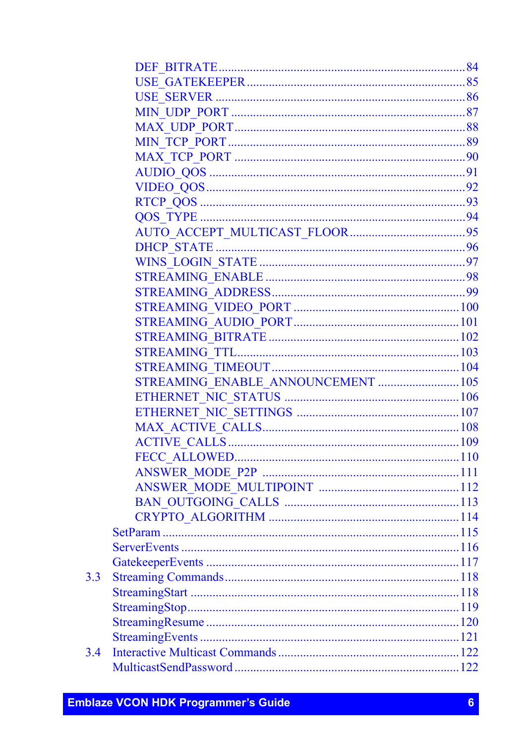DEF_BITRATE .......... 84
USE_GATEKEEPER .......... 85
USE_SERVER .......... 86
MIN_UDP_PORT .......... 87
MAX_UDP_PORT .......... 88
MIN_TCP_PORT .......... 89
MAX_TCP_PORT .......... 90
AUDIO_QOS .......... 91
VIDEO_QOS .......... 92
RTCP_QOS .......... 93
QOS_TYPE .......... 94
AUTO_ACCEPT_MULTICAST_FLOOR .......... 95
DHCP_STATE .......... 96
WINS_LOGIN_STATE .......... 97
STREAMING_ENABLE .......... 98
STREAMING_ADDRESS .......... 99
STREAMING_VIDEO_PORT .......... 100
STREAMING_AUDIO_PORT .......... 101
STREAMING_BITRATE .......... 102
STREAMING_TTL .......... 103
STREAMING_TIMEOUT .......... 104
STREAMING_ENABLE_ANNOUNCEMENT .......... 105
ETHERNET_NIC_STATUS .......... 106
ETHERNET_NIC_SETTINGS .......... 107
MAX_ACTIVE_CALLS .......... 108
ACTIVE_CALLS .......... 109
FECC_ALLOWED .......... 110
ANSWER_MODE_P2P .......... 111
ANSWER_MODE_MULTIPOINT .......... 112
BAN_OUTGOING_CALLS .......... 113
CRYPTO_ALGORITHM .......... 114

SetParam .......... 115
ServerEvents .......... 116
GatekeeperEvents .......... 117

3.3 Streaming Commands .......... 118

StreamingStart .......... 118
StreamingStop .......... 119
StreamingResume .......... 120
StreamingEvents .......... 121

3.4 Interactive Multicast Commands .......... 122

MulticastSendPassword .......... 122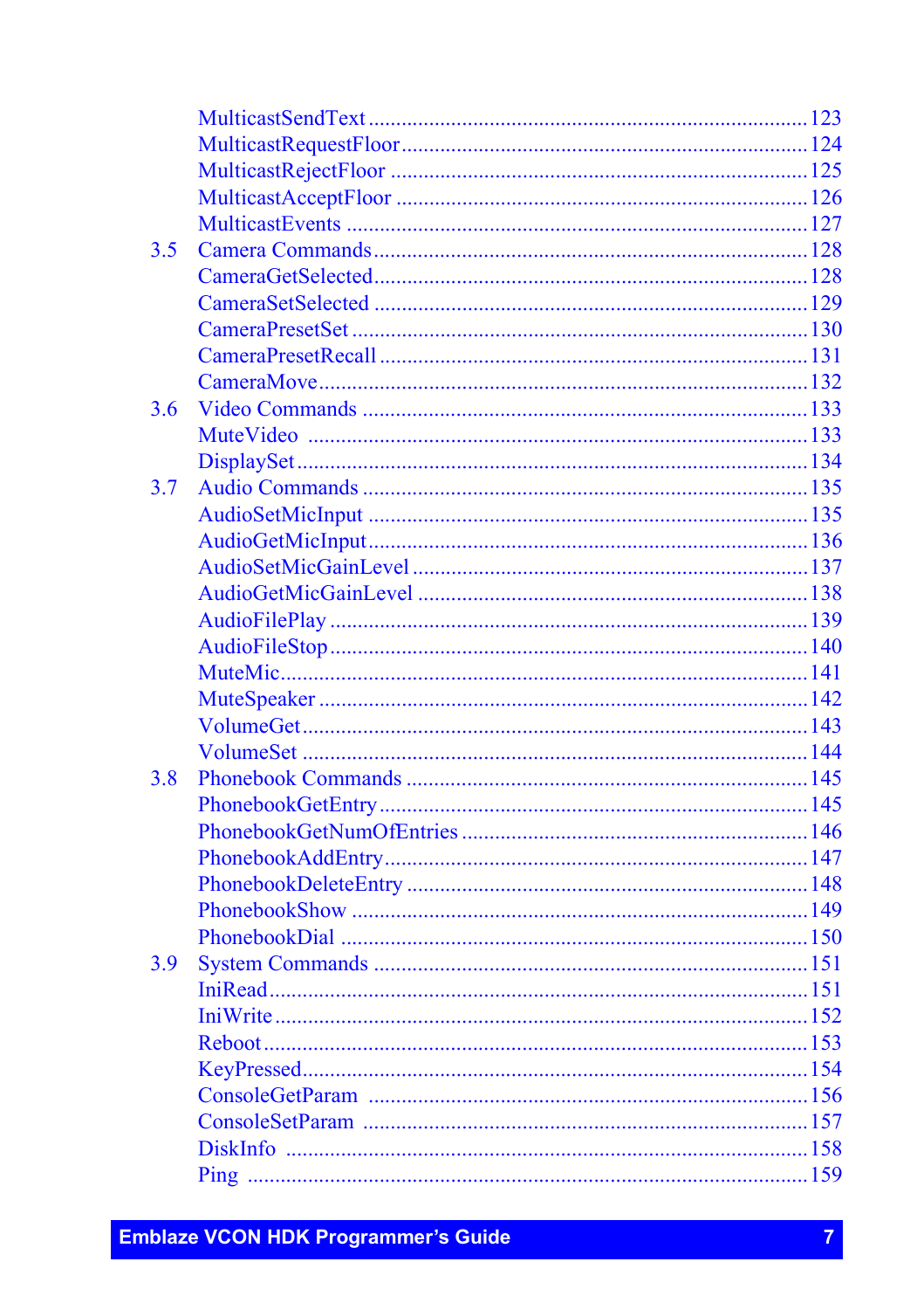MulticastSendText ... 123
MulticastRequestFloor ... 124
MulticastRejectFloor ... 125
MulticastAcceptFloor ... 126
MulticastEvents ... 127

3.5 Camera Commands ... 128
CameraGetSelected ... 128
CameraSetSelected ... 129
CameraPresetSet ... 130
CameraPresetRecall ... 131
CameraMove ... 132

3.6 Video Commands ... 133
MuteVideo ... 133
DisplaySet ... 134

3.7 Audio Commands ... 135
AudioSetMicInput ... 135
AudioGetMicInput ... 136
AudioSetMicGainLevel ... 137
AudioGetMicGainLevel ... 138
AudioFilePlay ... 139
AudioFileStop ... 140
MuteMic ... 141
MuteSpeaker ... 142
VolumeGet ... 143
VolumeSet ... 144

3.8 Phonebook Commands ... 145
PhonebookGetEntry ... 145
PhonebookGetNumOfEntries ... 146
PhonebookAddEntry ... 147
PhonebookDeleteEntry ... 148
PhonebookShow ... 149
PhonebookDial ... 150

3.9 System Commands ... 151
IniRead ... 151
IniWrite ... 152
Reboot ... 153
KeyPressed ... 154
ConsoleGetParam ... 156
ConsoleSetParam ... 157
DiskInfo ... 158
Ping ... 159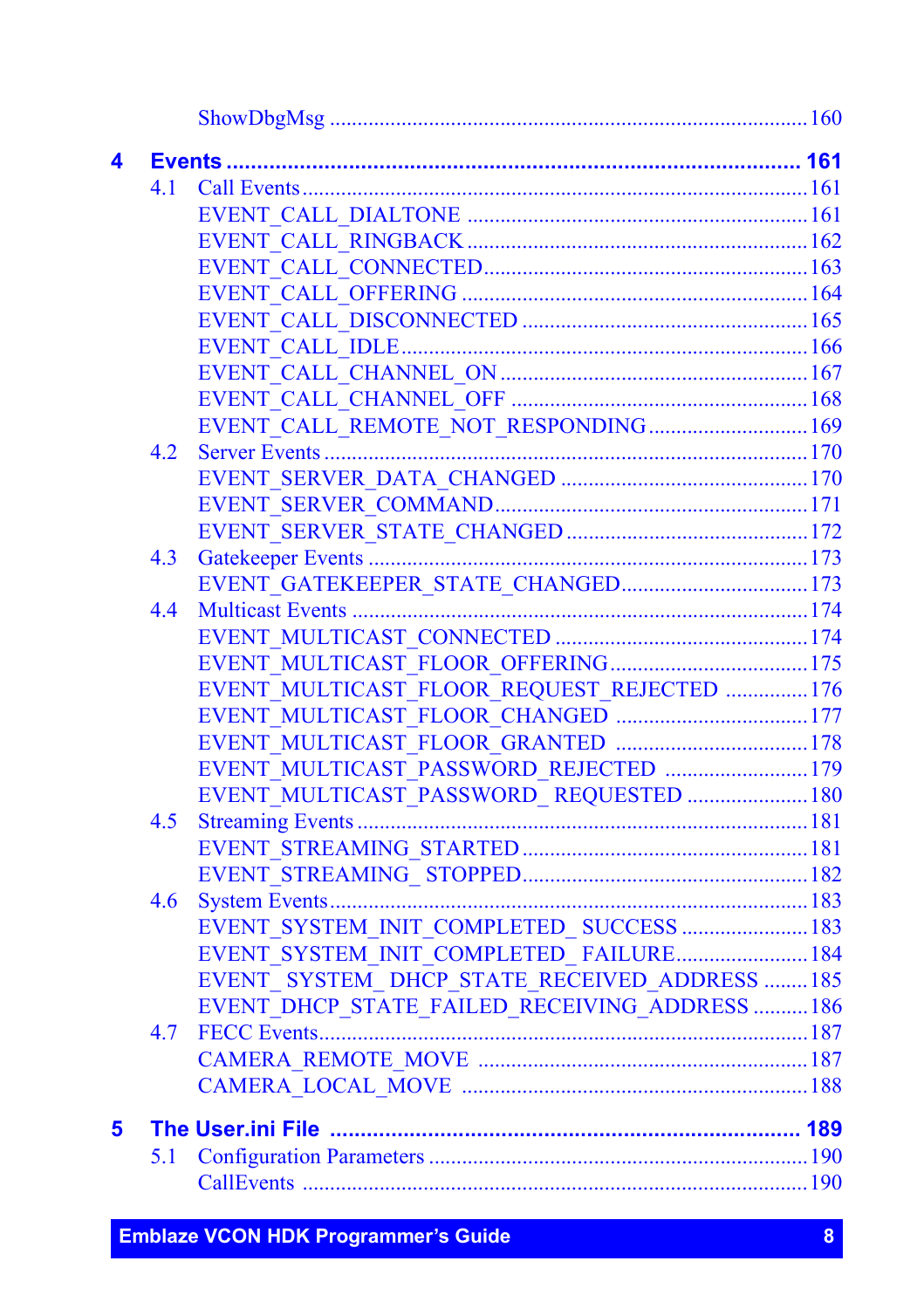ShowDbgMsg ..................................................................................... 160

**4 Events ........................................................................................ 161**

4.1 Call Events ........................................................................................ 161

EVENT_CALL_DIALTONE ............................................................. 161

EVENT_CALL_RINGBACK ............................................................. 162

EVENT_CALL_CONNECTED ........................................................... 163

EVENT_CALL_OFFERING ............................................................... 164

EVENT_CALL_DISCONNECTED .................................................... 165

EVENT_CALL_IDLE ......................................................................... 166

EVENT_CALL_CHANNEL_ON ........................................................ 167

EVENT_CALL_CHANNEL_OFF ...................................................... 168

EVENT_CALL_REMOTE_NOT_RESPONDING ............................. 169

4.2 Server Events ..................................................................................... 170

EVENT_SERVER_DATA_CHANGED ............................................. 170

EVENT_SERVER_COMMAND ......................................................... 171

EVENT_SERVER_STATE_CHANGED ............................................ 172

4.3 Gatekeeper Events ............................................................................. 173

EVENT_GATEKEEPER_STATE_CHANGED .................................. 173

4.4 Multicast Events ................................................................................ 174

EVENT_MULTICAST_CONNECTED .............................................. 174

EVENT_MULTICAST_FLOOR_OFFERING .................................... 175

EVENT_MULTICAST_FLOOR_REQUEST_REJECTED ............... 176

EVENT_MULTICAST_FLOOR_CHANGED ................................... 177

EVENT_MULTICAST_FLOOR_GRANTED ................................... 178

EVENT_MULTICAST_PASSWORD_REJECTED .......................... 179

EVENT_MULTICAST_PASSWORD_ REQUESTED ...................... 180

4.5 Streaming Events ............................................................................... 181

EVENT_STREAMING_STARTED ................................................... 181

EVENT_STREAMING_ STOPPED .................................................... 182

4.6 System Events .................................................................................... 183

EVENT_SYSTEM_INIT_COMPLETED_ SUCCESS ....................... 183

EVENT_SYSTEM_INIT_COMPLETED_ FAILURE ........................ 184

EVENT_ SYSTEM_ DHCP_STATE_RECEIVED_ADDRESS ........ 185

EVENT_DHCP_STATE_FAILED_RECEIVING_ADDRESS .......... 186

4.7 FECC Events ....................................................................................... 187

CAMERA_REMOTE_MOVE ........................................................... 187

CAMERA_LOCAL_MOVE .............................................................. 188

**5 The User.ini File ........................................................................... 189**

5.1 Configuration Parameters .................................................................. 190

CallEvents .......................................................................................... 190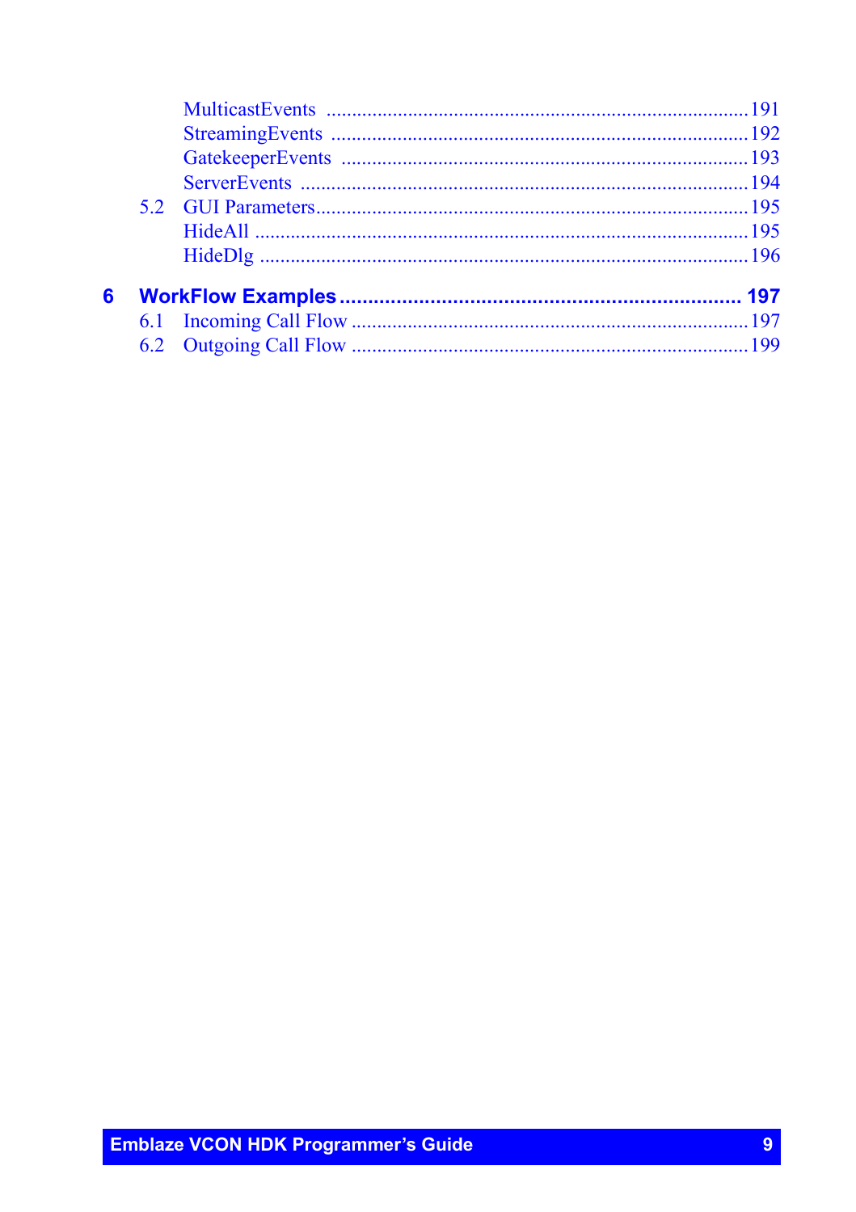MulticastEvents .......... 191
StreamingEvents .......... 192
GatekeeperEvents .......... 193
ServerEvents .......... 194

5.2 GUI Parameters .......... 195
HideAll .......... 195
HideDlg .......... 196

**6 WorkFlow Examples .......... 197**

6.1 Incoming Call Flow .......... 197
6.2 Outgoing Call Flow .......... 199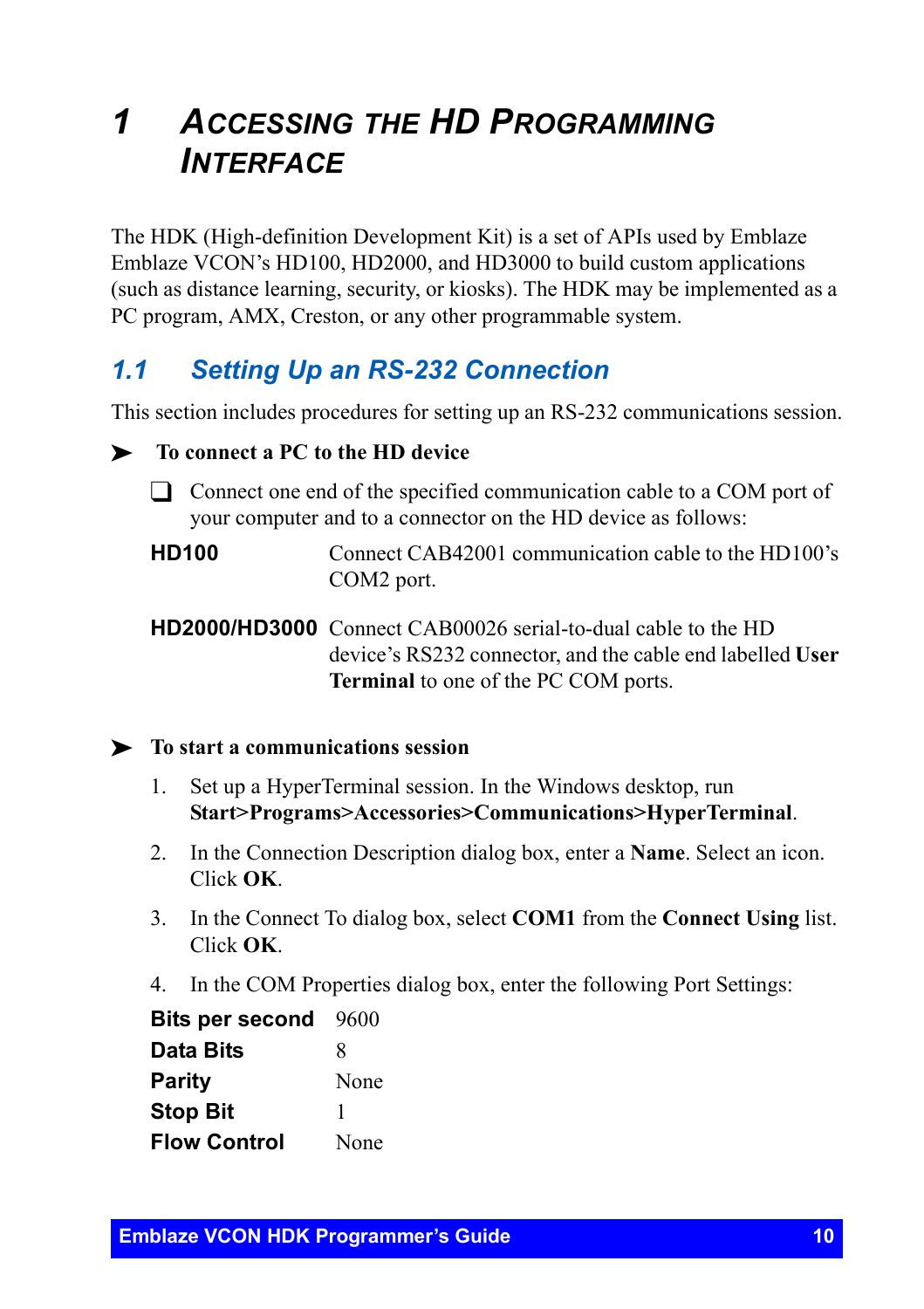# 1 ACCESSING THE HD PROGRAMMING INTERFACE

The HDK (High-definition Development Kit) is a set of APIs used by Emblaze Emblaze VCON's HD100, HD2000, and HD3000 to build custom applications (such as distance learning, security, or kiosks). The HDK may be implemented as a PC program, AMX, Creston, or any other programmable system.

## 1.1 Setting Up an RS-232 Connection

This section includes procedures for setting up an RS-232 communications session.

➤ **To connect a PC to the HD device**

❑ Connect one end of the specified communication cable to a COM port of your computer and to a connector on the HD device as follows:

| | |
|---|---|
| **HD100** | Connect CAB42001 communication cable to the HD100's COM2 port. |
| **HD2000/HD3000** | Connect CAB00026 serial-to-dual cable to the HD device's RS232 connector, and the cable end labelled **User Terminal** to one of the PC COM ports. |

➤ **To start a communications session**

1. Set up a HyperTerminal session. In the Windows desktop, run **Start>Programs>Accessories>Communications>HyperTerminal**.
2. In the Connection Description dialog box, enter a **Name**. Select an icon. Click **OK**.
3. In the Connect To dialog box, select **COM1** from the **Connect Using** list. Click **OK**.
4. In the COM Properties dialog box, enter the following Port Settings:

| | |
|---|---|
| **Bits per second** | 9600 |
| **Data Bits** | 8 |
| **Parity** | None |
| **Stop Bit** | 1 |
| **Flow Control** | None |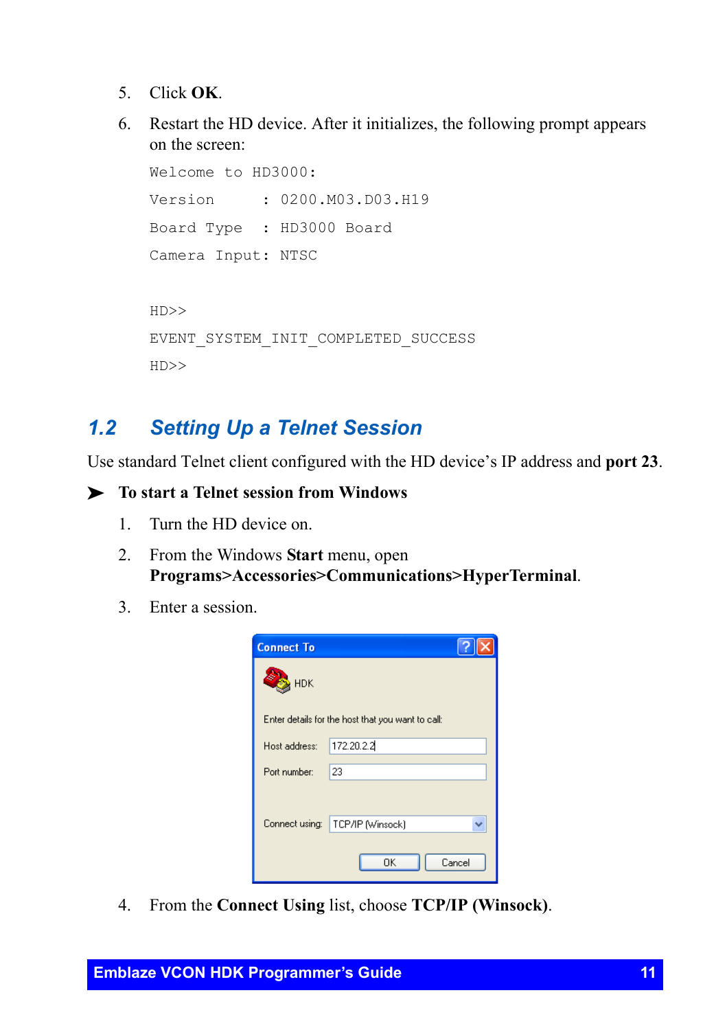5. Click **OK**.

6. Restart the HD device. After it initializes, the following prompt appears on the screen:

```
Welcome to HD3000:
Version      : 0200.M03.D03.H19
Board Type   : HD3000 Board
Camera Input: NTSC

HD>>
EVENT_SYSTEM_INIT_COMPLETED_SUCCESS
HD>>
```

## 1.2 Setting Up a Telnet Session

Use standard Telnet client configured with the HD device's IP address and **port 23**.

➤ **To start a Telnet session from Windows**

1. Turn the HD device on.

2. From the Windows **Start** menu, open **Programs>Accessories>Communications>HyperTerminal**.

3. Enter a session.

4. From the **Connect Using** list, choose **TCP/IP (Winsock)**.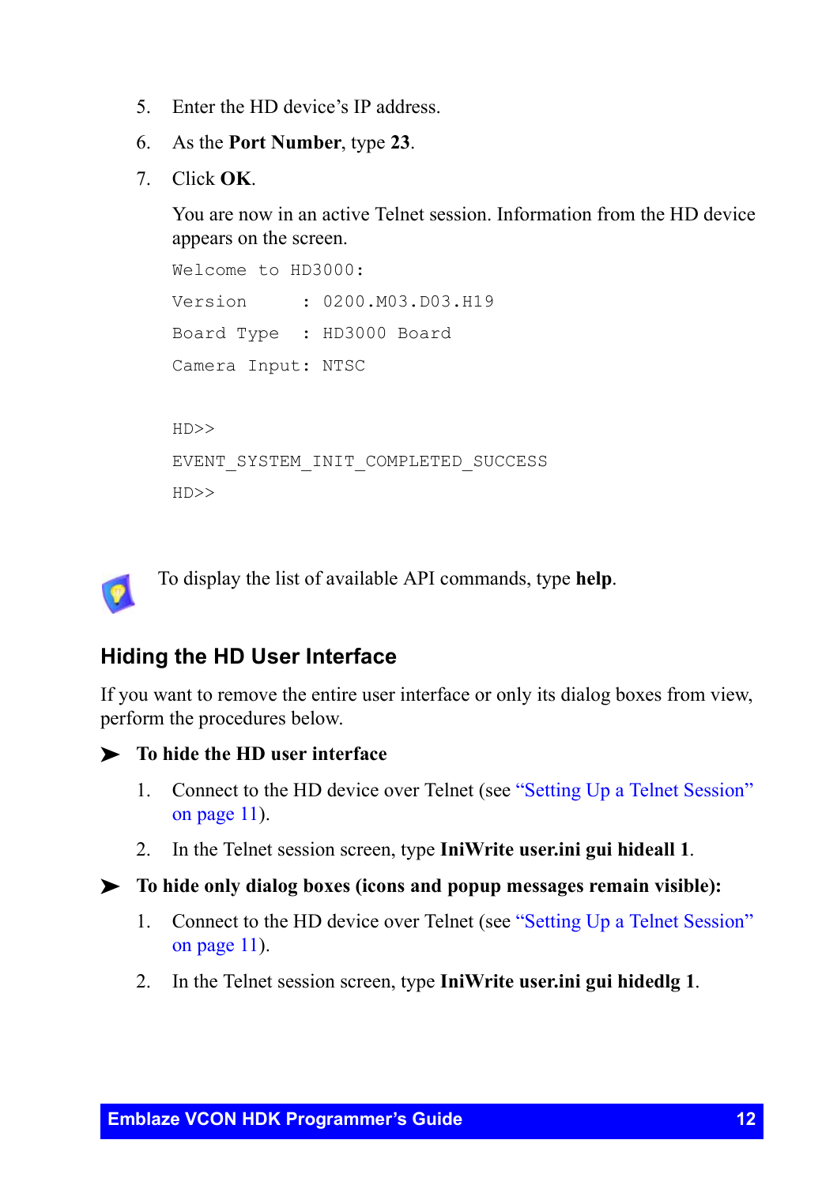5. Enter the HD device's IP address.
6. As the **Port Number**, type **23**.
7. Click **OK**.

   You are now in an active Telnet session. Information from the HD device appears on the screen.

   ```
   Welcome to HD3000:
   Version      : 0200.M03.D03.H19
   Board Type   : HD3000 Board
   Camera Input: NTSC

   HD>>
   EVENT_SYSTEM_INIT_COMPLETED_SUCCESS
   HD>>
   ```

To display the list of available API commands, type **help**.

## Hiding the HD User Interface

If you want to remove the entire user interface or only its dialog boxes from view, perform the procedures below.

➤ **To hide the HD user interface**

1. Connect to the HD device over Telnet (see "Setting Up a Telnet Session" on page 11).
2. In the Telnet session screen, type **IniWrite user.ini gui hideall 1**.

➤ **To hide only dialog boxes (icons and popup messages remain visible):**

1. Connect to the HD device over Telnet (see "Setting Up a Telnet Session" on page 11).
2. In the Telnet session screen, type **IniWrite user.ini gui hidedlg 1**.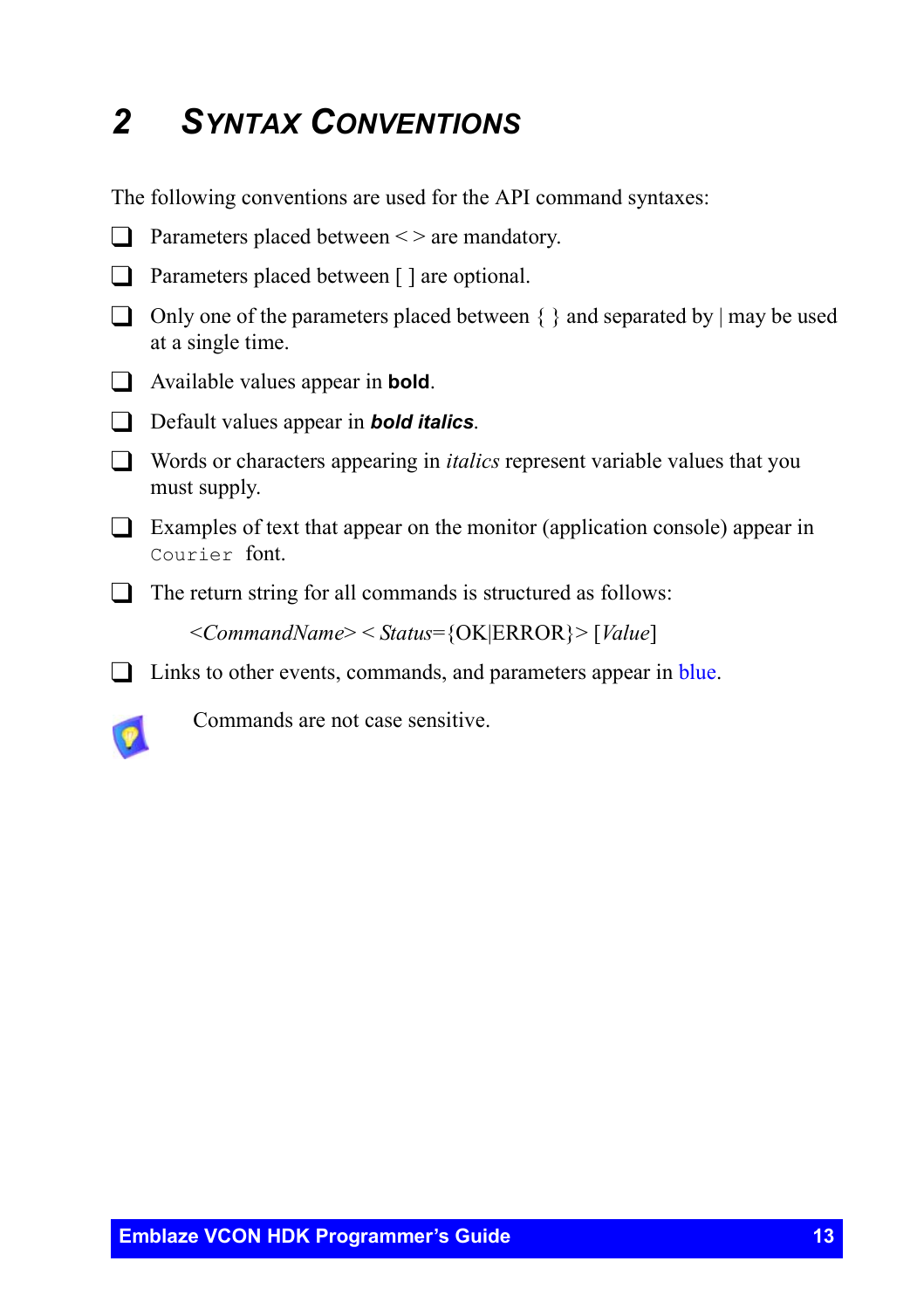# 2 Syntax Conventions

The following conventions are used for the API command syntaxes:

- Parameters placed between < > are mandatory.
- Parameters placed between [ ] are optional.
- Only one of the parameters placed between { } and separated by | may be used at a single time.
- Available values appear in **bold**.
- Default values appear in ***bold italics***.
- Words or characters appearing in *italics* represent variable values that you must supply.
- Examples of text that appear on the monitor (application console) appear in `Courier` font.
- The return string for all commands is structured as follows:

  <*CommandName*> < *Status*={OK|ERROR}> [*Value*]

- Links to other events, commands, and parameters appear in blue.

Commands are not case sensitive.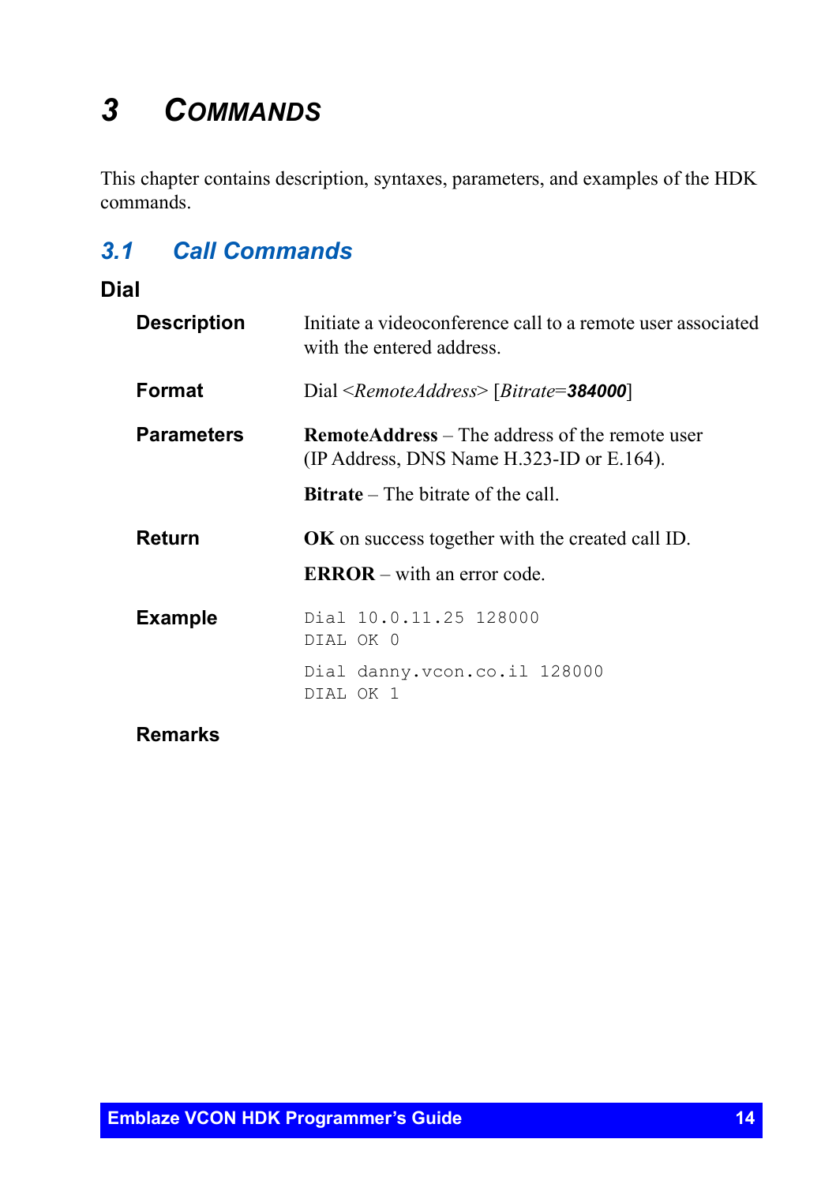# 3 COMMANDS

This chapter contains description, syntaxes, parameters, and examples of the HDK commands.

## 3.1 Call Commands

### Dial

**Description**

Initiate a videoconference call to a remote user associated with the entered address.

**Format**

Dial <*RemoteAddress*> [*Bitrate*=***384000***]

**Parameters**

**RemoteAddress** – The address of the remote user (IP Address, DNS Name H.323-ID or E.164).

**Bitrate** – The bitrate of the call.

**Return**

**OK** on success together with the created call ID.

**ERROR** – with an error code.

**Example**

```
Dial 10.0.11.25 128000
DIAL OK 0
```

```
Dial danny.vcon.co.il 128000
DIAL OK 1
```

**Remarks**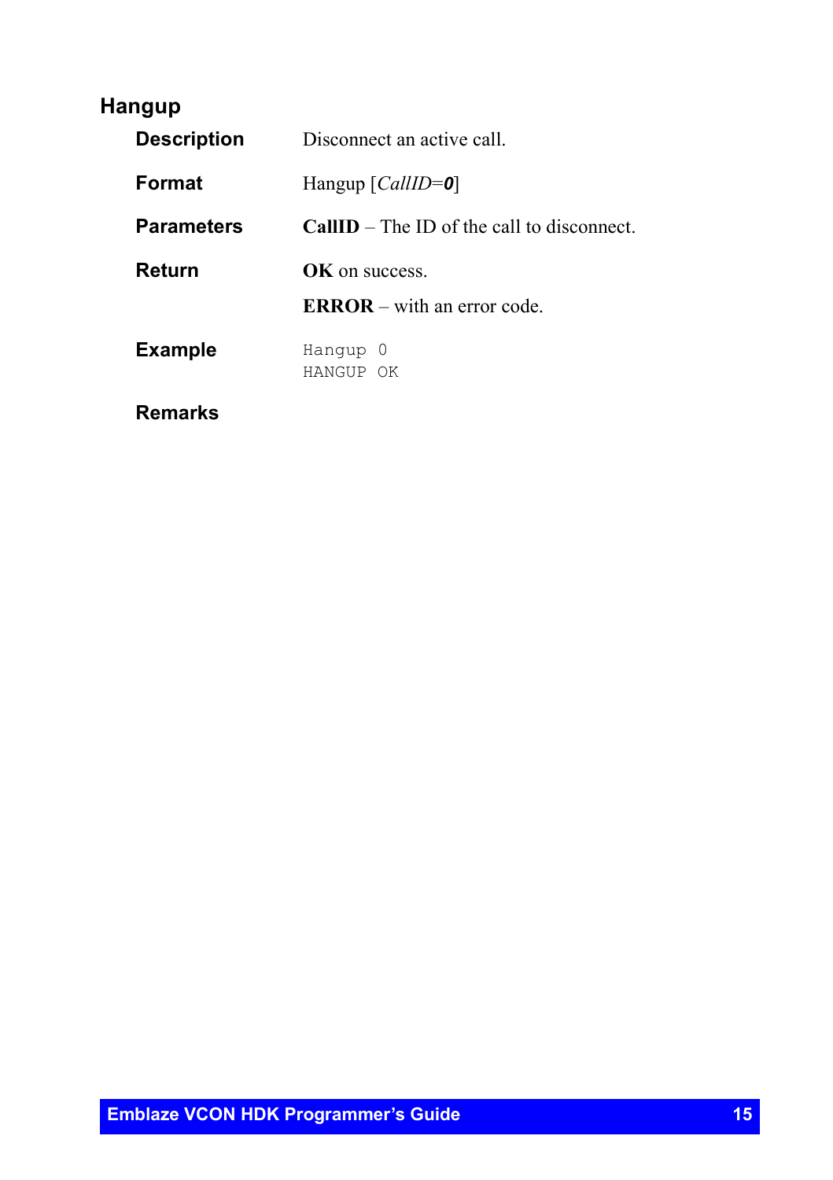## Hangup

**Description**

Disconnect an active call.

**Format**

Hangup [*CallID*=***0***]

**Parameters**

**CallID** – The ID of the call to disconnect.

**Return**

**OK** on success.

**ERROR** – with an error code.

**Example**

```
Hangup 0
HANGUP OK
```

**Remarks**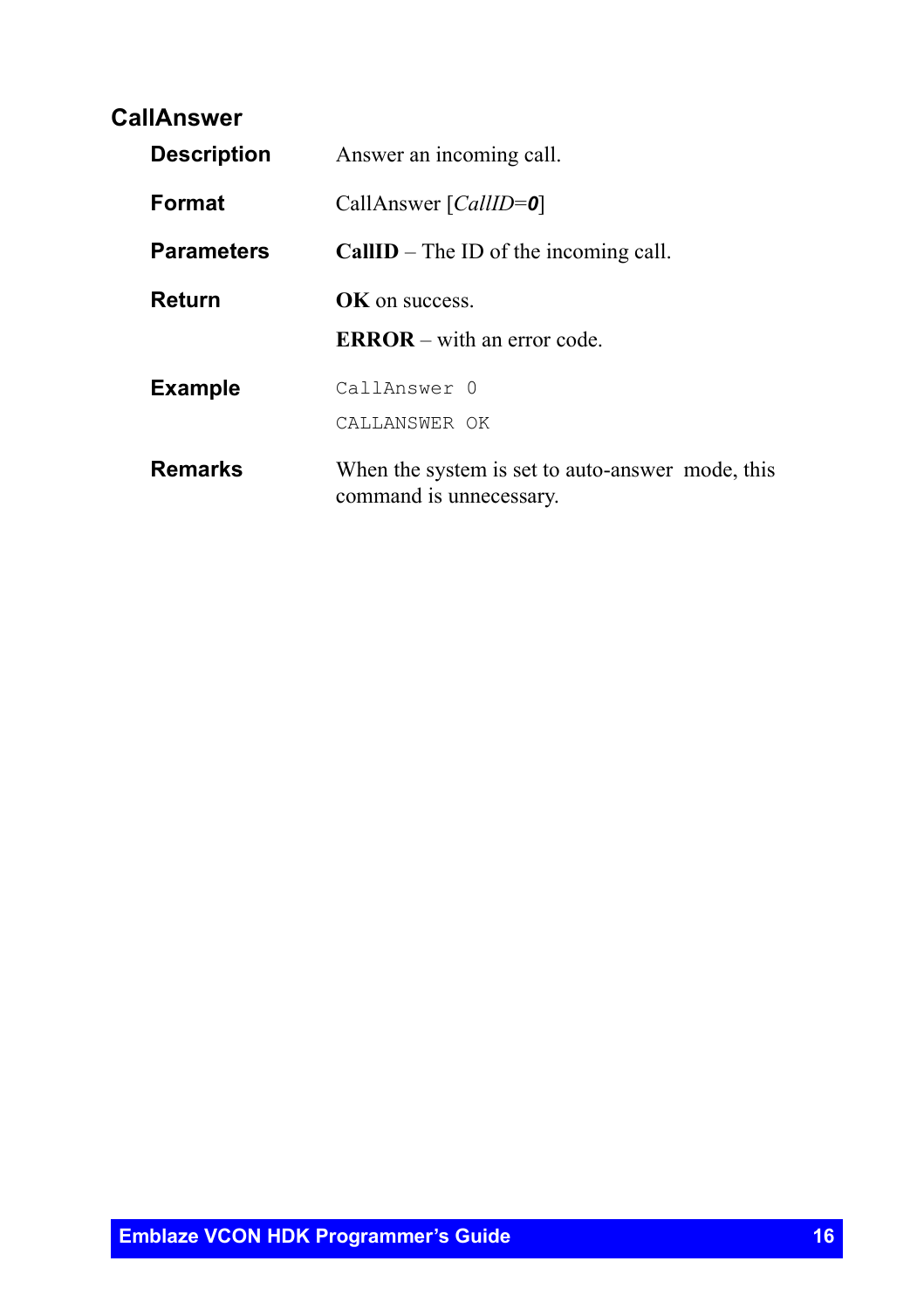## CallAnswer

**Description**

Answer an incoming call.

**Format**

CallAnswer [*CallID*=***0***]

**Parameters**

**CallID** – The ID of the incoming call.

**Return**

**OK** on success.

**ERROR** – with an error code.

**Example**

```
CallAnswer 0
CALLANSWER OK
```

**Remarks**

When the system is set to auto-answer mode, this command is unnecessary.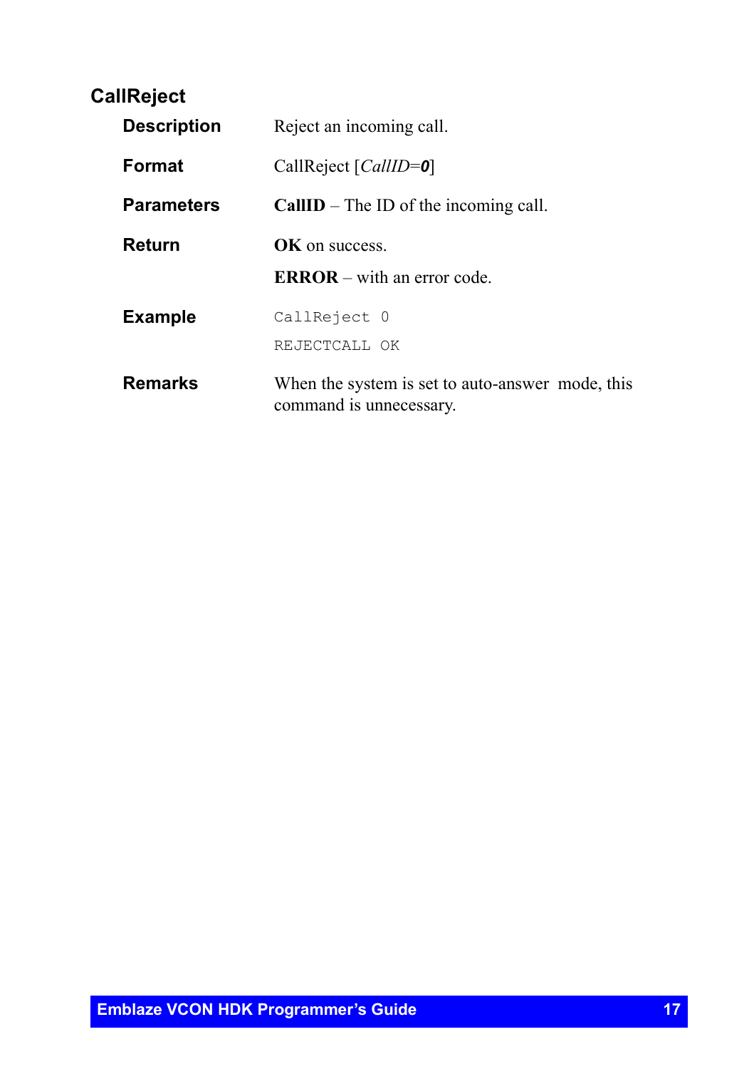## CallReject

**Description**

Reject an incoming call.

**Format**

CallReject [*CallID*=***0***]

**Parameters**

**CallID** – The ID of the incoming call.

**Return**

**OK** on success.

**ERROR** – with an error code.

**Example**

```
CallReject 0
REJECTCALL OK
```

**Remarks**

When the system is set to auto-answer mode, this command is unnecessary.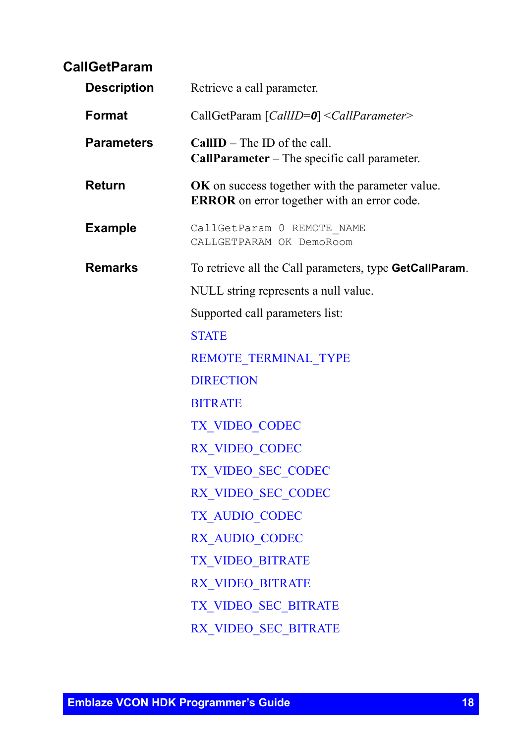## CallGetParam

**Description**

Retrieve a call parameter.

**Format**

CallGetParam [*CallID=**0***] <*CallParameter*>

**Parameters**

**CallID** – The ID of the call.
**CallParameter** – The specific call parameter.

**Return**

**OK** on success together with the parameter value.
**ERROR** on error together with an error code.

**Example**

```
CallGetParam 0 REMOTE_NAME
CALLGETPARAM OK DemoRoom
```

**Remarks**

To retrieve all the Call parameters, type **GetCallParam**.

NULL string represents a null value.

Supported call parameters list:

STATE

REMOTE_TERMINAL_TYPE

DIRECTION

BITRATE

TX_VIDEO_CODEC

RX_VIDEO_CODEC

TX_VIDEO_SEC_CODEC

RX_VIDEO_SEC_CODEC

TX_AUDIO_CODEC

RX_AUDIO_CODEC

TX_VIDEO_BITRATE

RX_VIDEO_BITRATE

TX_VIDEO_SEC_BITRATE

RX_VIDEO_SEC_BITRATE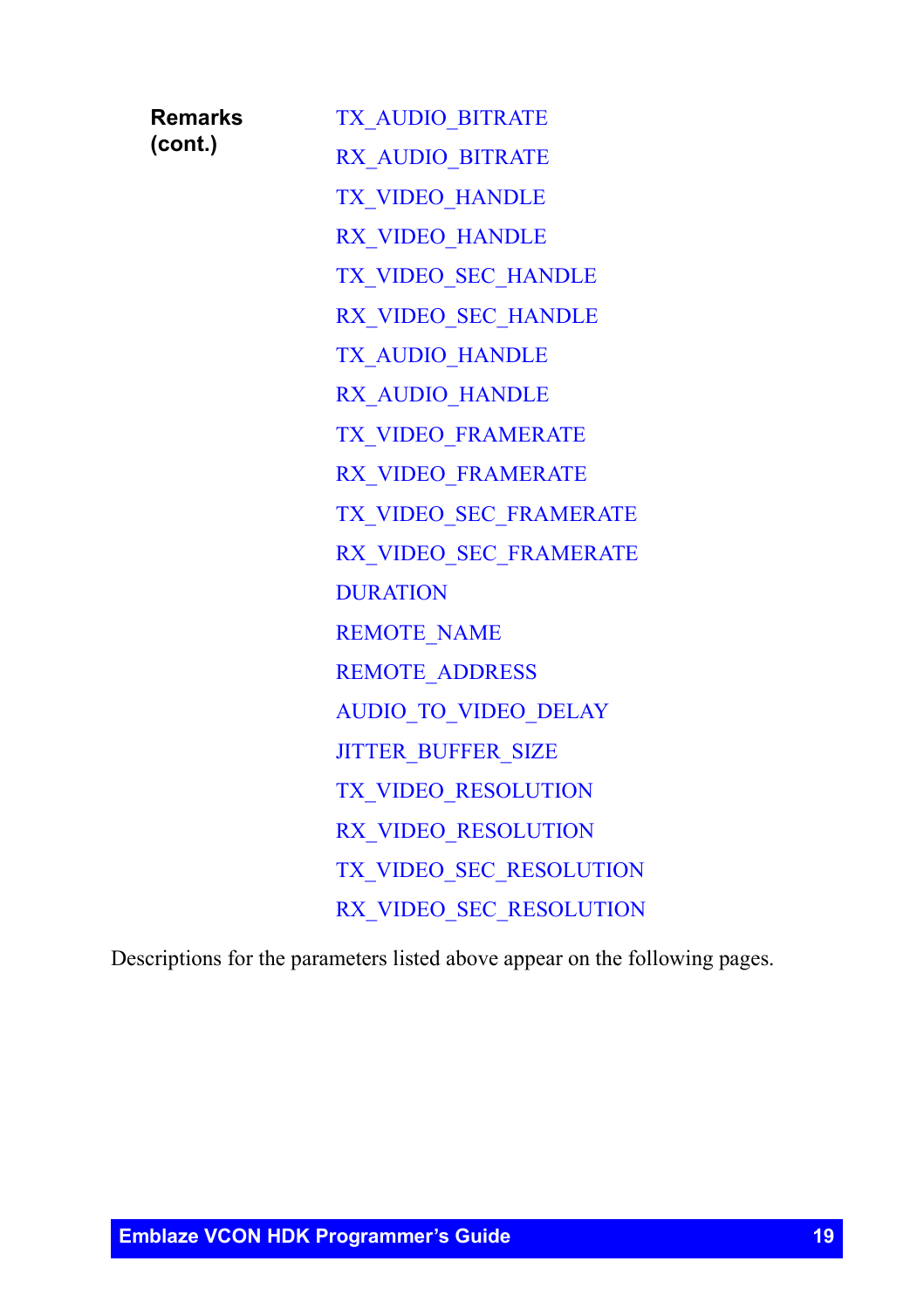**Remarks (cont.)**

TX_AUDIO_BITRATE

RX_AUDIO_BITRATE

TX_VIDEO_HANDLE

RX_VIDEO_HANDLE

TX_VIDEO_SEC_HANDLE

RX_VIDEO_SEC_HANDLE

TX_AUDIO_HANDLE

RX_AUDIO_HANDLE

TX_VIDEO_FRAMERATE

RX_VIDEO_FRAMERATE

TX_VIDEO_SEC_FRAMERATE

RX_VIDEO_SEC_FRAMERATE

DURATION

REMOTE_NAME

REMOTE_ADDRESS

AUDIO_TO_VIDEO_DELAY

JITTER_BUFFER_SIZE

TX_VIDEO_RESOLUTION

RX_VIDEO_RESOLUTION

TX_VIDEO_SEC_RESOLUTION

RX_VIDEO_SEC_RESOLUTION

Descriptions for the parameters listed above appear on the following pages.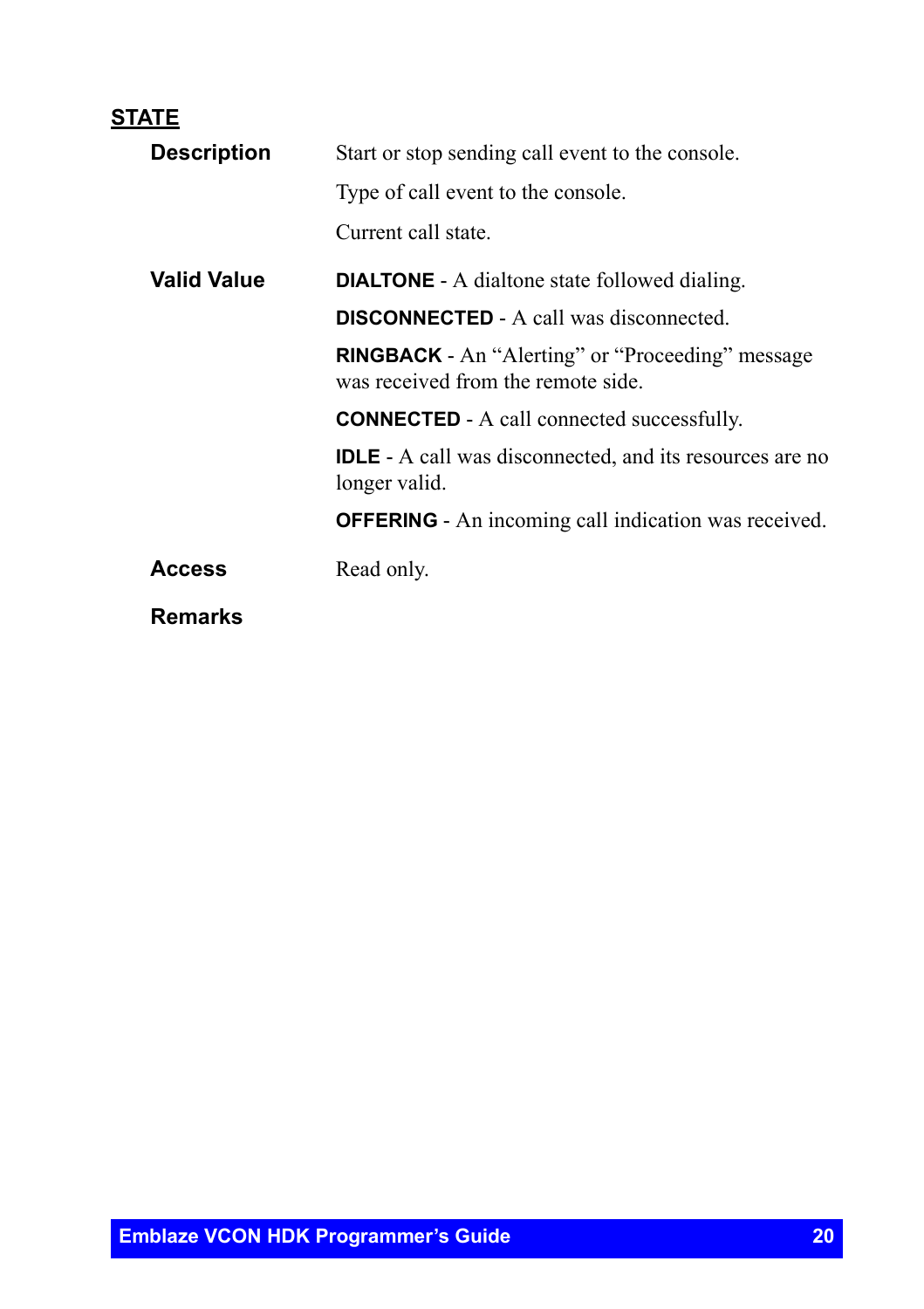## STATE

**Description**

Start or stop sending call event to the console.

Type of call event to the console.

Current call state.

**Valid Value**

**DIALTONE** - A dialtone state followed dialing.

**DISCONNECTED** - A call was disconnected.

**RINGBACK** - An "Alerting" or "Proceeding" message was received from the remote side.

**CONNECTED** - A call connected successfully.

**IDLE** - A call was disconnected, and its resources are no longer valid.

**OFFERING** - An incoming call indication was received.

**Access**

Read only.

**Remarks**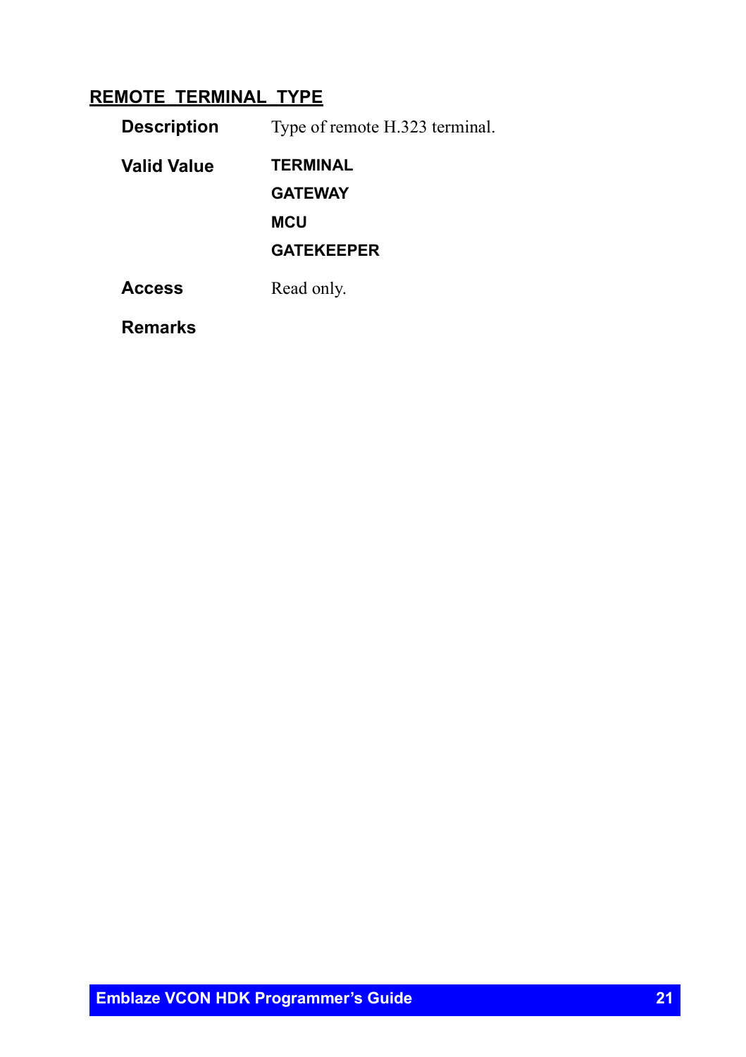## REMOTE_TERMINAL_TYPE

**Description** Type of remote H.323 terminal.

**Valid Value**

**TERMINAL**

**GATEWAY**

**MCU**

**GATEKEEPER**

**Access** Read only.

**Remarks**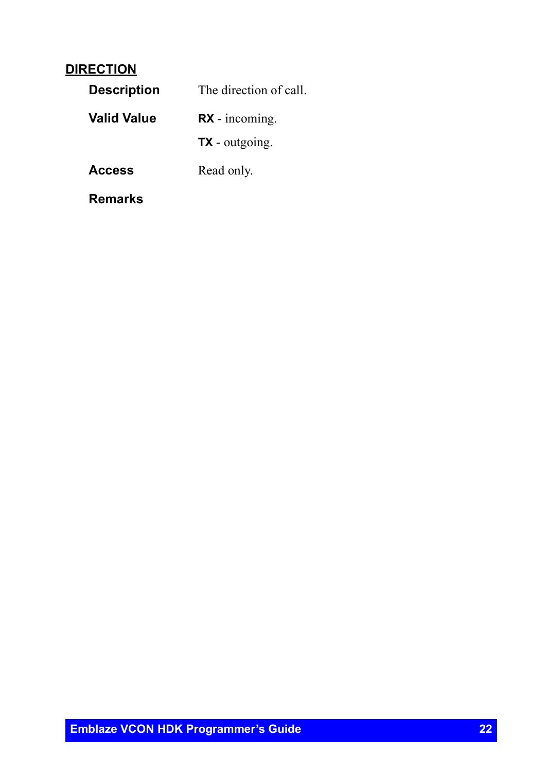## DIRECTION

| | |
|---|---|
| **Description** | The direction of call. |
| **Valid Value** | **RX** - incoming.<br>**TX** - outgoing. |
| **Access** | Read only. |
| **Remarks** | |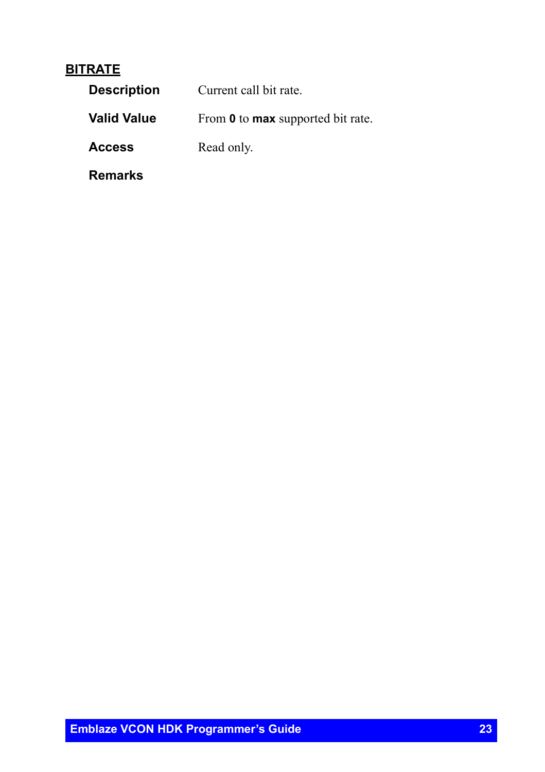## BITRATE

**Description** Current call bit rate.

**Valid Value** From **0** to **max** supported bit rate.

**Access** Read only.

**Remarks**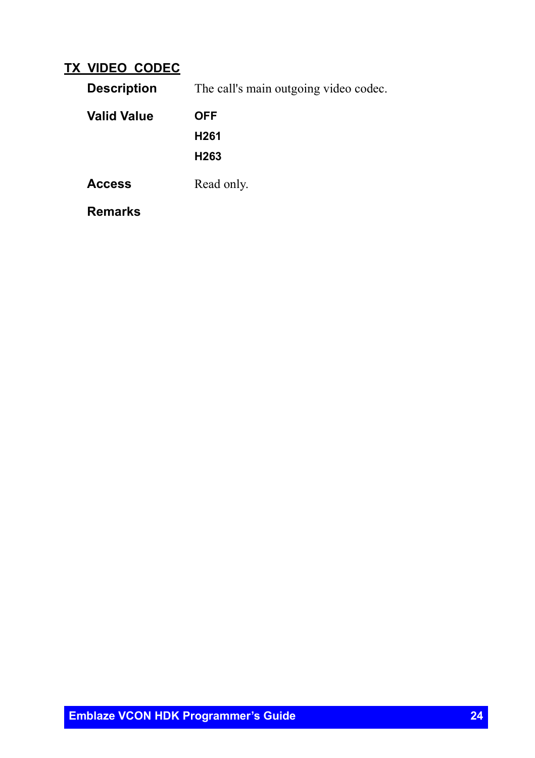## TX_VIDEO_CODEC

**Description** The call's main outgoing video codec.

**Valid Value**

**OFF**

**H261**

**H263**

**Access** Read only.

**Remarks**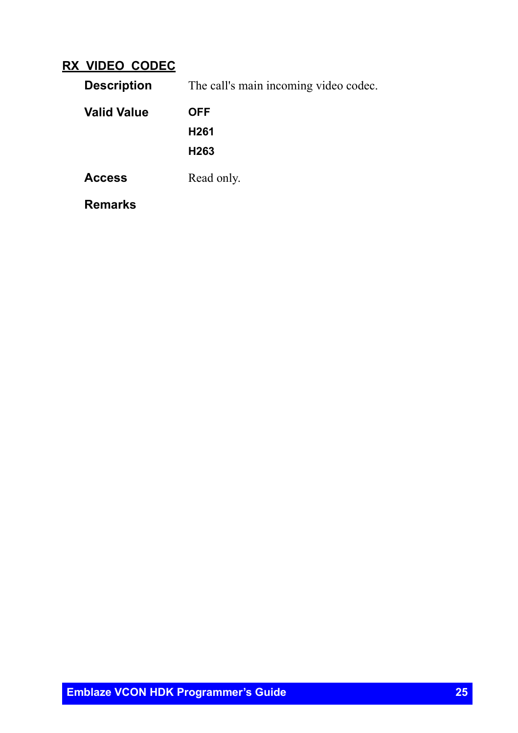## RX_VIDEO_CODEC

| | |
|---|---|
| **Description** | The call's main incoming video codec. |
| **Valid Value** | **OFF**<br>**H261**<br>**H263** |
| **Access** | Read only. |
| **Remarks** | |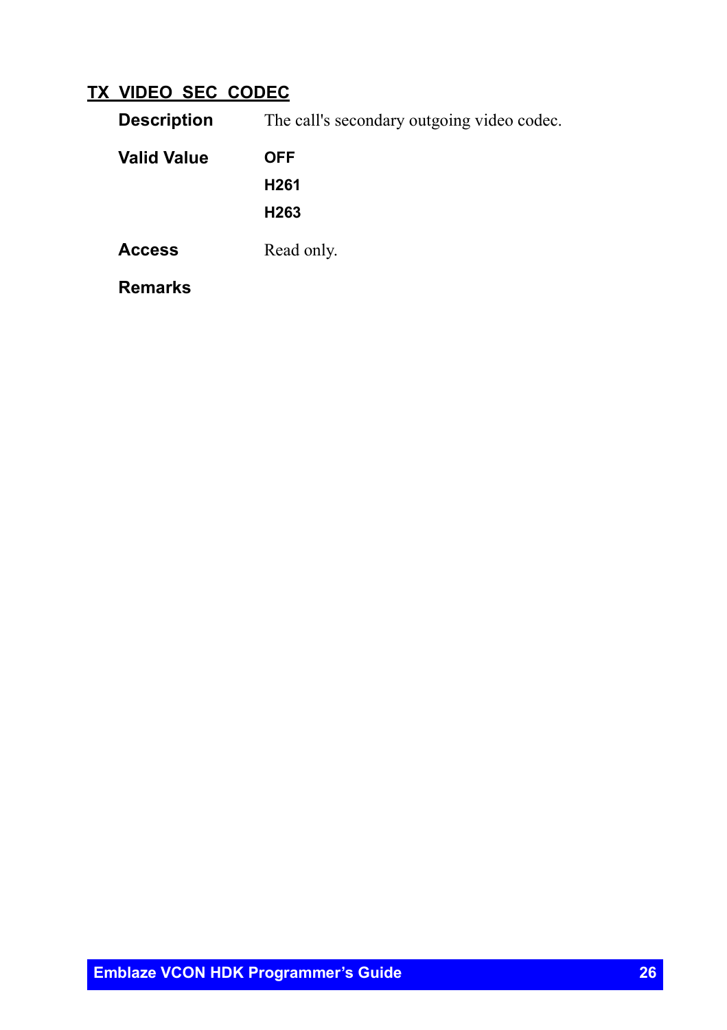## TX_VIDEO_SEC_CODEC

**Description** The call's secondary outgoing video codec.

**Valid Value**

**OFF**

**H261**

**H263**

**Access** Read only.

**Remarks**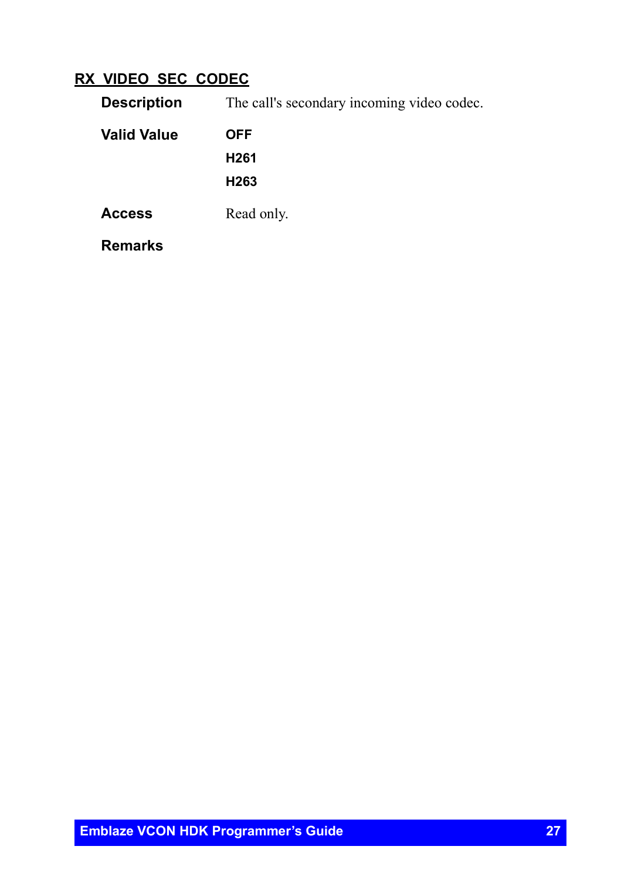## RX_VIDEO_SEC_CODEC

**Description** The call's secondary incoming video codec.

**Valid Value**

- **OFF**
- **H261**
- **H263**

**Access** Read only.

**Remarks**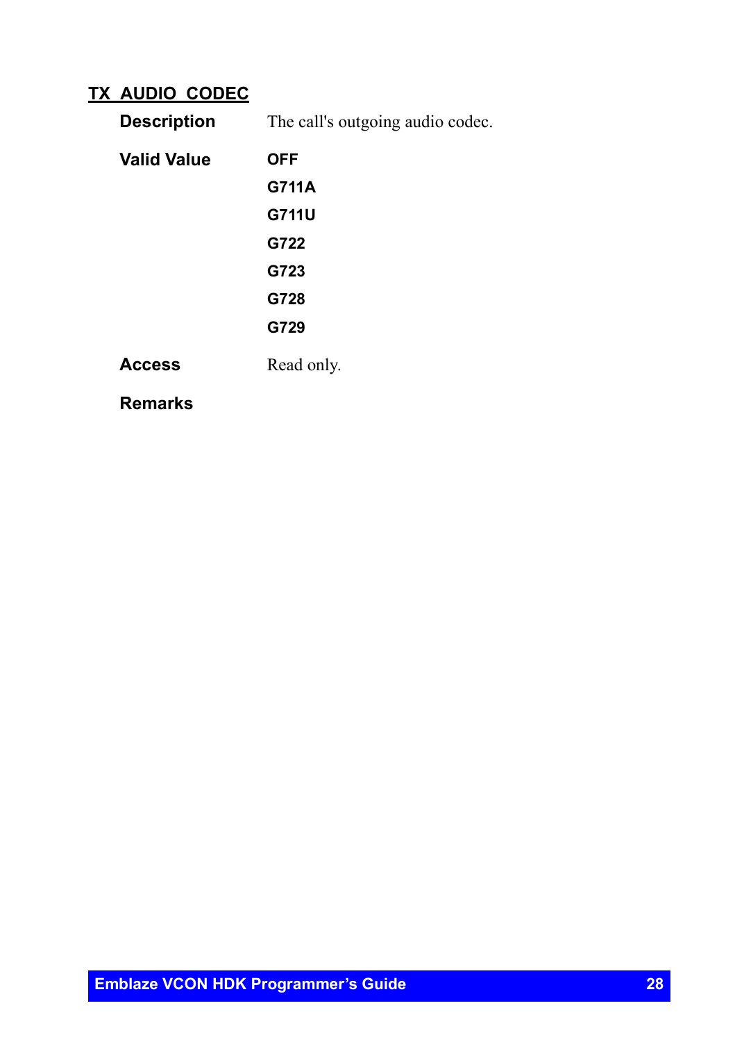## TX_AUDIO_CODEC

**Description** The call's outgoing audio codec.

**Valid Value**

**OFF**

**G711A**

**G711U**

**G722**

**G723**

**G728**

**G729**

**Access** Read only.

**Remarks**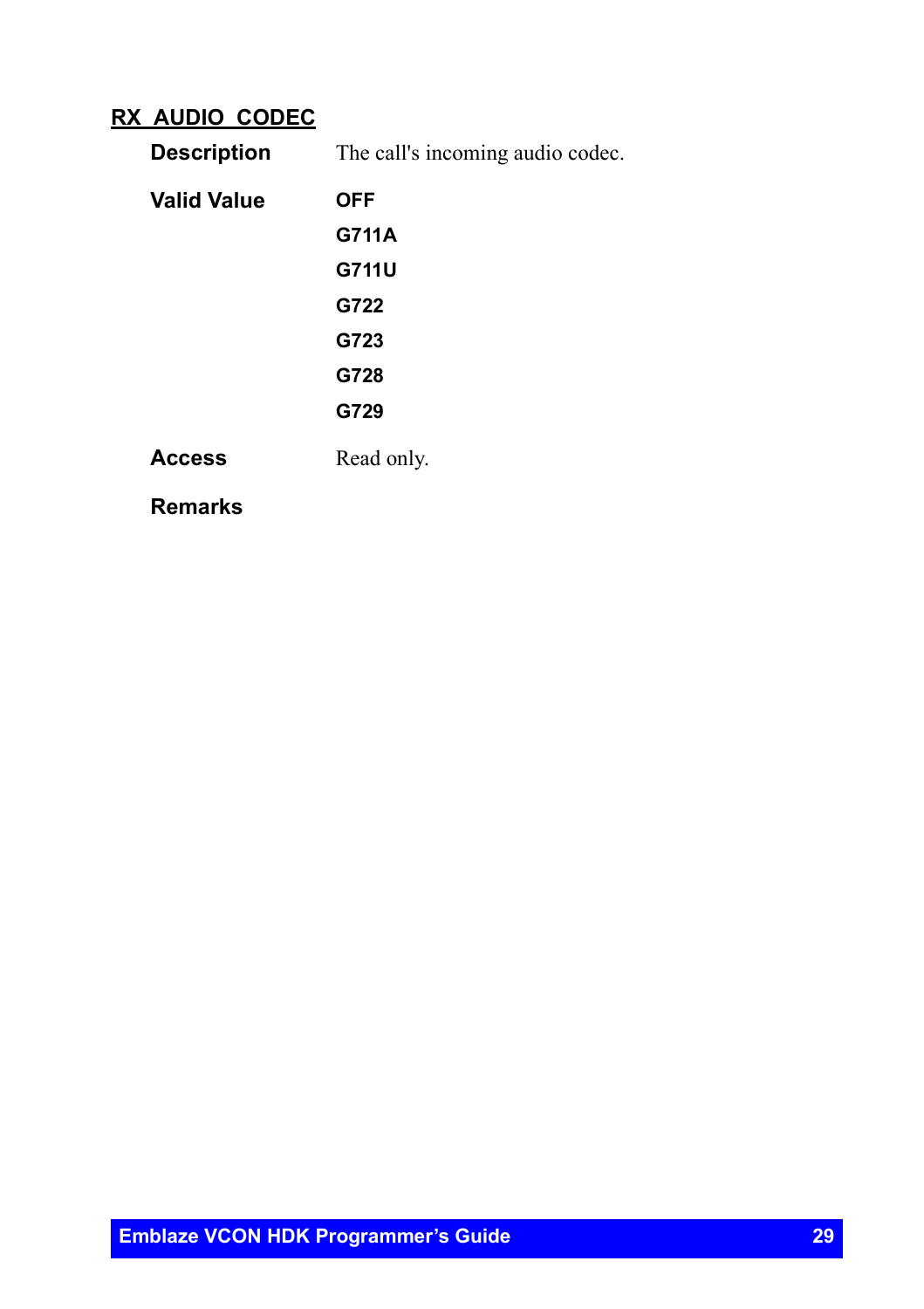## RX_AUDIO_CODEC

**Description** The call's incoming audio codec.

**Valid Value**

- **OFF**
- **G711A**
- **G711U**
- **G722**
- **G723**
- **G728**
- **G729**

**Access** Read only.

**Remarks**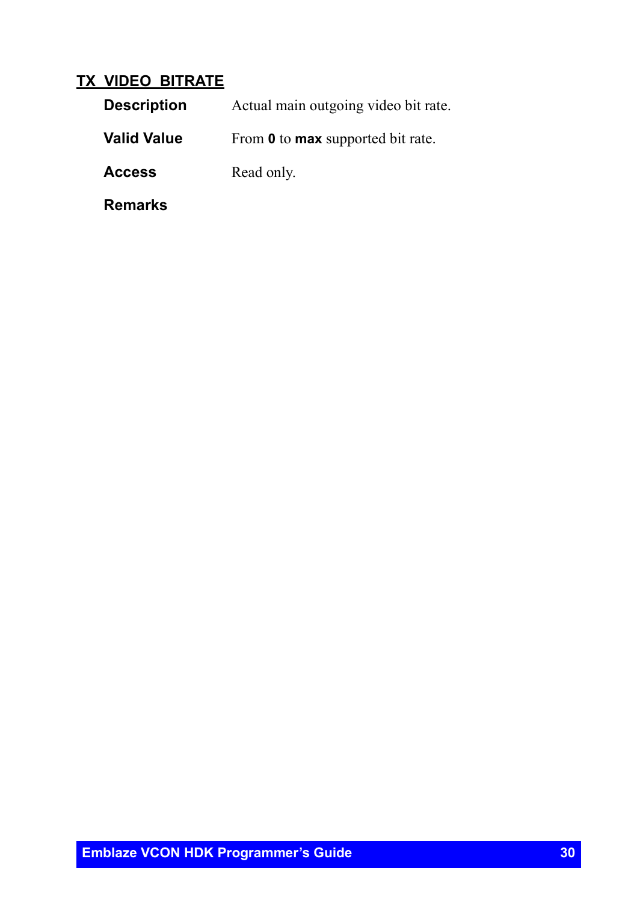## TX_VIDEO_BITRATE

**Description** Actual main outgoing video bit rate.

**Valid Value** From **0** to **max** supported bit rate.

**Access** Read only.

**Remarks**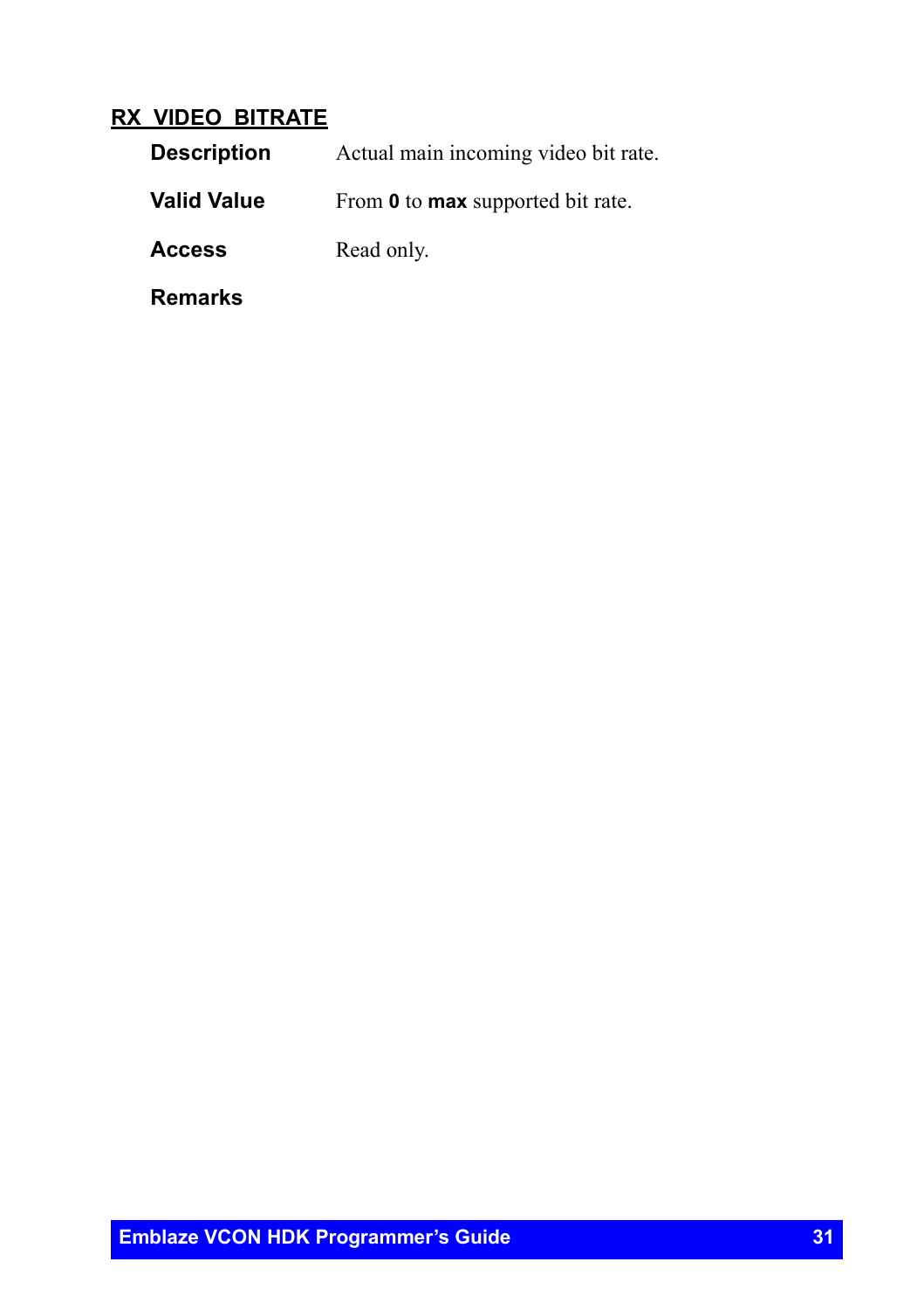## RX_VIDEO_BITRATE

**Description** Actual main incoming video bit rate.

**Valid Value** From **0** to **max** supported bit rate.

**Access** Read only.

**Remarks**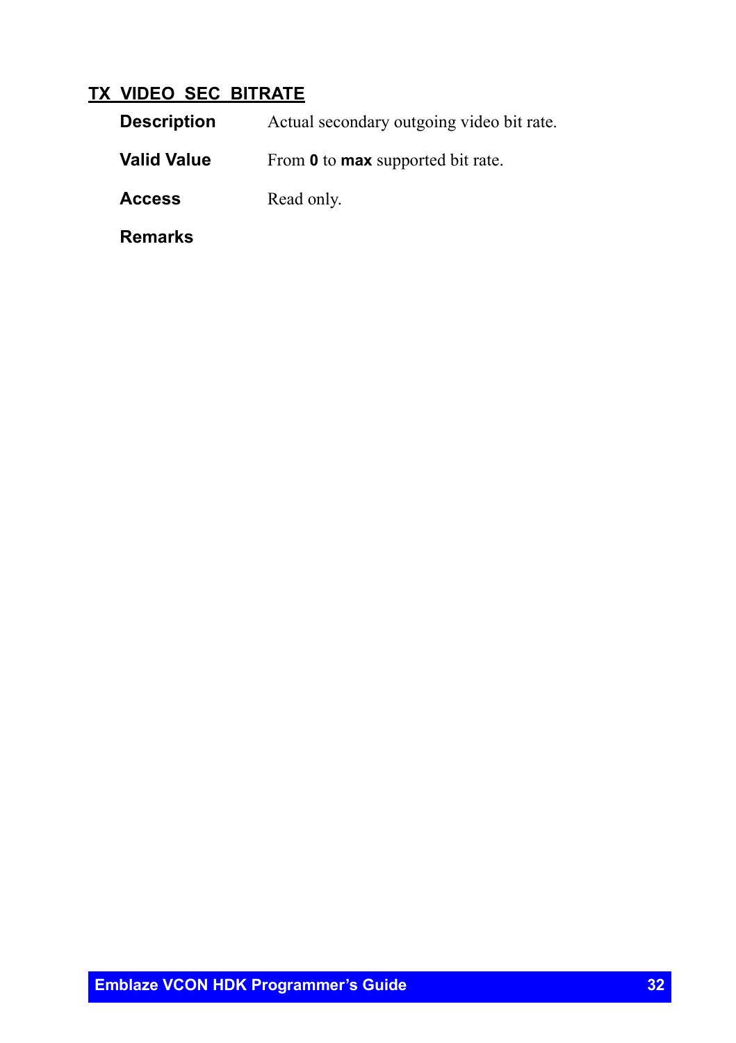## TX_VIDEO_SEC_BITRATE

**Description** Actual secondary outgoing video bit rate.

**Valid Value** From **0** to **max** supported bit rate.

**Access** Read only.

**Remarks**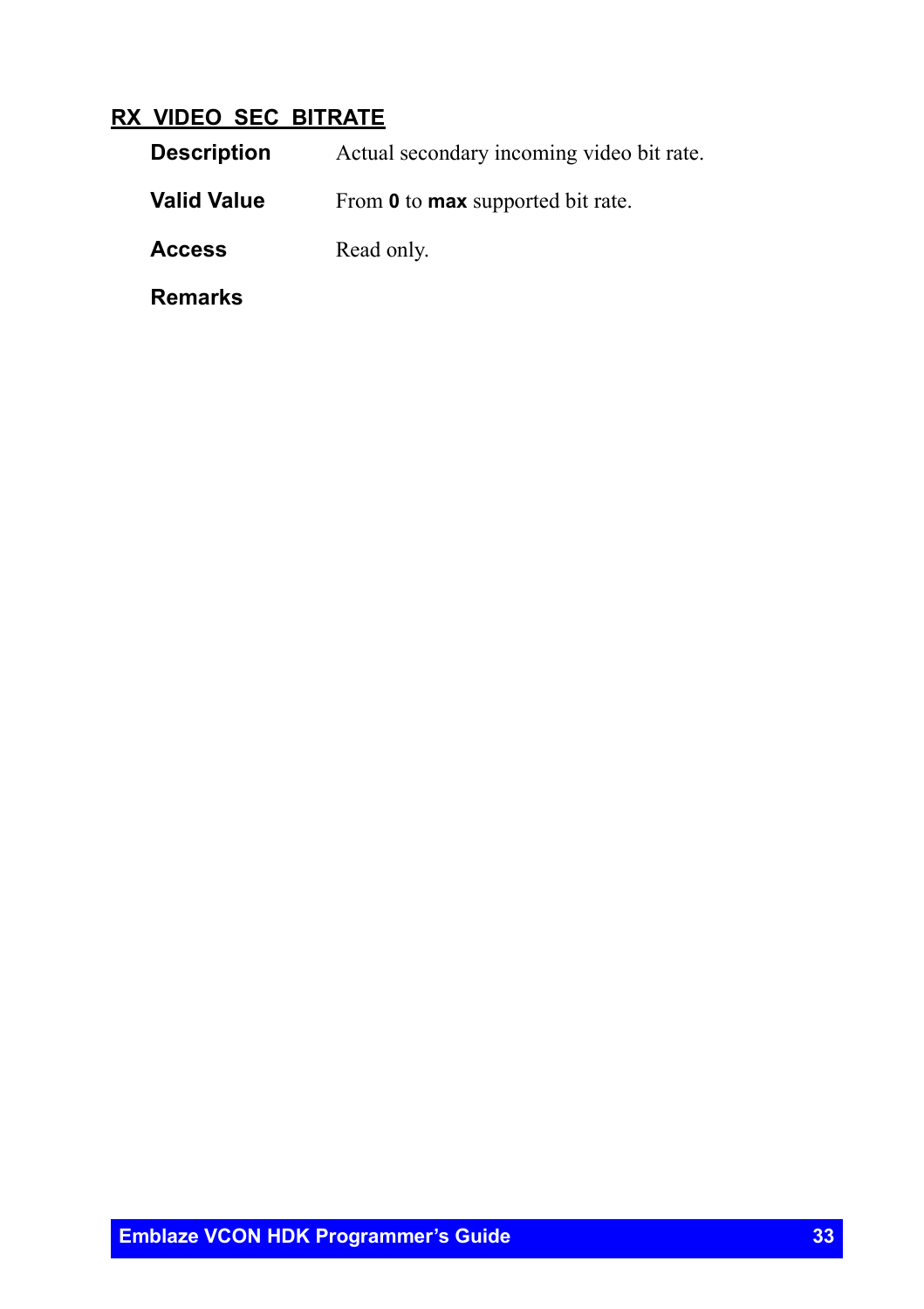## RX_VIDEO_SEC_BITRATE

**Description** Actual secondary incoming video bit rate.

**Valid Value** From **0** to **max** supported bit rate.

**Access** Read only.

**Remarks**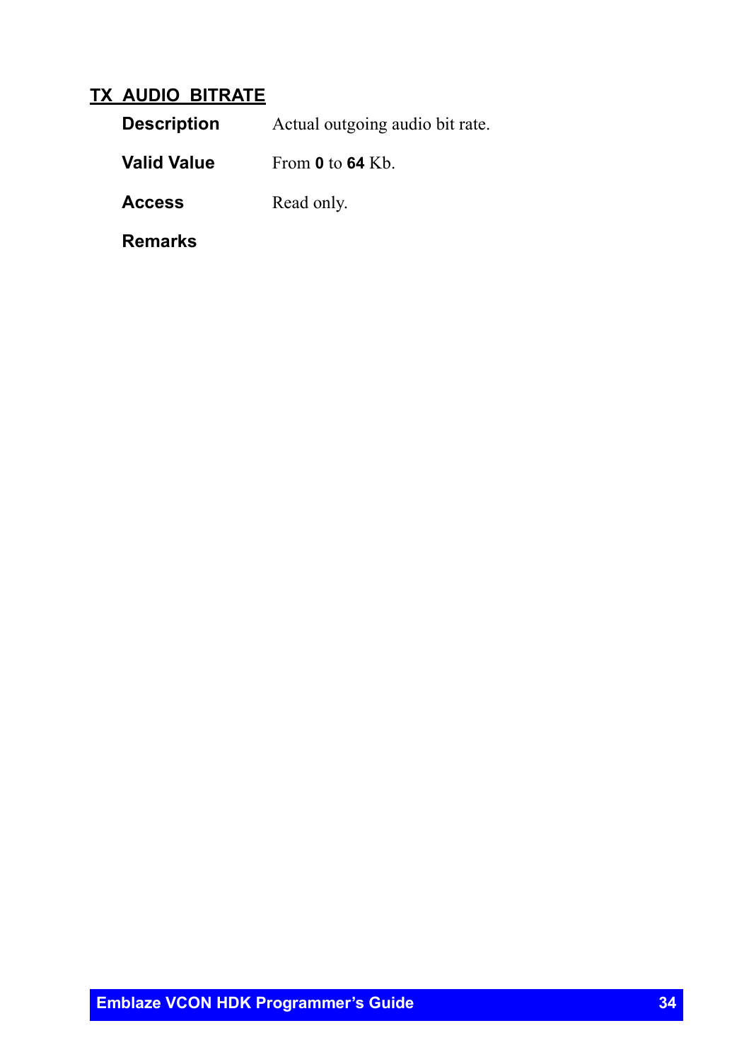## TX_AUDIO_BITRATE

| | |
|---|---|
| **Description** | Actual outgoing audio bit rate. |
| **Valid Value** | From **0** to **64** Kb. |
| **Access** | Read only. |
| **Remarks** | |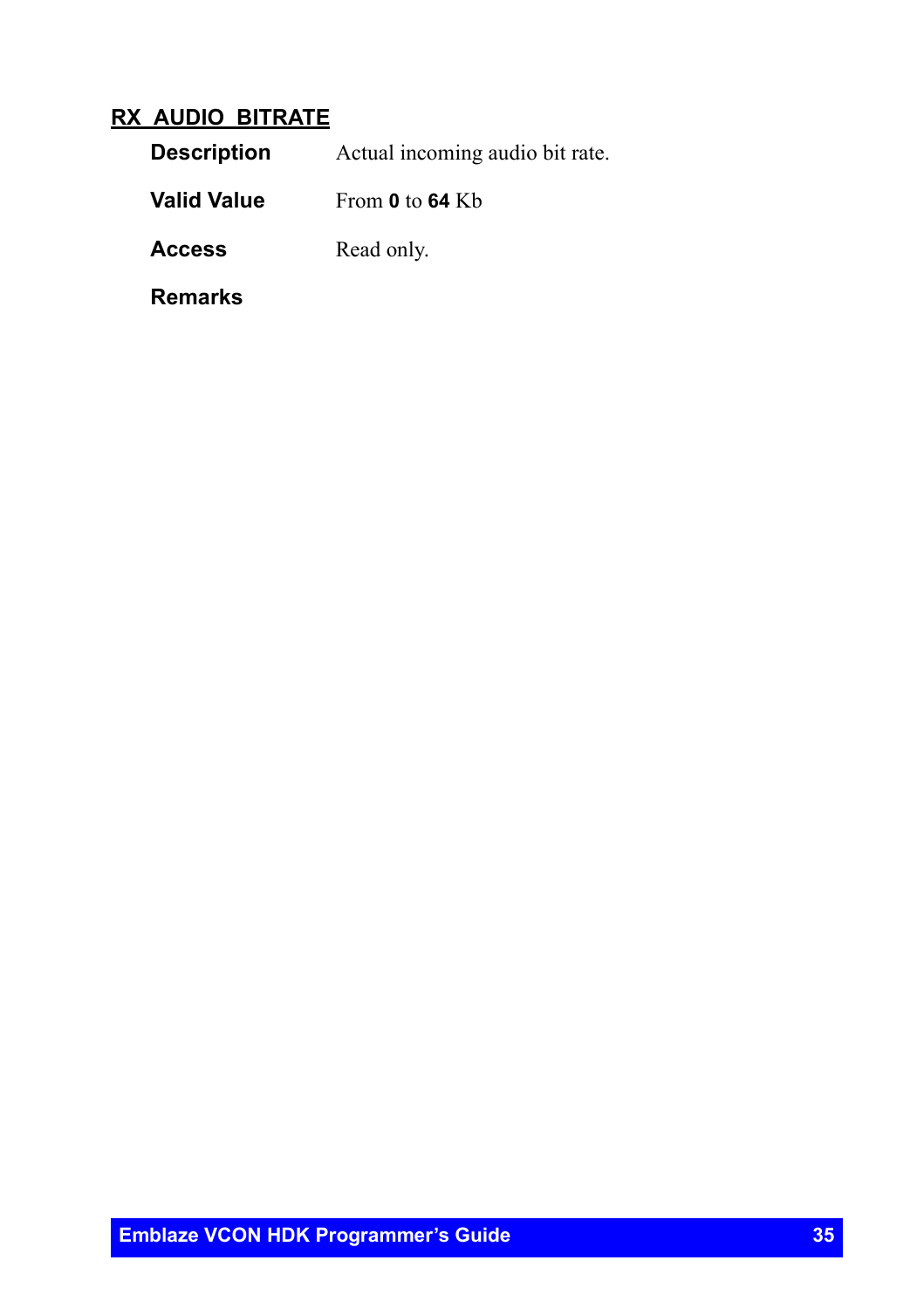## RX_AUDIO_BITRATE

**Description** Actual incoming audio bit rate.

**Valid Value** From **0** to **64** Kb

**Access** Read only.

**Remarks**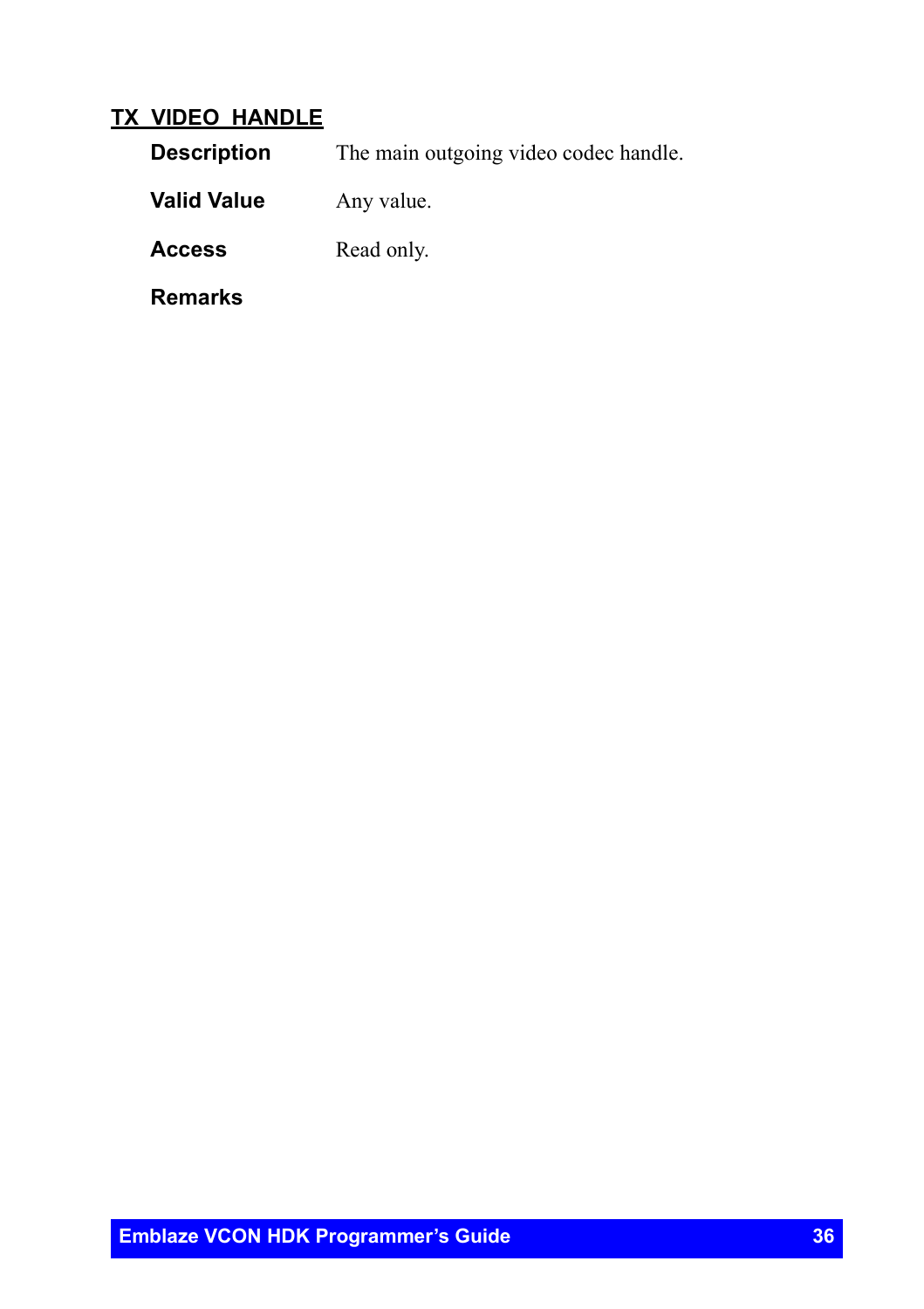## TX_VIDEO_HANDLE

**Description** The main outgoing video codec handle.

**Valid Value** Any value.

**Access** Read only.

**Remarks**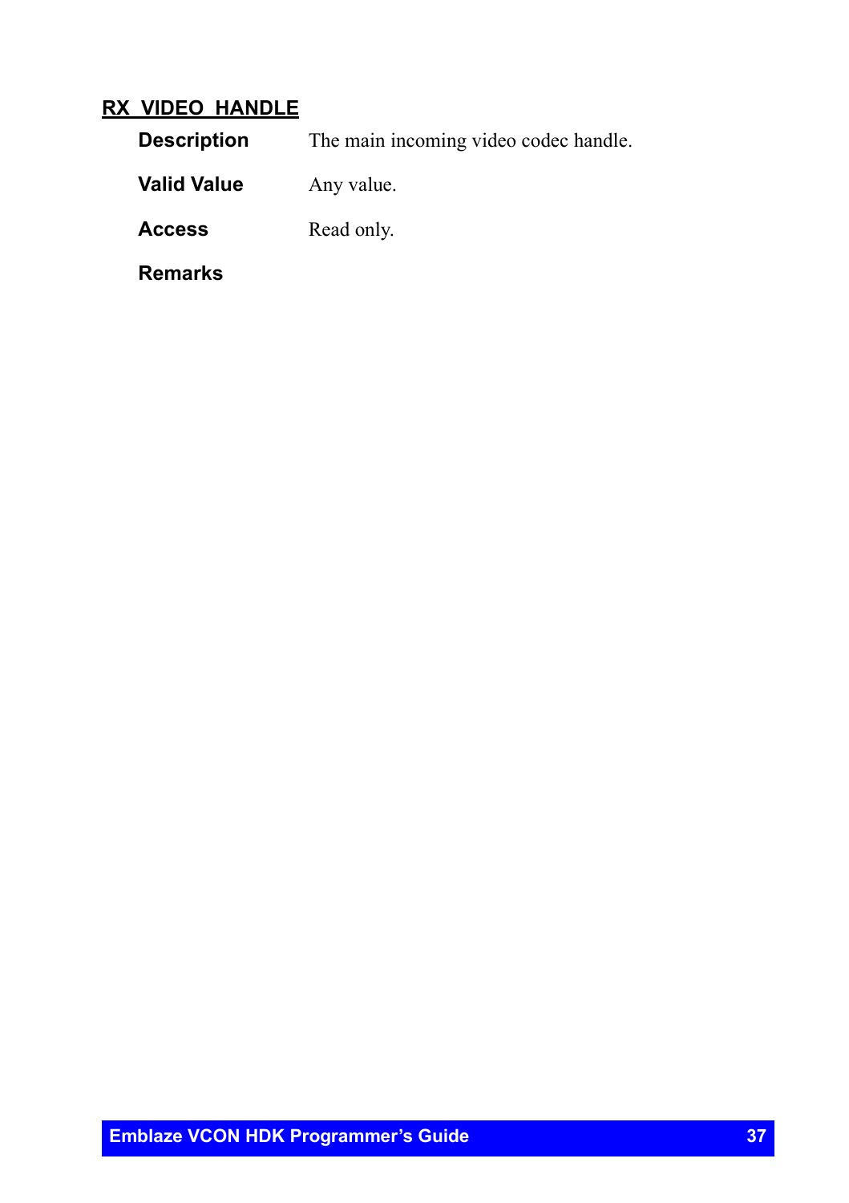## RX_VIDEO_HANDLE

**Description** The main incoming video codec handle.

**Valid Value** Any value.

**Access** Read only.

**Remarks**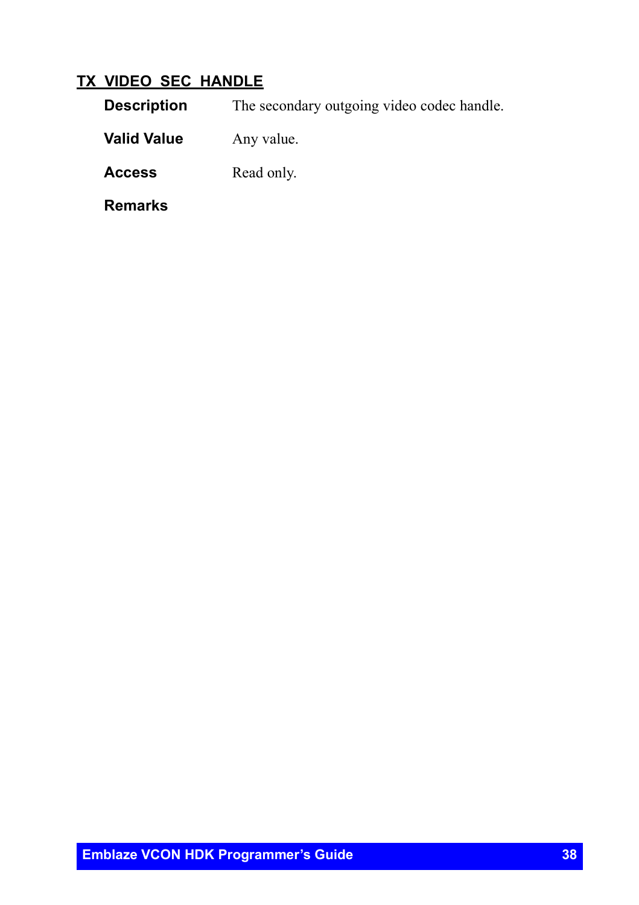## TX_VIDEO_SEC_HANDLE

**Description** The secondary outgoing video codec handle.

**Valid Value** Any value.

**Access** Read only.

**Remarks**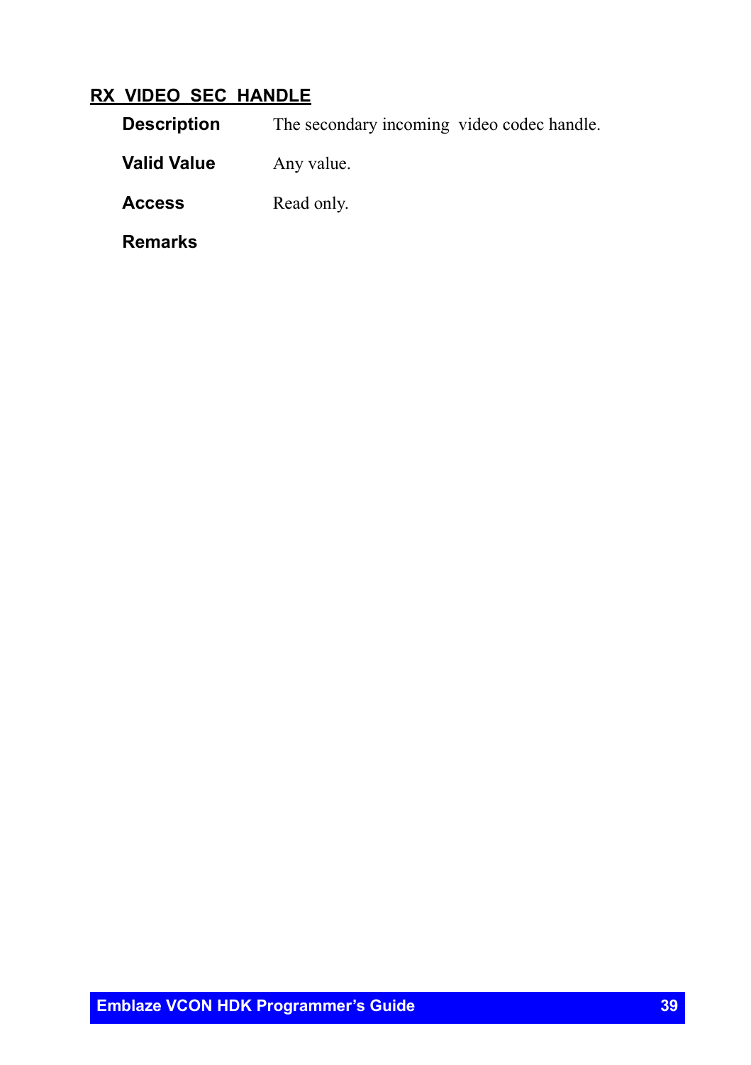## RX_VIDEO_SEC_HANDLE

**Description** The secondary incoming video codec handle.

**Valid Value** Any value.

**Access** Read only.

**Remarks**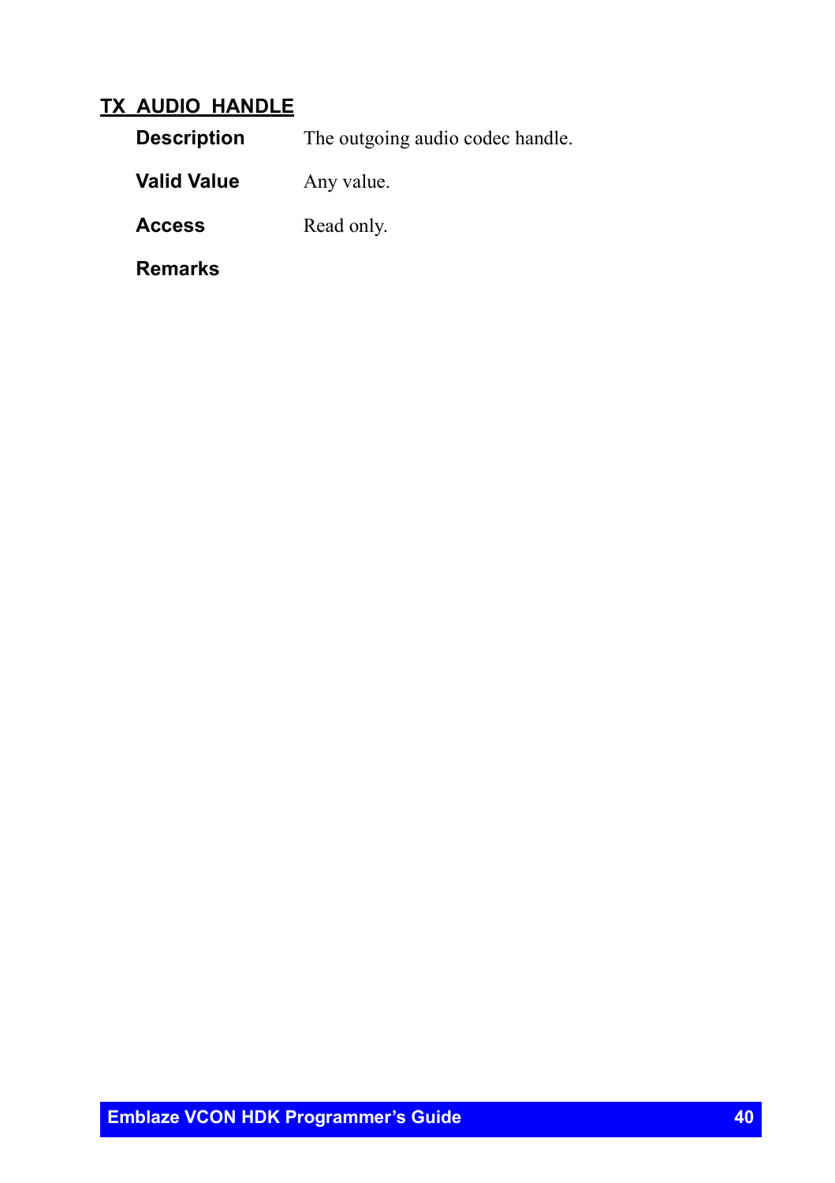## TX_AUDIO_HANDLE

**Description** The outgoing audio codec handle.

**Valid Value** Any value.

**Access** Read only.

**Remarks**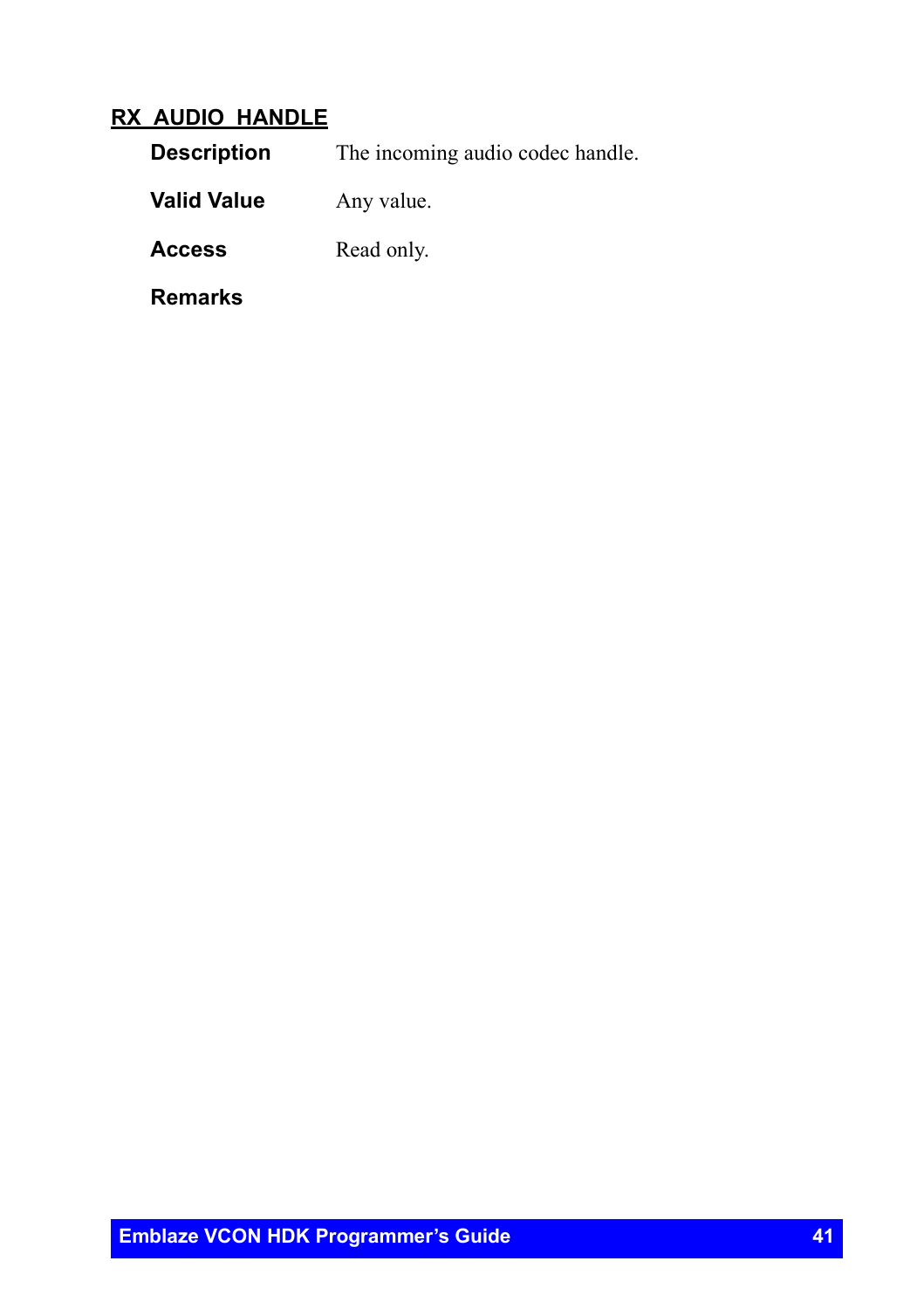## RX_AUDIO_HANDLE

**Description** The incoming audio codec handle.

**Valid Value** Any value.

**Access** Read only.

**Remarks**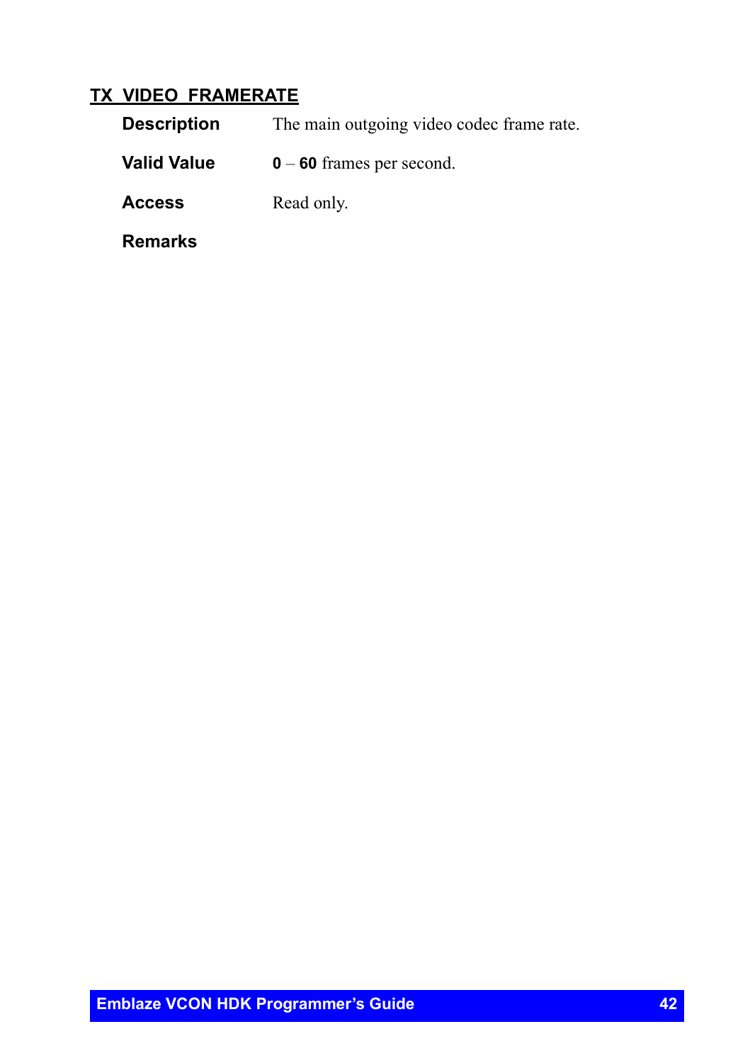## TX_VIDEO_FRAMERATE

**Description** The main outgoing video codec frame rate.

**Valid Value** **0** – **60** frames per second.

**Access** Read only.

**Remarks**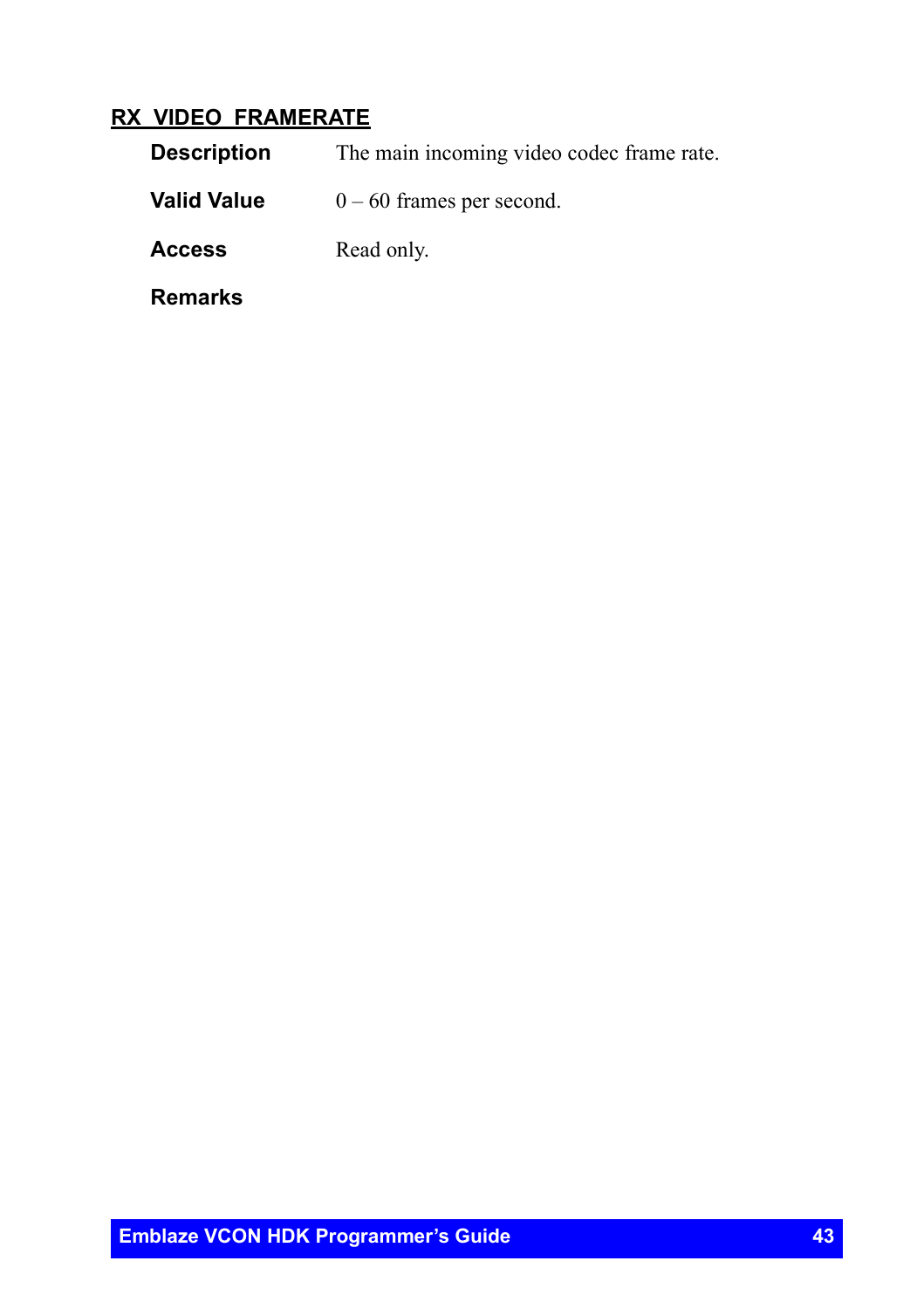## RX_VIDEO_FRAMERATE

**Description** The main incoming video codec frame rate.

**Valid Value** 0 – 60 frames per second.

**Access** Read only.

**Remarks**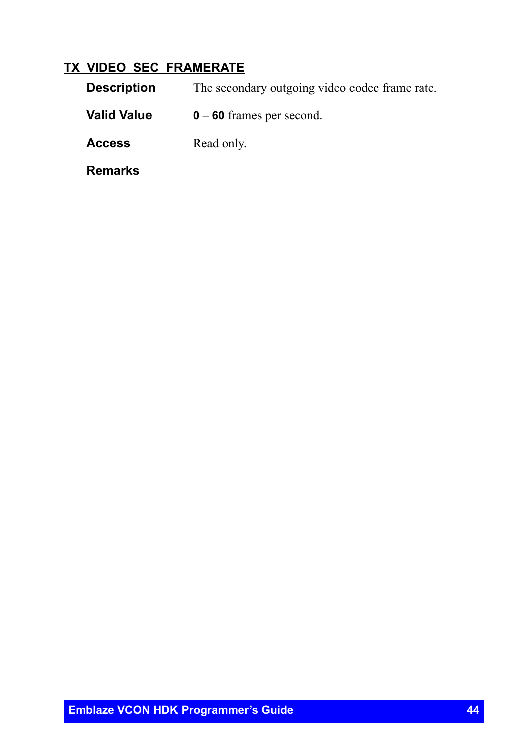### TX_VIDEO_SEC_FRAMERATE

**Description** The secondary outgoing video codec frame rate.

**Valid Value** **0** – **60** frames per second.

**Access** Read only.

**Remarks**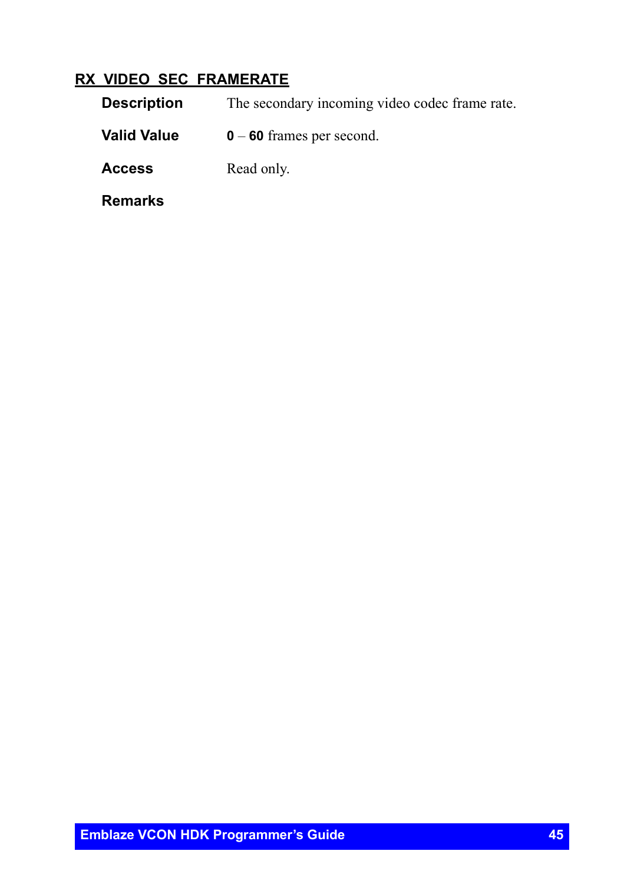## RX_VIDEO_SEC_FRAMERATE

**Description** The secondary incoming video codec frame rate.

**Valid Value** **0** – **60** frames per second.

**Access** Read only.

**Remarks**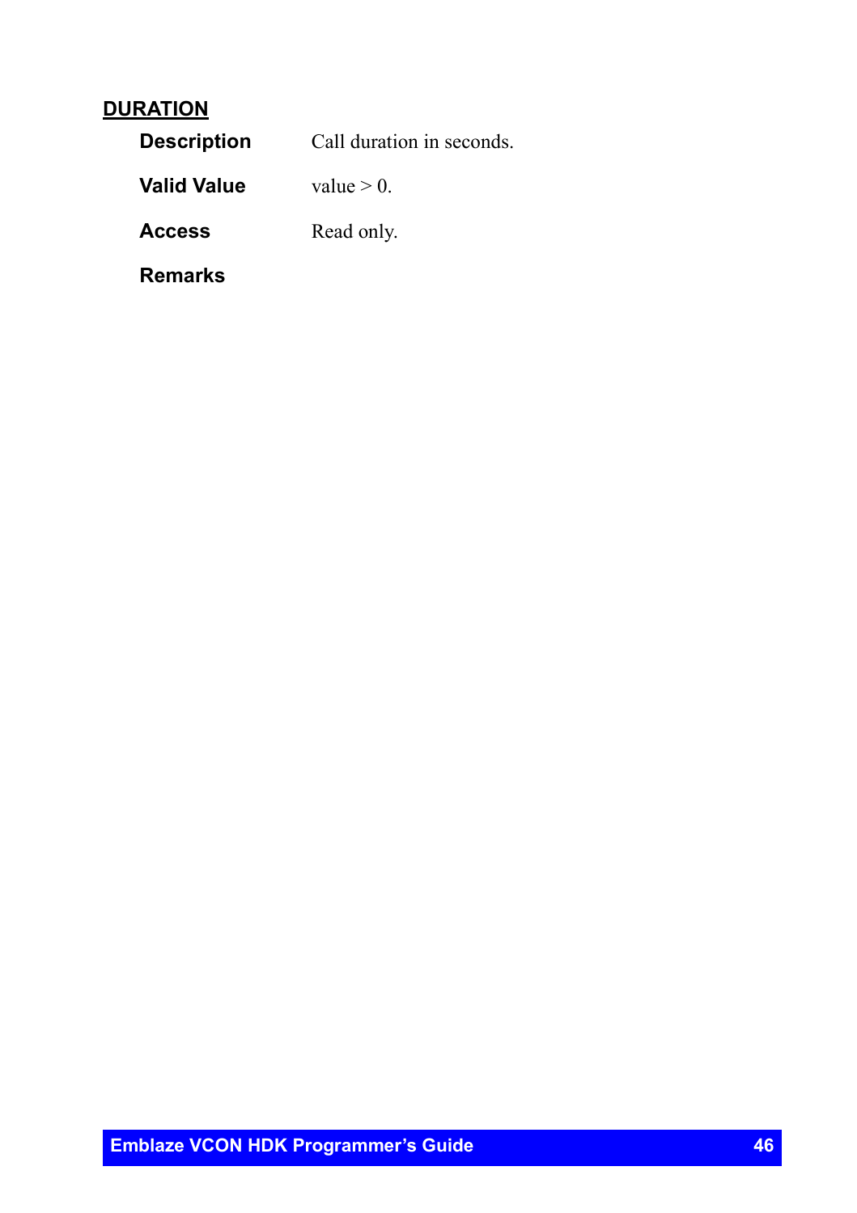## DURATION

| | |
|---|---|
| **Description** | Call duration in seconds. |
| **Valid Value** | value > 0. |
| **Access** | Read only. |
| **Remarks** | |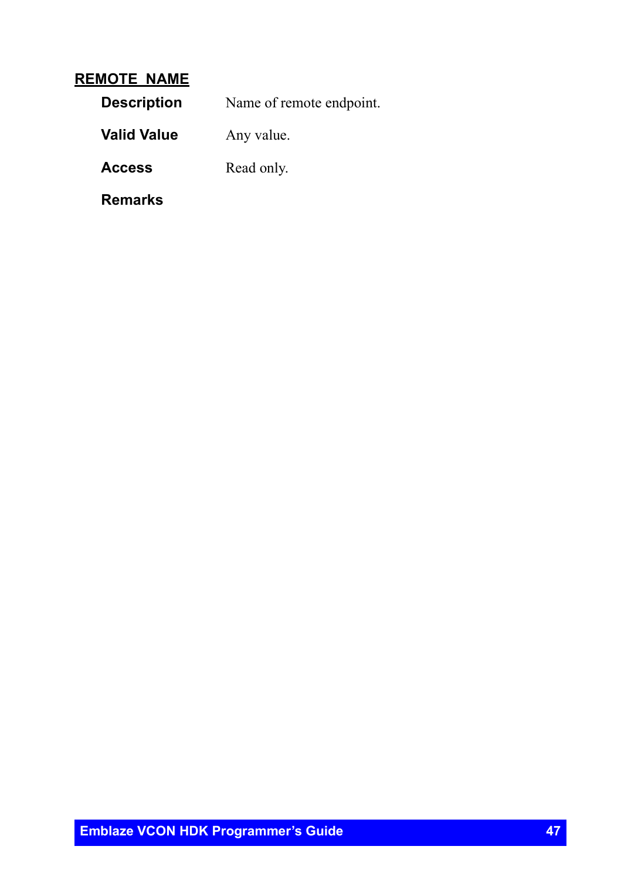## REMOTE_NAME

**Description** Name of remote endpoint.

**Valid Value** Any value.

**Access** Read only.

**Remarks**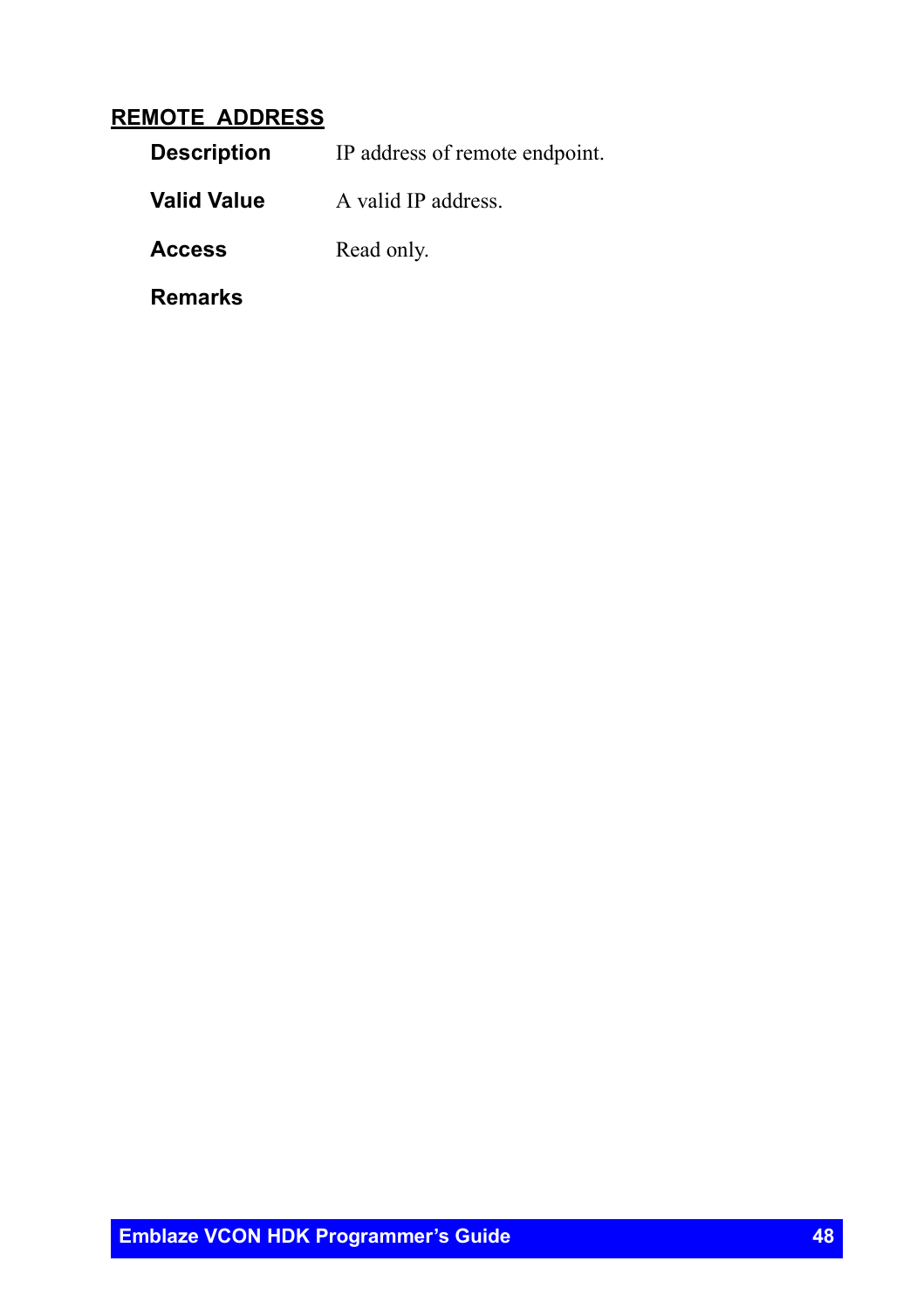## REMOTE_ADDRESS

**Description** IP address of remote endpoint.

**Valid Value** A valid IP address.

**Access** Read only.

**Remarks**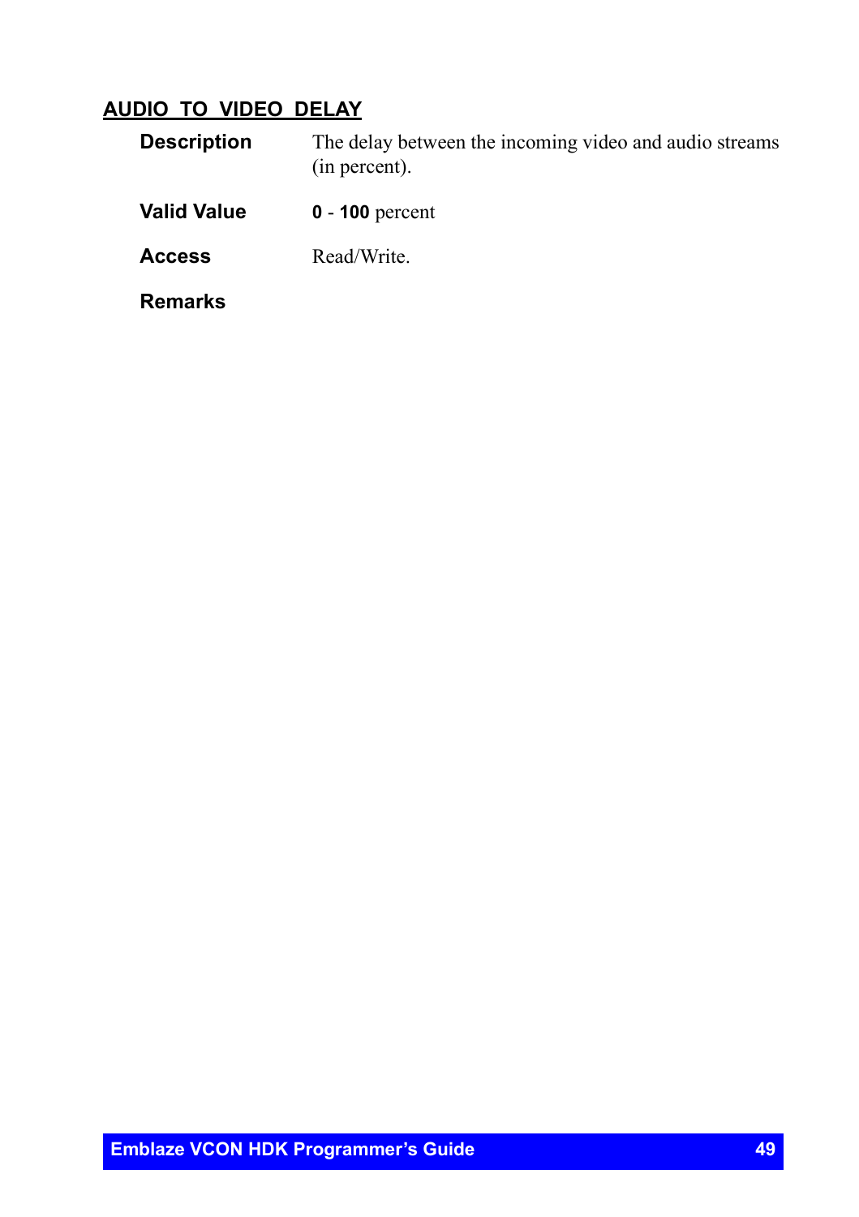## AUDIO_TO_VIDEO_DELAY

**Description** The delay between the incoming video and audio streams (in percent).

**Valid Value** **0** - **100** percent

**Access** Read/Write.

**Remarks**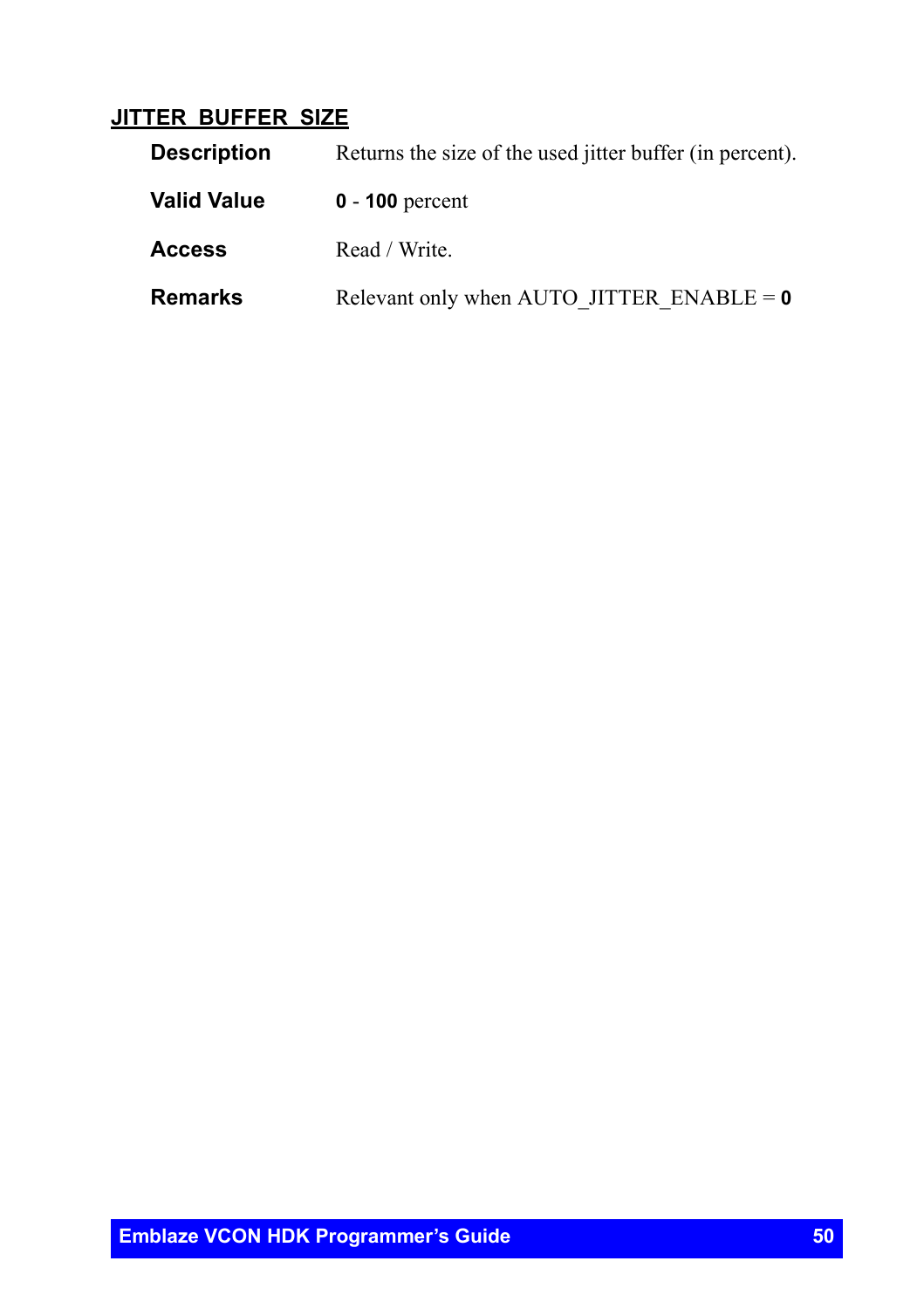## JITTER_BUFFER_SIZE

| | |
|---|---|
| **Description** | Returns the size of the used jitter buffer (in percent). |
| **Valid Value** | **0** - **100** percent |
| **Access** | Read / Write. |
| **Remarks** | Relevant only when AUTO_JITTER_ENABLE = **0** |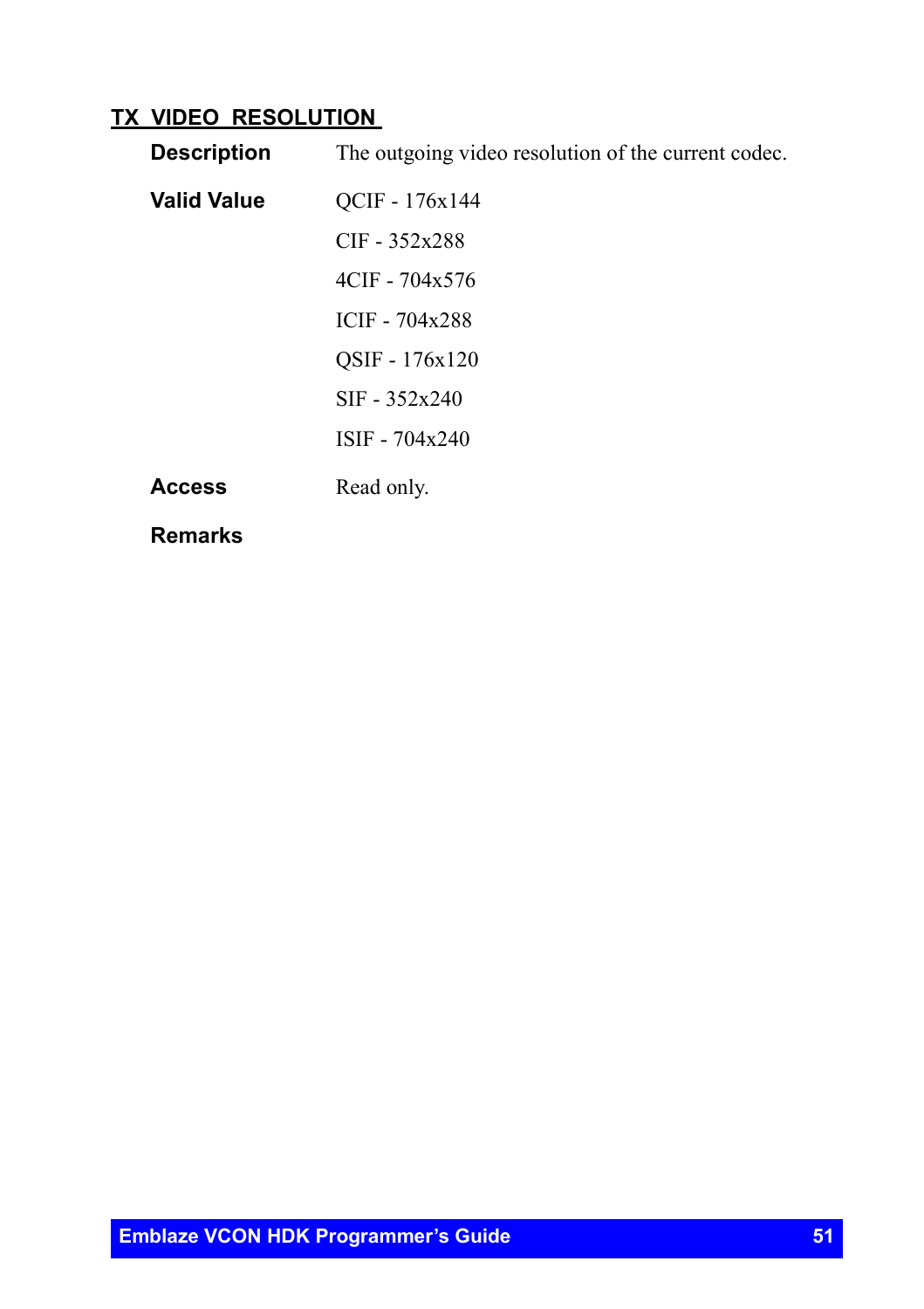## TX_VIDEO_RESOLUTION

**Description** The outgoing video resolution of the current codec.

**Valid Value**

QCIF - 176x144

CIF - 352x288

4CIF - 704x576

ICIF - 704x288

QSIF - 176x120

SIF - 352x240

ISIF - 704x240

**Access** Read only.

**Remarks**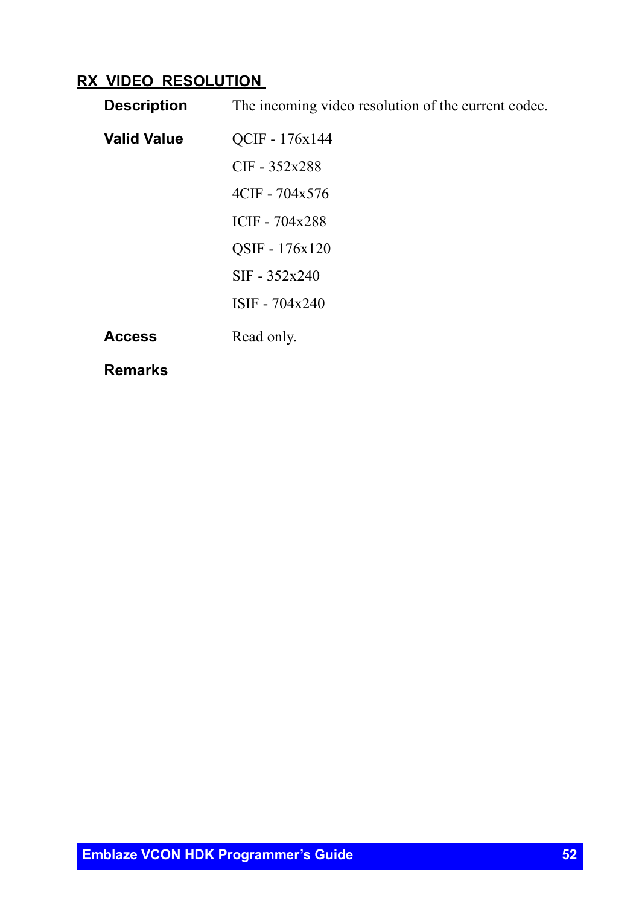## RX_VIDEO_RESOLUTION

**Description** The incoming video resolution of the current codec.

**Valid Value**

- QCIF - 176x144
- CIF - 352x288
- 4CIF - 704x576
- ICIF - 704x288
- QSIF - 176x120
- SIF - 352x240
- ISIF - 704x240

**Access** Read only.

**Remarks**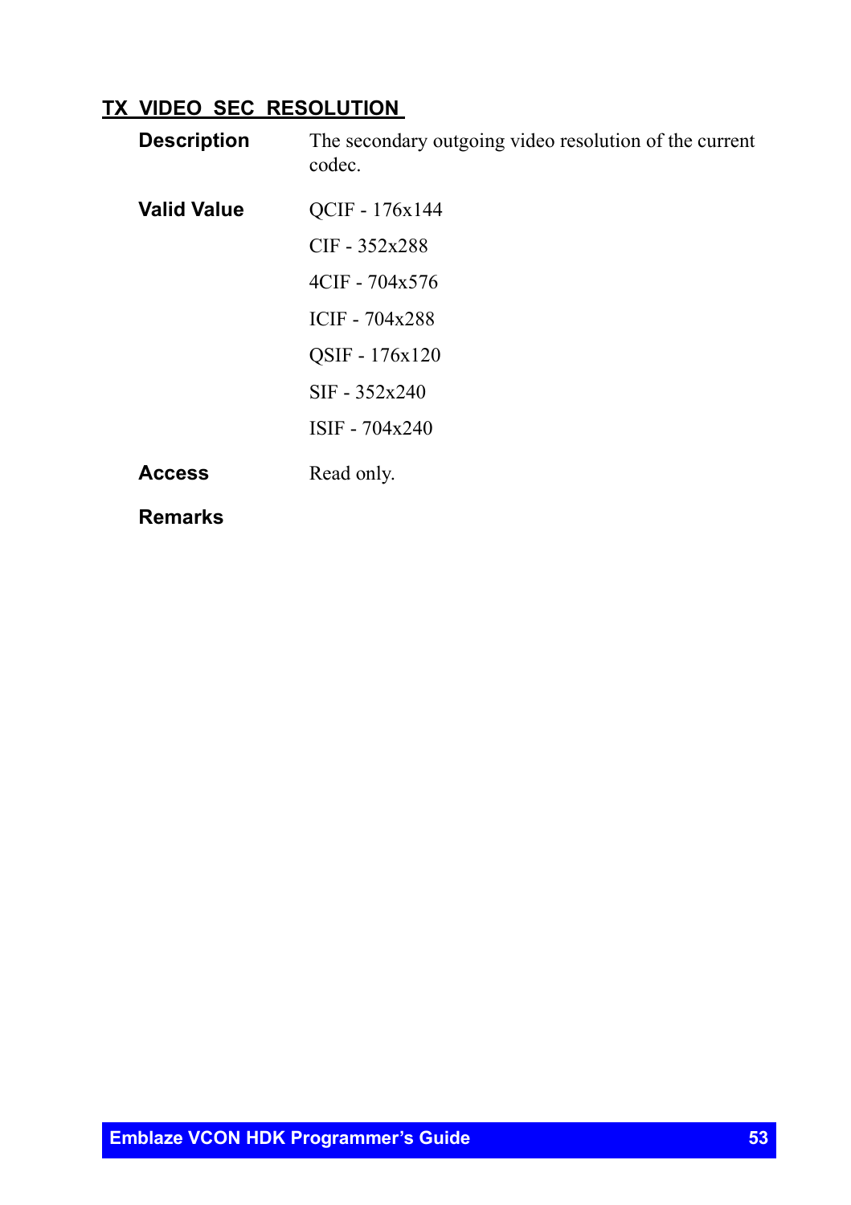## TX_VIDEO_SEC_RESOLUTION

**Description** The secondary outgoing video resolution of the current codec.

**Valid Value**

QCIF - 176x144

CIF - 352x288

4CIF - 704x576

ICIF - 704x288

QSIF - 176x120

SIF - 352x240

ISIF - 704x240

**Access** Read only.

**Remarks**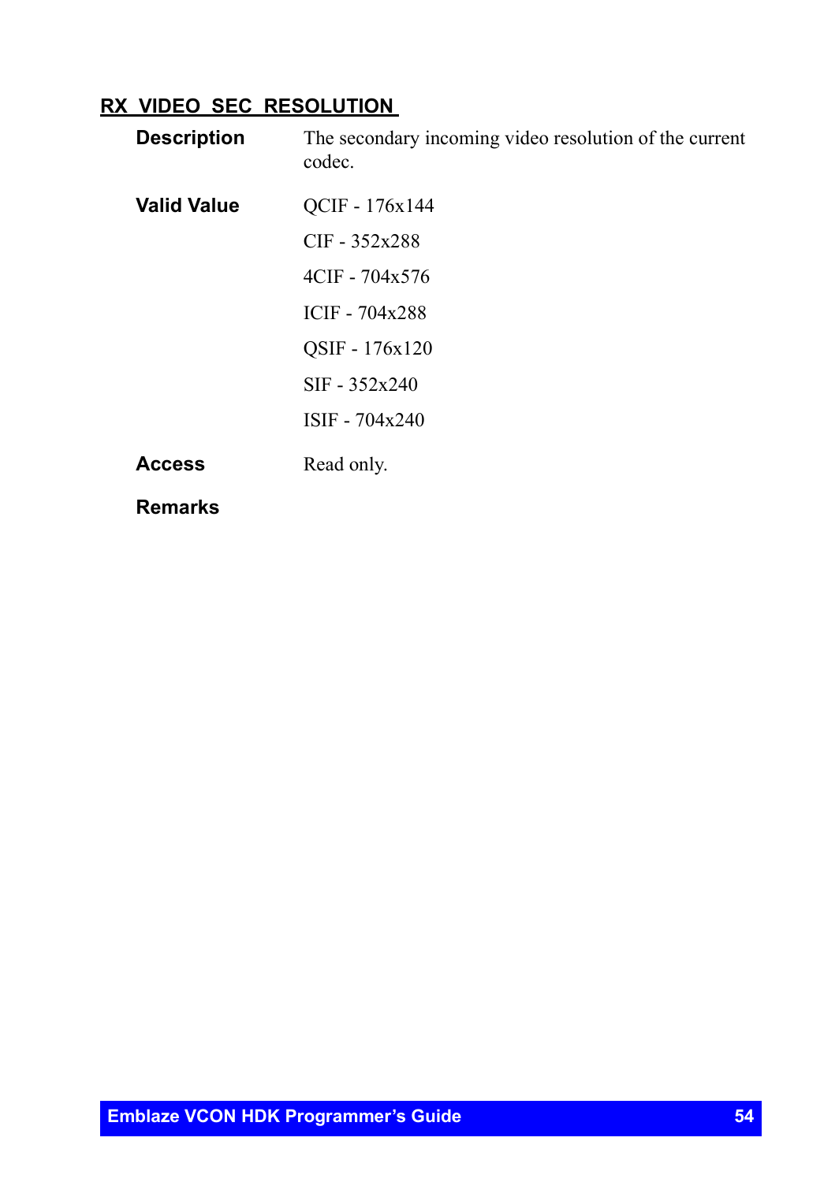## RX_VIDEO_SEC_RESOLUTION

**Description**
The secondary incoming video resolution of the current codec.

**Valid Value**
QCIF - 176x144

CIF - 352x288

4CIF - 704x576

ICIF - 704x288

QSIF - 176x120

SIF - 352x240

ISIF - 704x240

**Access**
Read only.

**Remarks**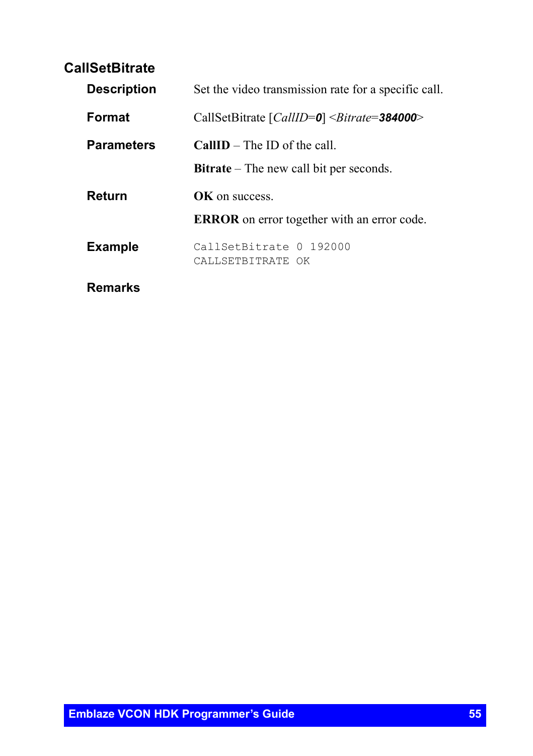## CallSetBitrate

**Description**

Set the video transmission rate for a specific call.

**Format**

CallSetBitrate [*CallID*=***0***] <*Bitrate*=***384000***>

**Parameters**

**CallID** – The ID of the call.

**Bitrate** – The new call bit per seconds.

**Return**

**OK** on success.

**ERROR** on error together with an error code.

**Example**

```
CallSetBitrate 0 192000
CALLSETBITRATE OK
```

**Remarks**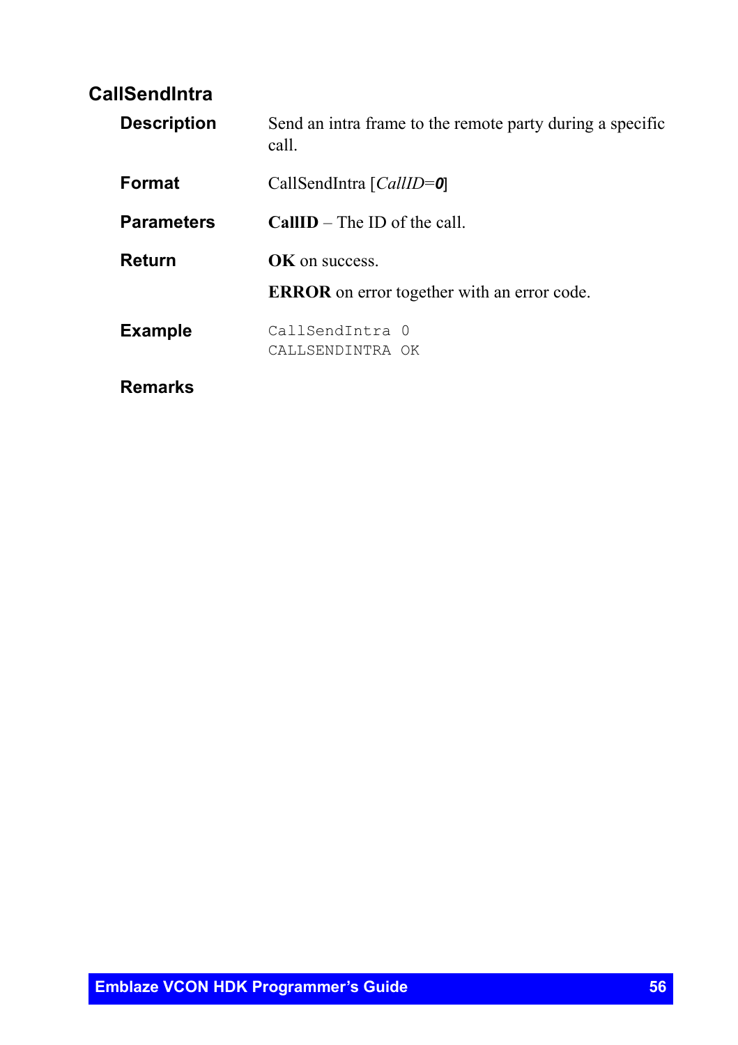## CallSendIntra

**Description**

Send an intra frame to the remote party during a specific call.

**Format**

CallSendIntra [*CallID*=***0***]

**Parameters**

**CallID** – The ID of the call.

**Return**

**OK** on success.

**ERROR** on error together with an error code.

**Example**

```
CallSendIntra 0
CALLSENDINTRA OK
```

**Remarks**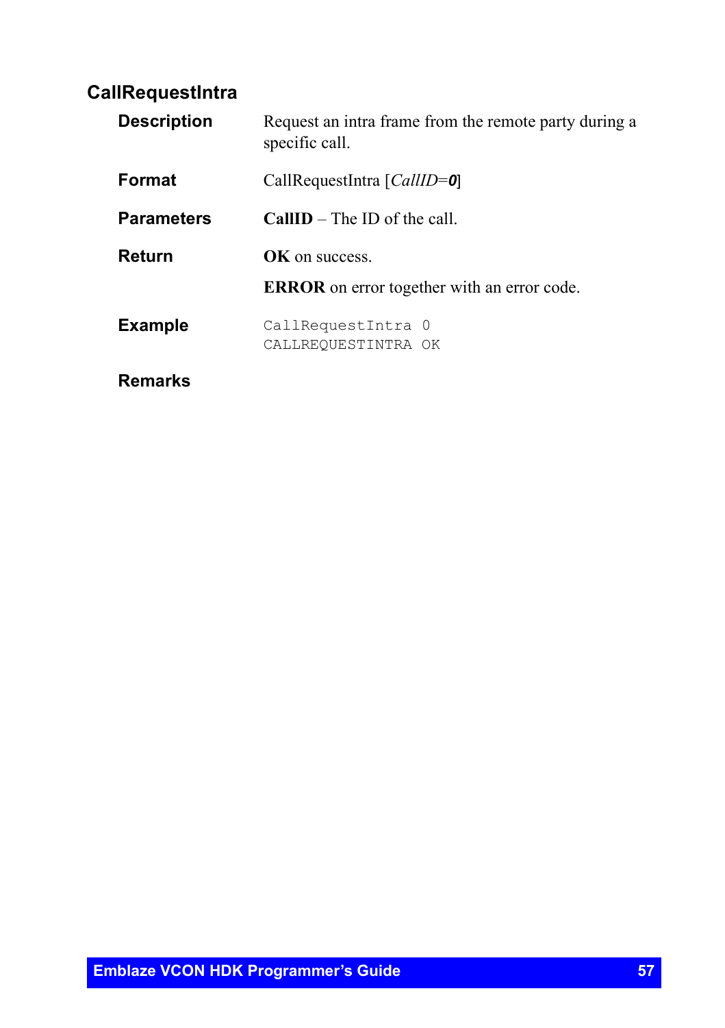## CallRequestIntra

**Description**

Request an intra frame from the remote party during a specific call.

**Format**

CallRequestIntra [*CallID*=***0***]

**Parameters**

**CallID** – The ID of the call.

**Return**

**OK** on success.

**ERROR** on error together with an error code.

**Example**

```
CallRequestIntra 0
CALLREQUESTINTRA OK
```

**Remarks**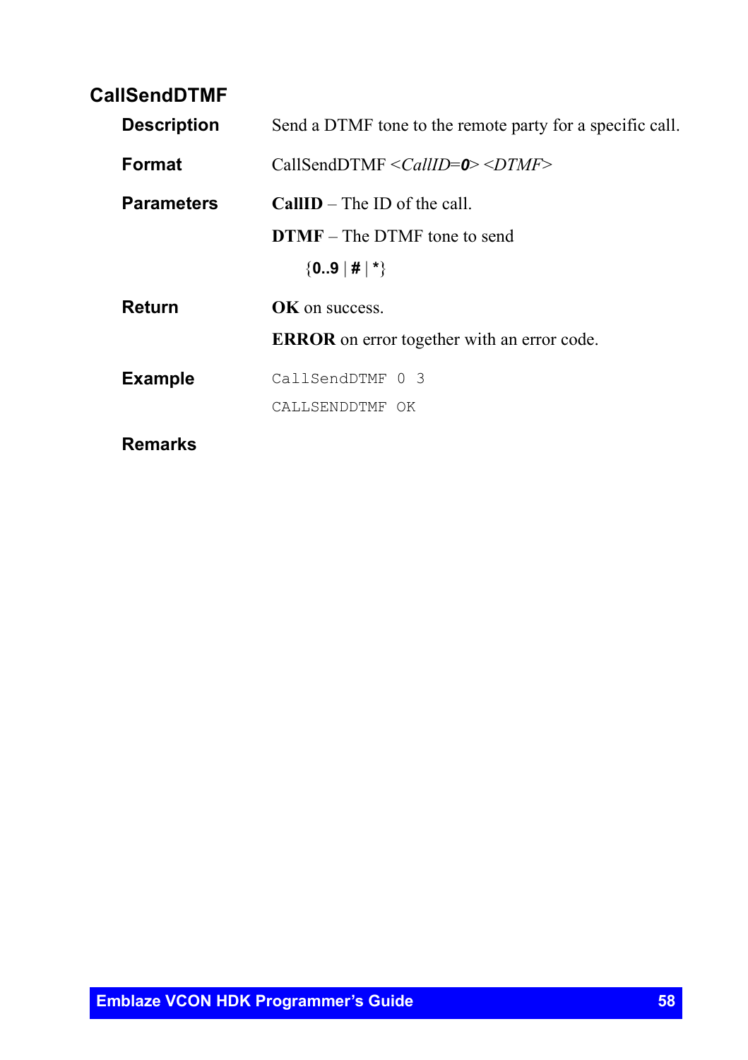## CallSendDTMF

**Description**

Send a DTMF tone to the remote party for a specific call.

**Format**

CallSendDTMF <*CallID*=***0***> <*DTMF*>

**Parameters**

**CallID** – The ID of the call.

**DTMF** – The DTMF tone to send

{**0..9** | **#** | *****}

**Return**

**OK** on success.

**ERROR** on error together with an error code.

**Example**

```
CallSendDTMF 0 3
CALLSENDDTMF OK
```

**Remarks**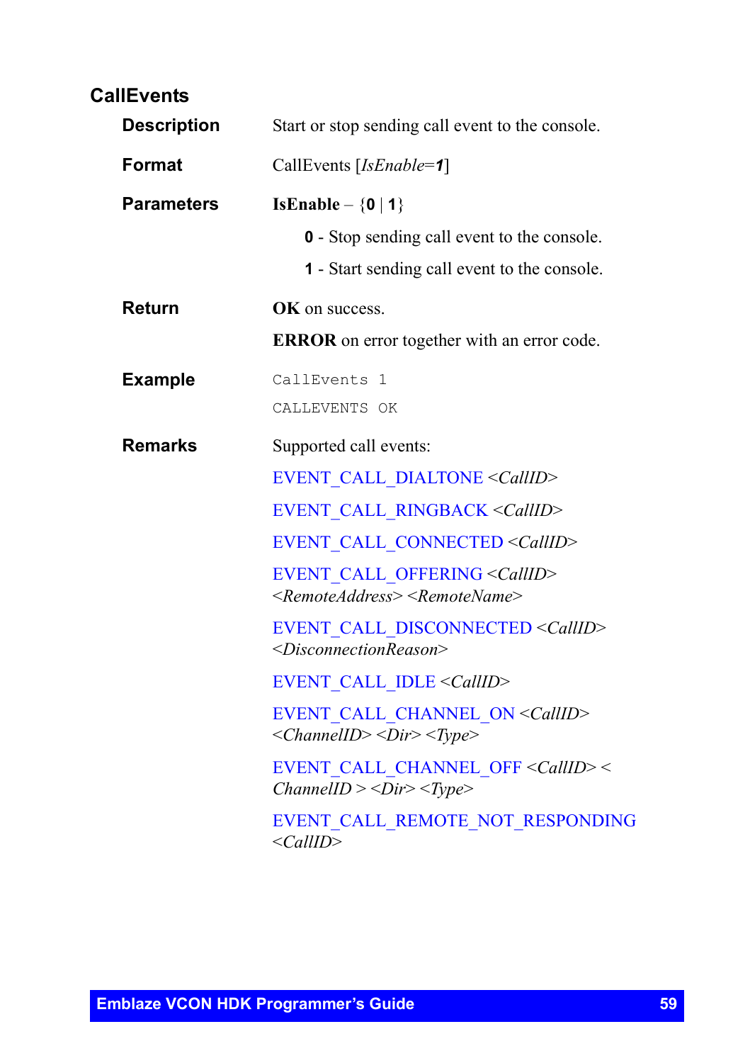## CallEvents

**Description**

Start or stop sending call event to the console.

**Format**

CallEvents [*IsEnable*=***1***]

**Parameters**

**IsEnable** – {**0** | **1**}

- **0** - Stop sending call event to the console.
- **1** - Start sending call event to the console.

**Return**

**OK** on success.

**ERROR** on error together with an error code.

**Example**

```
CallEvents 1
CALLEVENTS OK
```

**Remarks**

Supported call events:

EVENT_CALL_DIALTONE <*CallID*>

EVENT_CALL_RINGBACK <*CallID*>

EVENT_CALL_CONNECTED <*CallID*>

EVENT_CALL_OFFERING <*CallID*> <*RemoteAddress*> <*RemoteName*>

EVENT_CALL_DISCONNECTED <*CallID*> <*DisconnectionReason*>

EVENT_CALL_IDLE <*CallID*>

EVENT_CALL_CHANNEL_ON <*CallID*> <*ChannelID*> <*Dir*> <*Type*>

EVENT_CALL_CHANNEL_OFF <*CallID*> < *ChannelID* > <*Dir*> <*Type*>

EVENT_CALL_REMOTE_NOT_RESPONDING <*CallID*>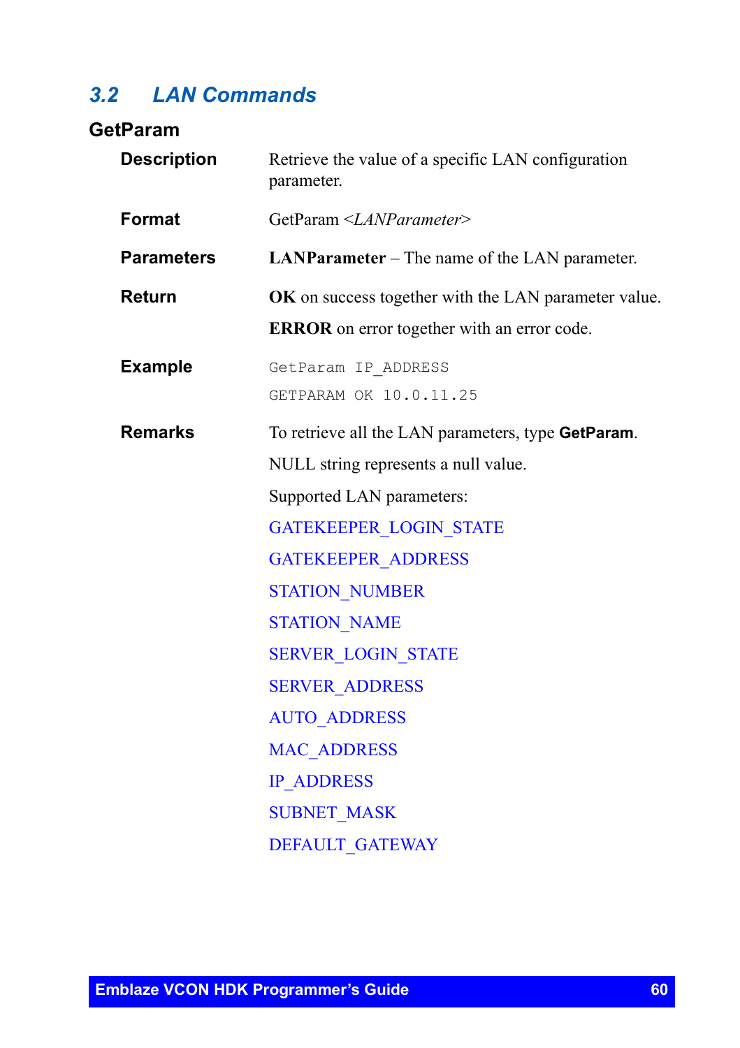## 3.2 LAN Commands

### GetParam

**Description**

Retrieve the value of a specific LAN configuration parameter.

**Format**

GetParam <*LANParameter*>

**Parameters**

**LANParameter** – The name of the LAN parameter.

**Return**

**OK** on success together with the LAN parameter value.

**ERROR** on error together with an error code.

**Example**

```
GetParam IP_ADDRESS
GETPARAM OK 10.0.11.25
```

**Remarks**

To retrieve all the LAN parameters, type **GetParam**.

NULL string represents a null value.

Supported LAN parameters:

GATEKEEPER_LOGIN_STATE

GATEKEEPER_ADDRESS

STATION_NUMBER

STATION_NAME

SERVER_LOGIN_STATE

SERVER_ADDRESS

AUTO_ADDRESS

MAC_ADDRESS

IP_ADDRESS

SUBNET_MASK

DEFAULT_GATEWAY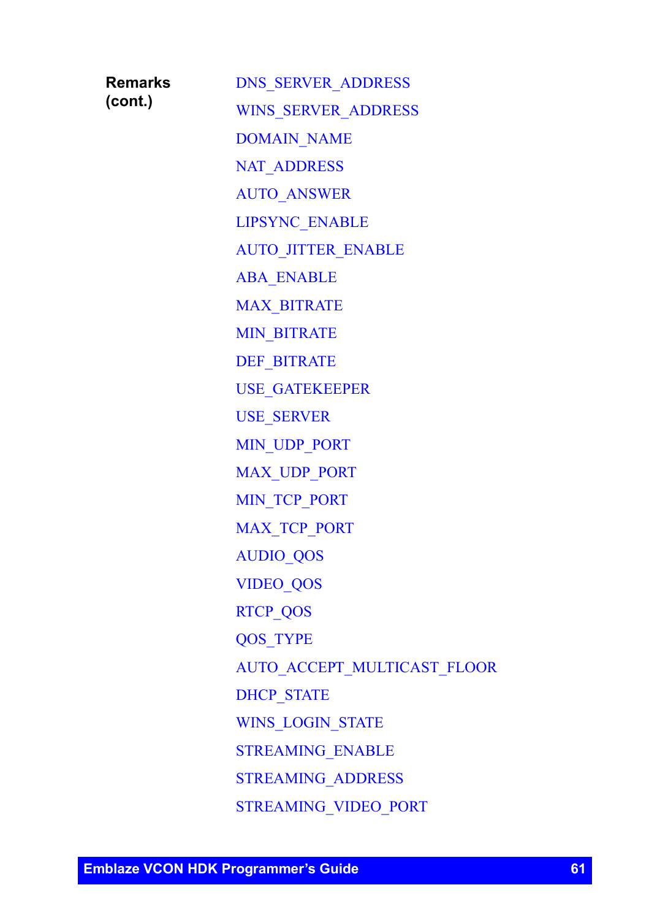**Remarks (cont.)**

DNS_SERVER_ADDRESS

WINS_SERVER_ADDRESS

DOMAIN_NAME

NAT_ADDRESS

AUTO_ANSWER

LIPSYNC_ENABLE

AUTO_JITTER_ENABLE

ABA_ENABLE

MAX_BITRATE

MIN_BITRATE

DEF_BITRATE

USE_GATEKEEPER

USE_SERVER

MIN_UDP_PORT

MAX_UDP_PORT

MIN_TCP_PORT

MAX_TCP_PORT

AUDIO_QOS

VIDEO_QOS

RTCP_QOS

QOS_TYPE

AUTO_ACCEPT_MULTICAST_FLOOR

DHCP_STATE

WINS_LOGIN_STATE

STREAMING_ENABLE

STREAMING_ADDRESS

STREAMING_VIDEO_PORT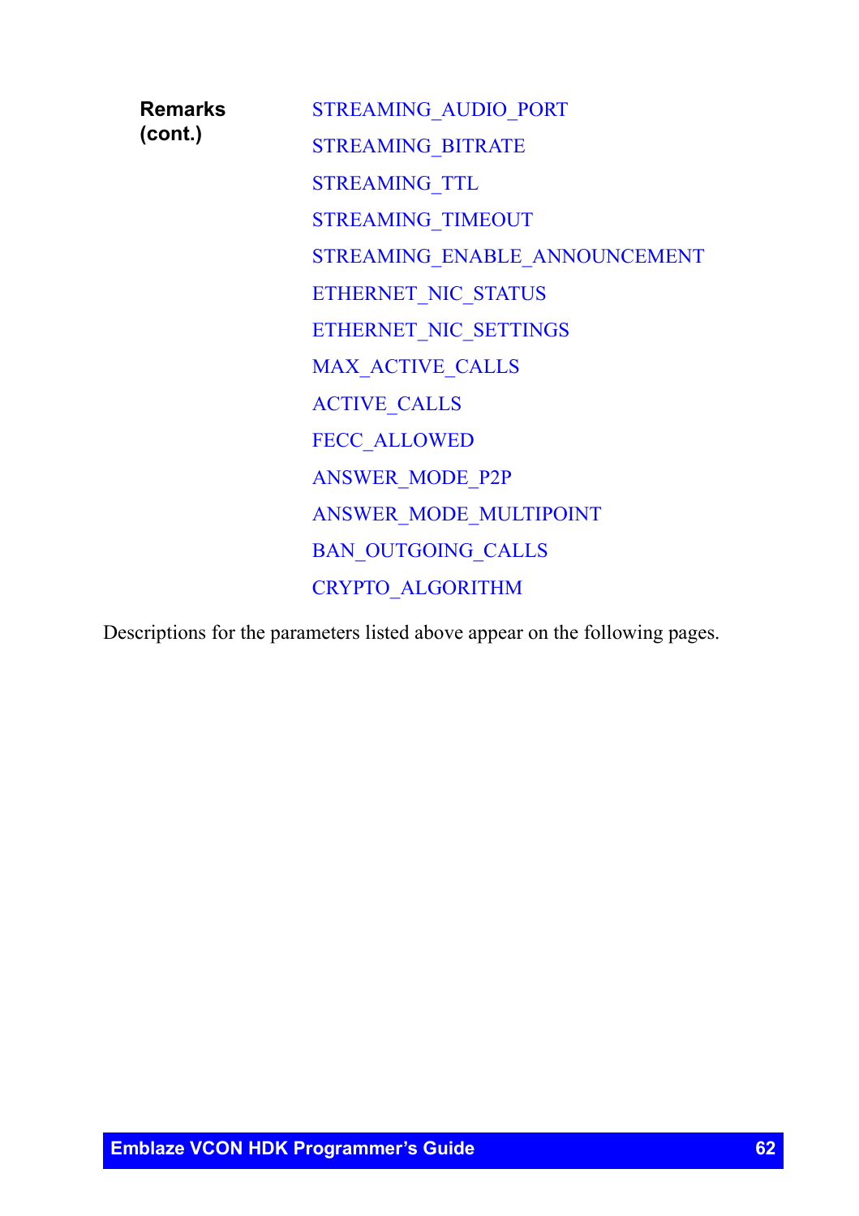**Remarks (cont.)**

STREAMING_AUDIO_PORT

STREAMING_BITRATE

STREAMING_TTL

STREAMING_TIMEOUT

STREAMING_ENABLE_ANNOUNCEMENT

ETHERNET_NIC_STATUS

ETHERNET_NIC_SETTINGS

MAX_ACTIVE_CALLS

ACTIVE_CALLS

FECC_ALLOWED

ANSWER_MODE_P2P

ANSWER_MODE_MULTIPOINT

BAN_OUTGOING_CALLS

CRYPTO_ALGORITHM

Descriptions for the parameters listed above appear on the following pages.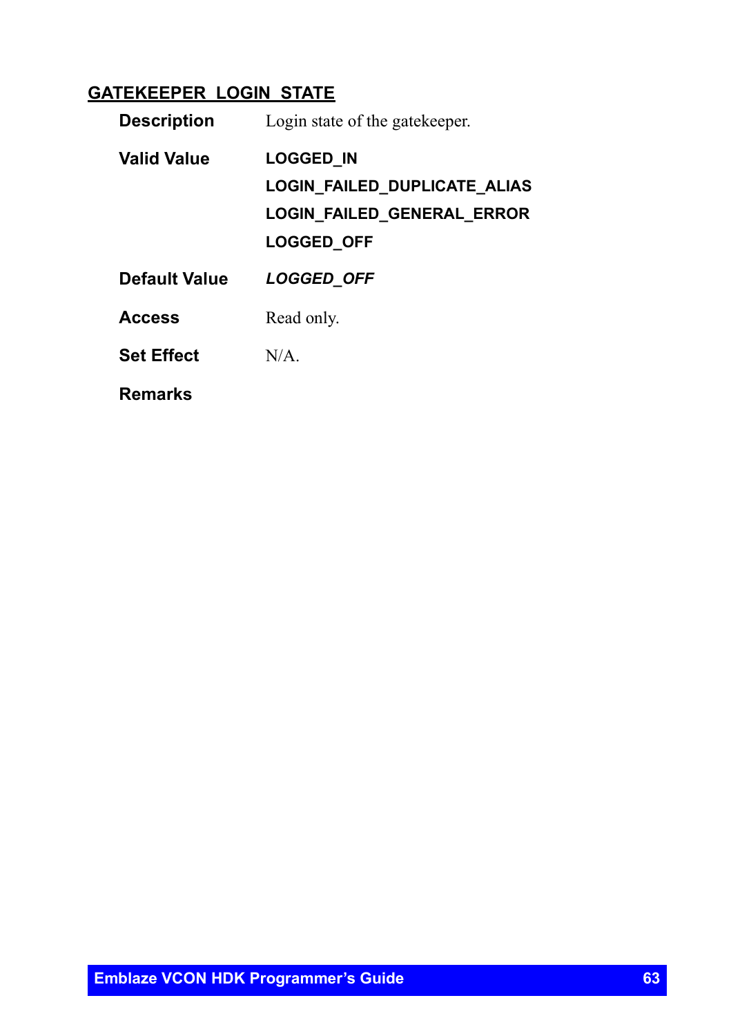## GATEKEEPER_LOGIN_STATE

**Description** Login state of the gatekeeper.

**Valid Value**
**LOGGED_IN**
**LOGIN_FAILED_DUPLICATE_ALIAS**
**LOGIN_FAILED_GENERAL_ERROR**
**LOGGED_OFF**

**Default Value** ***LOGGED_OFF***

**Access** Read only.

**Set Effect** N/A.

**Remarks**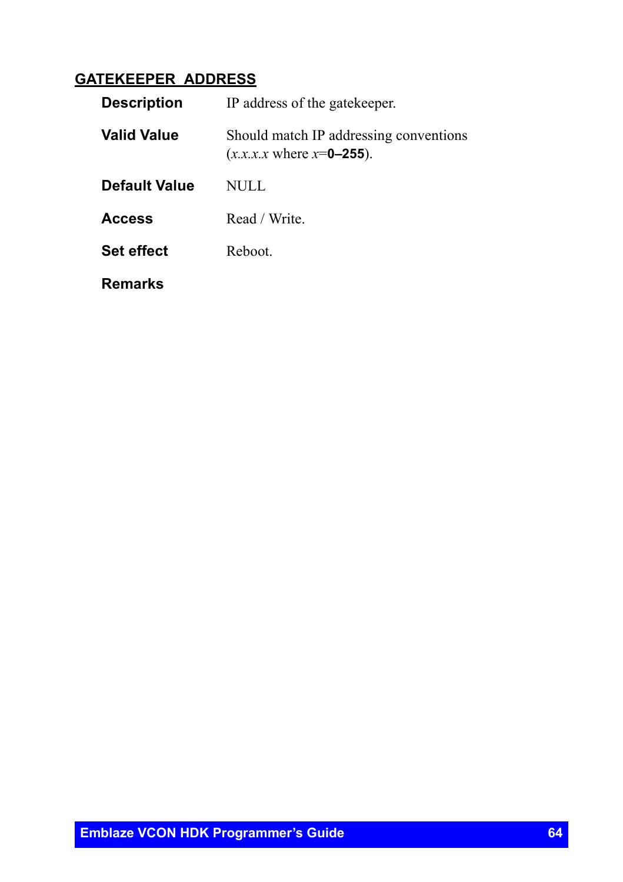## GATEKEEPER_ADDRESS

**Description** IP address of the gatekeeper.

**Valid Value** Should match IP addressing conventions (*x.x.x.x* where *x*=**0–255**).

**Default Value** NULL

**Access** Read / Write.

**Set effect** Reboot.

**Remarks**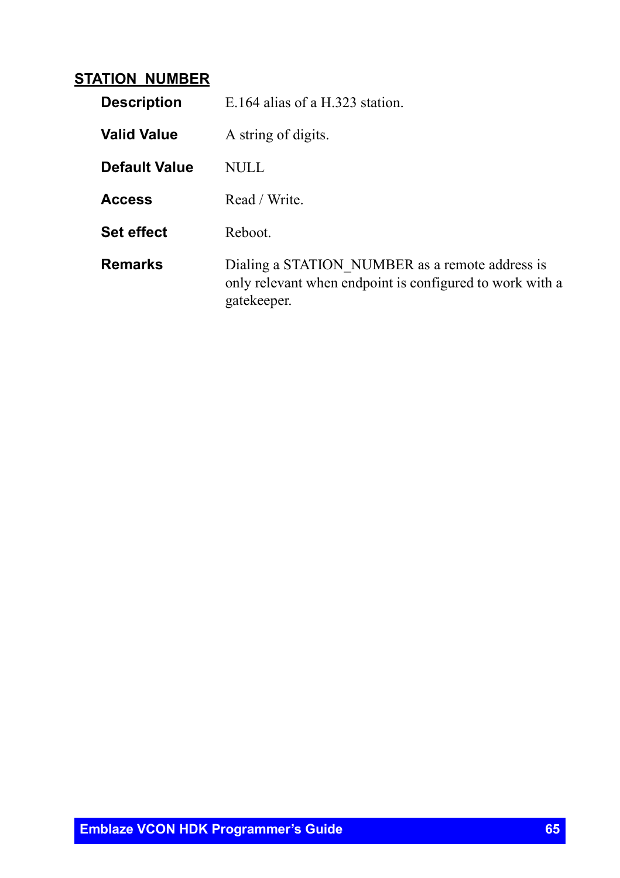### STATION_NUMBER

| | |
|---|---|
| **Description** | E.164 alias of a H.323 station. |
| **Valid Value** | A string of digits. |
| **Default Value** | NULL |
| **Access** | Read / Write. |
| **Set effect** | Reboot. |
| **Remarks** | Dialing a STATION_NUMBER as a remote address is only relevant when endpoint is configured to work with a gatekeeper. |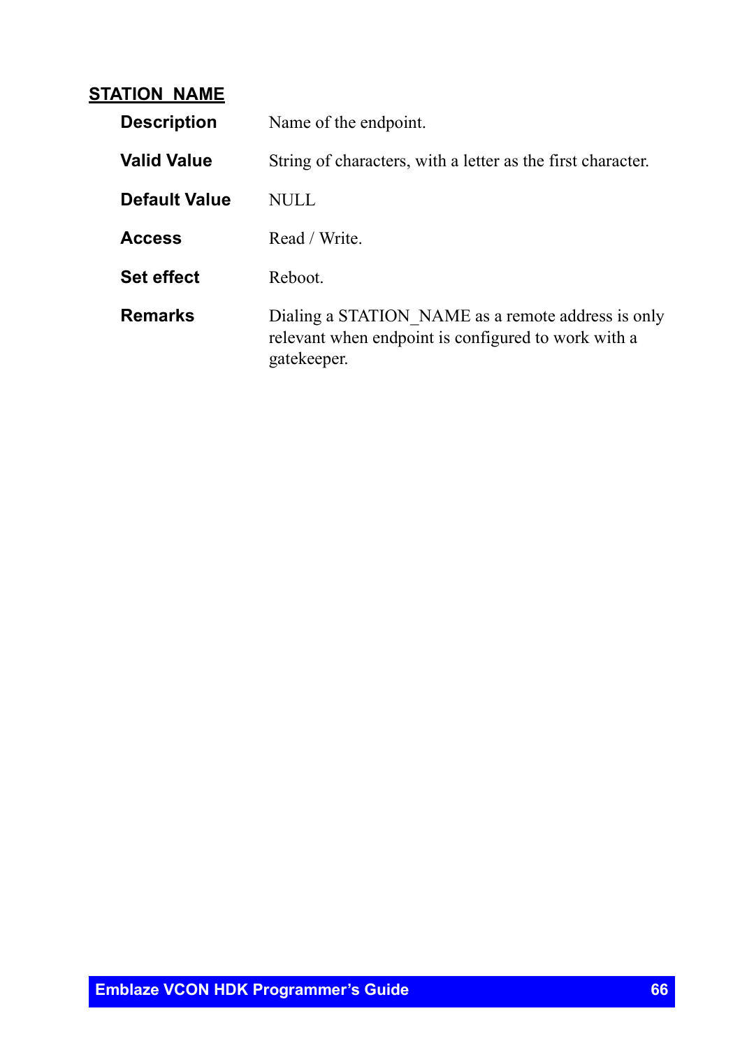### STATION_NAME

| | |
|---|---|
| **Description** | Name of the endpoint. |
| **Valid Value** | String of characters, with a letter as the first character. |
| **Default Value** | NULL |
| **Access** | Read / Write. |
| **Set effect** | Reboot. |
| **Remarks** | Dialing a STATION_NAME as a remote address is only relevant when endpoint is configured to work with a gatekeeper. |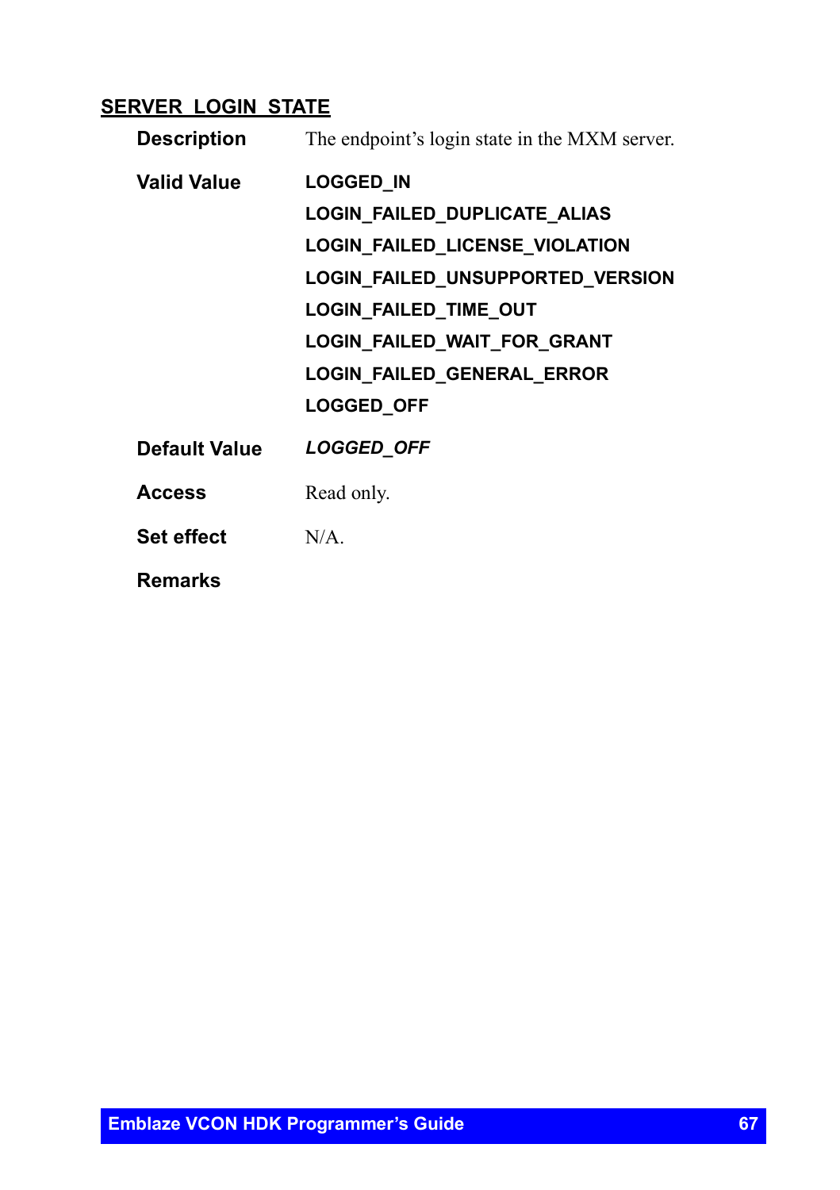## SERVER_LOGIN_STATE

**Description** The endpoint's login state in the MXM server.

**Valid Value**

**LOGGED_IN**
**LOGIN_FAILED_DUPLICATE_ALIAS**
**LOGIN_FAILED_LICENSE_VIOLATION**
**LOGIN_FAILED_UNSUPPORTED_VERSION**
**LOGIN_FAILED_TIME_OUT**
**LOGIN_FAILED_WAIT_FOR_GRANT**
**LOGIN_FAILED_GENERAL_ERROR**
**LOGGED_OFF**

**Default Value** ***LOGGED_OFF***

**Access** Read only.

**Set effect** N/A.

**Remarks**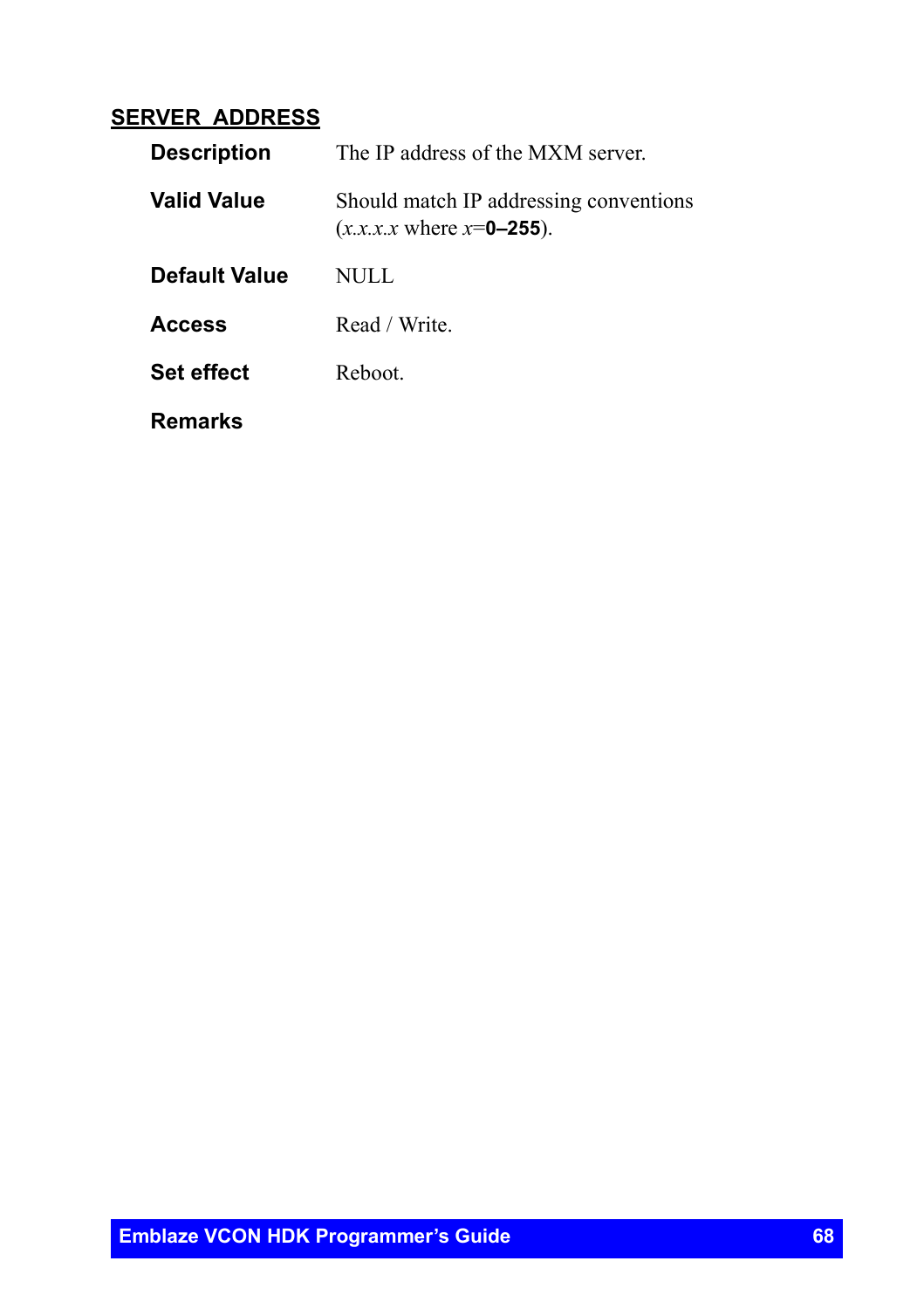## SERVER_ADDRESS

| | |
|---|---|
| **Description** | The IP address of the MXM server. |
| **Valid Value** | Should match IP addressing conventions (*x.x.x.x* where *x*=**0–255**). |
| **Default Value** | NULL |
| **Access** | Read / Write. |
| **Set effect** | Reboot. |
| **Remarks** | |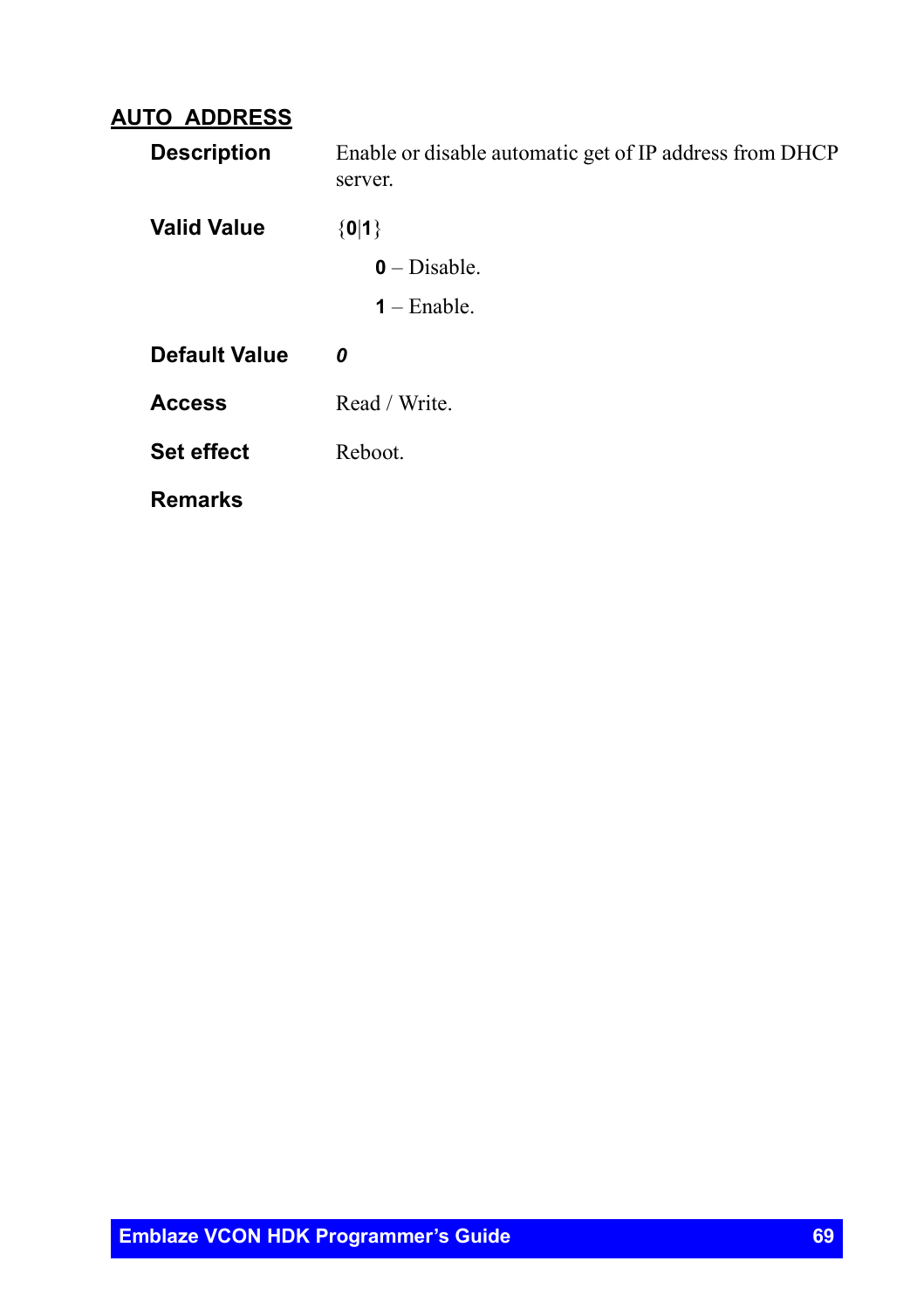## AUTO_ADDRESS

**Description** Enable or disable automatic get of IP address from DHCP server.

**Valid Value** {**0**|**1**}

- **0** – Disable.
- **1** – Enable.

**Default Value** ***0***

**Access** Read / Write.

**Set effect** Reboot.

**Remarks**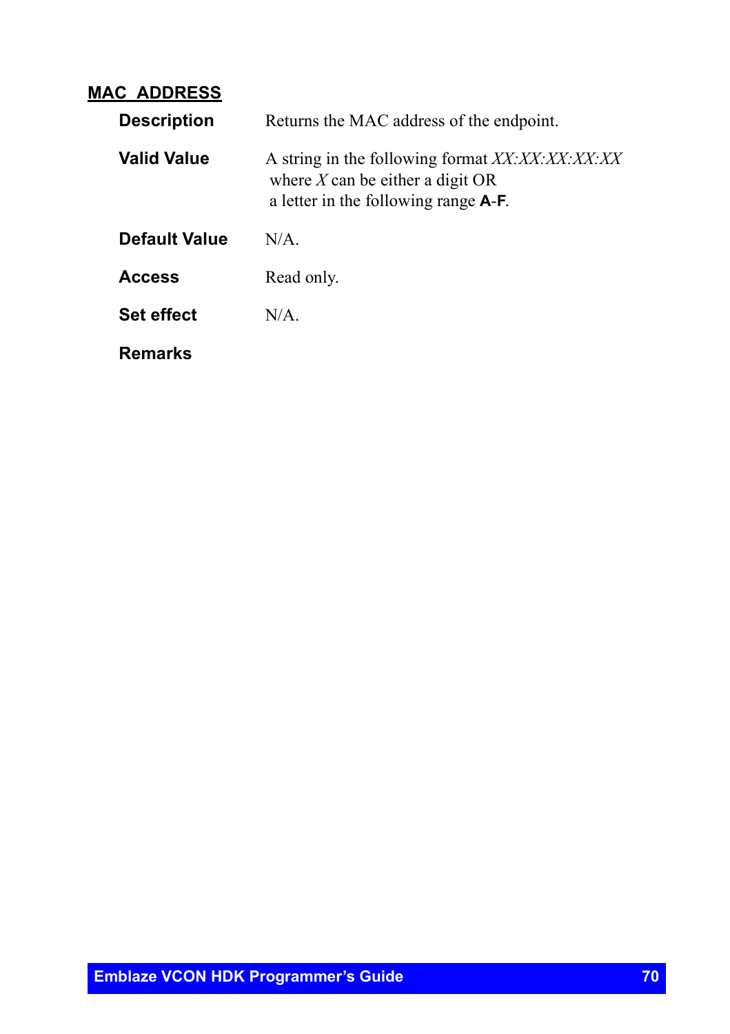## MAC_ADDRESS

| | |
|---|---|
| **Description** | Returns the MAC address of the endpoint. |
| **Valid Value** | A string in the following format *XX:XX:XX:XX:XX* where *X* can be either a digit OR a letter in the following range **A**-**F**. |
| **Default Value** | N/A. |
| **Access** | Read only. |
| **Set effect** | N/A. |
| **Remarks** | |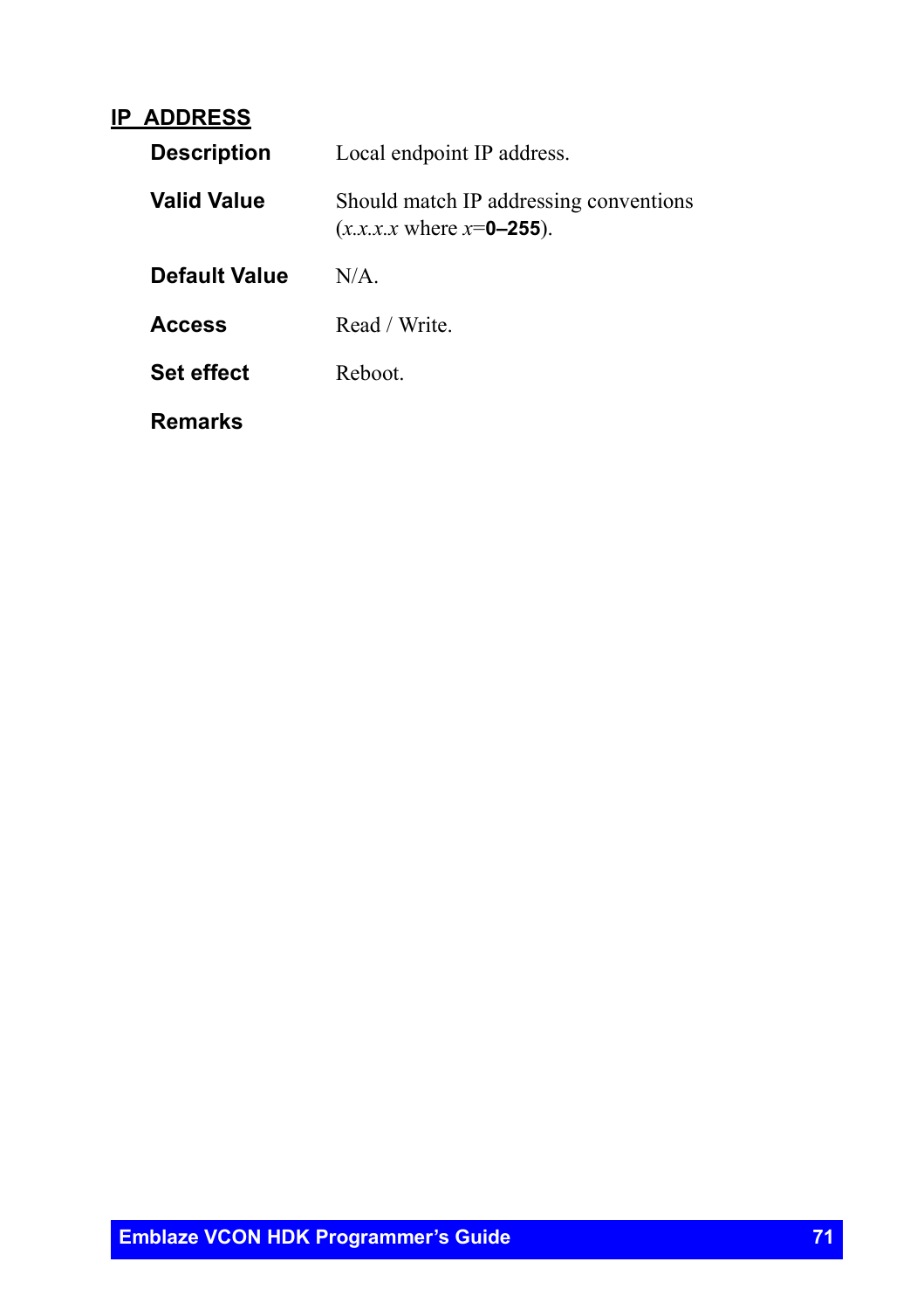## IP_ADDRESS

| | |
|---|---|
| **Description** | Local endpoint IP address. |
| **Valid Value** | Should match IP addressing conventions (*x.x.x.x* where *x*=**0–255**). |
| **Default Value** | N/A. |
| **Access** | Read / Write. |
| **Set effect** | Reboot. |
| **Remarks** | |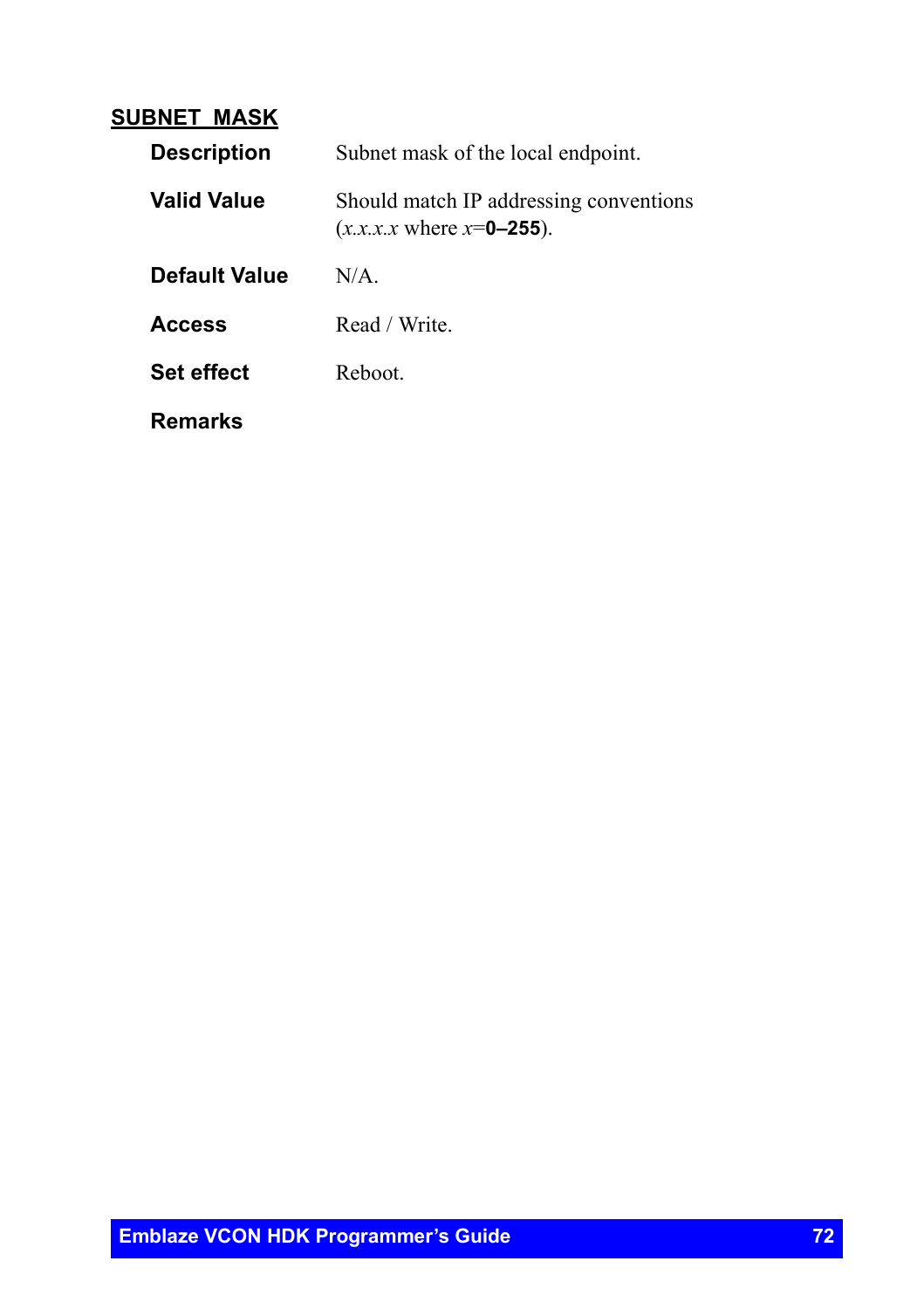## SUBNET_MASK

| | |
|---|---|
| **Description** | Subnet mask of the local endpoint. |
| **Valid Value** | Should match IP addressing conventions (*x.x.x.x* where *x*=**0–255**). |
| **Default Value** | N/A. |
| **Access** | Read / Write. |
| **Set effect** | Reboot. |
| **Remarks** | |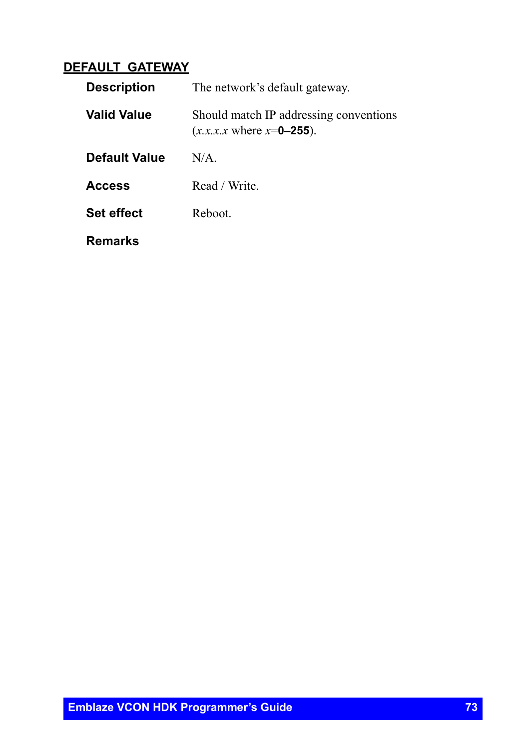## DEFAULT_GATEWAY

| | |
|---|---|
| **Description** | The network's default gateway. |
| **Valid Value** | Should match IP addressing conventions (*x.x.x.x* where *x*=**0–255**). |
| **Default Value** | N/A. |
| **Access** | Read / Write. |
| **Set effect** | Reboot. |
| **Remarks** | |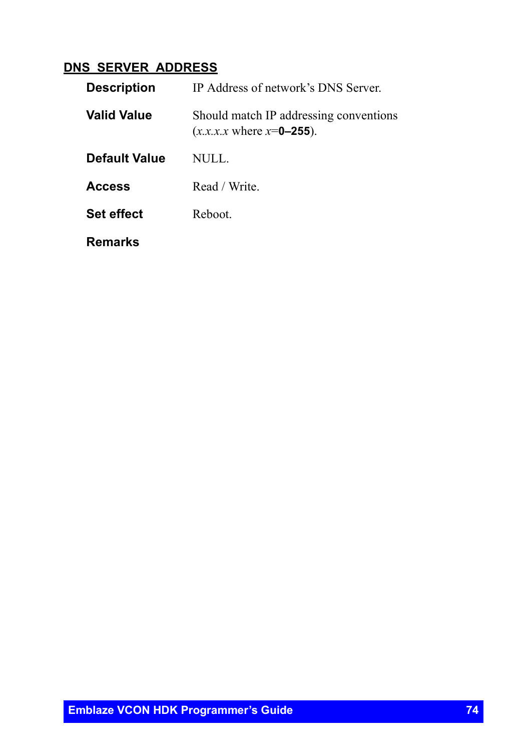## DNS_SERVER_ADDRESS

| | |
|---|---|
| **Description** | IP Address of network’s DNS Server. |
| **Valid Value** | Should match IP addressing conventions (*x.x.x.x* where *x*=**0–255**). |
| **Default Value** | NULL. |
| **Access** | Read / Write. |
| **Set effect** | Reboot. |
| **Remarks** | |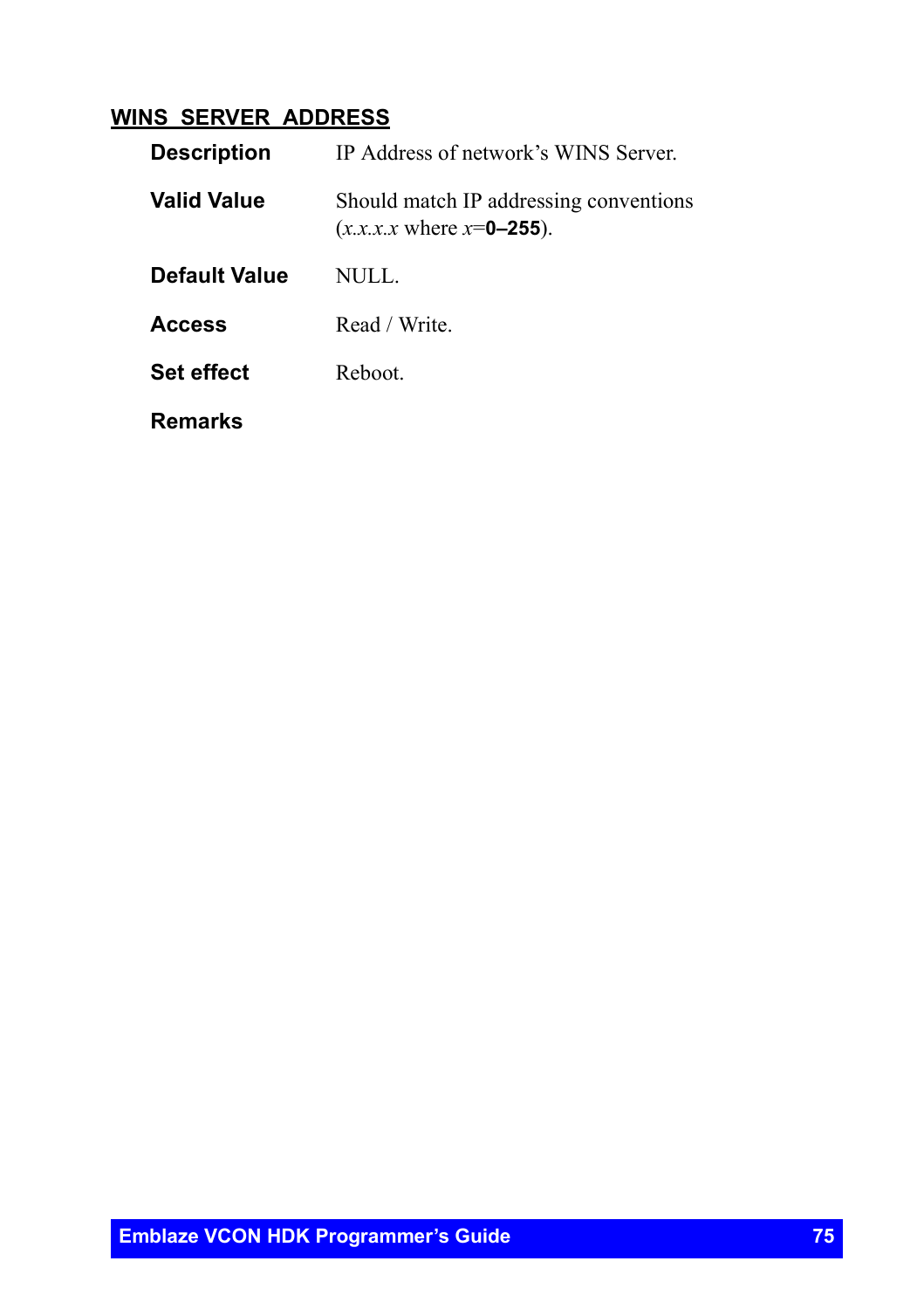## WINS_SERVER_ADDRESS

| | |
|---|---|
| **Description** | IP Address of network's WINS Server. |
| **Valid Value** | Should match IP addressing conventions (*x.x.x.x* where *x*=**0–255**). |
| **Default Value** | NULL. |
| **Access** | Read / Write. |
| **Set effect** | Reboot. |
| **Remarks** | |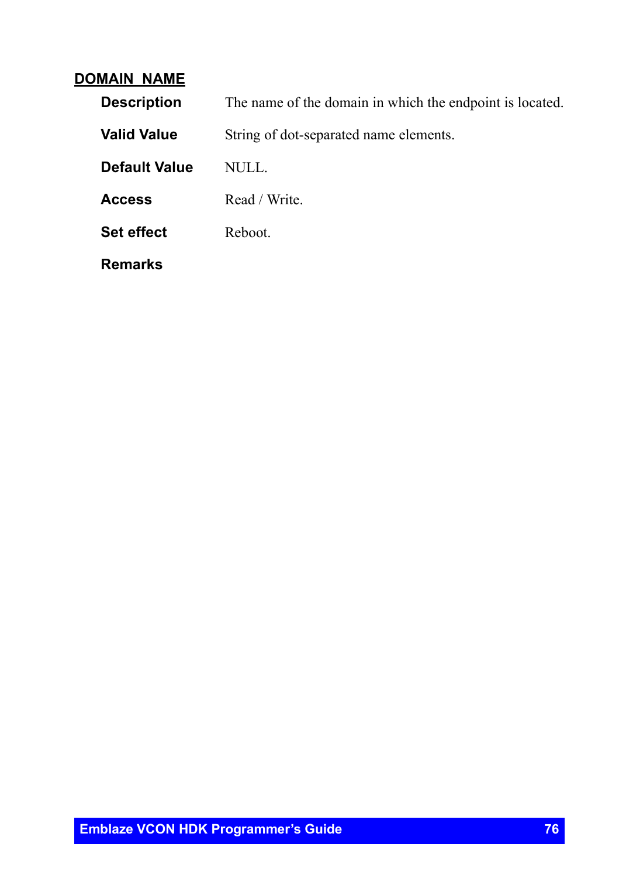## DOMAIN_NAME

**Description** The name of the domain in which the endpoint is located.

**Valid Value** String of dot-separated name elements.

**Default Value** NULL.

**Access** Read / Write.

**Set effect** Reboot.

**Remarks**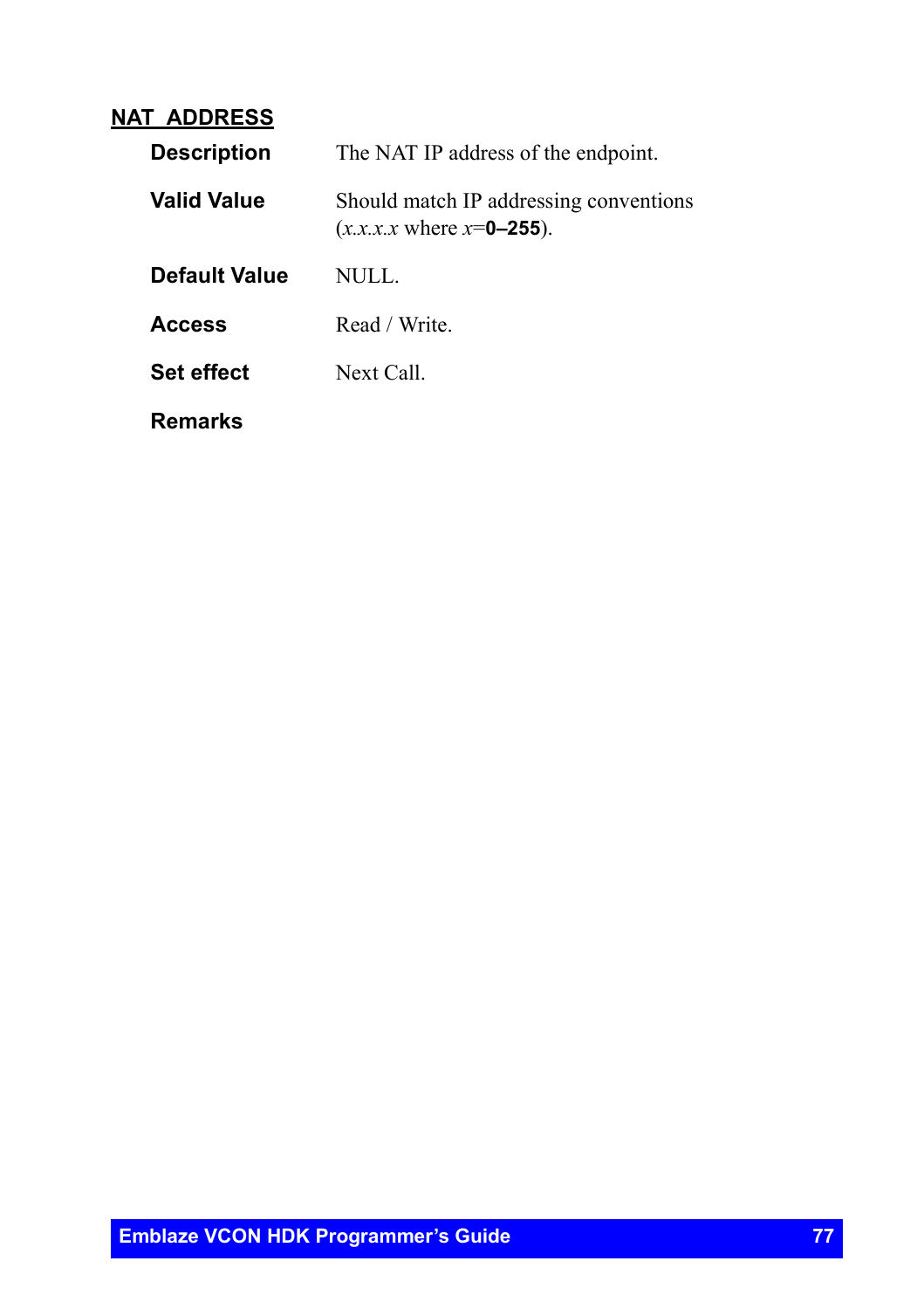## NAT_ADDRESS

**Description** The NAT IP address of the endpoint.

**Valid Value** Should match IP addressing conventions (*x.x.x.x* where *x*=**0–255**).

**Default Value** NULL.

**Access** Read / Write.

**Set effect** Next Call.

**Remarks**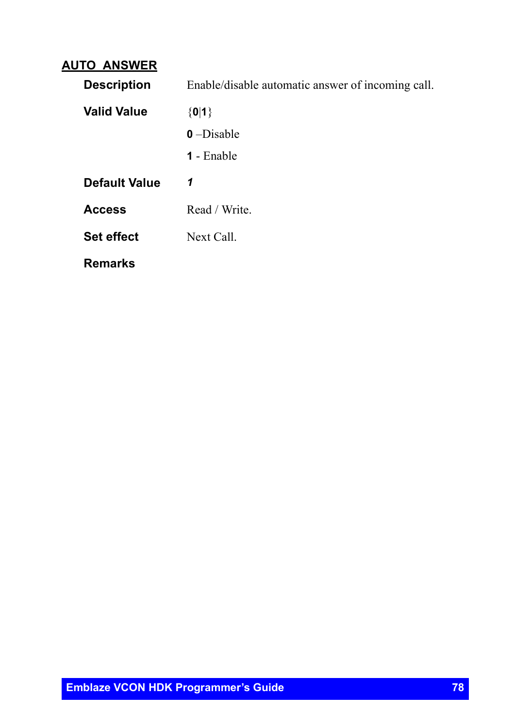## AUTO_ANSWER

| | |
|---|---|
| **Description** | Enable/disable automatic answer of incoming call. |
| **Valid Value** | {**0**\|**1**}<br>**0** –Disable<br>**1** - Enable |
| **Default Value** | ***1*** |
| **Access** | Read / Write. |
| **Set effect** | Next Call. |
| **Remarks** | |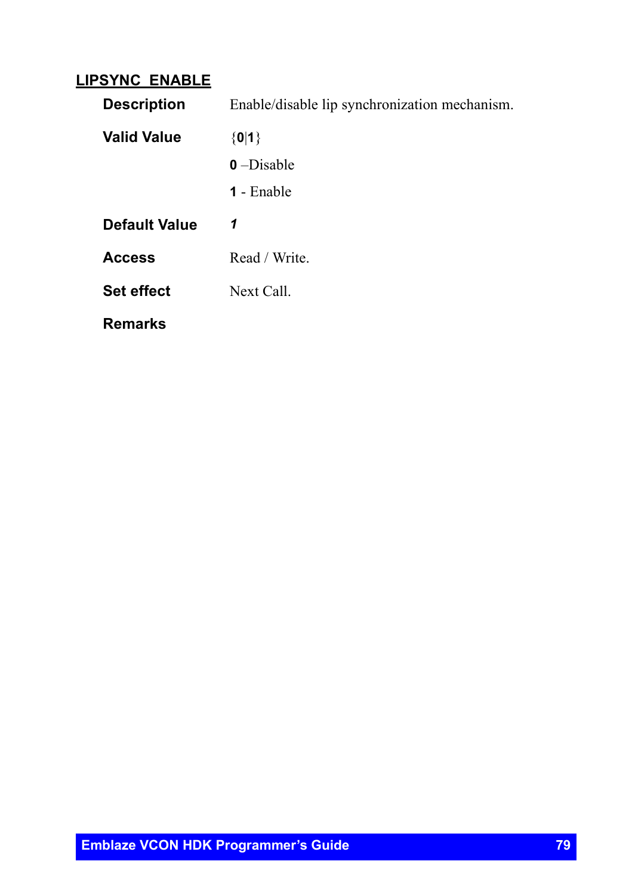## LIPSYNC_ENABLE

**Description** Enable/disable lip synchronization mechanism.

**Valid Value** {**0**|**1**}

**0** –Disable

**1** - Enable

**Default Value** ***1***

**Access** Read / Write.

**Set effect** Next Call.

**Remarks**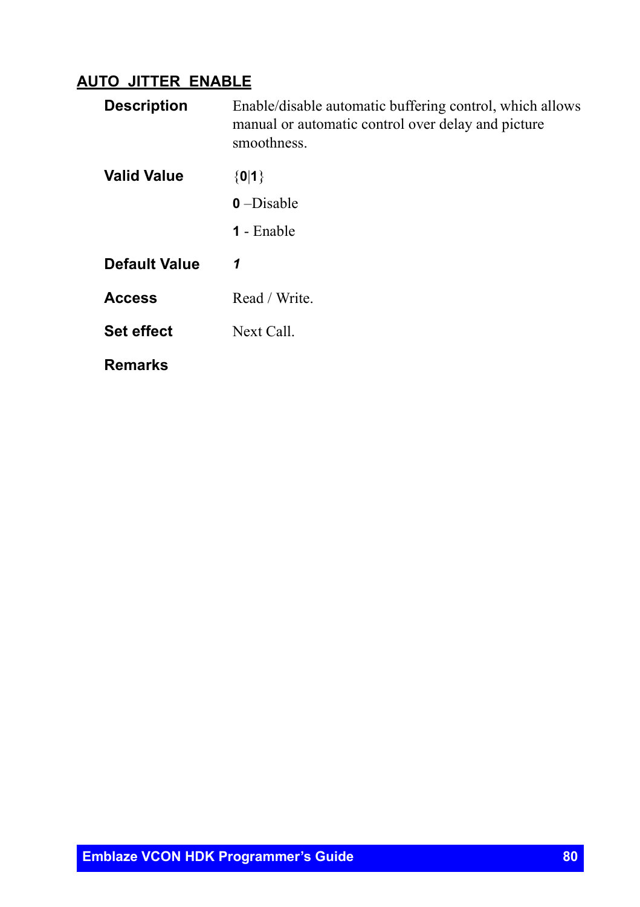## AUTO_JITTER_ENABLE

**Description** Enable/disable automatic buffering control, which allows manual or automatic control over delay and picture smoothness.

**Valid Value** {**0**|**1**}

**0** –Disable

**1** - Enable

**Default Value** ***1***

**Access** Read / Write.

**Set effect** Next Call.

**Remarks**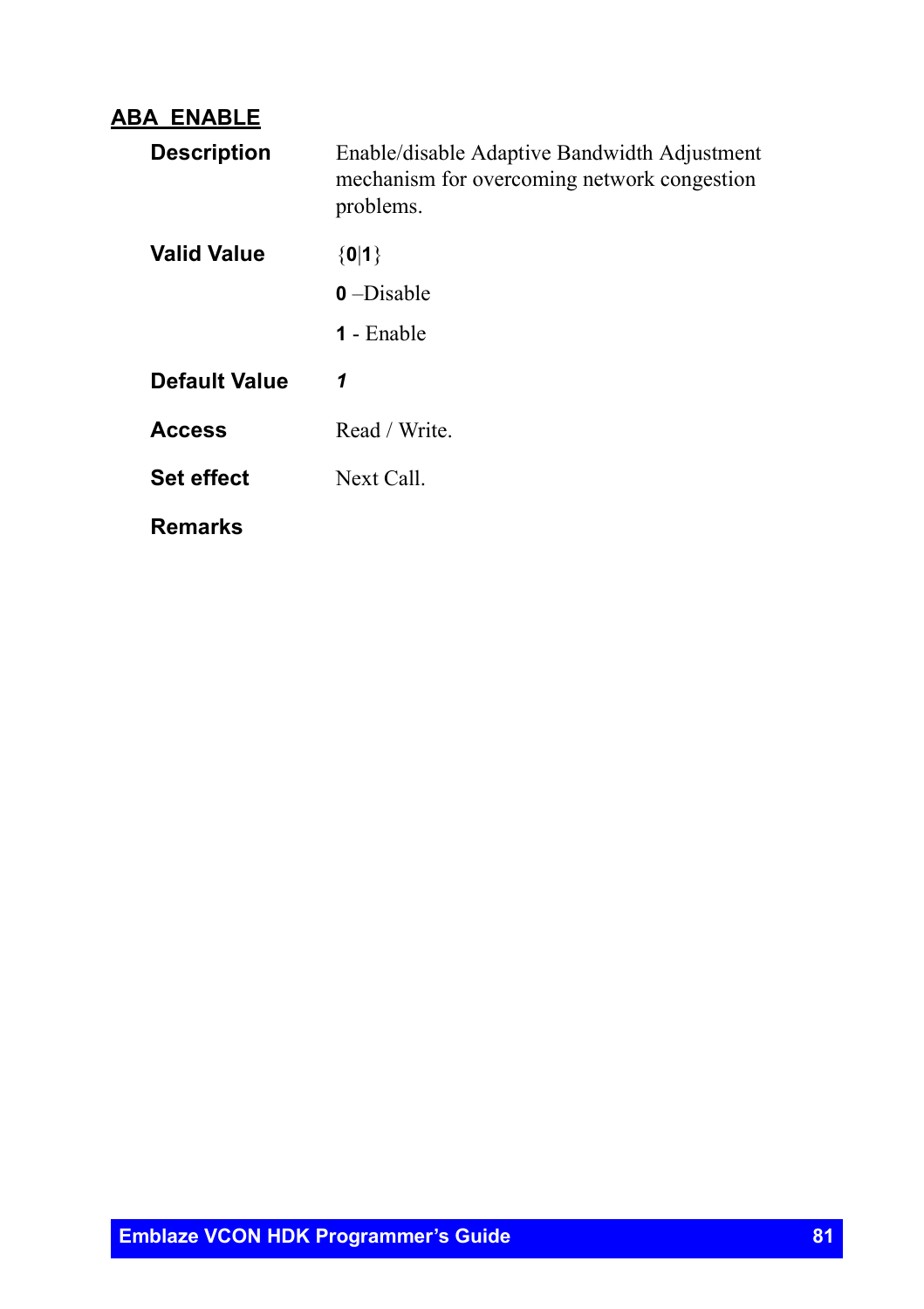## ABA_ENABLE

| | |
|---|---|
| **Description** | Enable/disable Adaptive Bandwidth Adjustment mechanism for overcoming network congestion problems. |
| **Valid Value** | {**0**\|**1**}<br>**0** –Disable<br>**1** - Enable |
| **Default Value** | ***1*** |
| **Access** | Read / Write. |
| **Set effect** | Next Call. |
| **Remarks** | |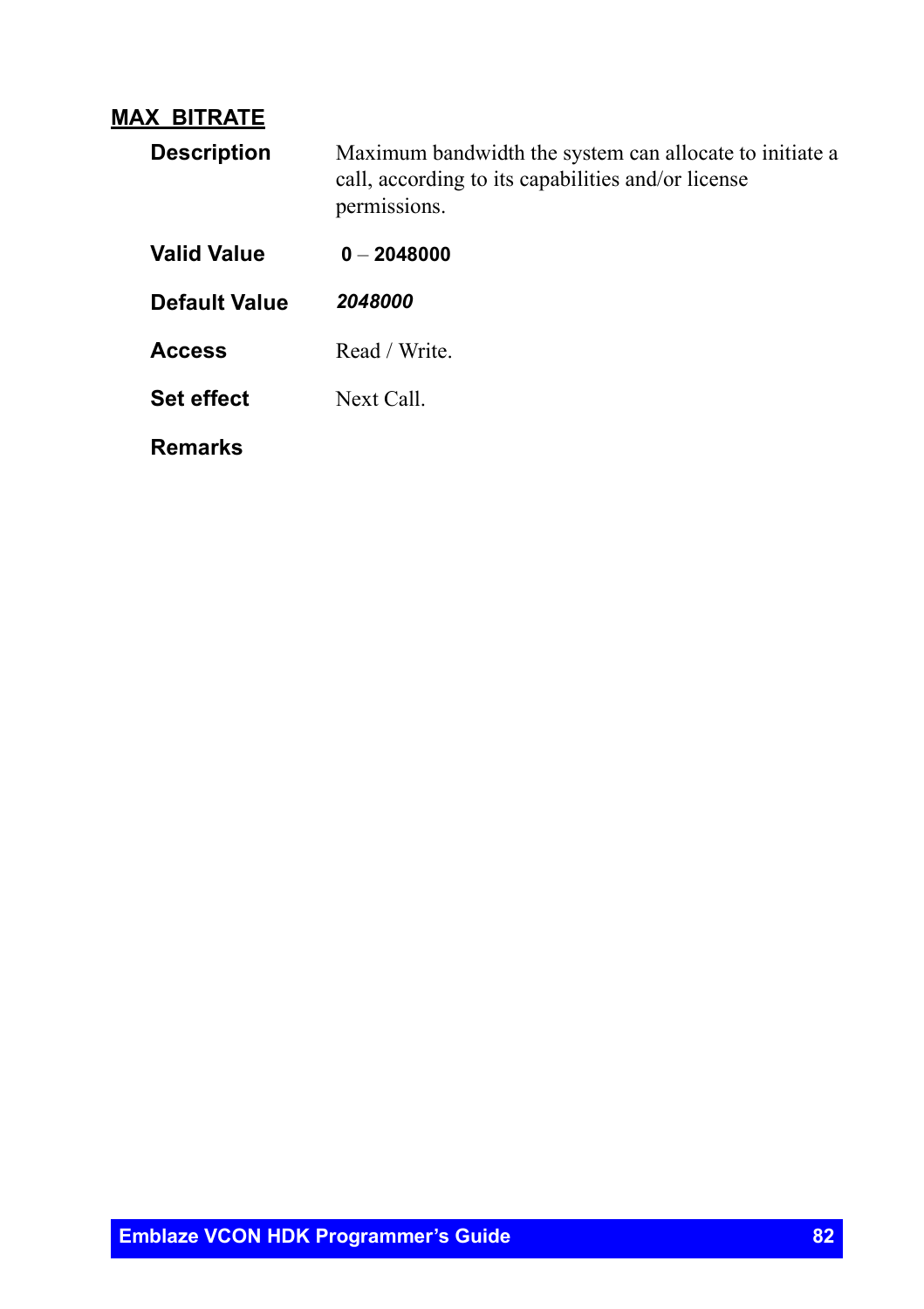## MAX_BITRATE

| | |
|---|---|
| **Description** | Maximum bandwidth the system can allocate to initiate a call, according to its capabilities and/or license permissions. |
| **Valid Value** | **0** – **2048000** |
| **Default Value** | ***2048000*** |
| **Access** | Read / Write. |
| **Set effect** | Next Call. |
| **Remarks** | |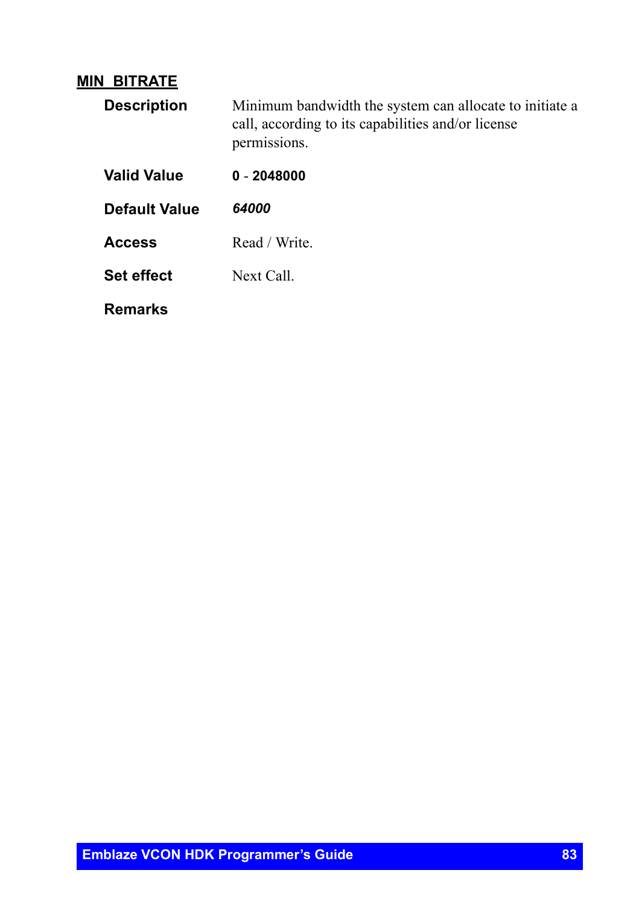## MIN_BITRATE

| | |
|---|---|
| **Description** | Minimum bandwidth the system can allocate to initiate a call, according to its capabilities and/or license permissions. |
| **Valid Value** | **0** - **2048000** |
| **Default Value** | ***64000*** |
| **Access** | Read / Write. |
| **Set effect** | Next Call. |
| **Remarks** | |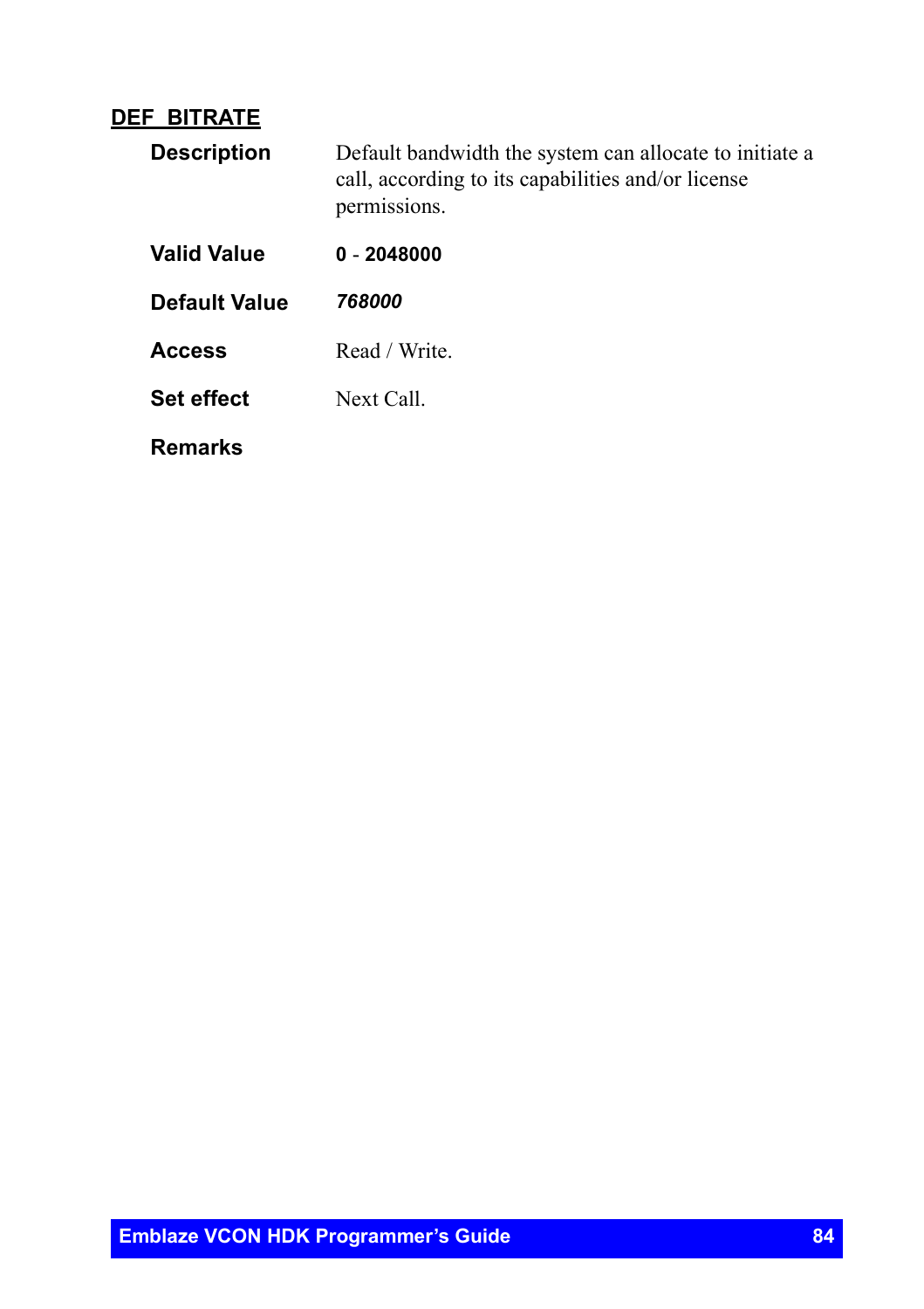## DEF_BITRATE

| | |
|---|---|
| **Description** | Default bandwidth the system can allocate to initiate a call, according to its capabilities and/or license permissions. |
| **Valid Value** | **0** - **2048000** |
| **Default Value** | ***768000*** |
| **Access** | Read / Write. |
| **Set effect** | Next Call. |
| **Remarks** | |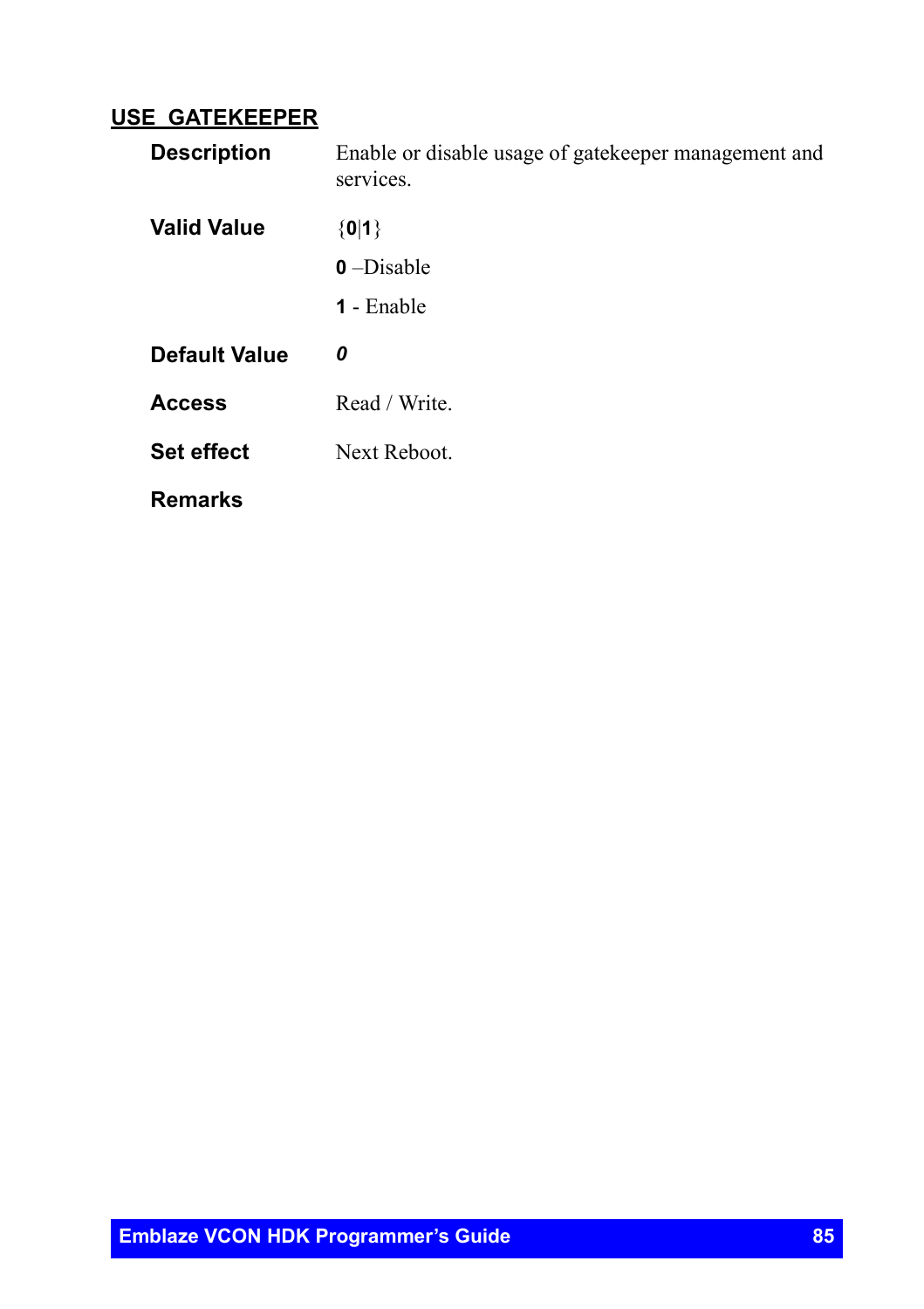## USE_GATEKEEPER

| | |
|---|---|
| **Description** | Enable or disable usage of gatekeeper management and services. |
| **Valid Value** | {**0**\|**1**}<br>**0** –Disable<br>**1** - Enable |
| **Default Value** | ***0*** |
| **Access** | Read / Write. |
| **Set effect** | Next Reboot. |
| **Remarks** | |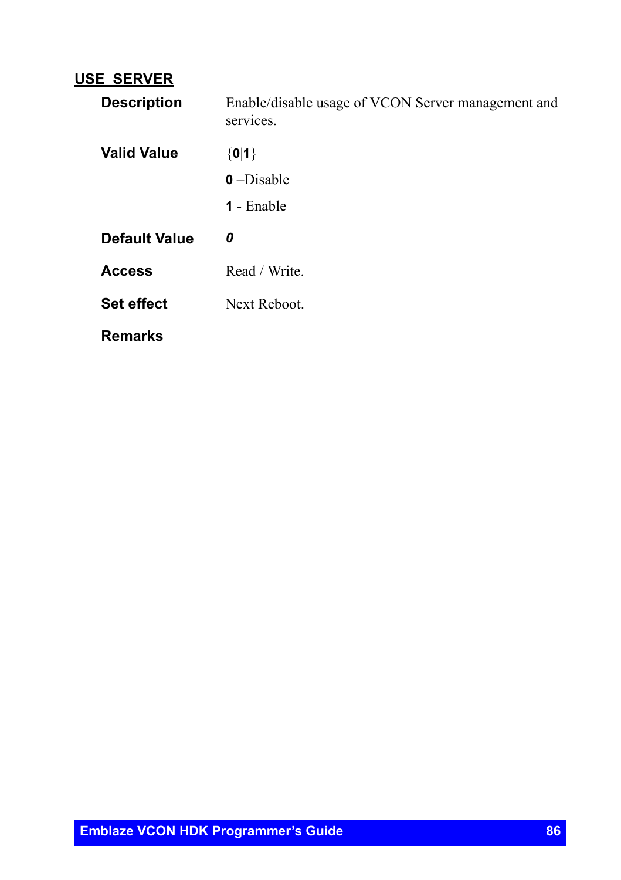## USE_SERVER

**Description** Enable/disable usage of VCON Server management and services.

**Valid Value** {**0**|**1**}

**0** –Disable

**1** - Enable

**Default Value** ***0***

**Access** Read / Write.

**Set effect** Next Reboot.

**Remarks**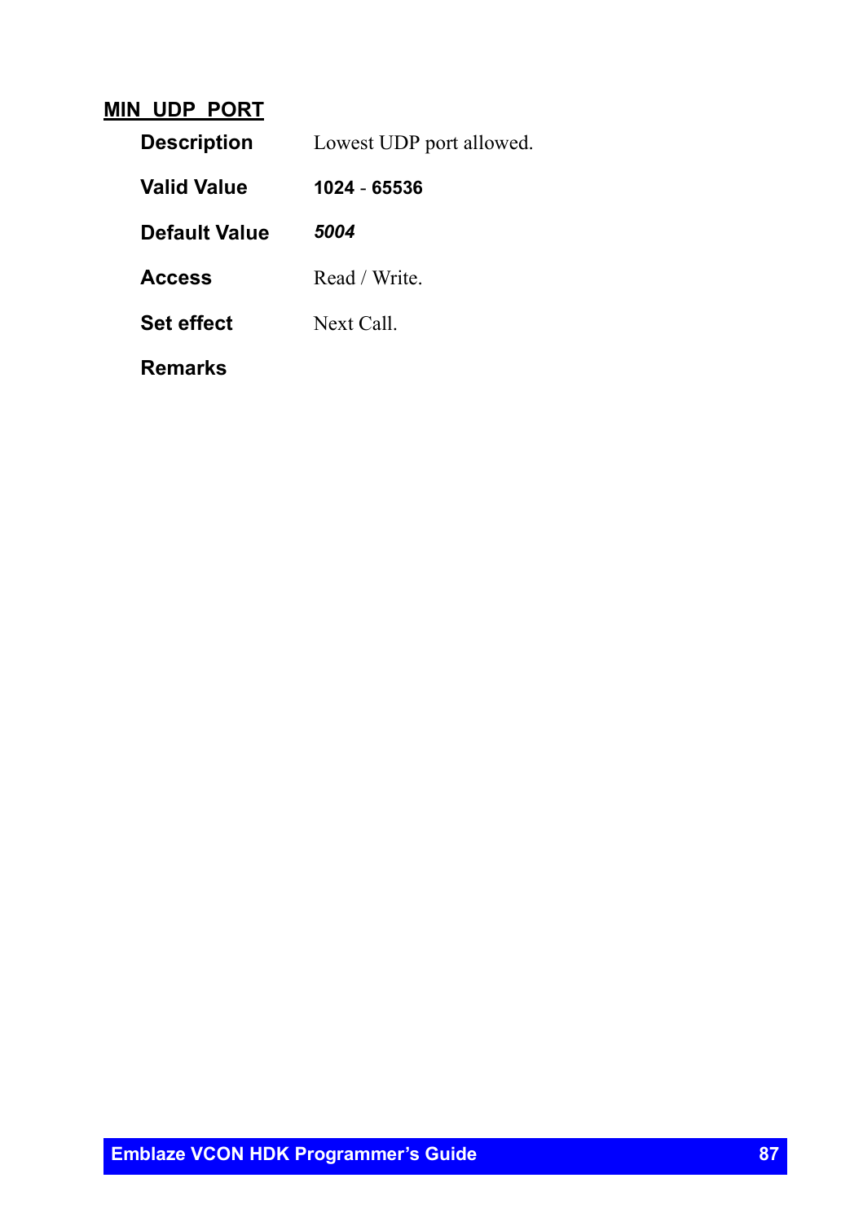## MIN_UDP_PORT

| | |
|---|---|
| **Description** | Lowest UDP port allowed. |
| **Valid Value** | **1024** - **65536** |
| **Default Value** | ***5004*** |
| **Access** | Read / Write. |
| **Set effect** | Next Call. |
| **Remarks** | |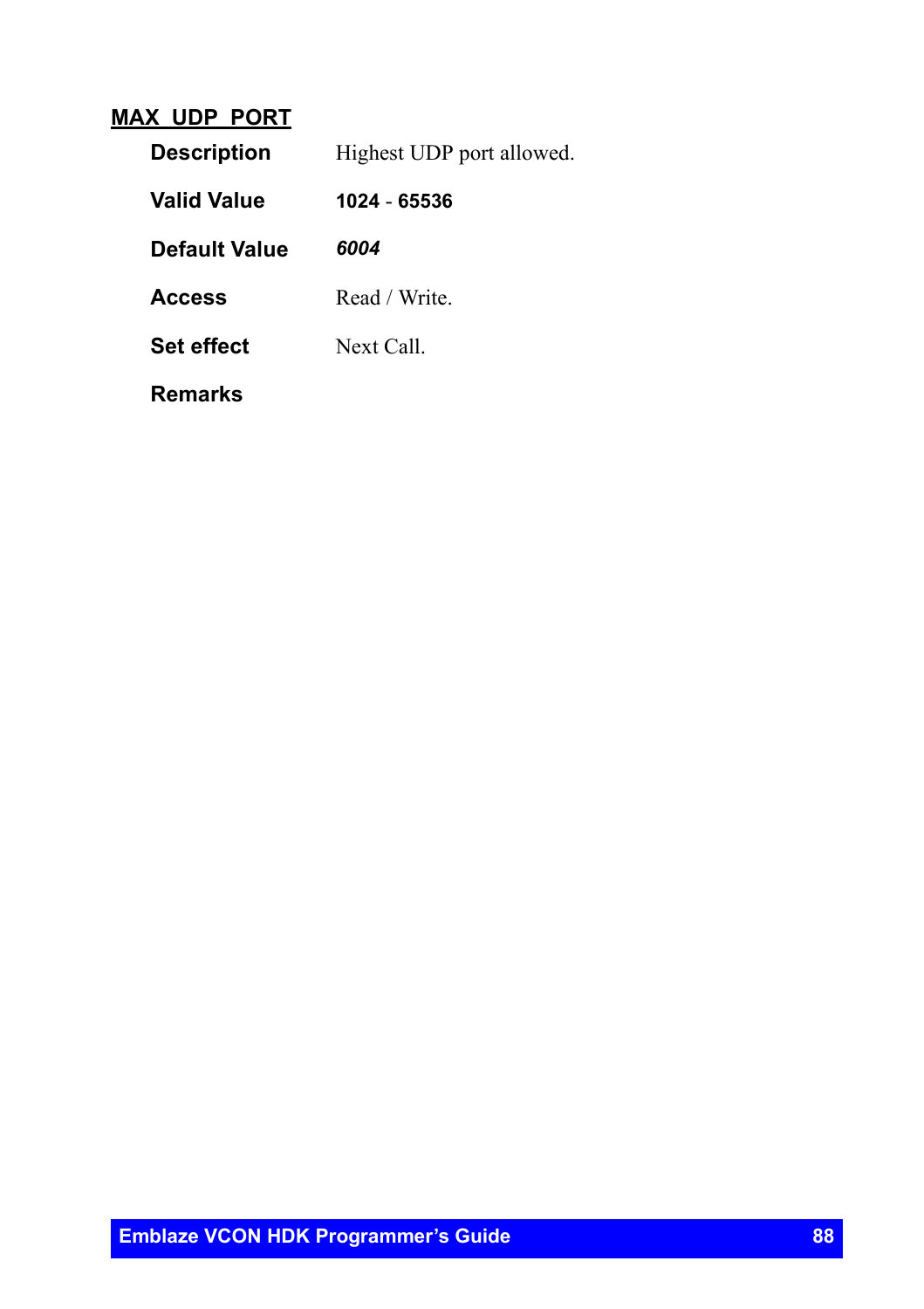## MAX_UDP_PORT

| | |
|---|---|
| **Description** | Highest UDP port allowed. |
| **Valid Value** | **1024** - **65536** |
| **Default Value** | ***6004*** |
| **Access** | Read / Write. |
| **Set effect** | Next Call. |
| **Remarks** | |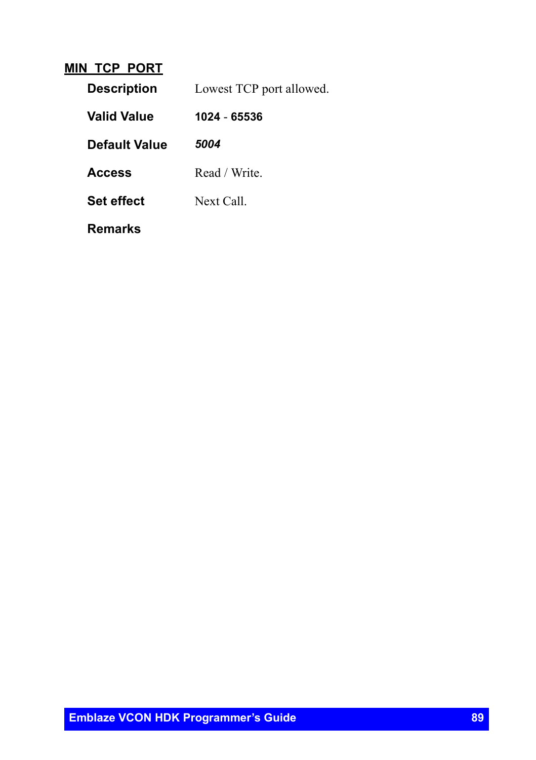## MIN_TCP_PORT

| | |
|---|---|
| **Description** | Lowest TCP port allowed. |
| **Valid Value** | **1024** - **65536** |
| **Default Value** | ***5004*** |
| **Access** | Read / Write. |
| **Set effect** | Next Call. |
| **Remarks** | |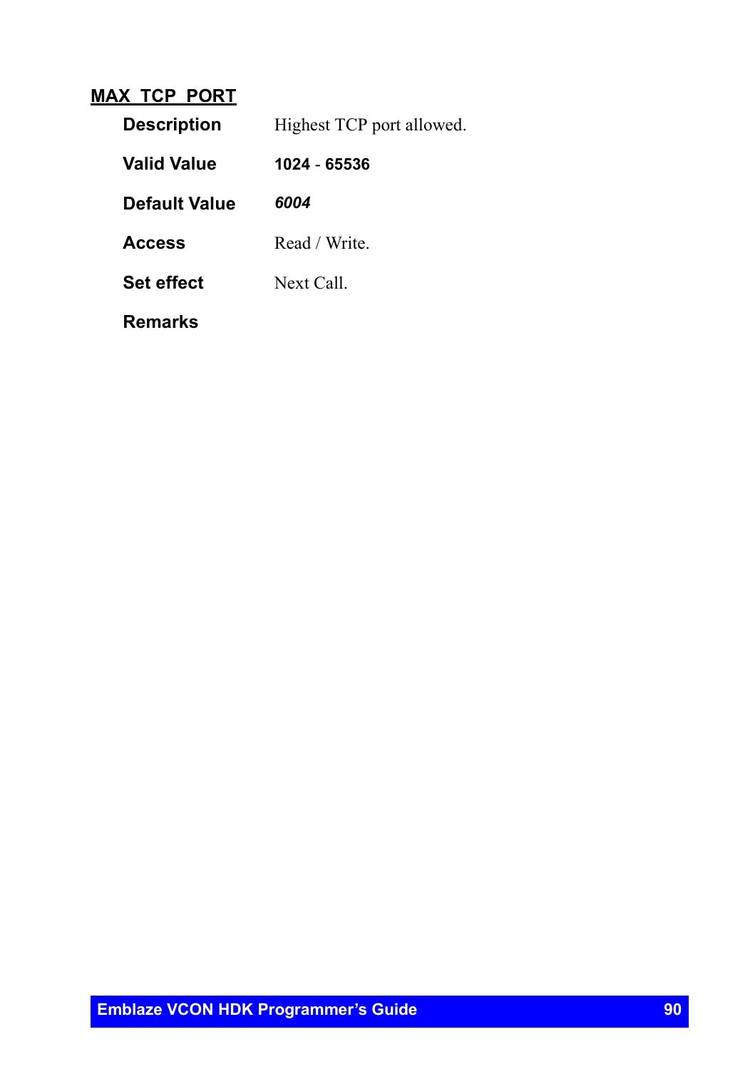## MAX_TCP_PORT

| | |
|---|---|
| **Description** | Highest TCP port allowed. |
| **Valid Value** | **1024** - **65536** |
| **Default Value** | ***6004*** |
| **Access** | Read / Write. |
| **Set effect** | Next Call. |
| **Remarks** | |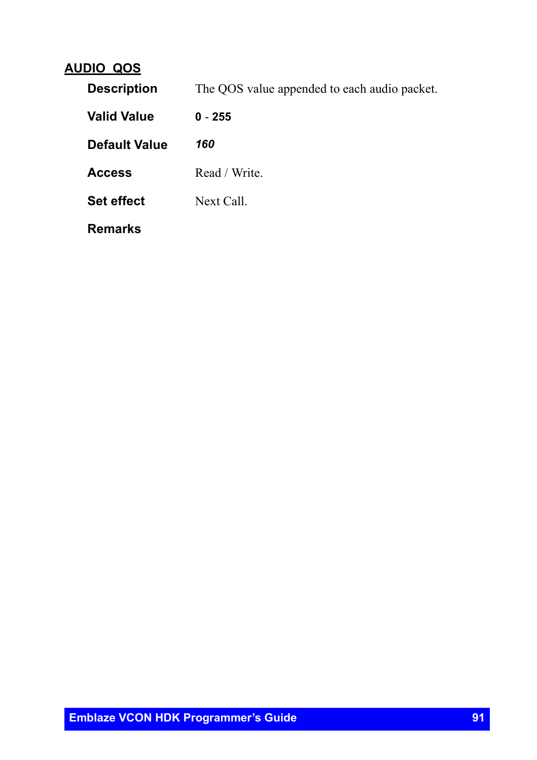## AUDIO_QOS

**Description** The QOS value appended to each audio packet.

**Valid Value** **0** - **255**

**Default Value** ***160***

**Access** Read / Write.

**Set effect** Next Call.

**Remarks**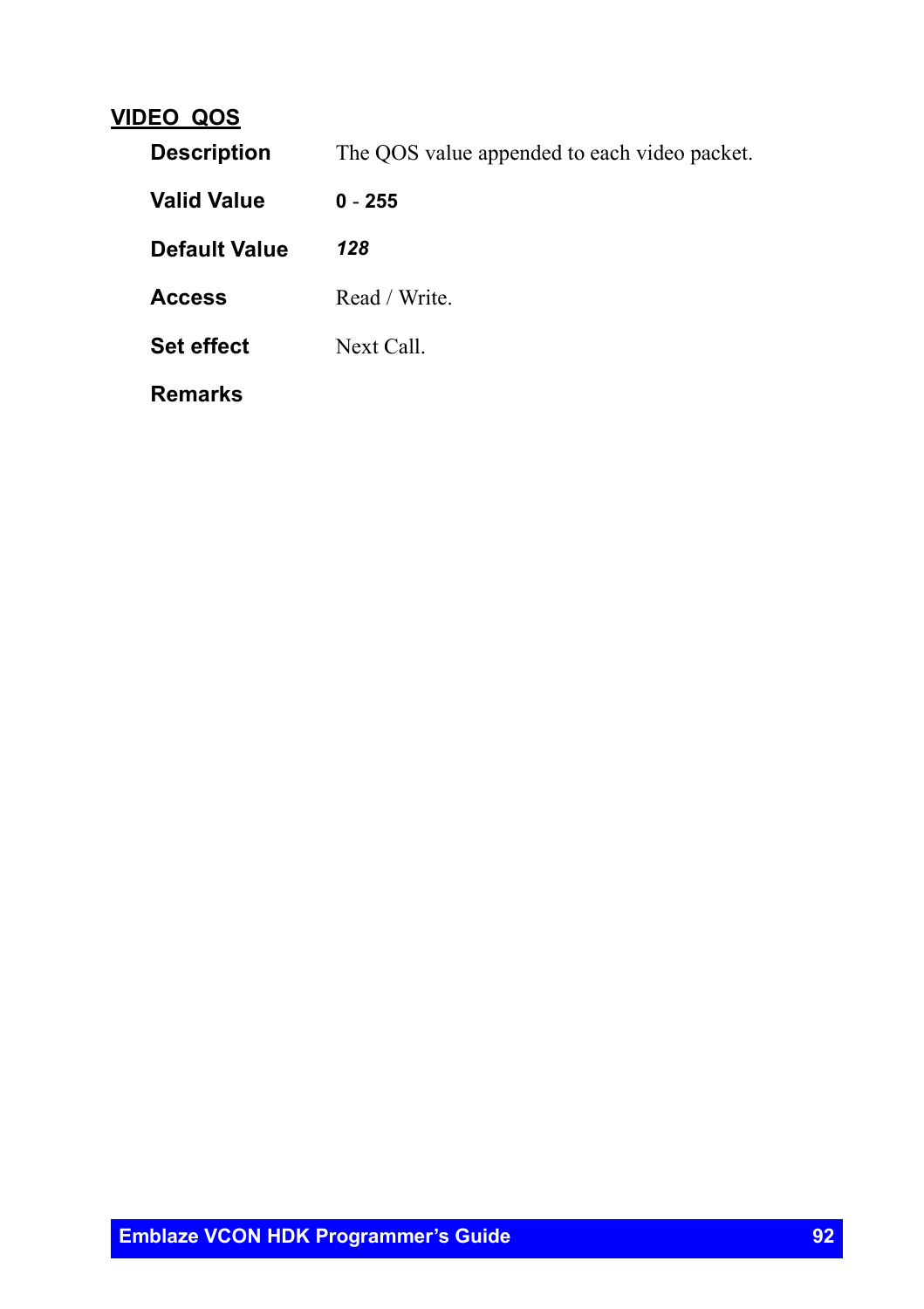## VIDEO_QOS

**Description** The QOS value appended to each video packet.

**Valid Value** **0** - **255**

**Default Value** ***128***

**Access** Read / Write.

**Set effect** Next Call.

**Remarks**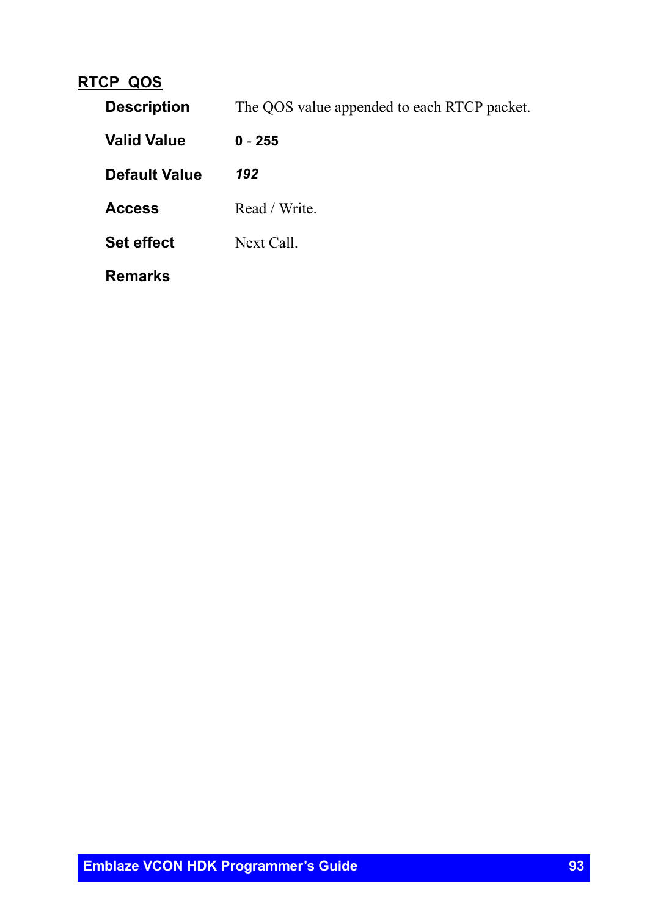## RTCP_QOS

**Description** The QOS value appended to each RTCP packet.

**Valid Value** **0 - 255**

**Default Value** ***192***

**Access** Read / Write.

**Set effect** Next Call.

**Remarks**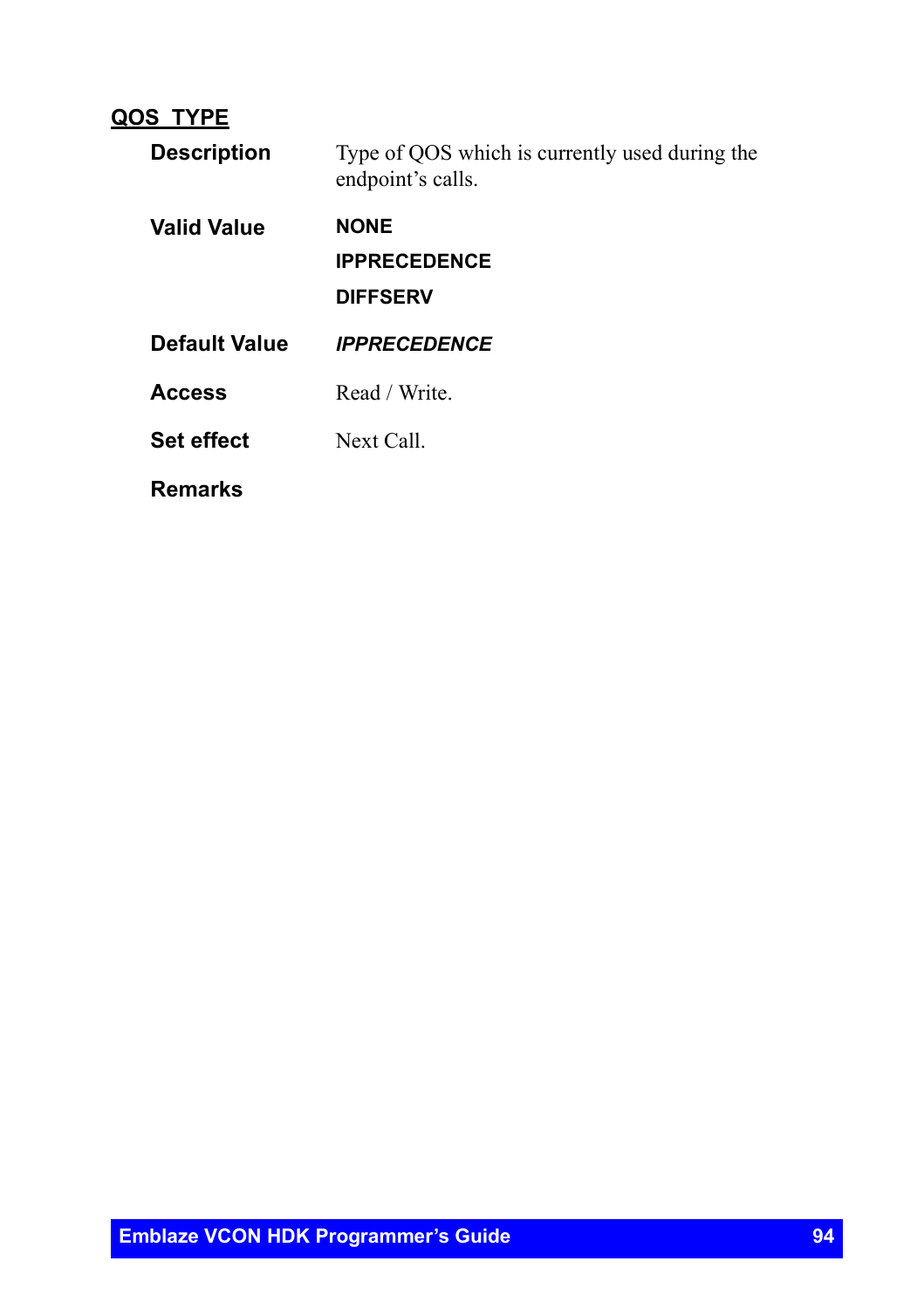## QOS_TYPE

| | |
|---|---|
| **Description** | Type of QOS which is currently used during the endpoint's calls. |
| **Valid Value** | **NONE**<br>**IPPRECEDENCE**<br>**DIFFSERV** |
| **Default Value** | ***IPPRECEDENCE*** |
| **Access** | Read / Write. |
| **Set effect** | Next Call. |
| **Remarks** | |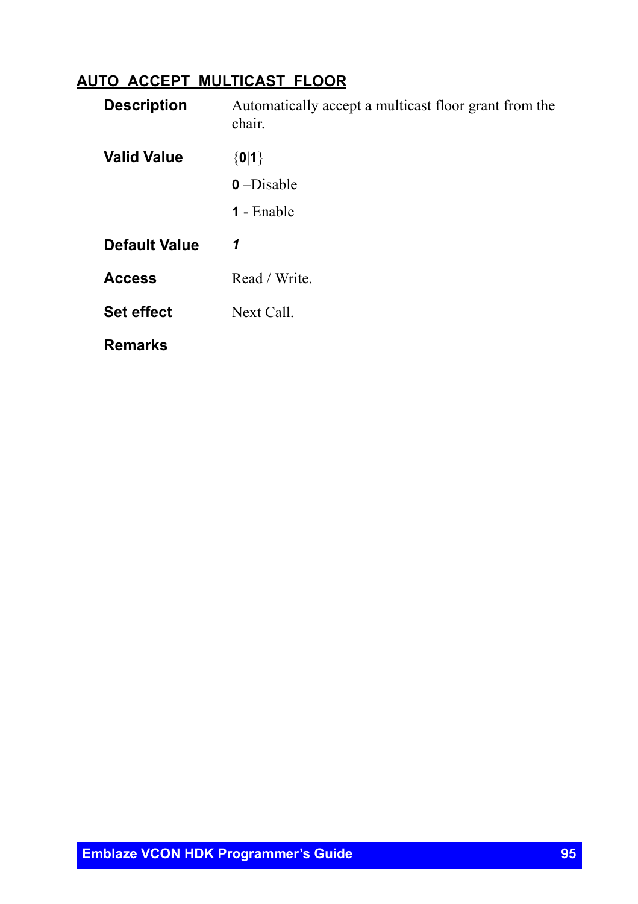## AUTO_ACCEPT_MULTICAST_FLOOR

| | |
|---|---|
| **Description** | Automatically accept a multicast floor grant from the chair. |
| **Valid Value** | {**0**\|**1**}<br>**0** –Disable<br>**1** - Enable |
| **Default Value** | ***1*** |
| **Access** | Read / Write. |
| **Set effect** | Next Call. |
| **Remarks** | |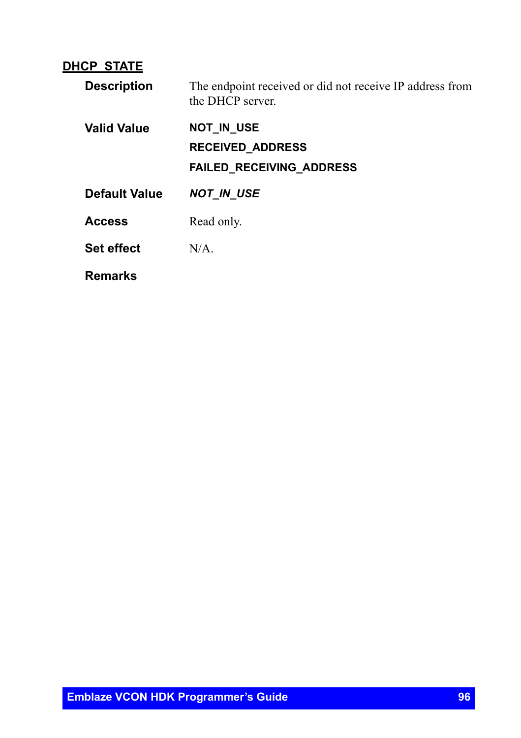## DHCP_STATE

**Description** The endpoint received or did not receive IP address from the DHCP server.

**Valid Value** **NOT_IN_USE**

**RECEIVED_ADDRESS**

**FAILED_RECEIVING_ADDRESS**

**Default Value** ***NOT_IN_USE***

**Access** Read only.

**Set effect** N/A.

**Remarks**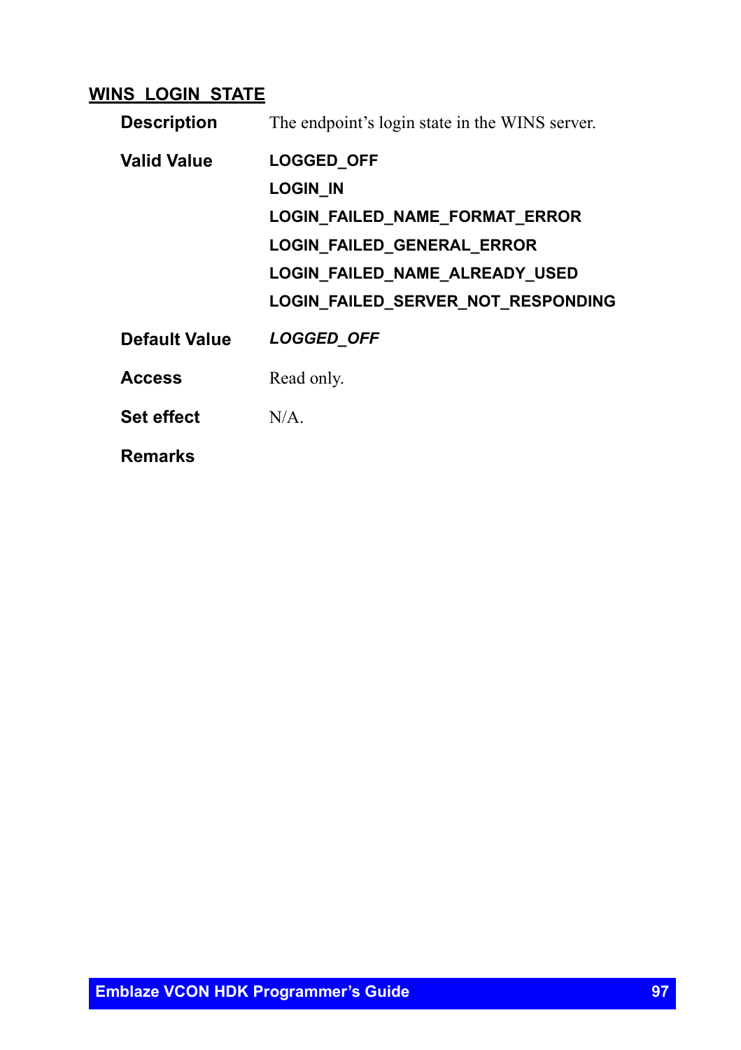## WINS_LOGIN_STATE

**Description** The endpoint's login state in the WINS server.

**Valid Value**
**LOGGED_OFF**
**LOGIN_IN**
**LOGIN_FAILED_NAME_FORMAT_ERROR**
**LOGIN_FAILED_GENERAL_ERROR**
**LOGIN_FAILED_NAME_ALREADY_USED**
**LOGIN_FAILED_SERVER_NOT_RESPONDING**

**Default Value** ***LOGGED_OFF***

**Access** Read only.

**Set effect** N/A.

**Remarks**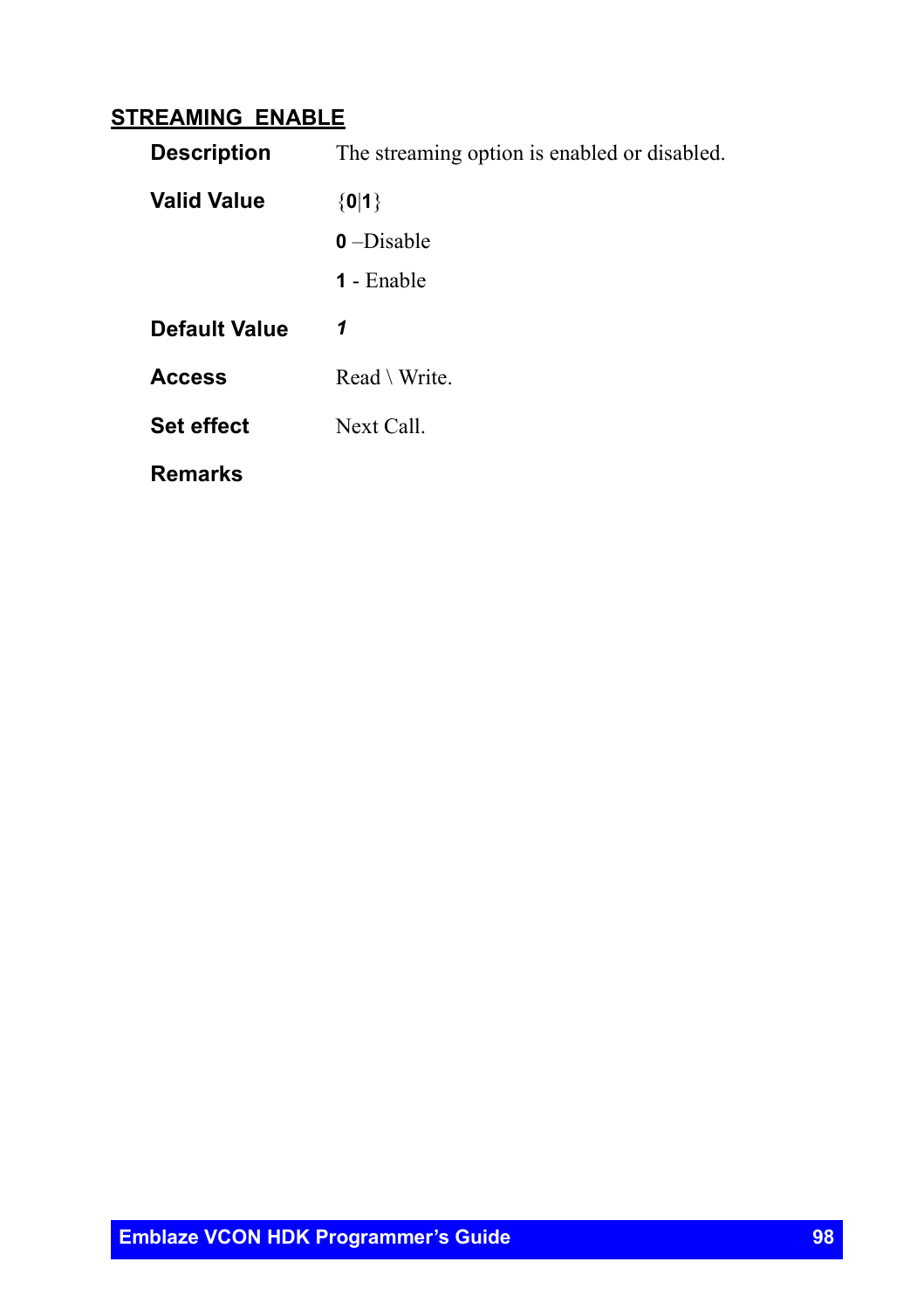## STREAMING_ENABLE

| | |
|---|---|
| **Description** | The streaming option is enabled or disabled. |
| **Valid Value** | {**0**\|**1**}<br>**0** –Disable<br>**1** - Enable |
| **Default Value** | ***1*** |
| **Access** | Read \ Write. |
| **Set effect** | Next Call. |
| **Remarks** | |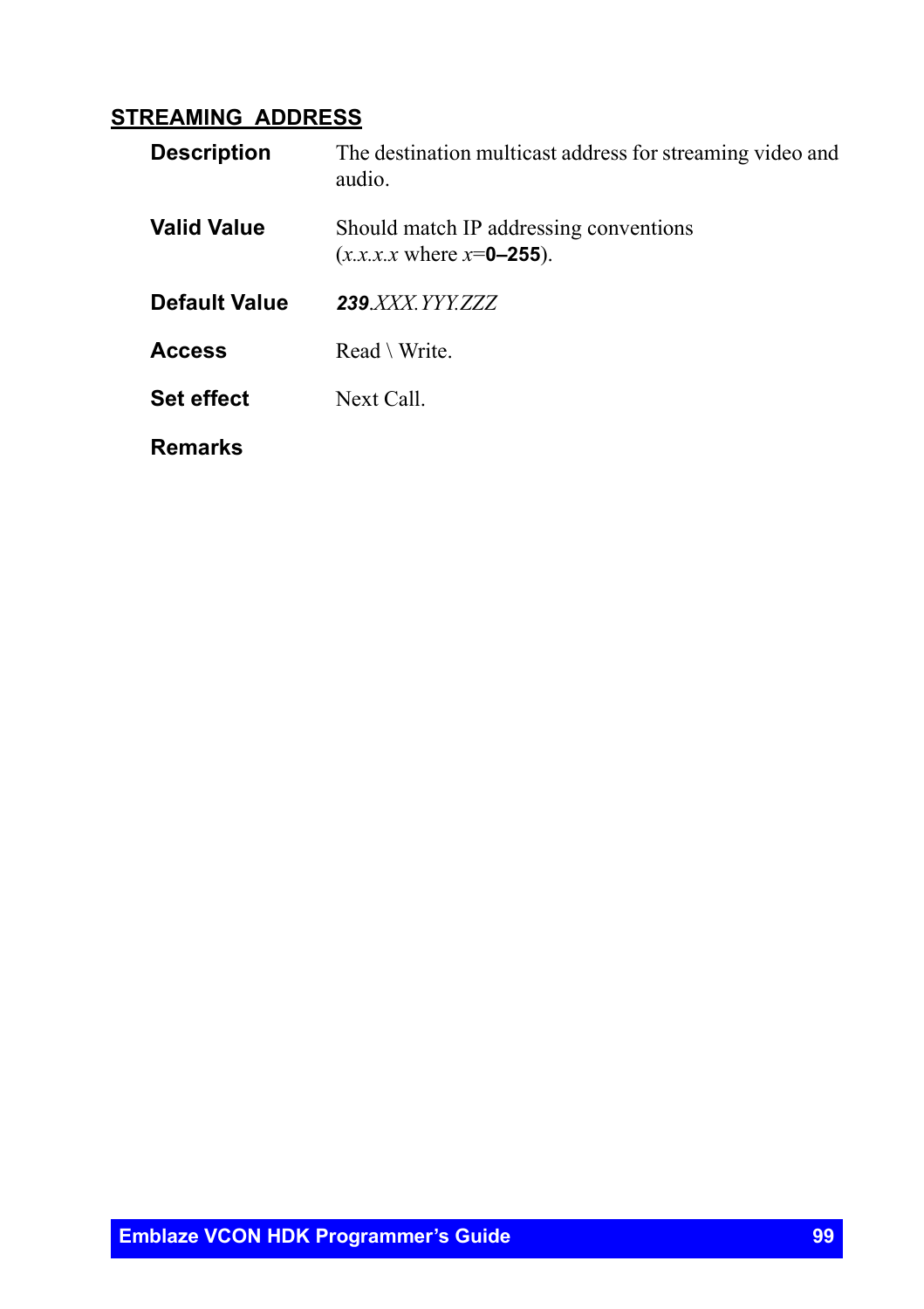## STREAMING_ADDRESS

| | |
|---|---|
| **Description** | The destination multicast address for streaming video and audio. |
| **Valid Value** | Should match IP addressing conventions (*x.x.x.x* where *x*=**0–255**). |
| **Default Value** | ***239****.XXX.YYY.ZZZ* |
| **Access** | Read \ Write. |
| **Set effect** | Next Call. |
| **Remarks** | |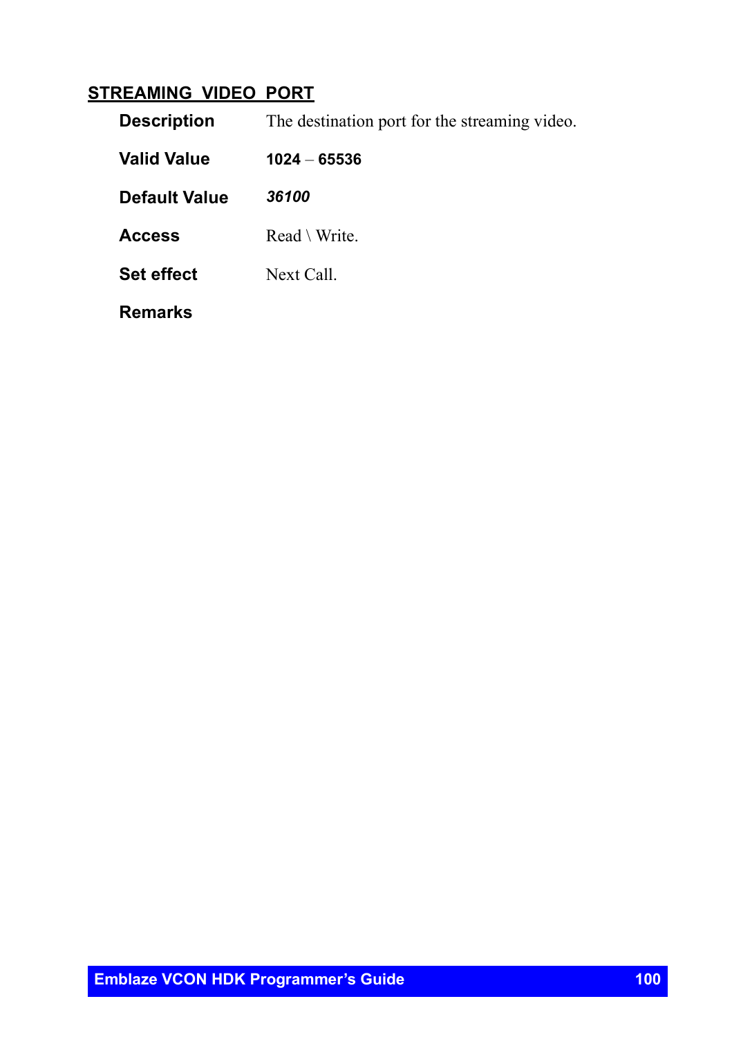## STREAMING_VIDEO_PORT

| | |
|---|---|
| **Description** | The destination port for the streaming video. |
| **Valid Value** | **1024** – **65536** |
| **Default Value** | ***36100*** |
| **Access** | Read \ Write. |
| **Set effect** | Next Call. |
| **Remarks** | |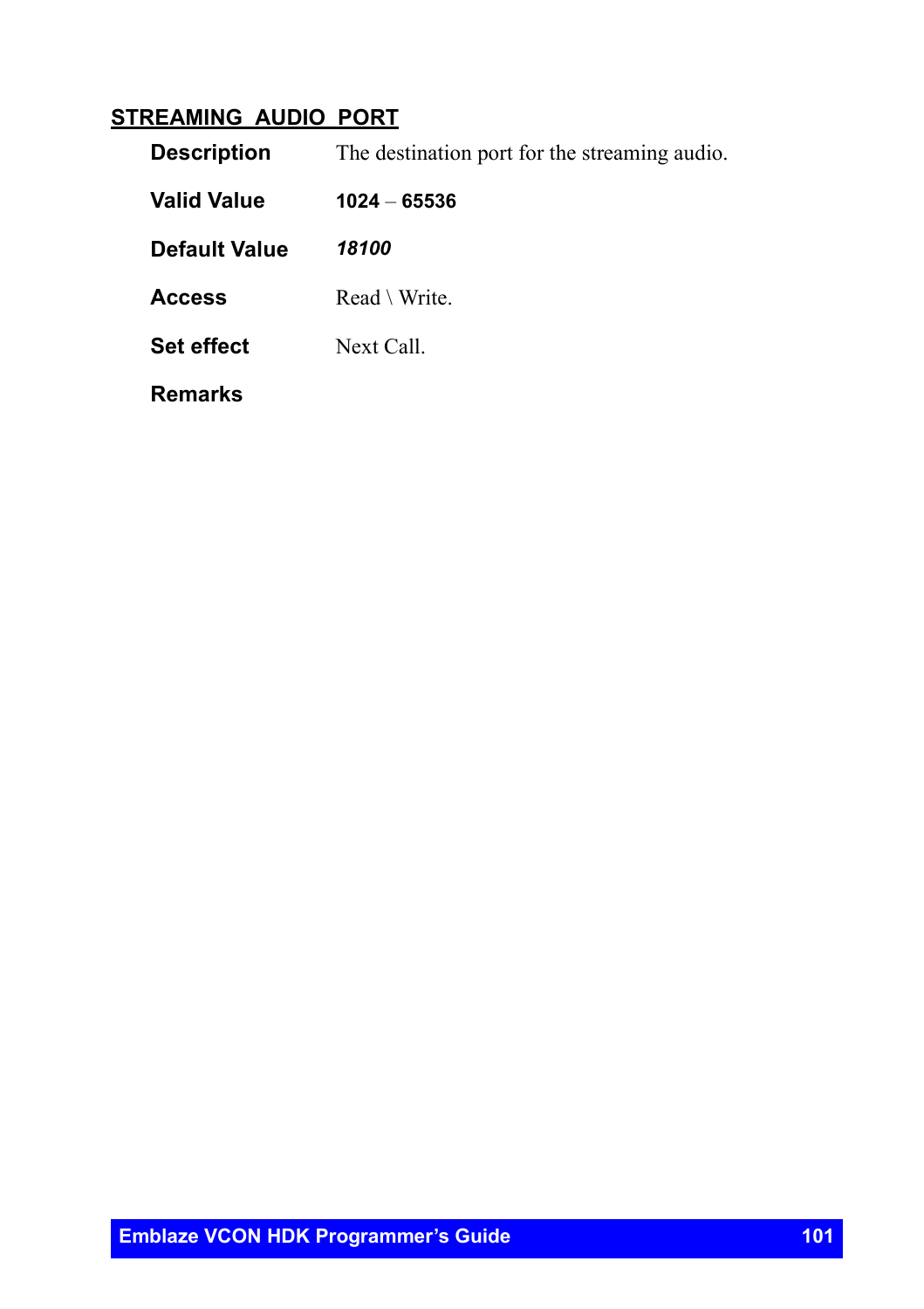## STREAMING_AUDIO_PORT

**Description** The destination port for the streaming audio.

**Valid Value** **1024** – **65536**

**Default Value** ***18100***

**Access** Read \ Write.

**Set effect** Next Call.

**Remarks**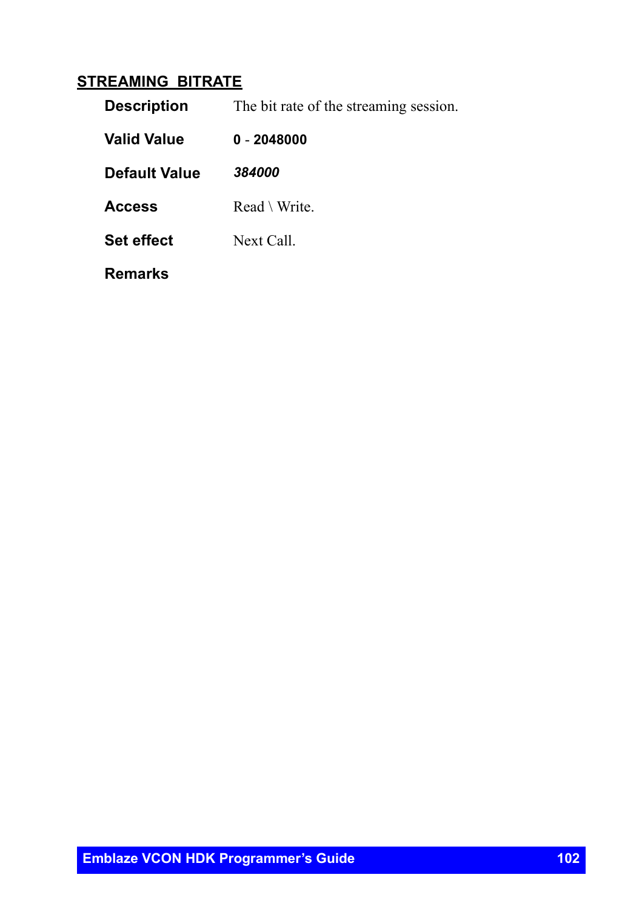## STREAMING_BITRATE

| | |
|---|---|
| **Description** | The bit rate of the streaming session. |
| **Valid Value** | **0 - 2048000** |
| **Default Value** | ***384000*** |
| **Access** | Read \ Write. |
| **Set effect** | Next Call. |
| **Remarks** | |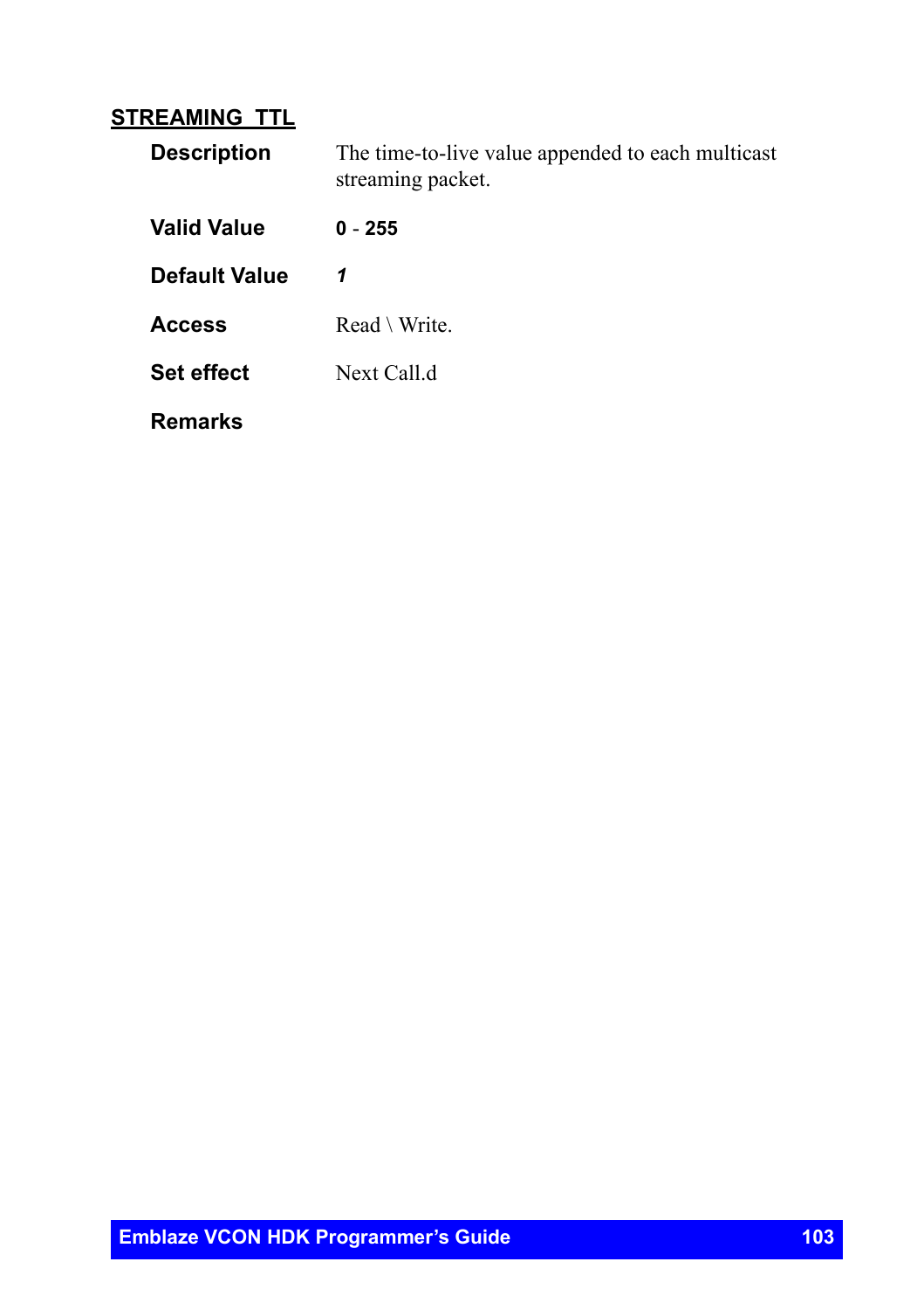## STREAMING_TTL

**Description** The time-to-live value appended to each multicast streaming packet.

**Valid Value** **0 - 255**

**Default Value** ***1***

**Access** Read \ Write.

**Set effect** Next Call.d

**Remarks**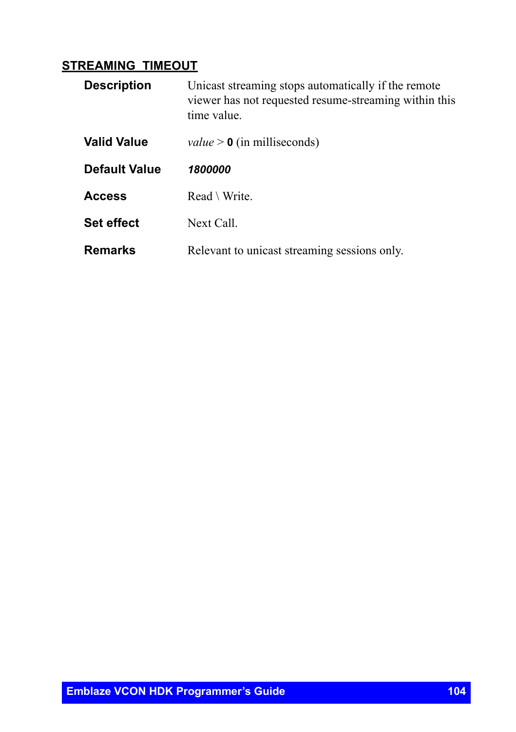## STREAMING_TIMEOUT

**Description**

Unicast streaming stops automatically if the remote viewer has not requested resume-streaming within this time value.

**Valid Value**

*value* > **0** (in milliseconds)

**Default Value**

***1800000***

**Access**

Read \ Write.

**Set effect**

Next Call.

**Remarks**

Relevant to unicast streaming sessions only.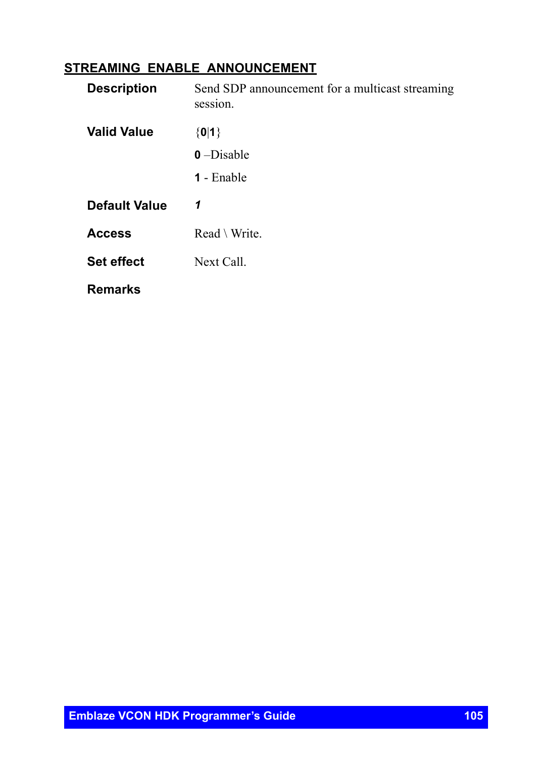## STREAMING_ENABLE_ANNOUNCEMENT

| | |
|---|---|
| **Description** | Send SDP announcement for a multicast streaming session. |
| **Valid Value** | {**0**\|**1**}<br>**0** –Disable<br>**1** - Enable |
| **Default Value** | ***1*** |
| **Access** | Read \ Write. |
| **Set effect** | Next Call. |
| **Remarks** | |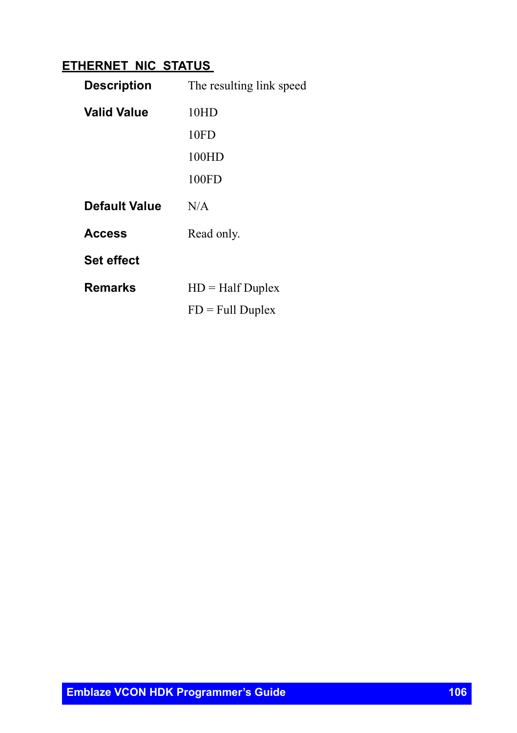## ETHERNET_NIC_STATUS

| | |
|---|---|
| **Description** | The resulting link speed |
| **Valid Value** | 10HD<br>10FD<br>100HD<br>100FD |
| **Default Value** | N/A |
| **Access** | Read only. |
| **Set effect** | |
| **Remarks** | HD = Half Duplex<br>FD = Full Duplex |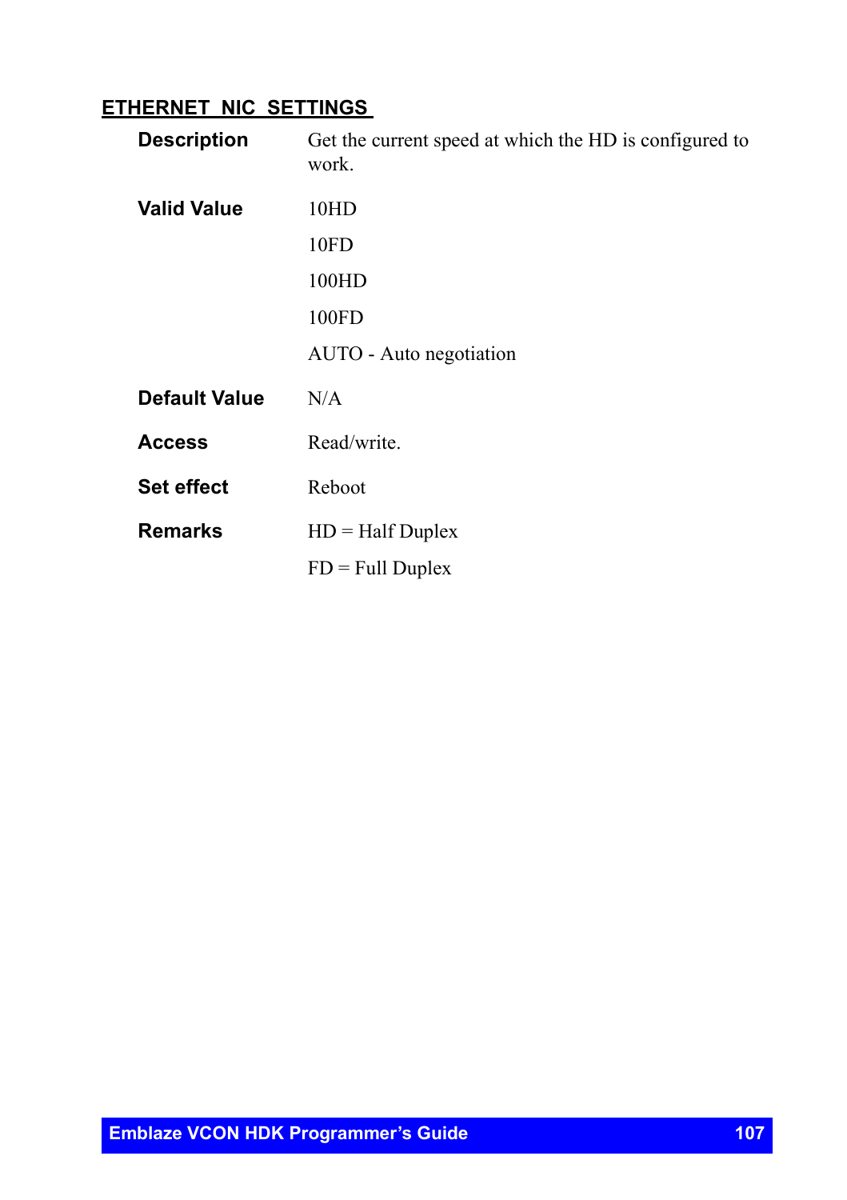## ETHERNET NIC SETTINGS

| | |
|---|---|
| **Description** | Get the current speed at which the HD is configured to work. |
| **Valid Value** | 10HD<br>10FD<br>100HD<br>100FD<br>AUTO - Auto negotiation |
| **Default Value** | N/A |
| **Access** | Read/write. |
| **Set effect** | Reboot |
| **Remarks** | HD = Half Duplex<br>FD = Full Duplex |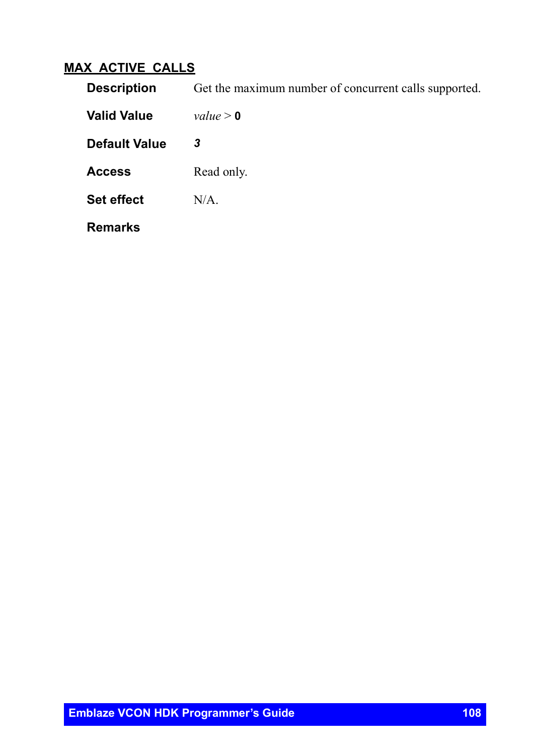## MAX_ACTIVE_CALLS

**Description** Get the maximum number of concurrent calls supported.

**Valid Value** *value* > **0**

**Default Value** ***3***

**Access** Read only.

**Set effect** N/A.

**Remarks**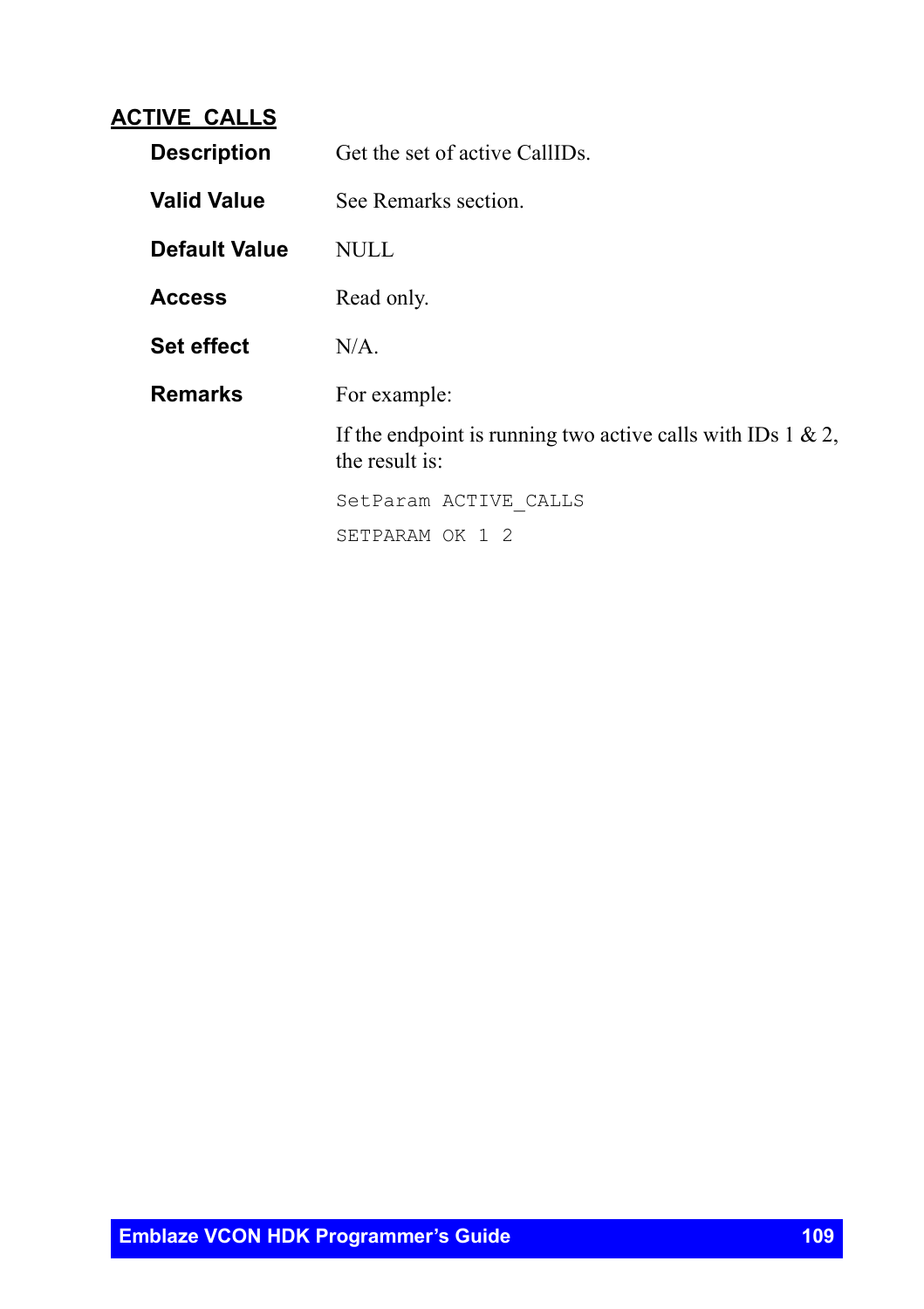## ACTIVE_CALLS

**Description** Get the set of active CallIDs.

**Valid Value** See Remarks section.

**Default Value** NULL

**Access** Read only.

**Set effect** N/A.

**Remarks** For example:

If the endpoint is running two active calls with IDs 1 & 2, the result is:

```
SetParam ACTIVE_CALLS
SETPARAM OK 1 2
```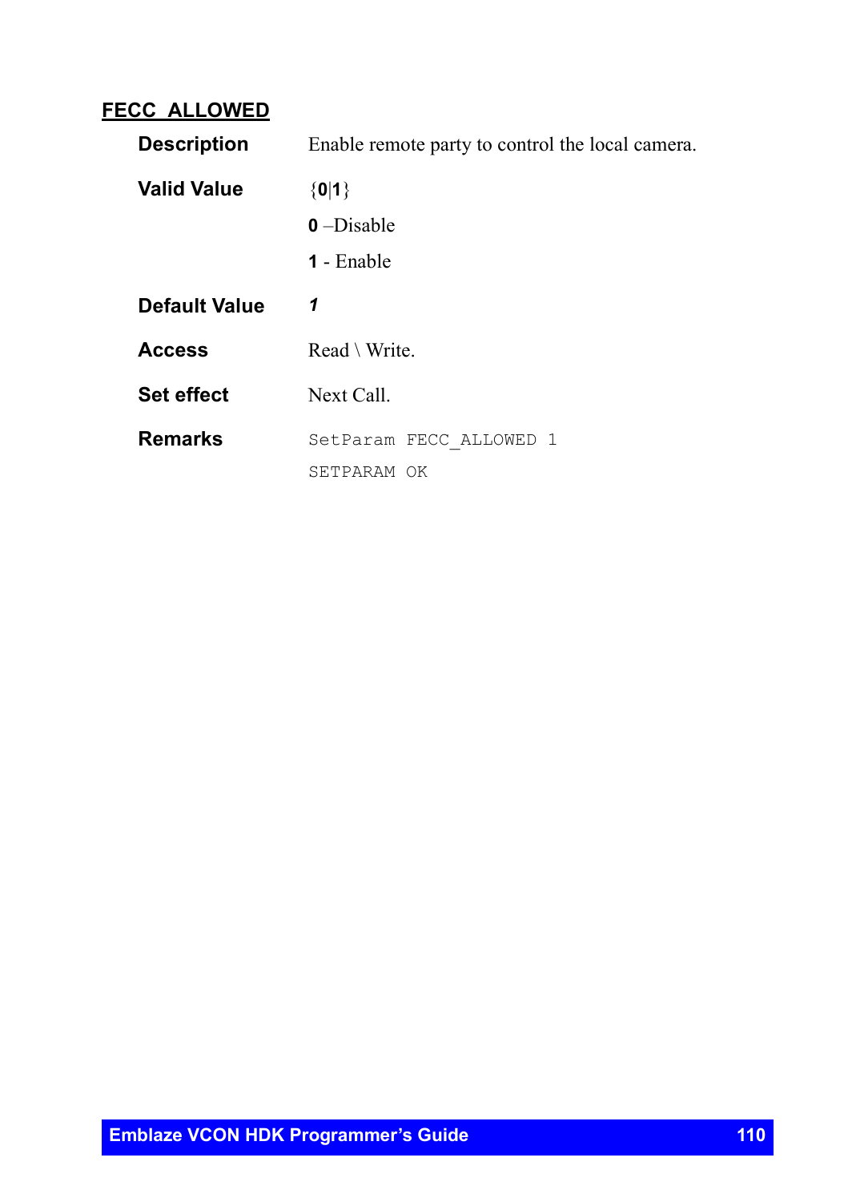## FECC_ALLOWED

| | |
|---|---|
| **Description** | Enable remote party to control the local camera. |
| **Valid Value** | {**0**\|**1**}<br>**0** –Disable<br>**1** - Enable |
| **Default Value** | ***1*** |
| **Access** | Read \ Write. |
| **Set effect** | Next Call. |
| **Remarks** | `SetParam FECC_ALLOWED 1`<br>`SETPARAM OK` |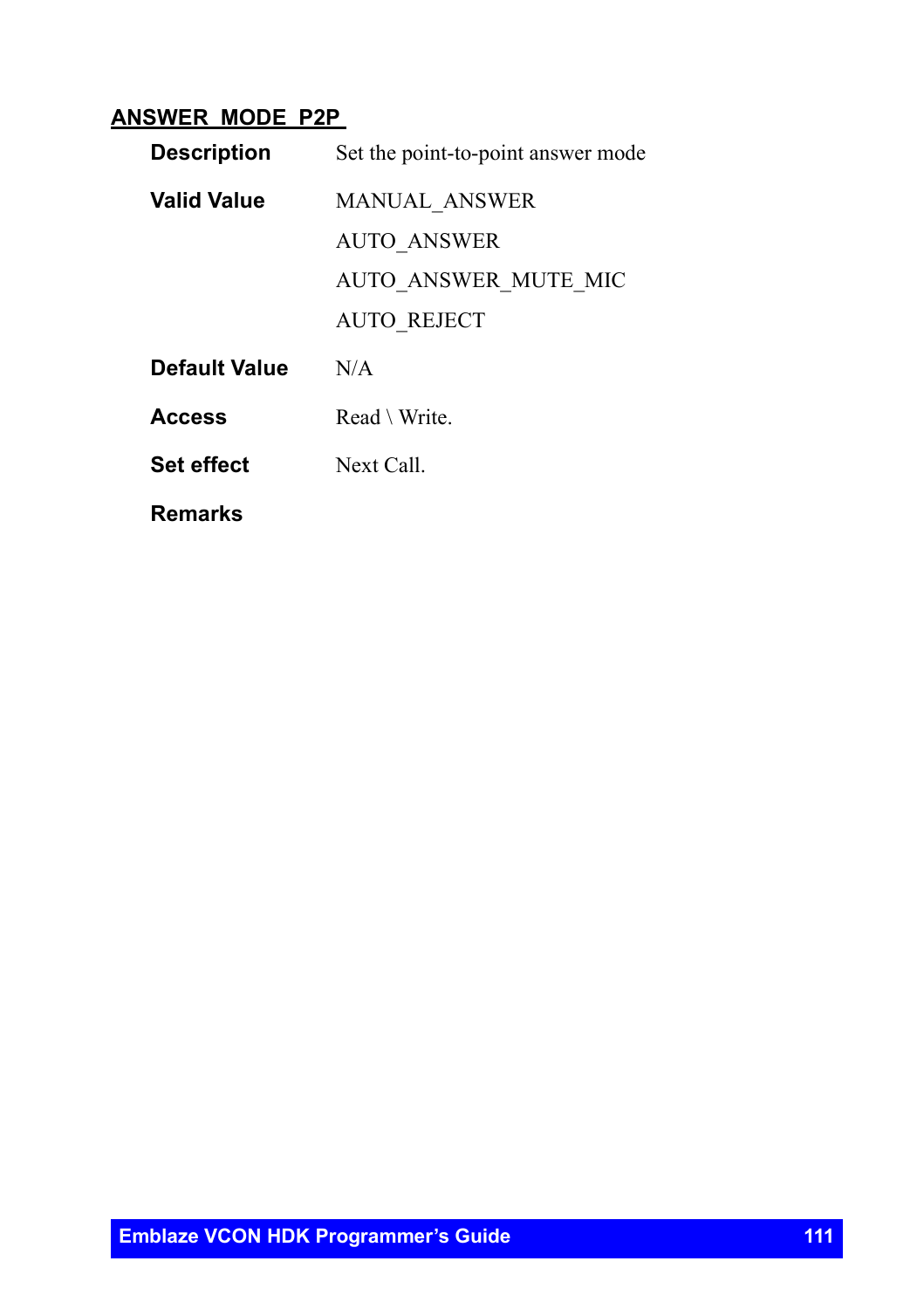## ANSWER_MODE_P2P

| | |
|---|---|
| **Description** | Set the point-to-point answer mode |
| **Valid Value** | MANUAL_ANSWER<br>AUTO_ANSWER<br>AUTO_ANSWER_MUTE_MIC<br>AUTO_REJECT |
| **Default Value** | N/A |
| **Access** | Read \ Write. |
| **Set effect** | Next Call. |
| **Remarks** | |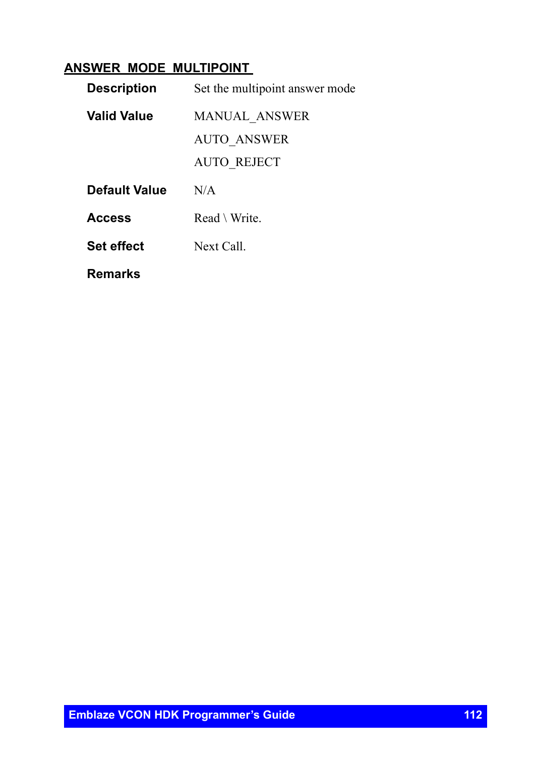## ANSWER_MODE_MULTIPOINT

| | |
|---|---|
| **Description** | Set the multipoint answer mode |
| **Valid Value** | MANUAL_ANSWER<br>AUTO_ANSWER<br>AUTO_REJECT |
| **Default Value** | N/A |
| **Access** | Read \ Write. |
| **Set effect** | Next Call. |
| **Remarks** | |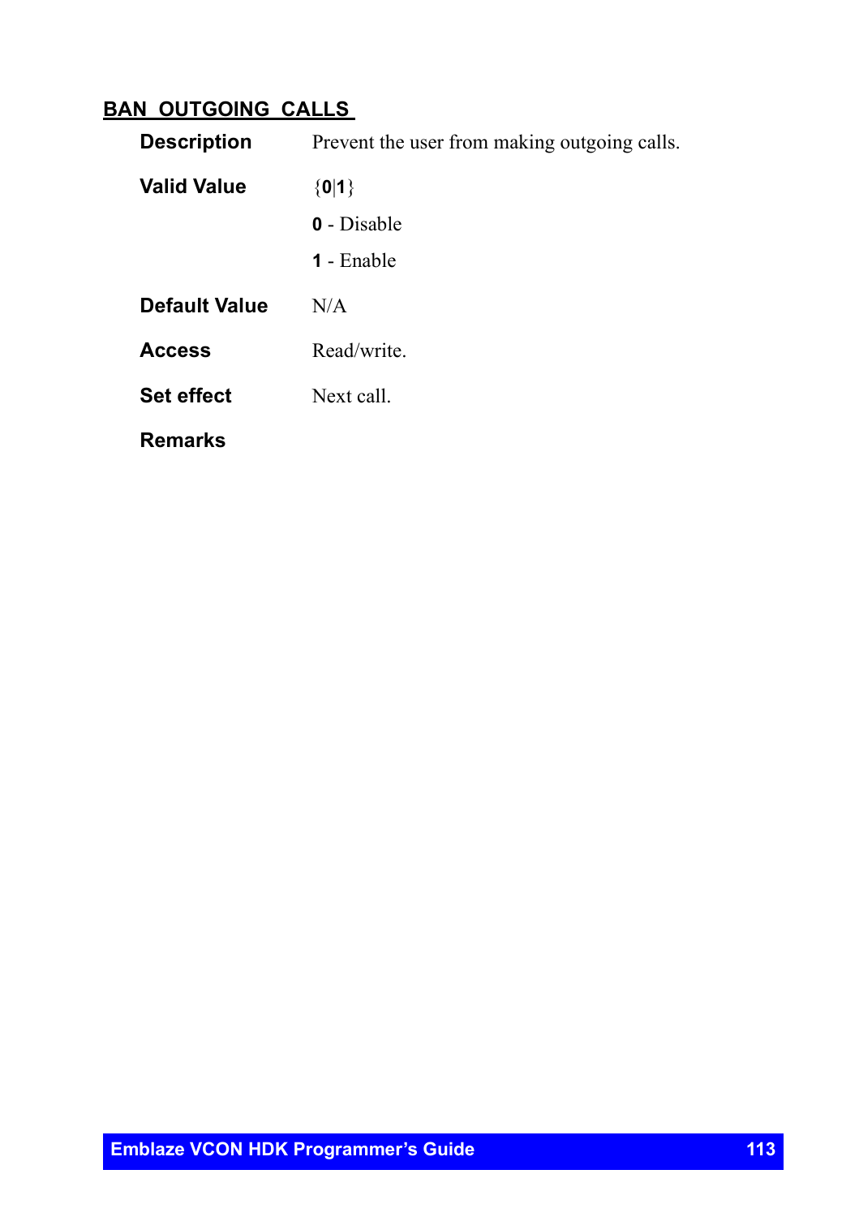## BAN_OUTGOING_CALLS

**Description** Prevent the user from making outgoing calls.

**Valid Value** {**0**|**1**}

**0** - Disable

**1** - Enable

**Default Value** N/A

**Access** Read/write.

**Set effect** Next call.

**Remarks**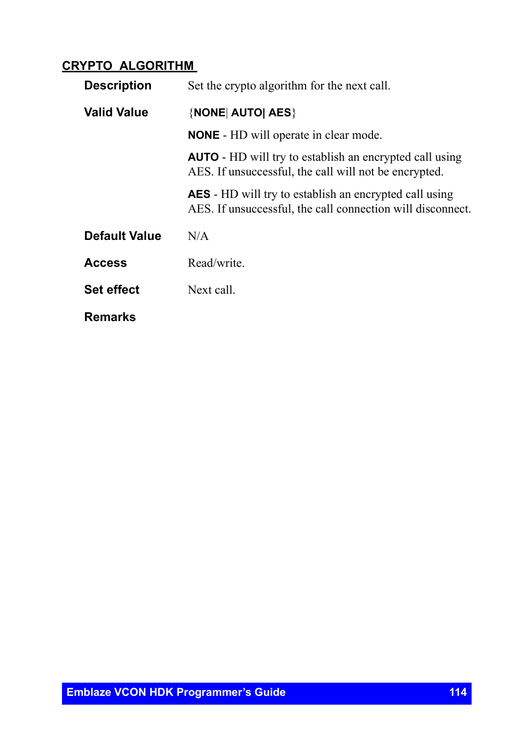## CRYPTO_ALGORITHM

**Description** Set the crypto algorithm for the next call.

**Valid Value** {**NONE**| **AUTO| AES**}

**NONE** - HD will operate in clear mode.

**AUTO** - HD will try to establish an encrypted call using AES. If unsuccessful, the call will not be encrypted.

**AES** - HD will try to establish an encrypted call using AES. If unsuccessful, the call connection will disconnect.

**Default Value** N/A

**Access** Read/write.

**Set effect** Next call.

**Remarks**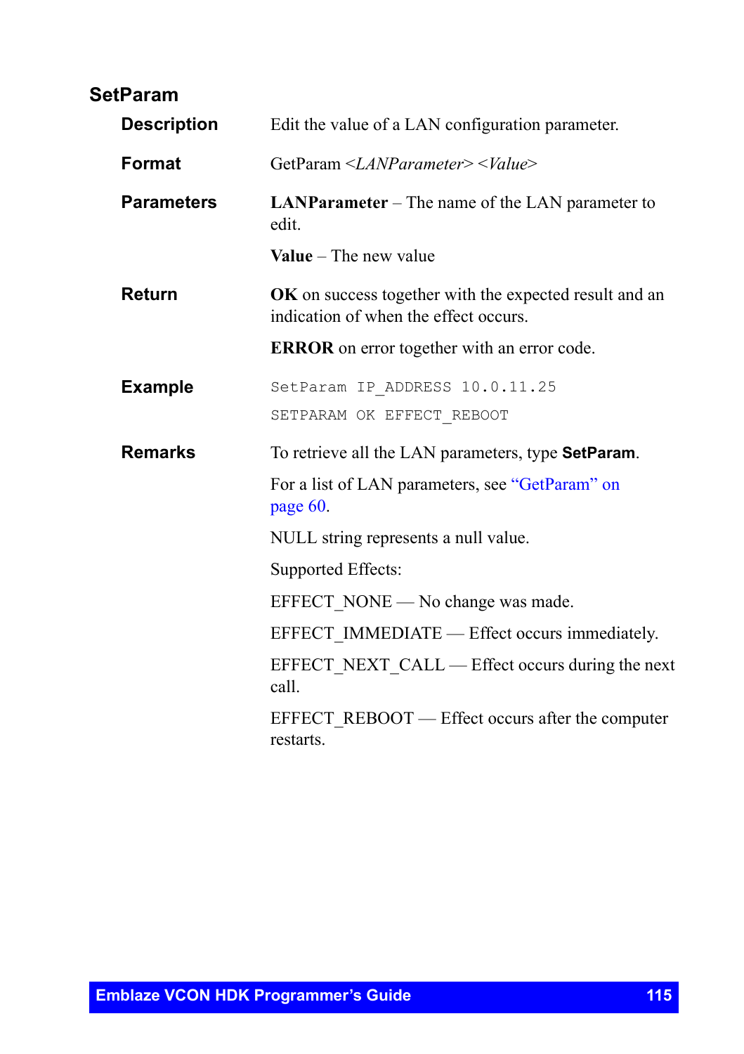### SetParam

**Description**

Edit the value of a LAN configuration parameter.

**Format**

GetParam <*LANParameter*> <*Value*>

**Parameters**

**LANParameter** – The name of the LAN parameter to edit.

**Value** – The new value

**Return**

**OK** on success together with the expected result and an indication of when the effect occurs.

**ERROR** on error together with an error code.

**Example**

```
SetParam IP_ADDRESS 10.0.11.25
SETPARAM OK EFFECT_REBOOT
```

**Remarks**

To retrieve all the LAN parameters, type **SetParam**.

For a list of LAN parameters, see "GetParam" on page 60.

NULL string represents a null value.

Supported Effects:

EFFECT_NONE — No change was made.

EFFECT_IMMEDIATE — Effect occurs immediately.

EFFECT_NEXT_CALL — Effect occurs during the next call.

EFFECT_REBOOT — Effect occurs after the computer restarts.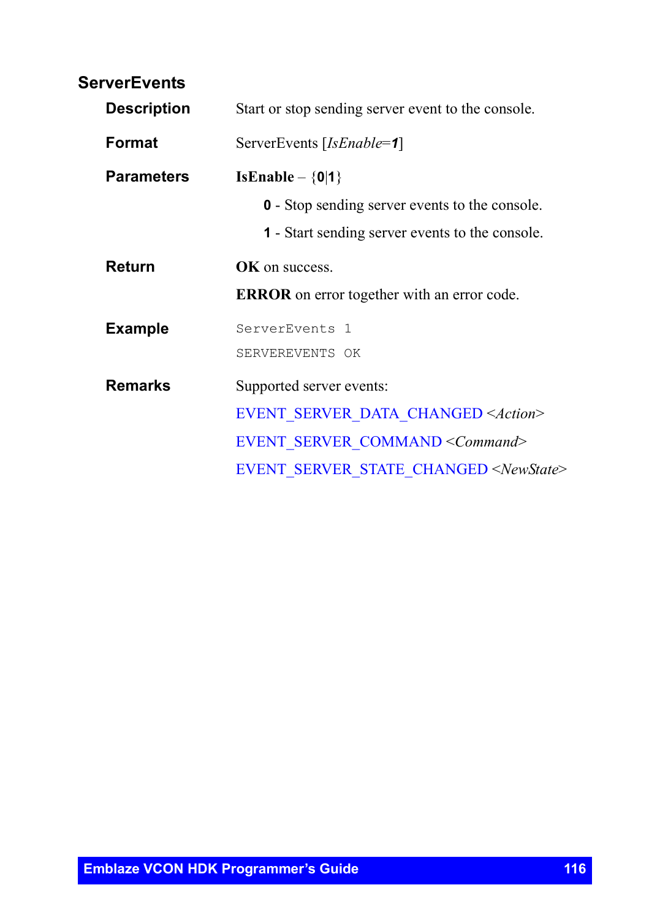## ServerEvents

**Description**

Start or stop sending server event to the console.

**Format**

ServerEvents [*IsEnable*=**1**]

**Parameters**

**IsEnable** – {**0**|**1**}

- **0** - Stop sending server events to the console.
- **1** - Start sending server events to the console.

**Return**

**OK** on success.

**ERROR** on error together with an error code.

**Example**

```
ServerEvents 1
SERVEREVENTS OK
```

**Remarks**

Supported server events:

EVENT_SERVER_DATA_CHANGED <*Action*>

EVENT_SERVER_COMMAND <*Command*>

EVENT_SERVER_STATE_CHANGED <*NewState*>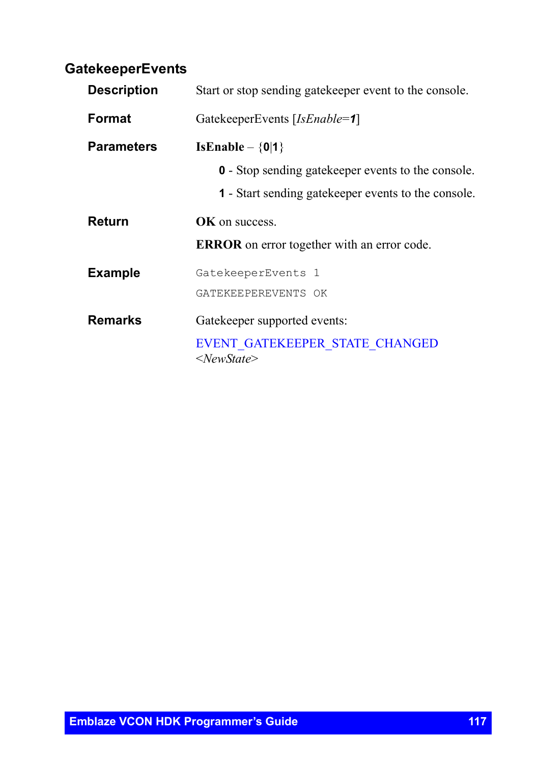## GatekeeperEvents

**Description**

Start or stop sending gatekeeper event to the console.

**Format**

GatekeeperEvents [*IsEnable*=***1***]

**Parameters**

**IsEnable** – {**0**|**1**}

- **0** - Stop sending gatekeeper events to the console.
- **1** - Start sending gatekeeper events to the console.

**Return**

**OK** on success.

**ERROR** on error together with an error code.

**Example**

```
GatekeeperEvents 1
GATEKEEPEREVENTS OK
```

**Remarks**

Gatekeeper supported events:

EVENT_GATEKEEPER_STATE_CHANGED <*NewState*>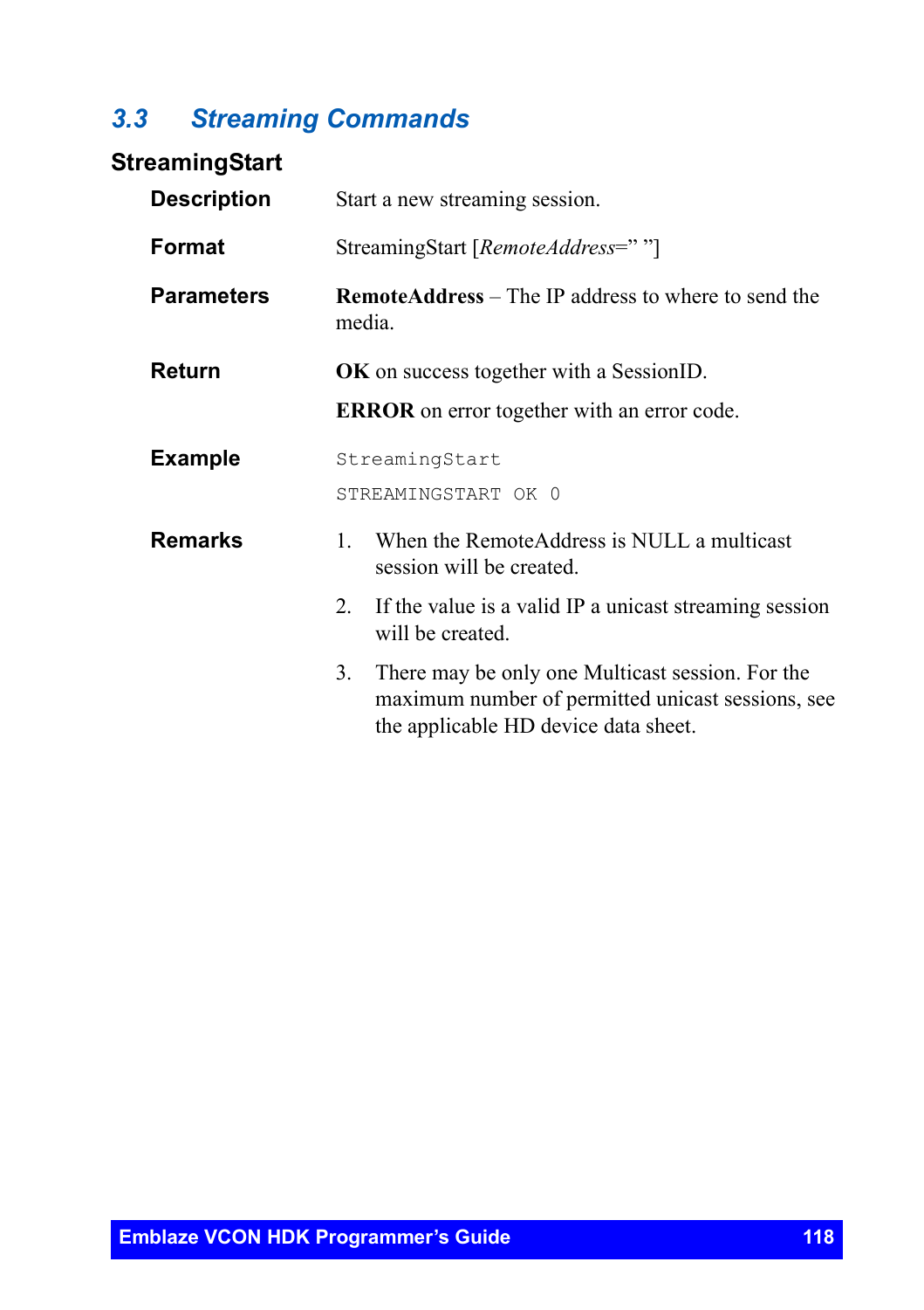## 3.3 Streaming Commands

### StreamingStart

**Description**

Start a new streaming session.

**Format**

StreamingStart [*RemoteAddress*=" "]

**Parameters**

**RemoteAddress** – The IP address to where to send the media.

**Return**

**OK** on success together with a SessionID.

**ERROR** on error together with an error code.

**Example**

```
StreamingStart
STREAMINGSTART OK 0
```

**Remarks**

1. When the RemoteAddress is NULL a multicast session will be created.
2. If the value is a valid IP a unicast streaming session will be created.
3. There may be only one Multicast session. For the maximum number of permitted unicast sessions, see the applicable HD device data sheet.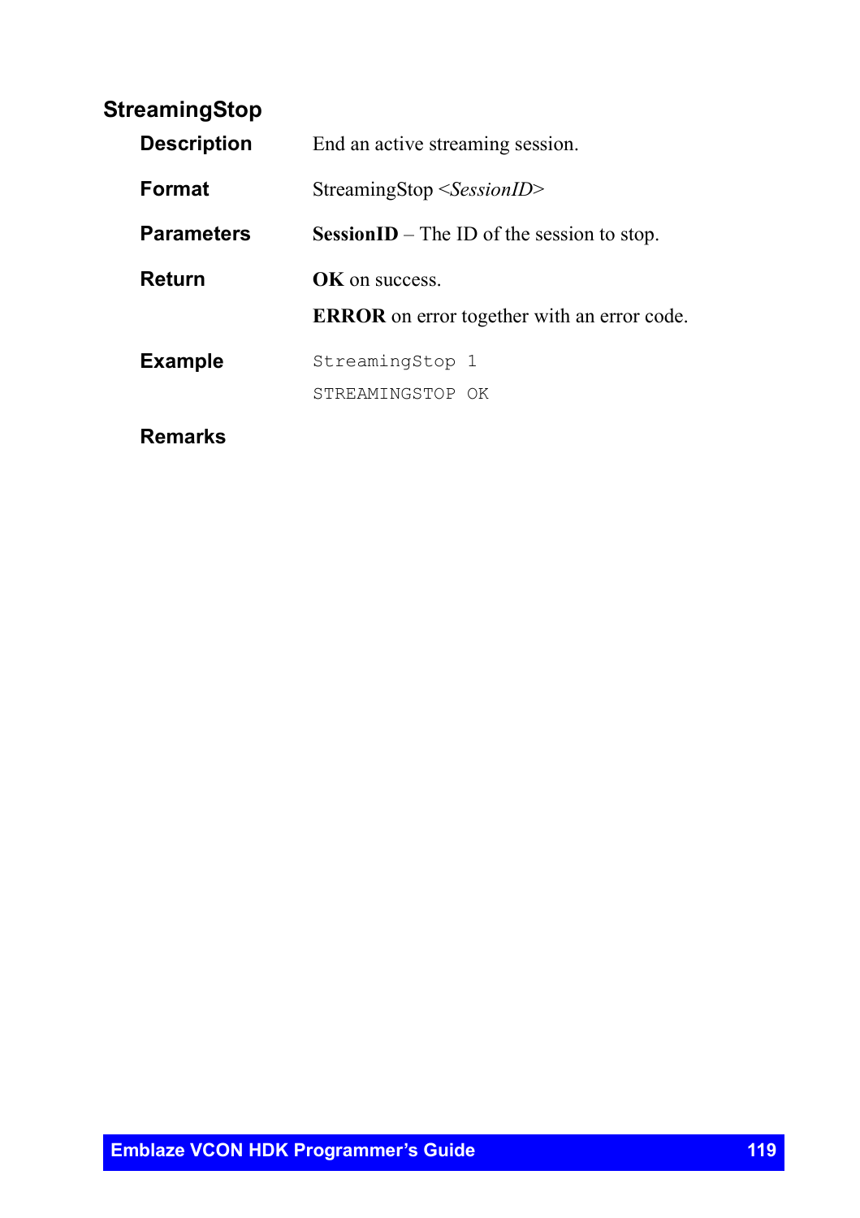## StreamingStop

**Description**

End an active streaming session.

**Format**

StreamingStop <*SessionID*>

**Parameters**

**SessionID** – The ID of the session to stop.

**Return**

**OK** on success.

**ERROR** on error together with an error code.

**Example**

```
StreamingStop 1
STREAMINGSTOP OK
```

**Remarks**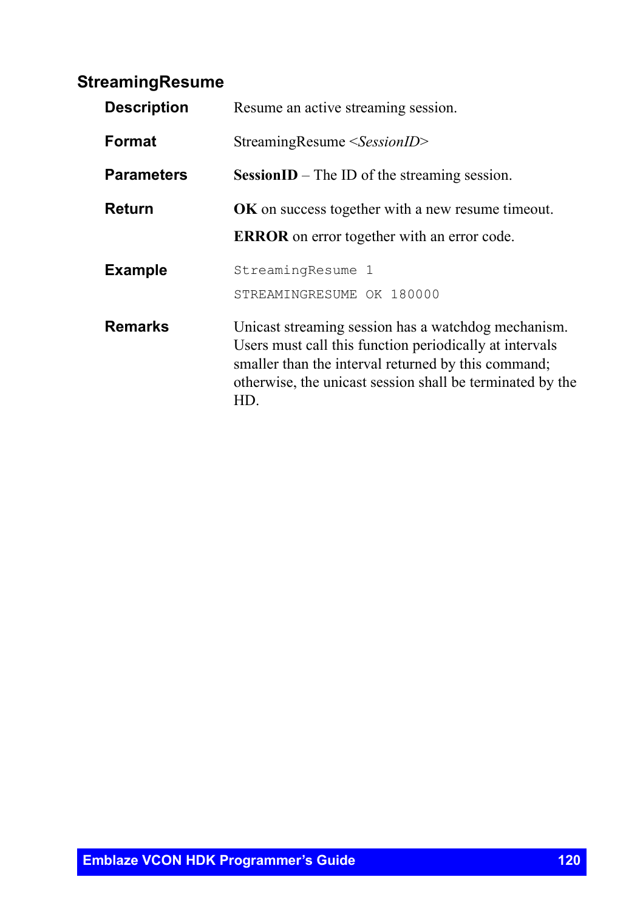### StreamingResume

**Description** Resume an active streaming session.

**Format** StreamingResume <*SessionID*>

**Parameters** **SessionID** – The ID of the streaming session.

**Return** **OK** on success together with a new resume timeout.

**ERROR** on error together with an error code.

**Example**

```
StreamingResume 1
STREAMINGRESUME OK 180000
```

**Remarks** Unicast streaming session has a watchdog mechanism. Users must call this function periodically at intervals smaller than the interval returned by this command; otherwise, the unicast session shall be terminated by the HD.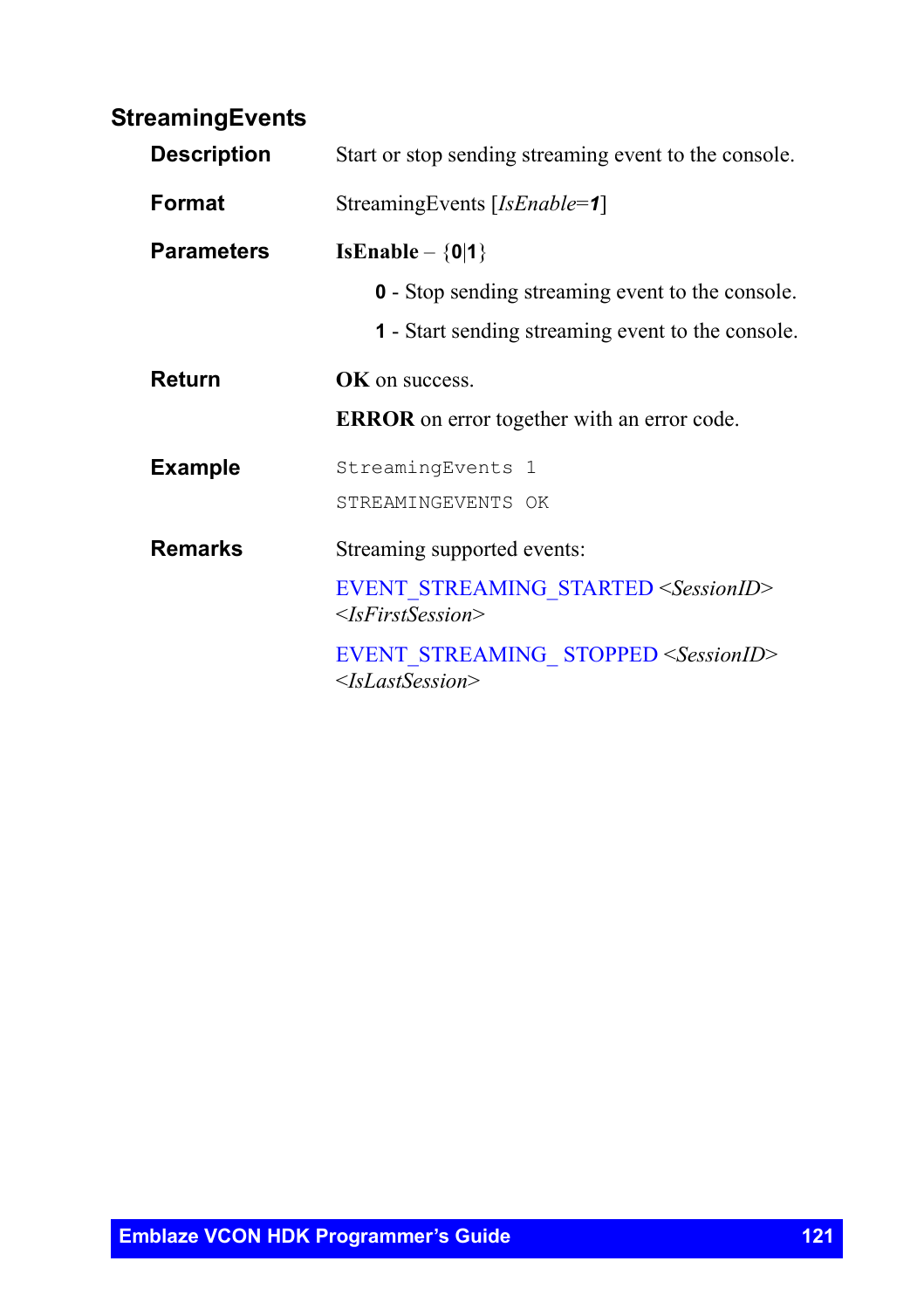## StreamingEvents

**Description**

Start or stop sending streaming event to the console.

**Format**

StreamingEvents [*IsEnable*=***1***]

**Parameters**

**IsEnable** – {**0**|**1**}

**0** - Stop sending streaming event to the console.

**1** - Start sending streaming event to the console.

**Return**

**OK** on success.

**ERROR** on error together with an error code.

**Example**

```
StreamingEvents 1
STREAMINGEVENTS OK
```

**Remarks**

Streaming supported events:

EVENT_STREAMING_STARTED <*SessionID*> <*IsFirstSession*>

EVENT_STREAMING_ STOPPED <*SessionID*> <*IsLastSession*>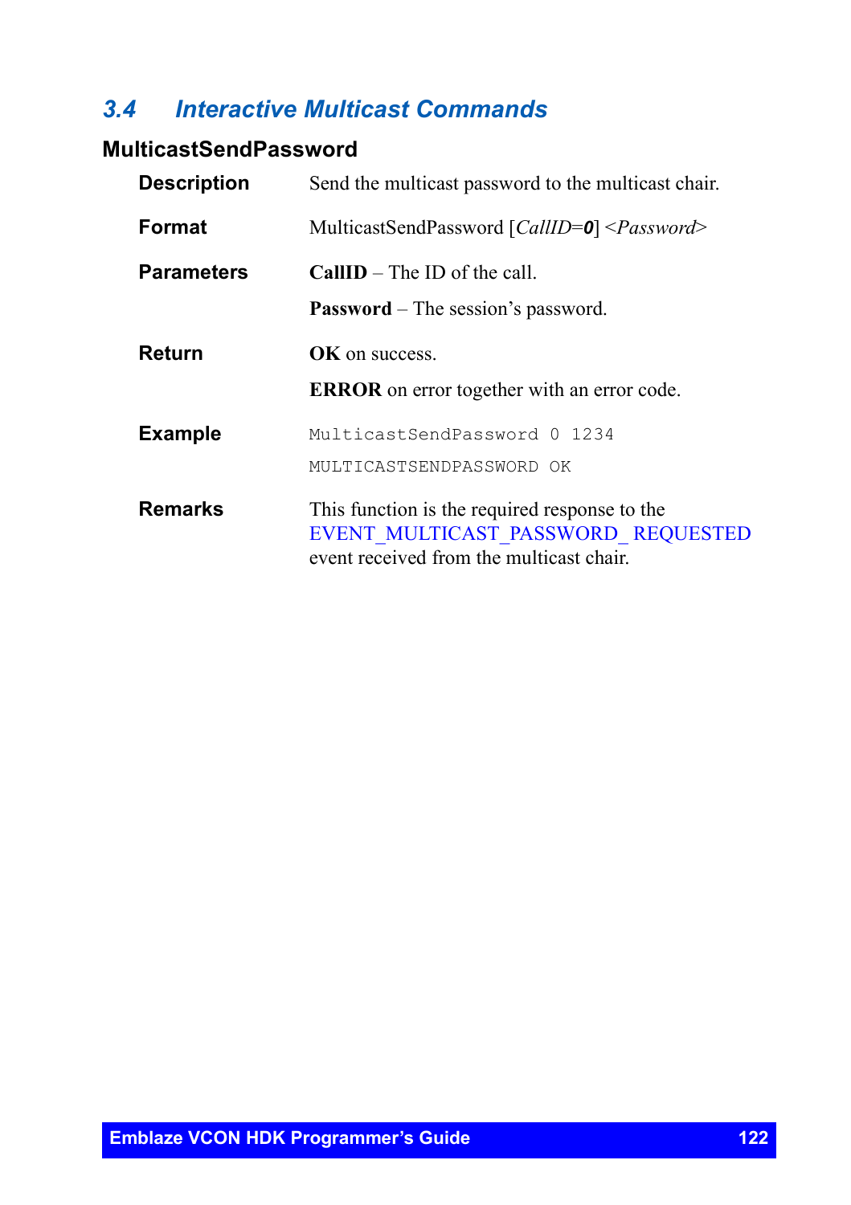## 3.4 Interactive Multicast Commands

### MulticastSendPassword

**Description**

Send the multicast password to the multicast chair.

**Format**

MulticastSendPassword [*CallID*=***0***] <*Password*>

**Parameters**

**CallID** – The ID of the call.

**Password** – The session's password.

**Return**

**OK** on success.

**ERROR** on error together with an error code.

**Example**

```
MulticastSendPassword 0 1234
MULTICASTSENDPASSWORD OK
```

**Remarks**

This function is the required response to the EVENT_MULTICAST_PASSWORD_ REQUESTED event received from the multicast chair.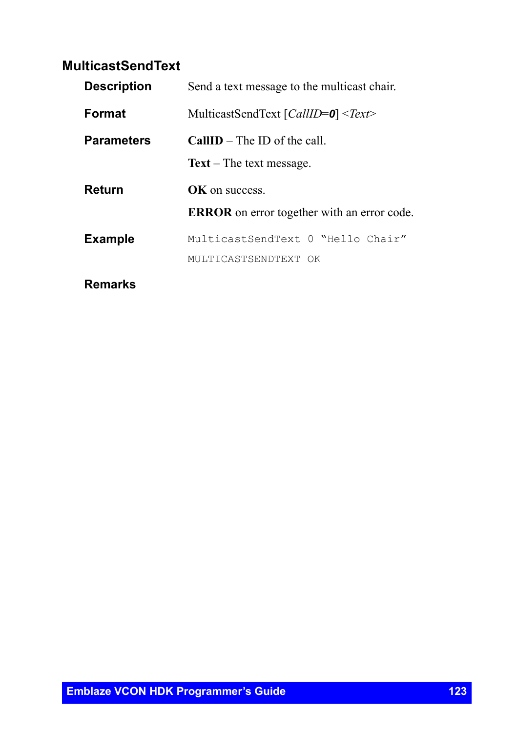## MulticastSendText

**Description**

Send a text message to the multicast chair.

**Format**

MulticastSendText [*CallID*=***0***] <*Text*>

**Parameters**

**CallID** – The ID of the call.

**Text** – The text message.

**Return**

**OK** on success.

**ERROR** on error together with an error code.

**Example**

```
MulticastSendText 0 "Hello Chair"
MULTICASTSENDTEXT OK
```

**Remarks**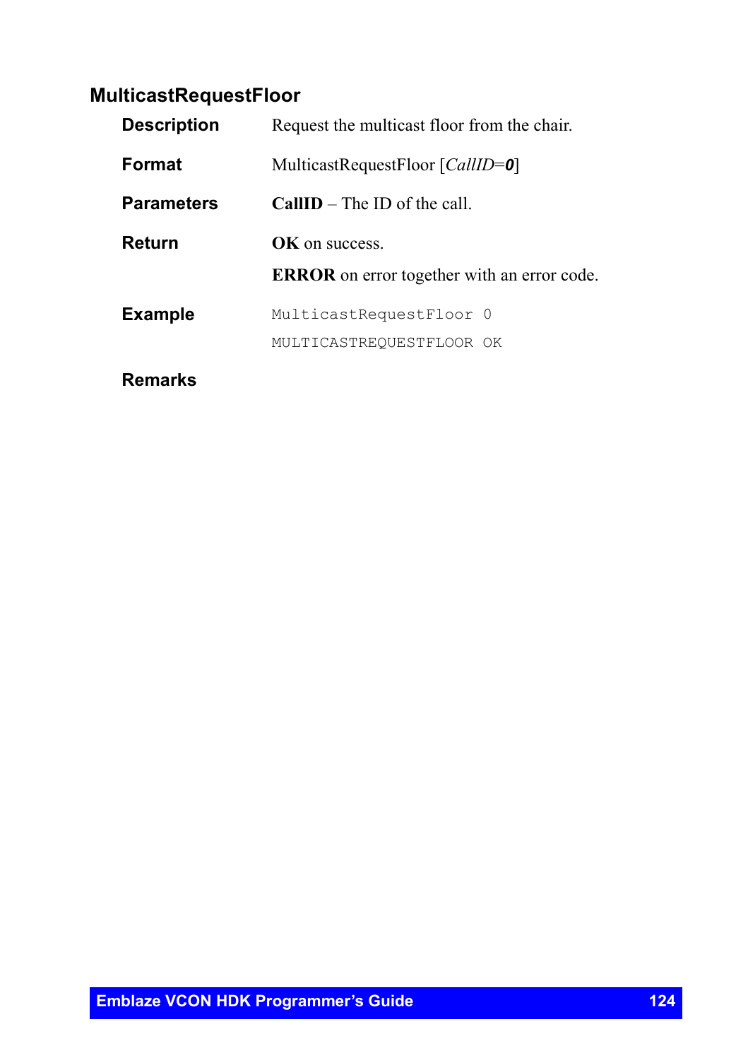## MulticastRequestFloor

**Description** Request the multicast floor from the chair.

**Format** MulticastRequestFloor [*CallID*=***0***]

**Parameters** **CallID** – The ID of the call.

**Return** **OK** on success.

**ERROR** on error together with an error code.

**Example**

```
MulticastRequestFloor 0
MULTICASTREQUESTFLOOR OK
```

**Remarks**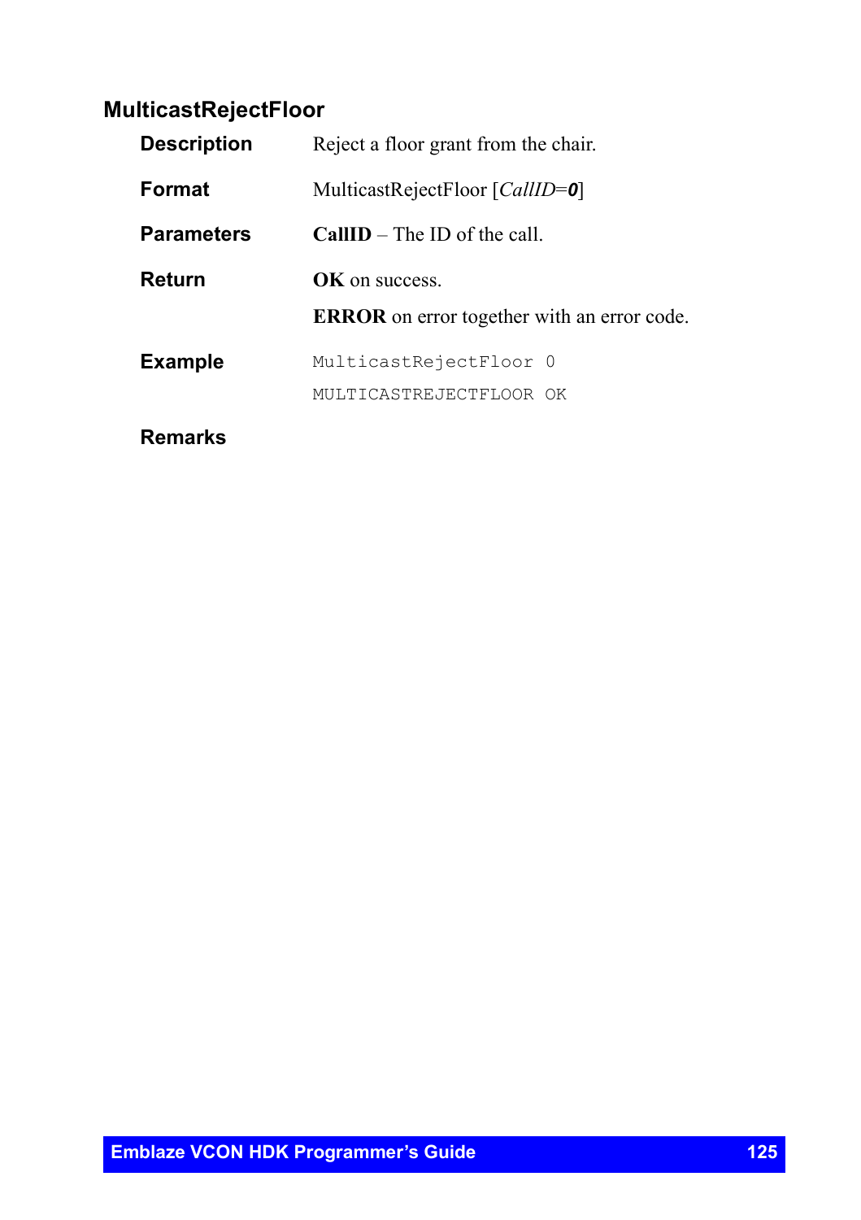## MulticastRejectFloor

**Description** Reject a floor grant from the chair.

**Format** MulticastRejectFloor [*CallID*=***0***]

**Parameters** **CallID** – The ID of the call.

**Return** **OK** on success.

**ERROR** on error together with an error code.

**Example**

```
MulticastRejectFloor 0
MULTICASTREJECTFLOOR OK
```

**Remarks**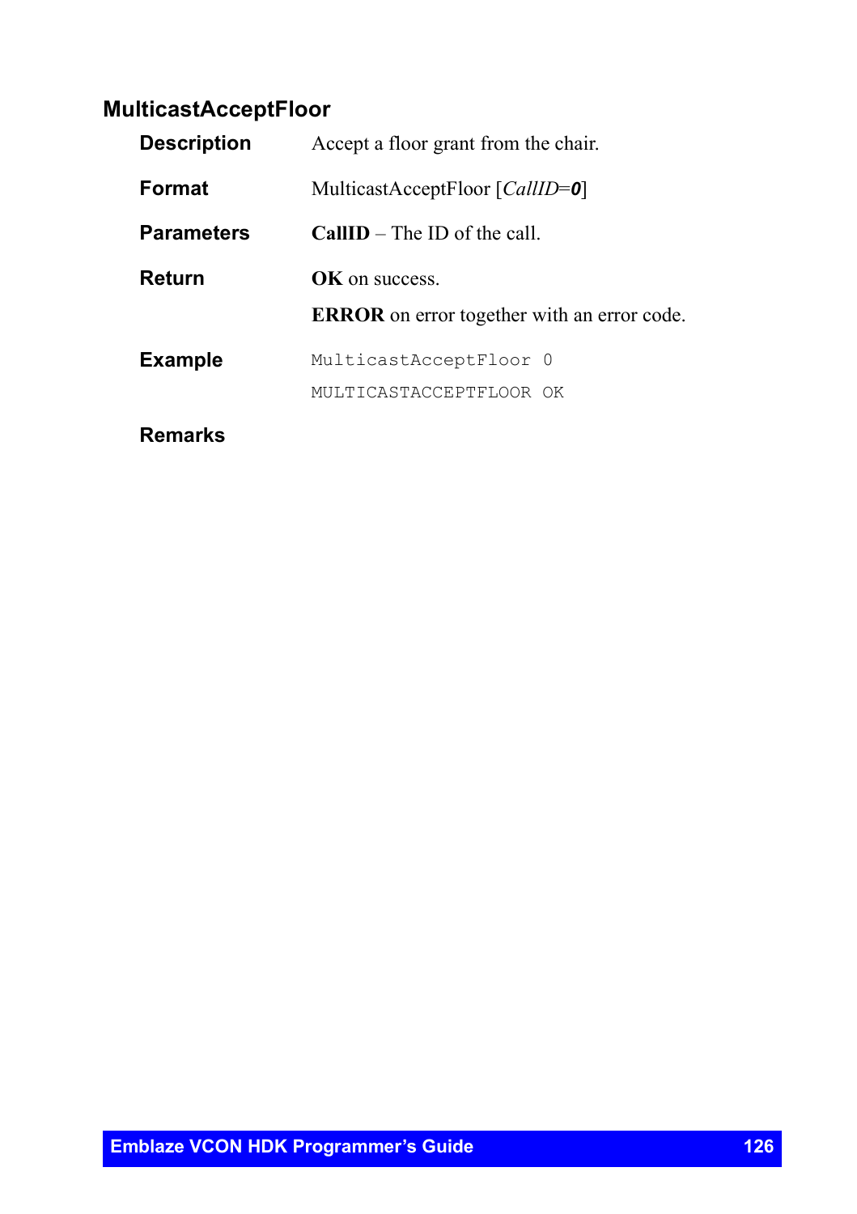## MulticastAcceptFloor

**Description** Accept a floor grant from the chair.

**Format** MulticastAcceptFloor [*CallID*=***0***]

**Parameters** **CallID** – The ID of the call.

**Return** **OK** on success.

**ERROR** on error together with an error code.

**Example**

```
MulticastAcceptFloor 0
MULTICASTACCEPTFLOOR OK
```

**Remarks**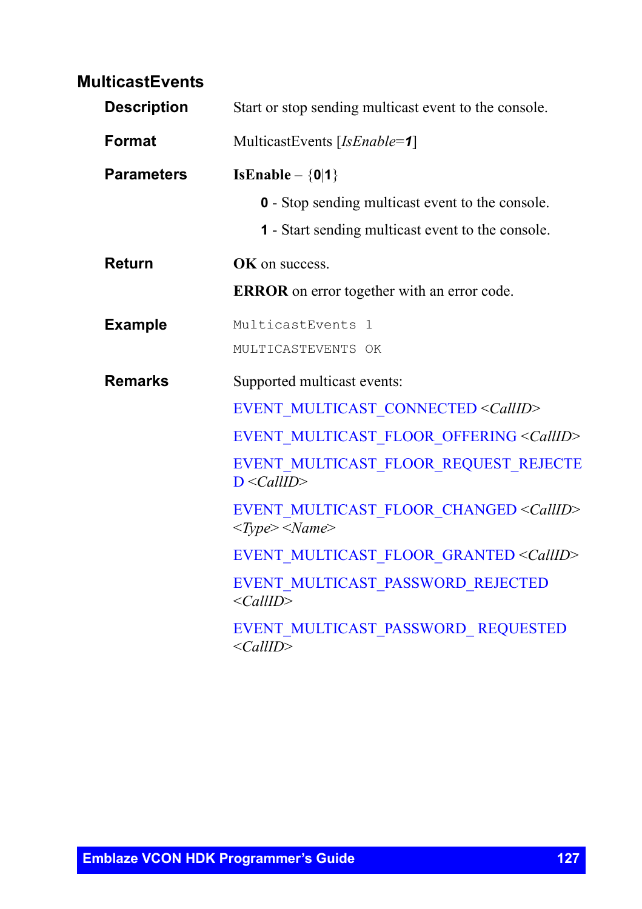## MulticastEvents

**Description**

Start or stop sending multicast event to the console.

**Format**

MulticastEvents [*IsEnable*=***1***]

**Parameters**

**IsEnable** – {**0**|**1**}

- **0** - Stop sending multicast event to the console.
- **1** - Start sending multicast event to the console.

**Return**

**OK** on success.

**ERROR** on error together with an error code.

**Example**

```
MulticastEvents 1
MULTICASTEVENTS OK
```

**Remarks**

Supported multicast events:

EVENT_MULTICAST_CONNECTED <*CallID*>

EVENT_MULTICAST_FLOOR_OFFERING <*CallID*>

EVENT_MULTICAST_FLOOR_REQUEST_REJECTED <*CallID*>

EVENT_MULTICAST_FLOOR_CHANGED <*CallID*> <*Type*> <*Name*>

EVENT_MULTICAST_FLOOR_GRANTED <*CallID*>

EVENT_MULTICAST_PASSWORD_REJECTED <*CallID*>

EVENT_MULTICAST_PASSWORD_ REQUESTED <*CallID*>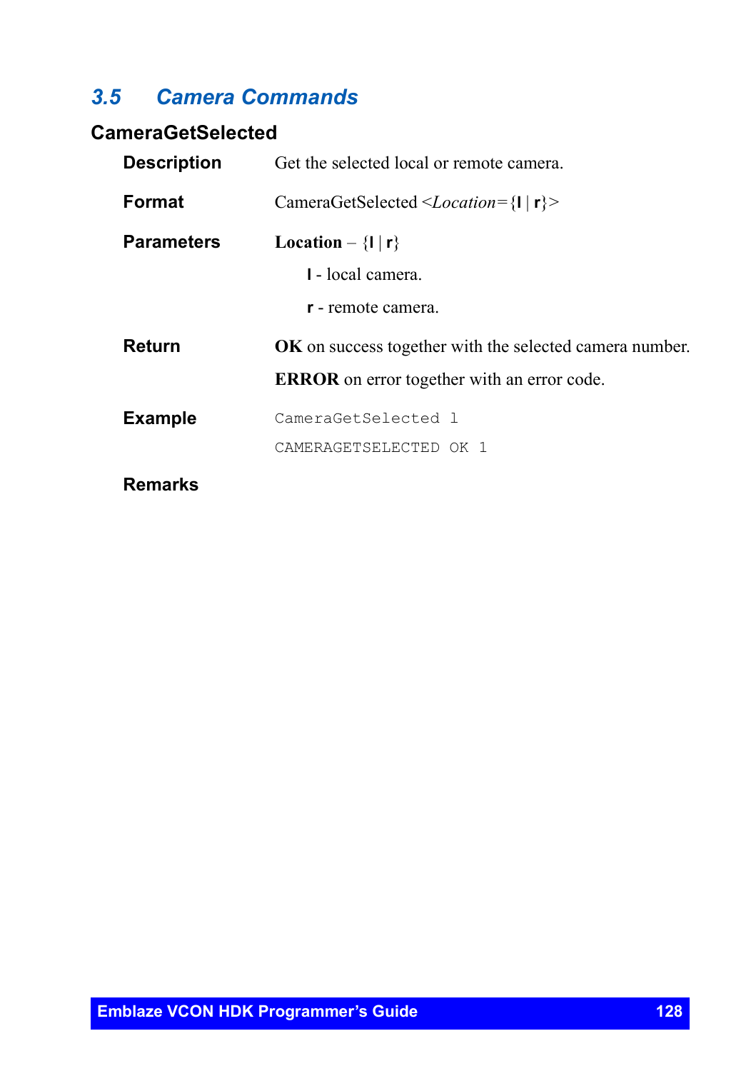## 3.5 Camera Commands

### CameraGetSelected

**Description**

Get the selected local or remote camera.

**Format**

CameraGetSelected <*Location*={**l** | **r**}>

**Parameters**

**Location** – {**l** | **r**}

- **l** - local camera.
- **r** - remote camera.

**Return**

**OK** on success together with the selected camera number.

**ERROR** on error together with an error code.

**Example**

```
CameraGetSelected l
CAMERAGETSELECTED OK 1
```

**Remarks**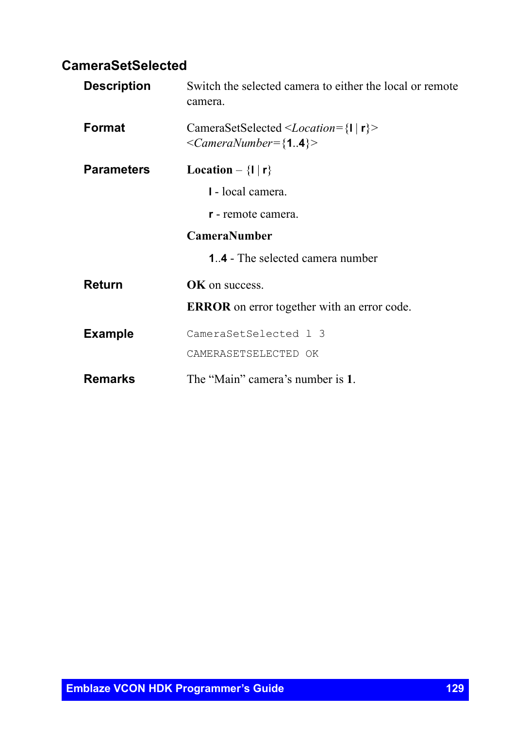## CameraSetSelected

**Description**

Switch the selected camera to either the local or remote camera.

**Format**

CameraSetSelected <*Location*={**l** | **r**}> <*CameraNumber*={**1**..**4**}>

**Parameters**

**Location** – {**l** | **r**}

**l** - local camera.

**r** - remote camera.

**CameraNumber**

**1**..**4** - The selected camera number

**Return**

**OK** on success.

**ERROR** on error together with an error code.

**Example**

```
CameraSetSelected l 3
CAMERASETSELECTED OK
```

**Remarks**

The “Main” camera’s number is **1**.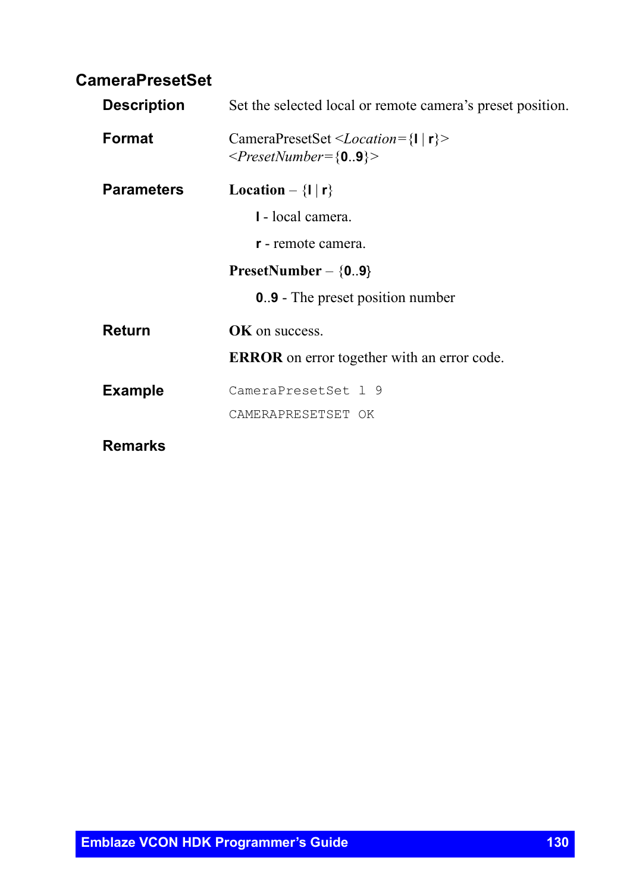## CameraPresetSet

**Description**

Set the selected local or remote camera's preset position.

**Format**

CameraPresetSet <*Location*={**l** | **r**}> <*PresetNumber*={**0**..**9**}>

**Parameters**

**Location** – {**l** | **r**}

- **l** - local camera.
- **r** - remote camera.

**PresetNumber** – {**0**..**9**}

- **0**..**9** - The preset position number

**Return**

**OK** on success.

**ERROR** on error together with an error code.

**Example**

```
CameraPresetSet l 9
CAMERAPRESETSET OK
```

**Remarks**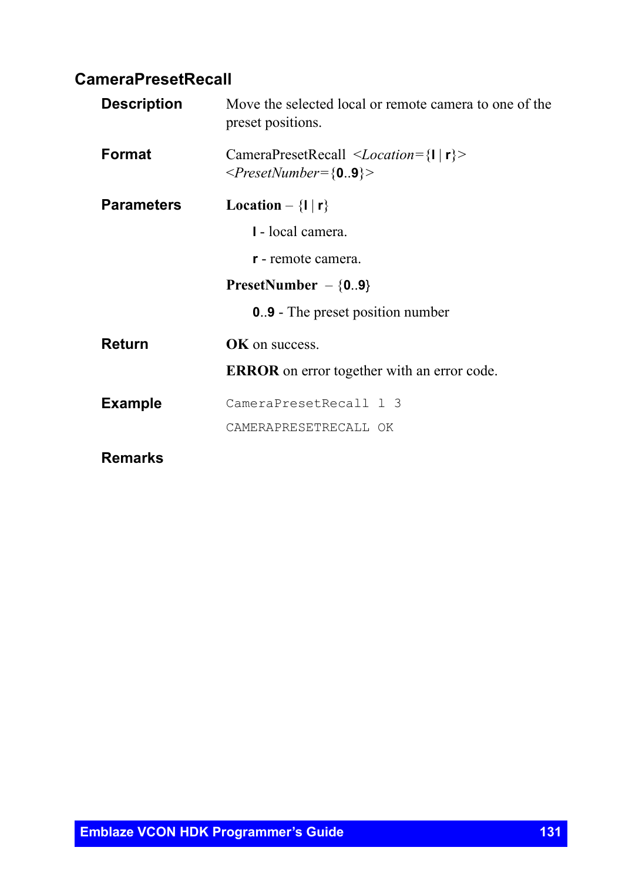## CameraPresetRecall

**Description**

Move the selected local or remote camera to one of the preset positions.

**Format**

CameraPresetRecall <*Location*={**l** | **r**}> <*PresetNumber*={**0**..**9**}>

**Parameters**

**Location** – {**l** | **r**}

**l** - local camera.

**r** - remote camera.

**PresetNumber** – {**0**..**9**}

**0**..**9** - The preset position number

**Return**

**OK** on success.

**ERROR** on error together with an error code.

**Example**

```
CameraPresetRecall l 3
CAMERAPRESETRECALL OK
```

**Remarks**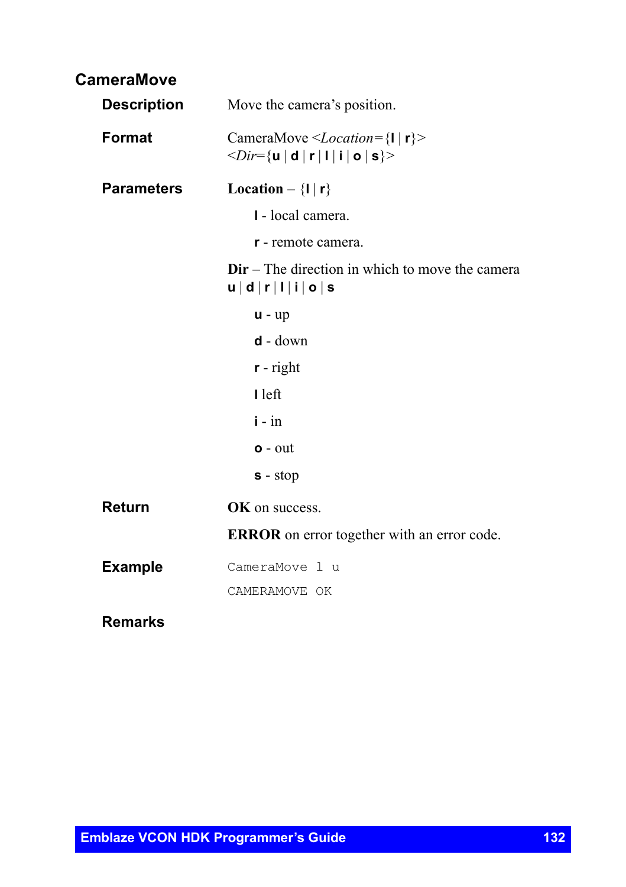## CameraMove

**Description**

Move the camera's position.

**Format**

CameraMove <*Location*={**l** | **r**}> <*Dir*={**u** | **d** | **r** | **l** | **i** | **o** | **s**}>

**Parameters**

**Location** – {**l** | **r**}

- **l** - local camera.
- **r** - remote camera.

**Dir** – The direction in which to move the camera **u** | **d** | **r** | **l** | **i** | **o** | **s**

- **u** - up
- **d** - down
- **r** - right
- **l** left
- **i** - in
- **o** - out
- **s** - stop

**Return**

**OK** on success.

**ERROR** on error together with an error code.

**Example**

```
CameraMove l u
CAMERAMOVE OK
```

**Remarks**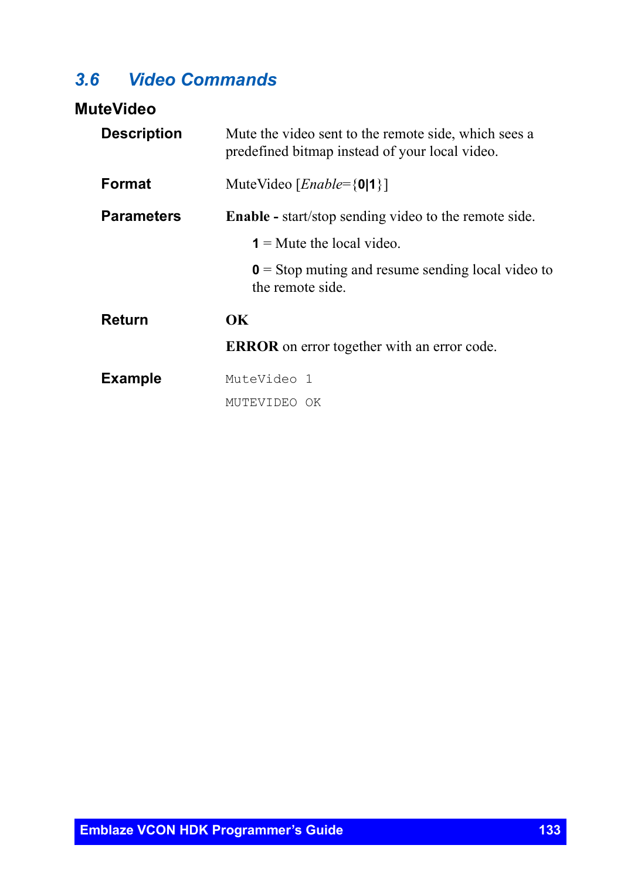## 3.6 Video Commands

### MuteVideo

**Description**

Mute the video sent to the remote side, which sees a predefined bitmap instead of your local video.

**Format**

MuteVideo [*Enable*={**0**|**1**}]

**Parameters**

**Enable -** start/stop sending video to the remote side.

**1** = Mute the local video.

**0** = Stop muting and resume sending local video to the remote side.

**Return**

**OK**

**ERROR** on error together with an error code.

**Example**

```
MuteVideo 1
MUTEVIDEO OK
```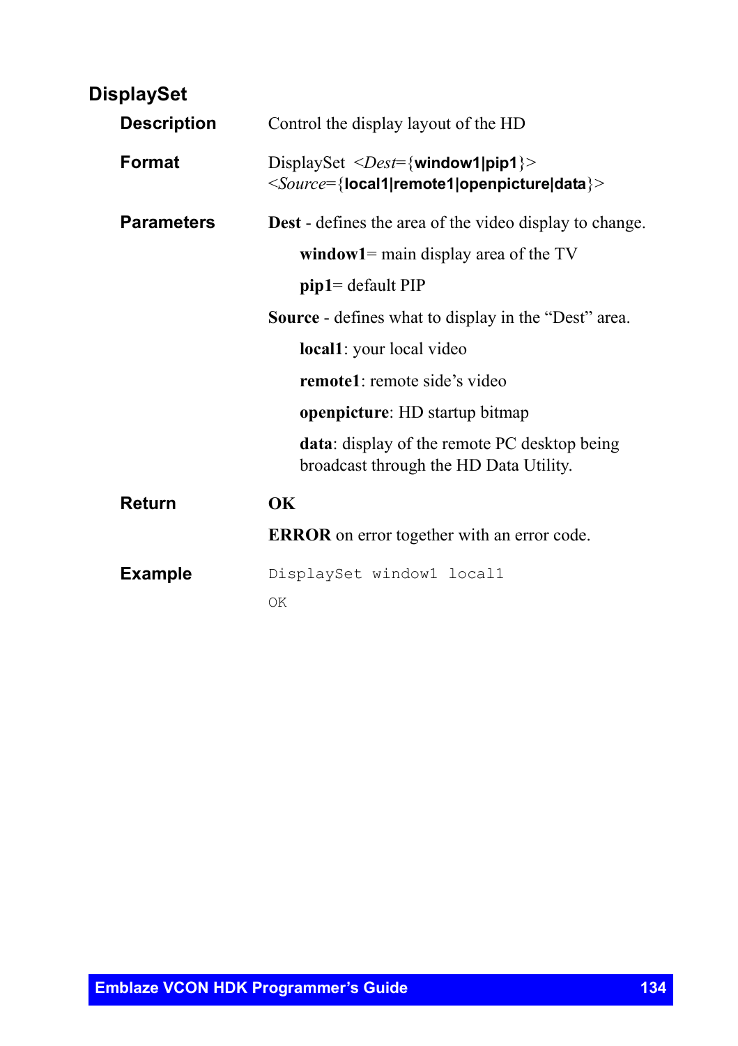## DisplaySet

**Description**

Control the display layout of the HD

**Format**

DisplaySet <*Dest*={**window1|pip1**}> <*Source*={**local1|remote1|openpicture|data**}>

**Parameters**

**Dest** - defines the area of the video display to change.

- **window1**= main display area of the TV
- **pip1**= default PIP

**Source** - defines what to display in the "Dest" area.

- **local1**: your local video
- **remote1**: remote side's video
- **openpicture**: HD startup bitmap
- **data**: display of the remote PC desktop being broadcast through the HD Data Utility.

**Return**

**OK**

**ERROR** on error together with an error code.

**Example**

```
DisplaySet window1 local1
OK
```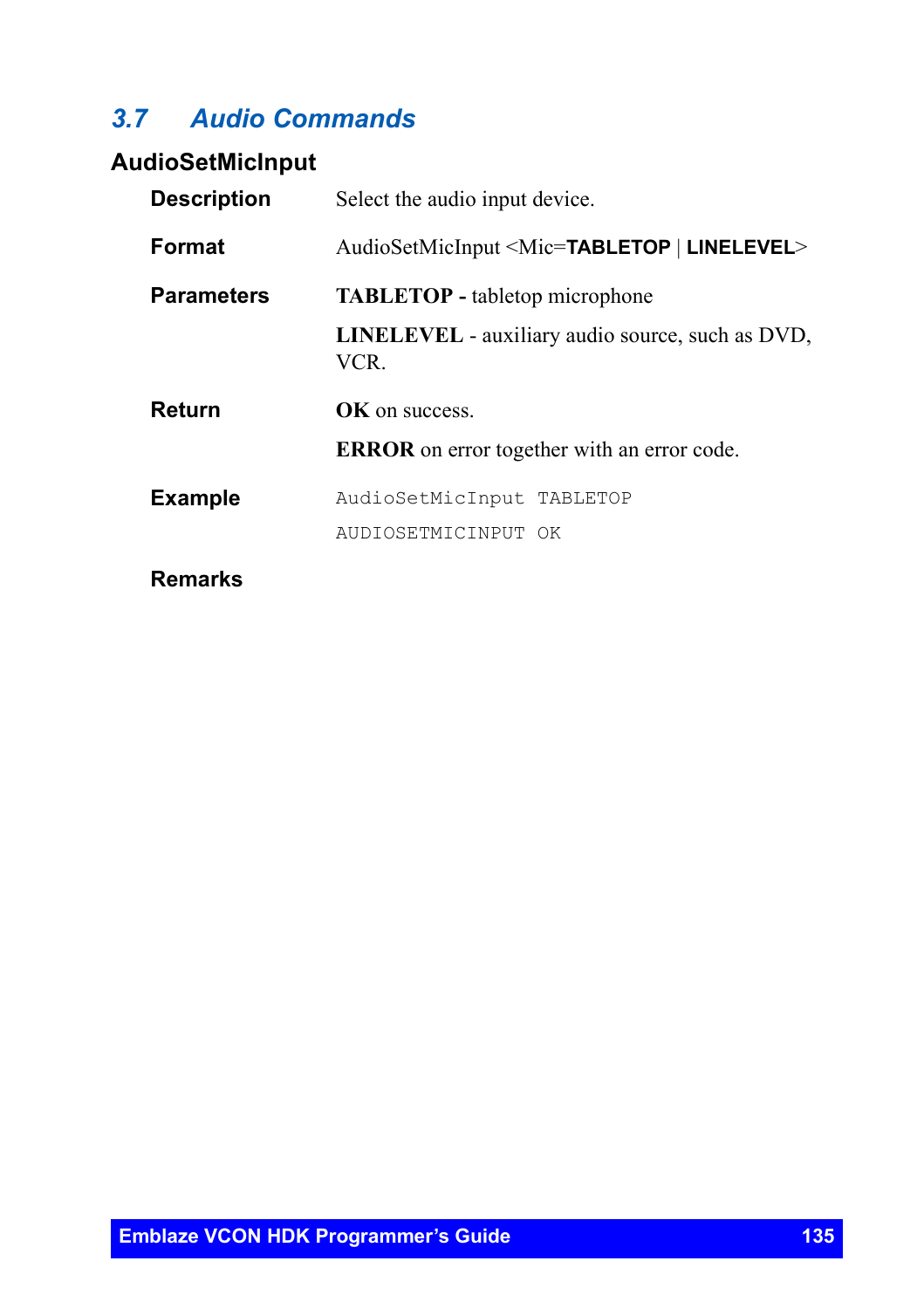## 3.7 Audio Commands

### AudioSetMicInput

**Description** Select the audio input device.

**Format** AudioSetMicInput <Mic=**TABLETOP** | **LINELEVEL**>

**Parameters** **TABLETOP** - tabletop microphone

**LINELEVEL** - auxiliary audio source, such as DVD, VCR.

**Return** **OK** on success.

**ERROR** on error together with an error code.

**Example**

```
AudioSetMicInput TABLETOP
AUDIOSETMICINPUT OK
```

**Remarks**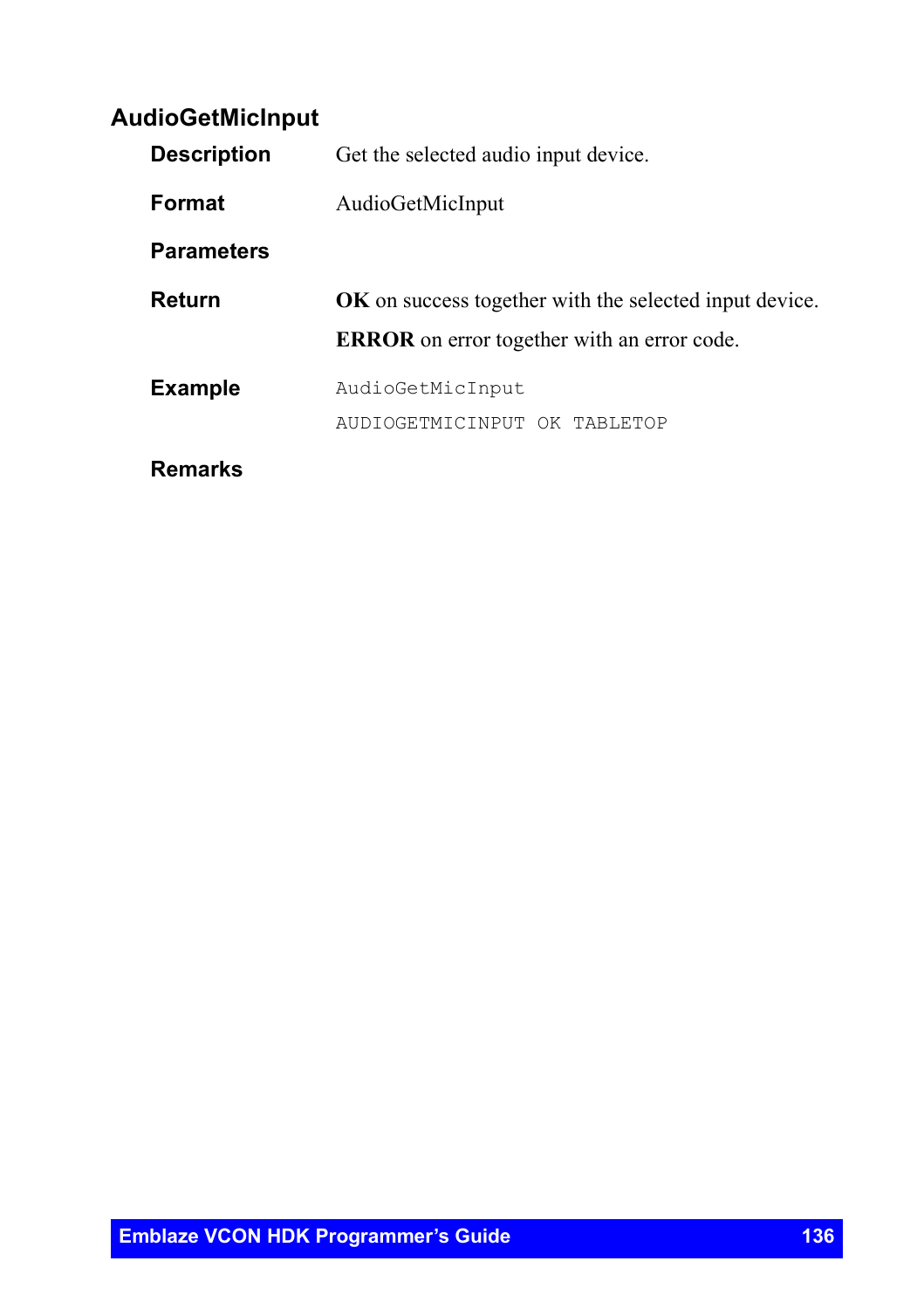## AudioGetMicInput

**Description** Get the selected audio input device.

**Format** AudioGetMicInput

**Parameters**

**Return** **OK** on success together with the selected input device.

**ERROR** on error together with an error code.

**Example**

```
AudioGetMicInput
AUDIOGETMICINPUT OK TABLETOP
```

**Remarks**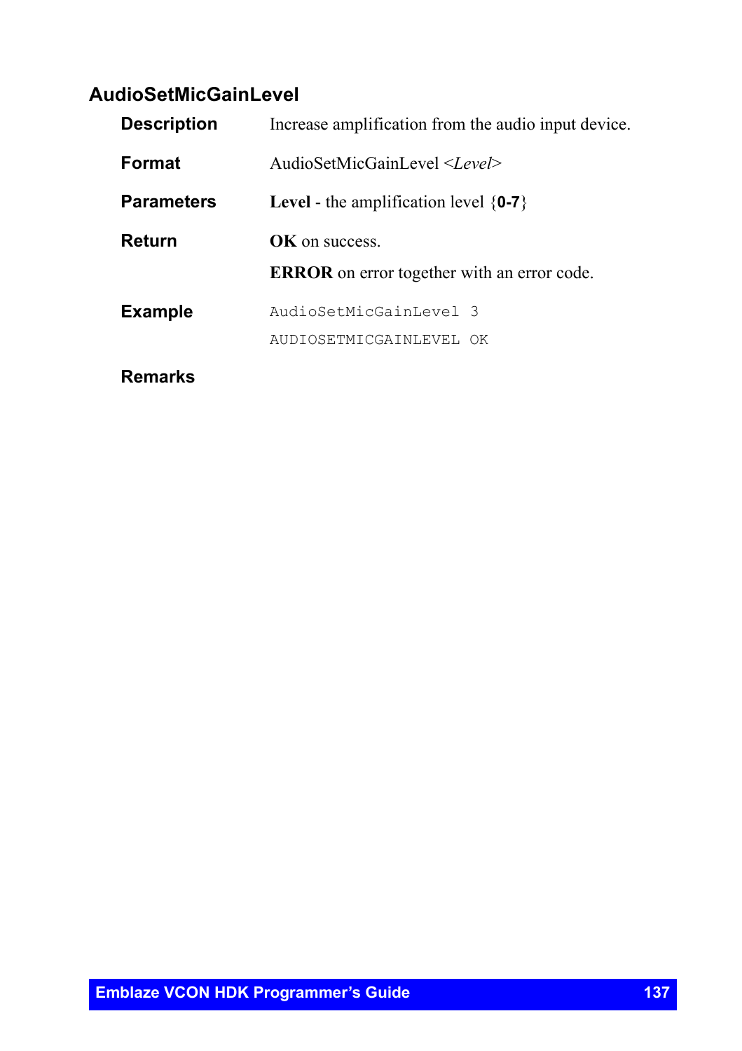## AudioSetMicGainLevel

**Description** Increase amplification from the audio input device.

**Format** AudioSetMicGainLevel <*Level*>

**Parameters** **Level** - the amplification level {**0-7**}

**Return** **OK** on success.

**ERROR** on error together with an error code.

**Example**

```
AudioSetMicGainLevel 3
AUDIOSETMICGAINLEVEL OK
```

**Remarks**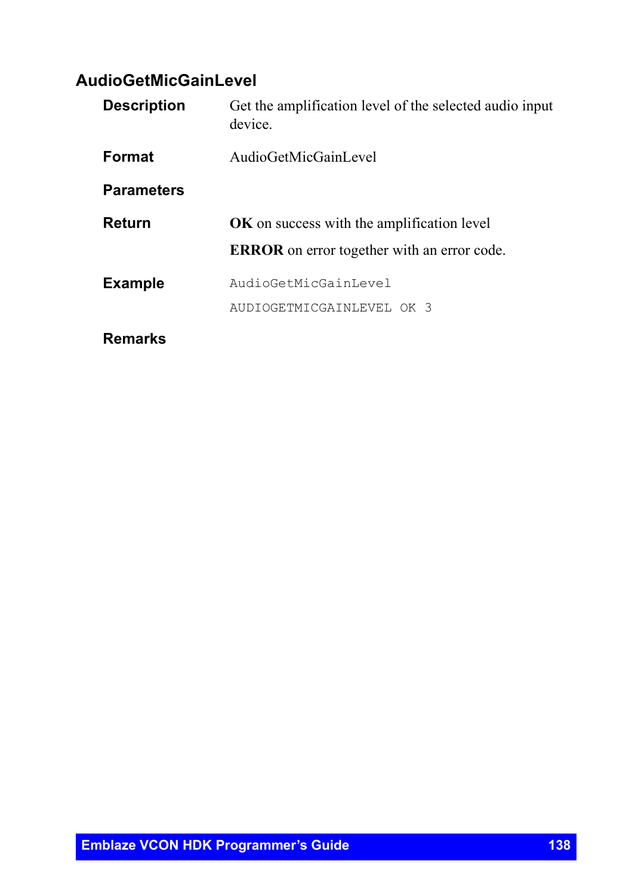## AudioGetMicGainLevel

**Description**

Get the amplification level of the selected audio input device.

**Format**

AudioGetMicGainLevel

**Parameters**

**Return**

**OK** on success with the amplification level

**ERROR** on error together with an error code.

**Example**

```
AudioGetMicGainLevel
AUDIOGETMICGAINLEVEL OK 3
```

**Remarks**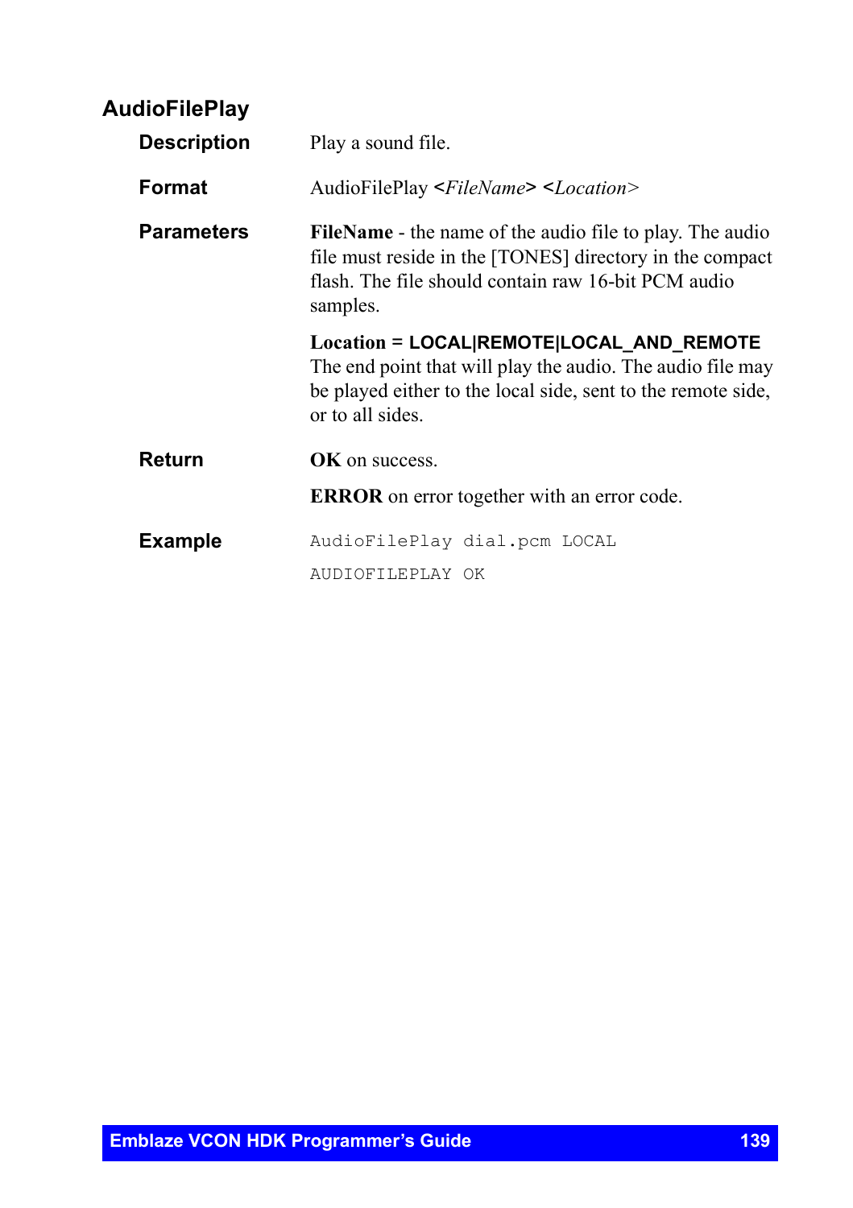## AudioFilePlay

**Description**

Play a sound file.

**Format**

AudioFilePlay **<***FileName***>** **<***Location*>

**Parameters**

**FileName** - the name of the audio file to play. The audio file must reside in the [TONES] directory in the compact flash. The file should contain raw 16-bit PCM audio samples.

**Location** = **LOCAL|REMOTE|LOCAL_AND_REMOTE**
The end point that will play the audio. The audio file may be played either to the local side, sent to the remote side, or to all sides.

**Return**

**OK** on success.

**ERROR** on error together with an error code.

**Example**

```
AudioFilePlay dial.pcm LOCAL
AUDIOFILEPLAY OK
```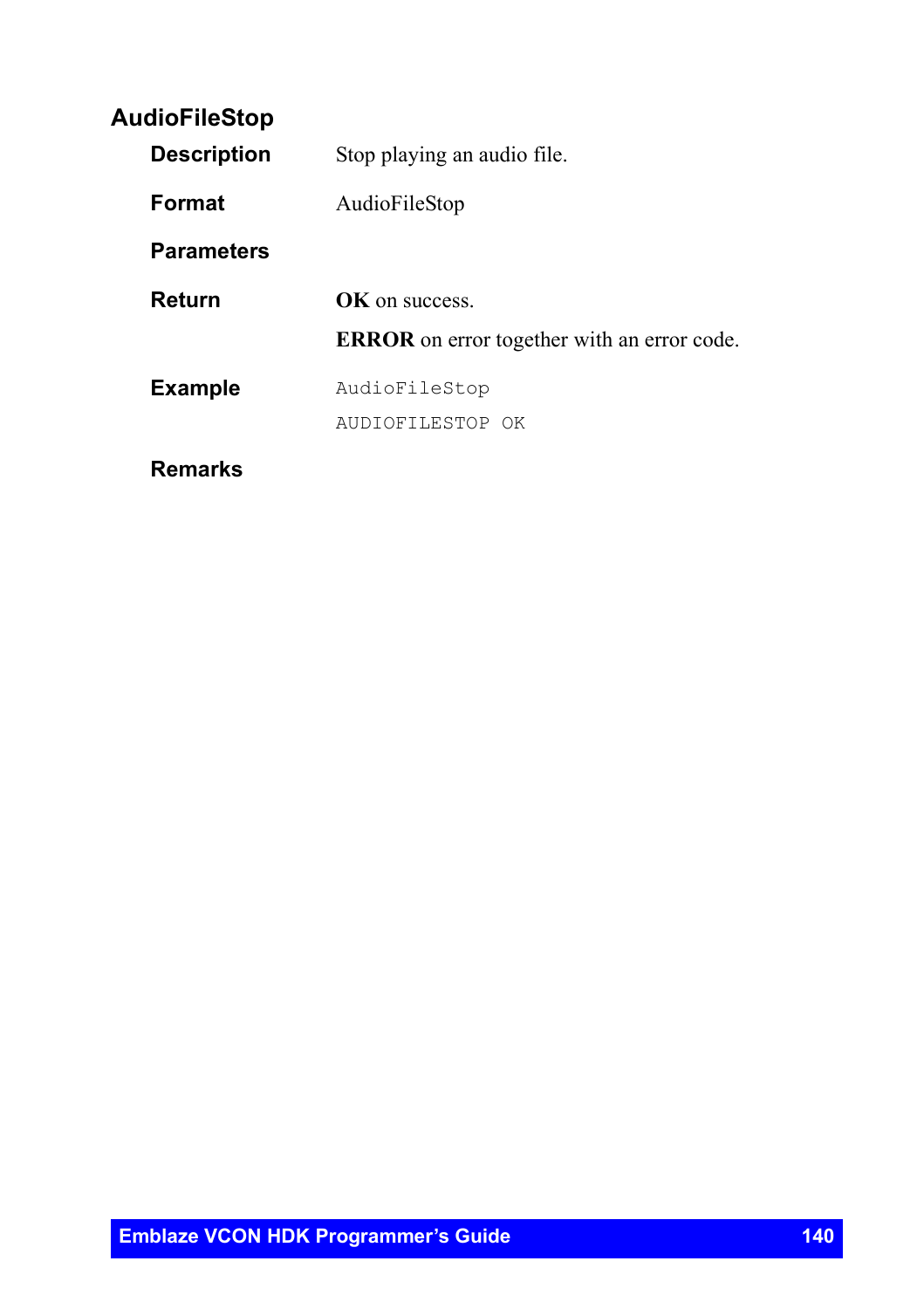## AudioFileStop

**Description**

Stop playing an audio file.

**Format**

AudioFileStop

**Parameters**

**Return**

**OK** on success.

**ERROR** on error together with an error code.

**Example**

```
AudioFileStop
AUDIOFILESTOP OK
```

**Remarks**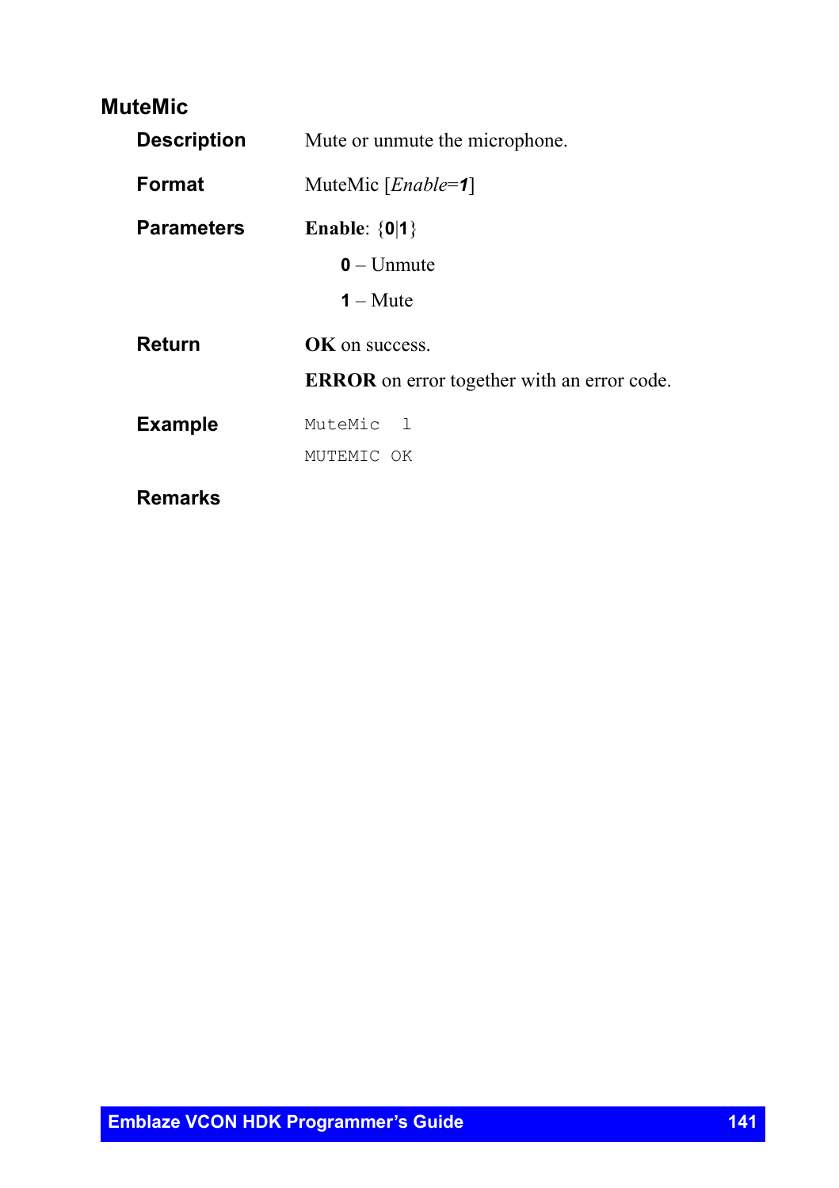## MuteMic

**Description** Mute or unmute the microphone.

**Format** MuteMic [*Enable*=**1**]

**Parameters** **Enable**: {**0**|**1**}

- **0** – Unmute
- **1** – Mute

**Return** **OK** on success.

**ERROR** on error together with an error code.

**Example**

```
MuteMic  1
MUTEMIC OK
```

**Remarks**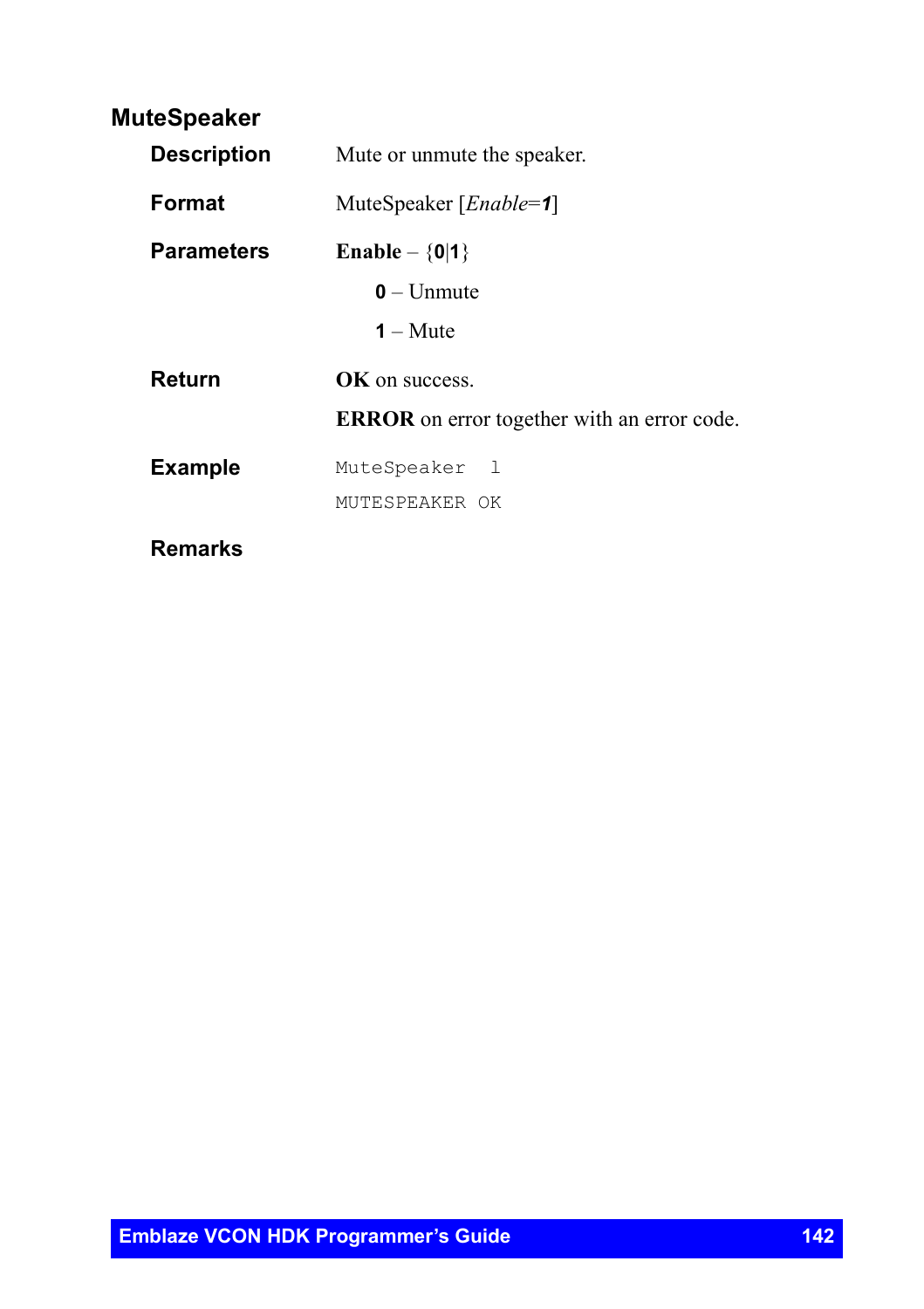## MuteSpeaker

**Description**

Mute or unmute the speaker.

**Format**

MuteSpeaker [*Enable*=***1***]

**Parameters**

**Enable** – {**0**|**1**}

- **0** – Unmute
- **1** – Mute

**Return**

**OK** on success.

**ERROR** on error together with an error code.

**Example**

```
MuteSpeaker  1
MUTESPEAKER OK
```

**Remarks**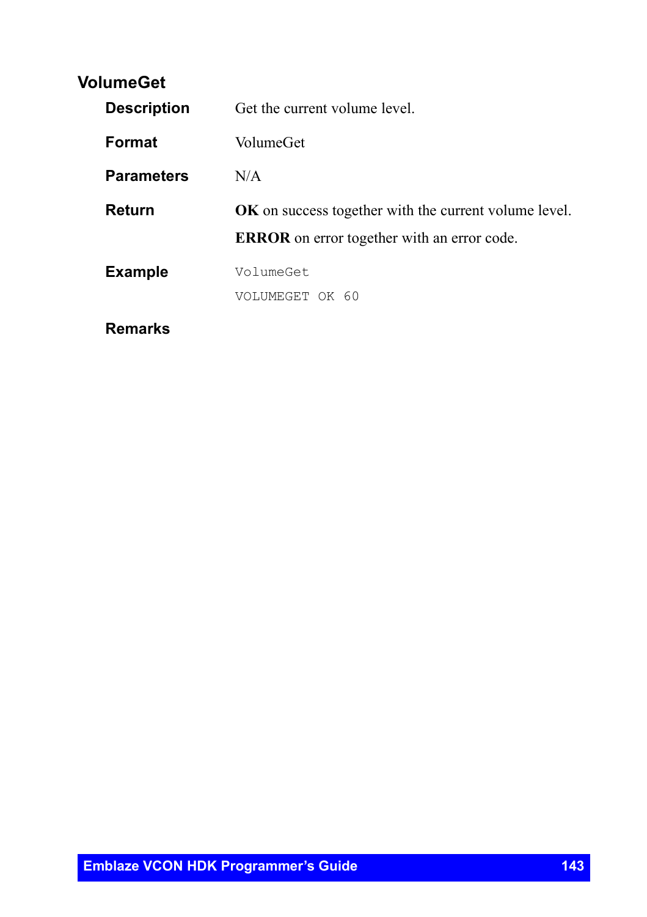## VolumeGet

**Description** Get the current volume level.

**Format** VolumeGet

**Parameters** N/A

**Return** **OK** on success together with the current volume level.

**ERROR** on error together with an error code.

**Example**

```
VolumeGet
VOLUMEGET OK 60
```

**Remarks**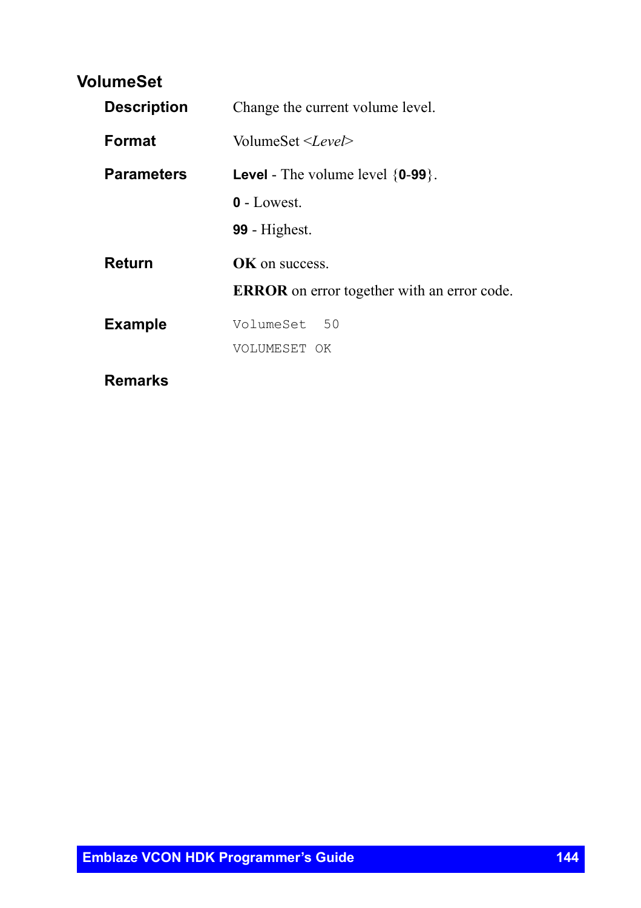## VolumeSet

**Description**

Change the current volume level.

**Format**

VolumeSet <*Level*>

**Parameters**

**Level** - The volume level {**0**-**99**}.

**0** - Lowest.

**99** - Highest.

**Return**

**OK** on success.

**ERROR** on error together with an error code.

**Example**

```
VolumeSet  50
VOLUMESET OK
```

**Remarks**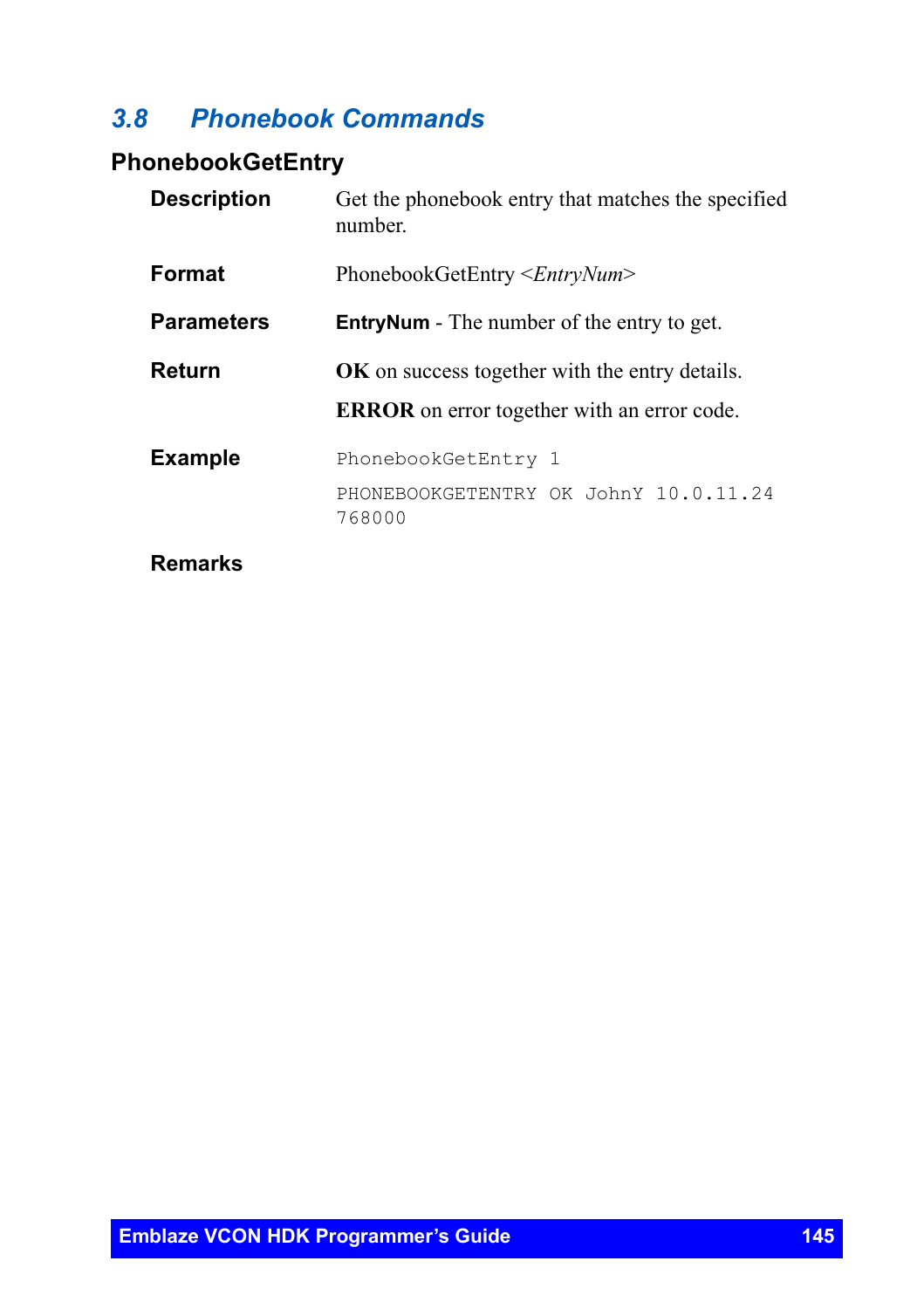## 3.8 Phonebook Commands

### PhonebookGetEntry

**Description**

Get the phonebook entry that matches the specified number.

**Format**

PhonebookGetEntry <*EntryNum*>

**Parameters**

**EntryNum** - The number of the entry to get.

**Return**

**OK** on success together with the entry details.

**ERROR** on error together with an error code.

**Example**

```
PhonebookGetEntry 1
PHONEBOOKGETENTRY OK JohnY 10.0.11.24 768000
```

**Remarks**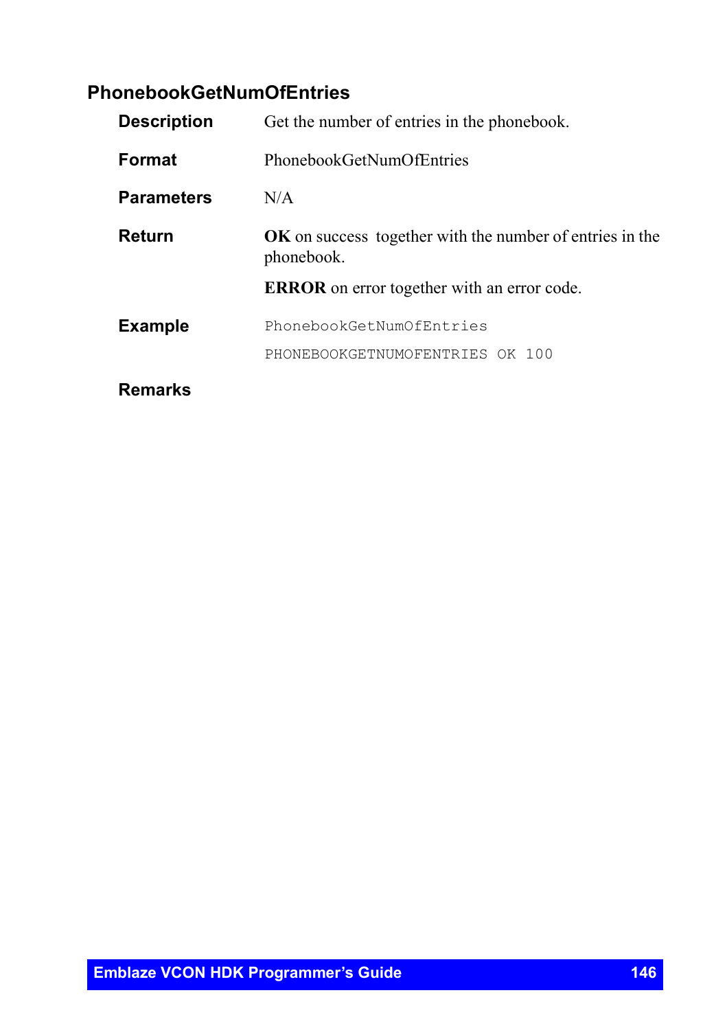## PhonebookGetNumOfEntries

**Description**

Get the number of entries in the phonebook.

**Format**

PhonebookGetNumOfEntries

**Parameters**

N/A

**Return**

**OK** on success together with the number of entries in the phonebook.

**ERROR** on error together with an error code.

**Example**

```
PhonebookGetNumOfEntries
PHONEBOOKGETNUMOFENTRIES OK 100
```

**Remarks**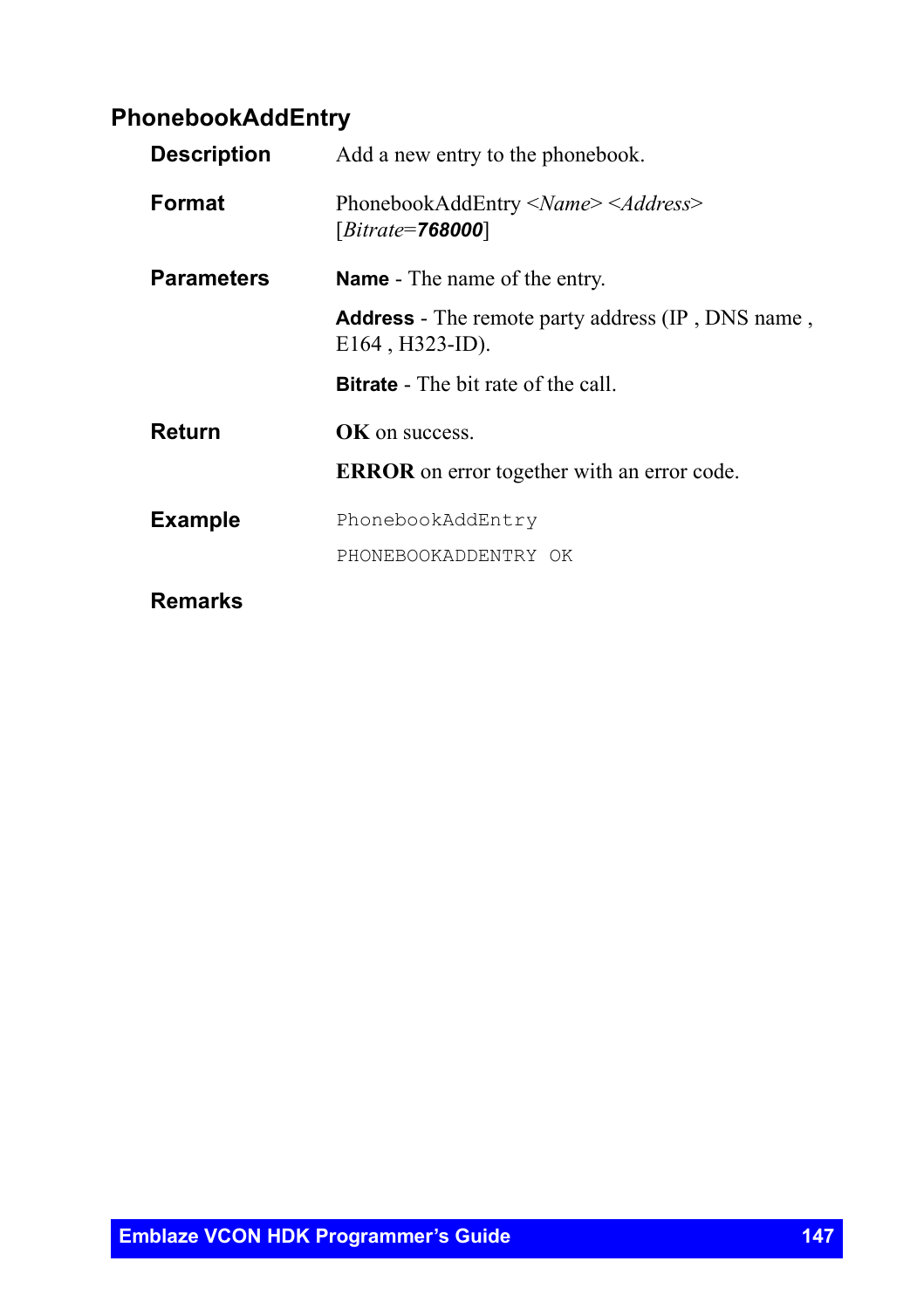## PhonebookAddEntry

**Description**

Add a new entry to the phonebook.

**Format**

PhonebookAddEntry <*Name*> <*Address*> [*Bitrate*=***768000***]

**Parameters**

**Name** - The name of the entry.

**Address** - The remote party address (IP , DNS name , E164 , H323-ID).

**Bitrate** - The bit rate of the call.

**Return**

**OK** on success.

**ERROR** on error together with an error code.

**Example**

```
PhonebookAddEntry

PHONEBOOKADDENTRY OK
```

**Remarks**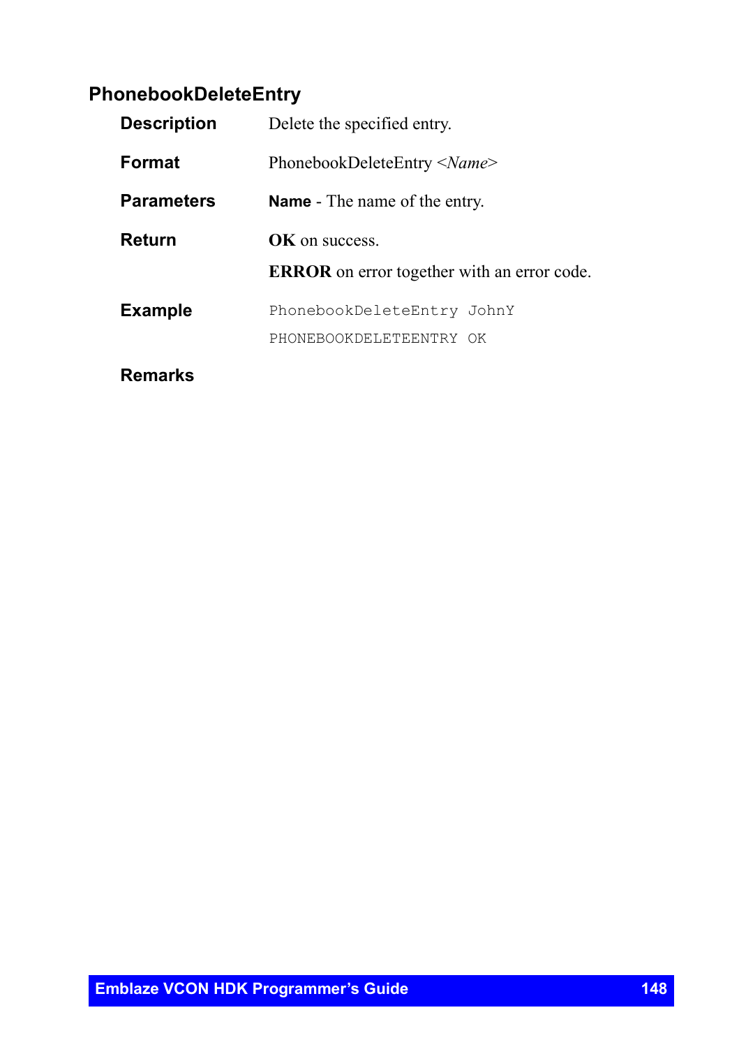## PhonebookDeleteEntry

**Description**

Delete the specified entry.

**Format**

PhonebookDeleteEntry <*Name*>

**Parameters**

**Name** - The name of the entry.

**Return**

**OK** on success.

**ERROR** on error together with an error code.

**Example**

```
PhonebookDeleteEntry JohnY
PHONEBOOKDELETEENTRY OK
```

**Remarks**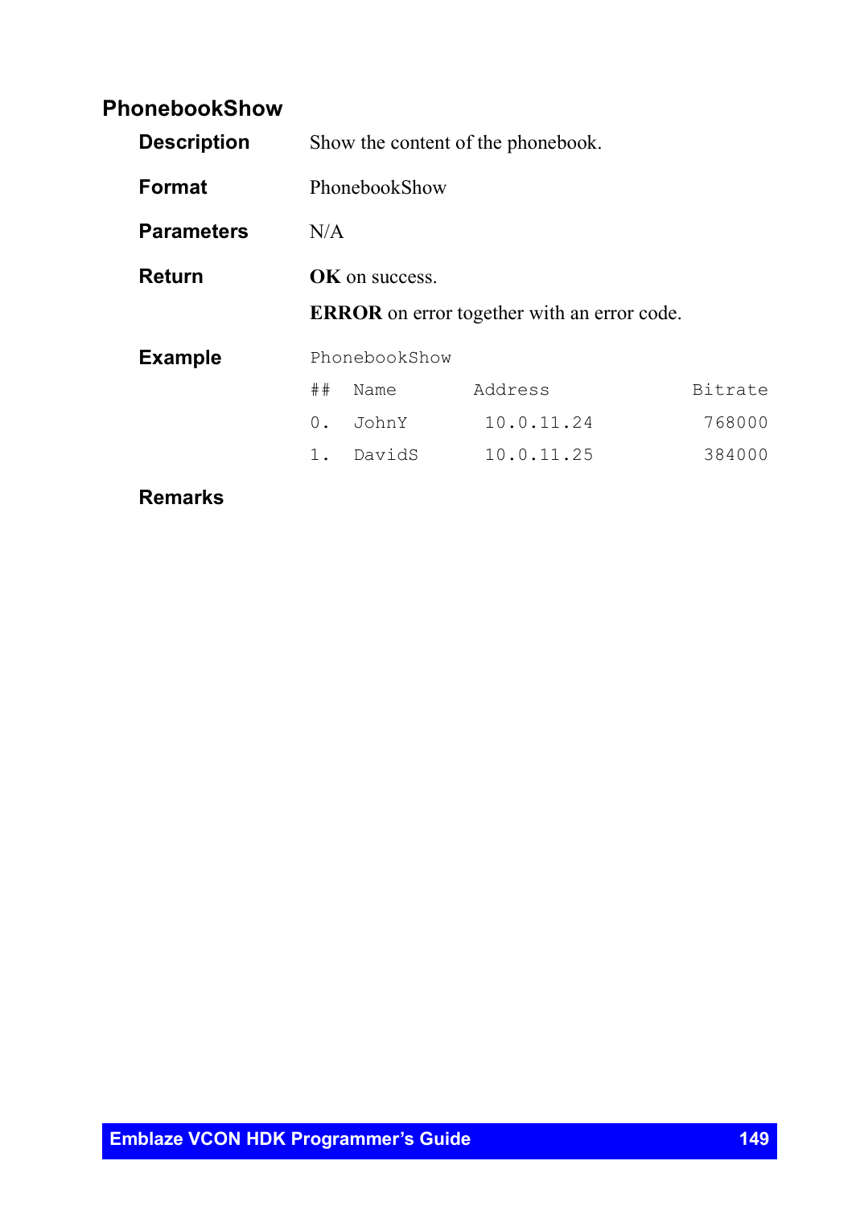## PhonebookShow

**Description**

Show the content of the phonebook.

**Format**

PhonebookShow

**Parameters**

N/A

**Return**

**OK** on success.

**ERROR** on error together with an error code.

**Example**

```
PhonebookShow
##  Name       Address         Bitrate
0.  JohnY       10.0.11.24      768000
1.  DavidS      10.0.11.25      384000
```

**Remarks**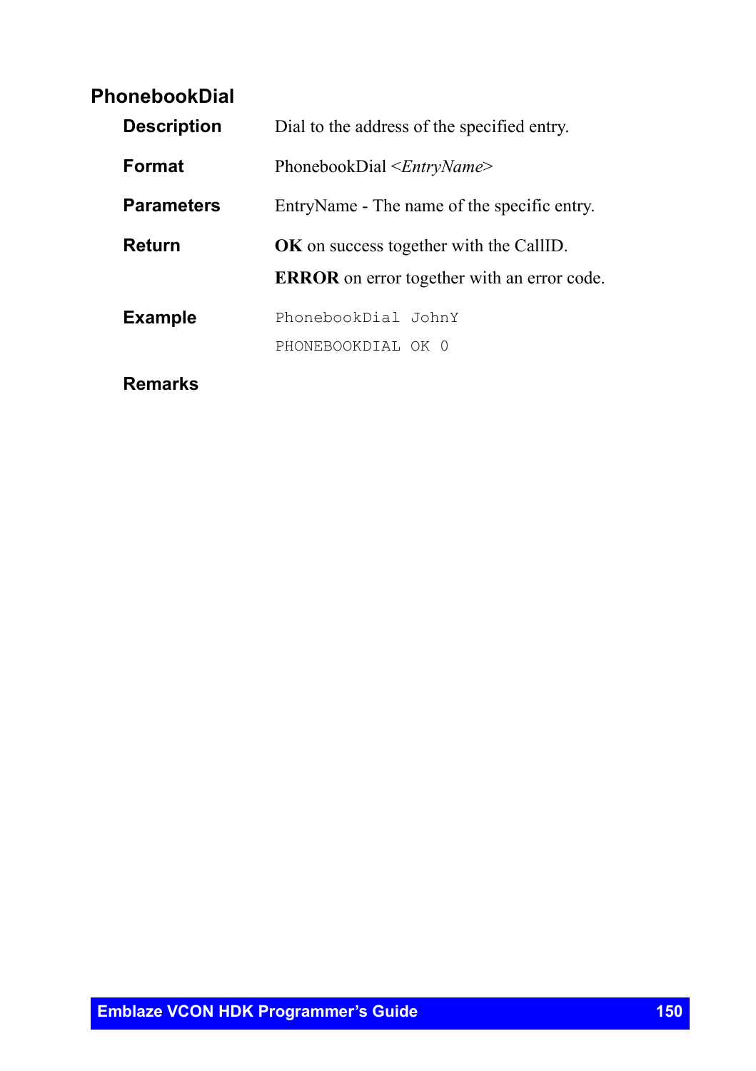## PhonebookDial

**Description**

Dial to the address of the specified entry.

**Format**

PhonebookDial <*EntryName*>

**Parameters**

EntryName - The name of the specific entry.

**Return**

**OK** on success together with the CallID.

**ERROR** on error together with an error code.

**Example**

```
PhonebookDial JohnY
PHONEBOOKDIAL OK 0
```

**Remarks**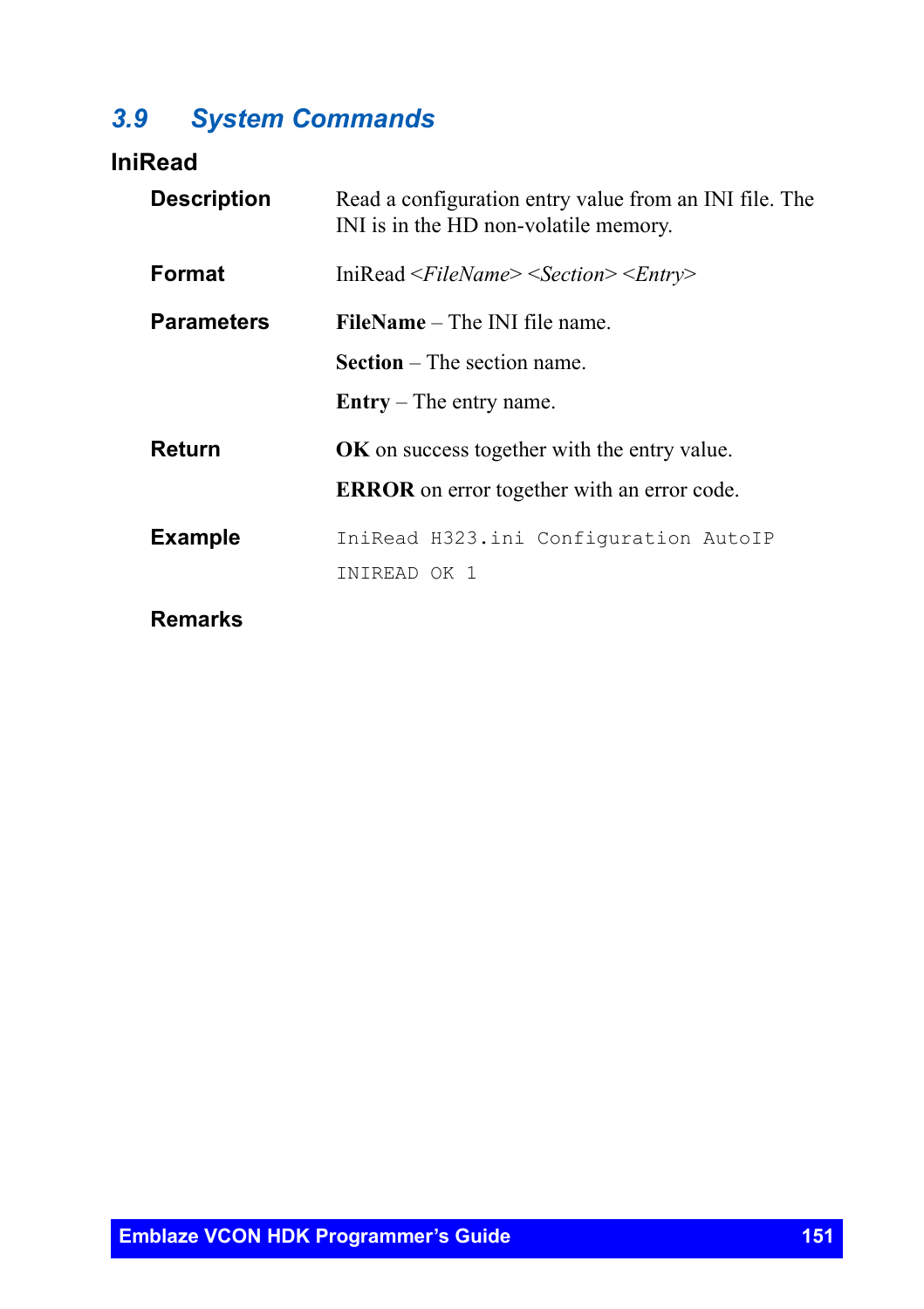## 3.9 System Commands

### IniRead

**Description**

Read a configuration entry value from an INI file. The INI is in the HD non-volatile memory.

**Format**

IniRead <*FileName*> <*Section*> <*Entry*>

**Parameters**

**FileName** – The INI file name.

**Section** – The section name.

**Entry** – The entry name.

**Return**

**OK** on success together with the entry value.

**ERROR** on error together with an error code.

**Example**

```
IniRead H323.ini Configuration AutoIP
INIREAD OK 1
```

**Remarks**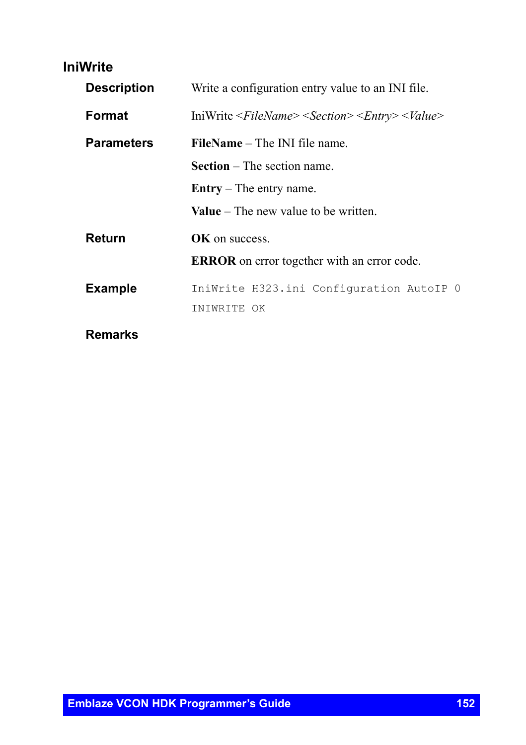## IniWrite

**Description**

Write a configuration entry value to an INI file.

**Format**

IniWrite <*FileName*> <*Section*> <*Entry*> <*Value*>

**Parameters**

**FileName** – The INI file name.

**Section** – The section name.

**Entry** – The entry name.

**Value** – The new value to be written.

**Return**

**OK** on success.

**ERROR** on error together with an error code.

**Example**

```
IniWrite H323.ini Configuration AutoIP 0
INIWRITE OK
```

**Remarks**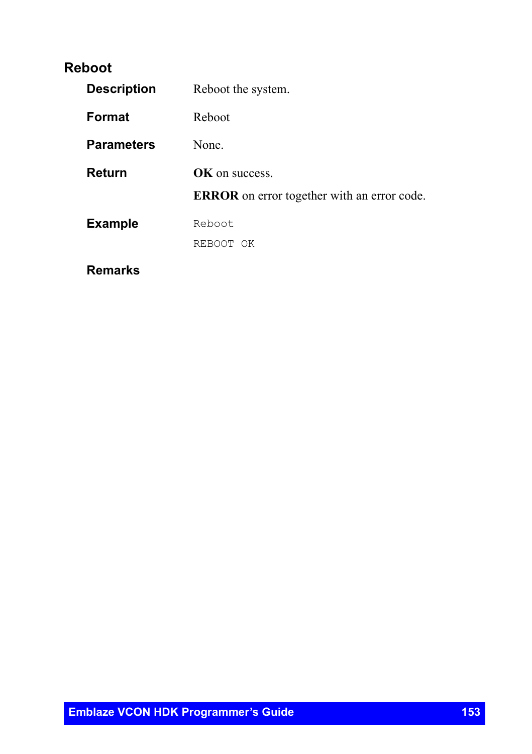## Reboot

**Description**

Reboot the system.

**Format**

Reboot

**Parameters**

None.

**Return**

**OK** on success.

**ERROR** on error together with an error code.

**Example**

```
Reboot
REBOOT OK
```

**Remarks**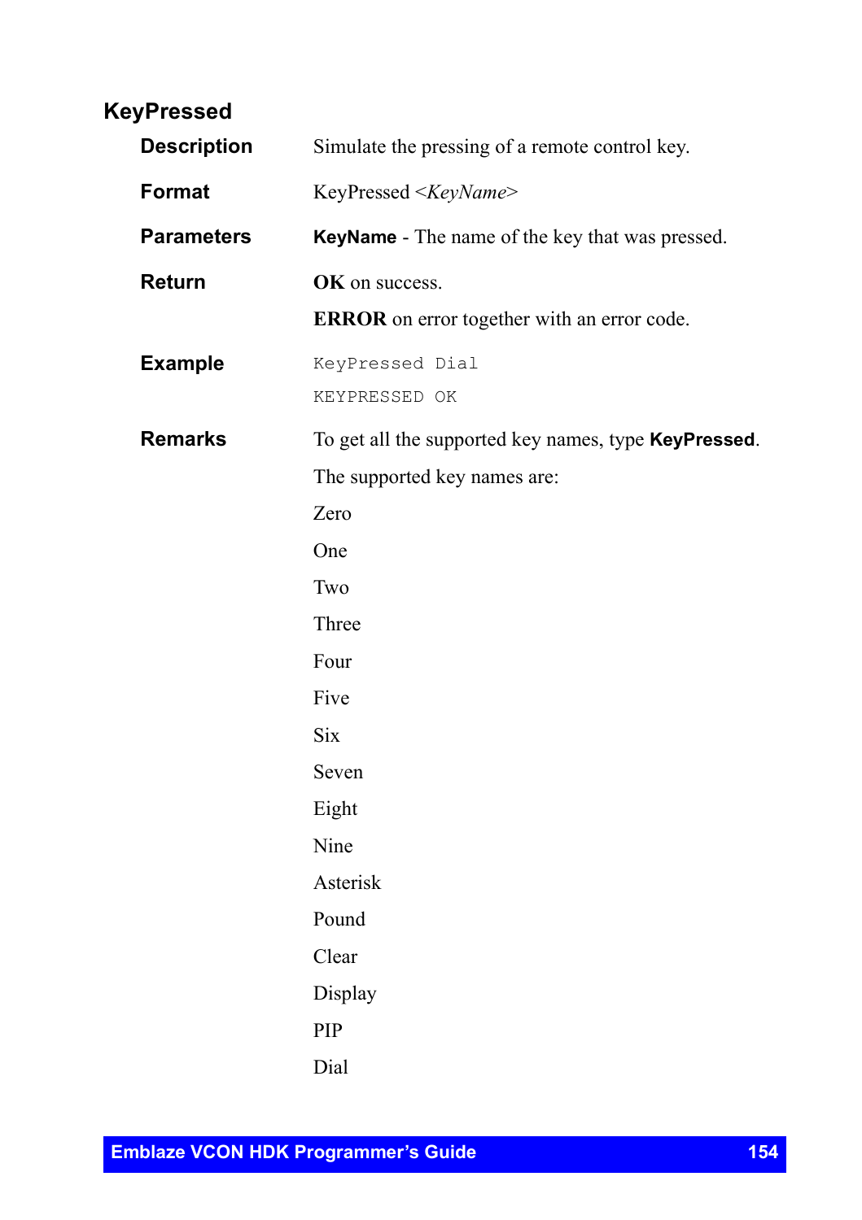## KeyPressed

**Description**

Simulate the pressing of a remote control key.

**Format**

KeyPressed <*KeyName*>

**Parameters**

**KeyName** - The name of the key that was pressed.

**Return**

**OK** on success.

**ERROR** on error together with an error code.

**Example**

```
KeyPressed Dial
KEYPRESSED OK
```

**Remarks**

To get all the supported key names, type **KeyPressed**.

The supported key names are:

Zero

One

Two

Three

Four

Five

Six

Seven

Eight

Nine

Asterisk

Pound

Clear

Display

PIP

Dial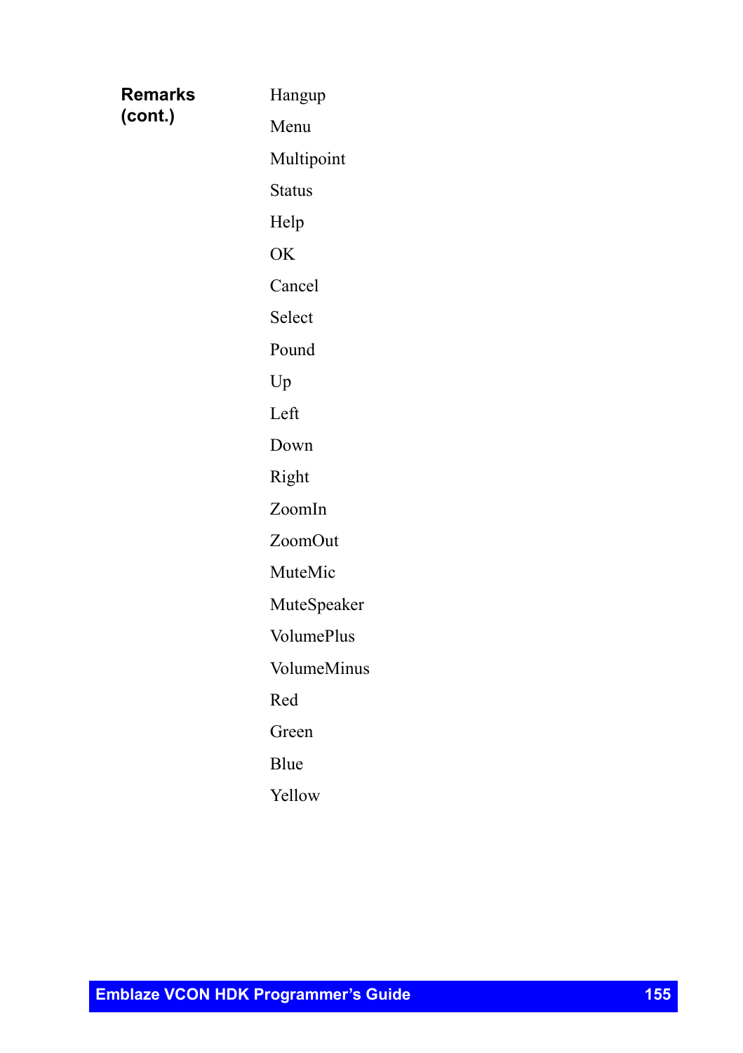**Remarks (cont.)**

Hangup

Menu

Multipoint

Status

Help

OK

Cancel

Select

Pound

Up

Left

Down

Right

ZoomIn

ZoomOut

MuteMic

MuteSpeaker

VolumePlus

VolumeMinus

Red

Green

Blue

Yellow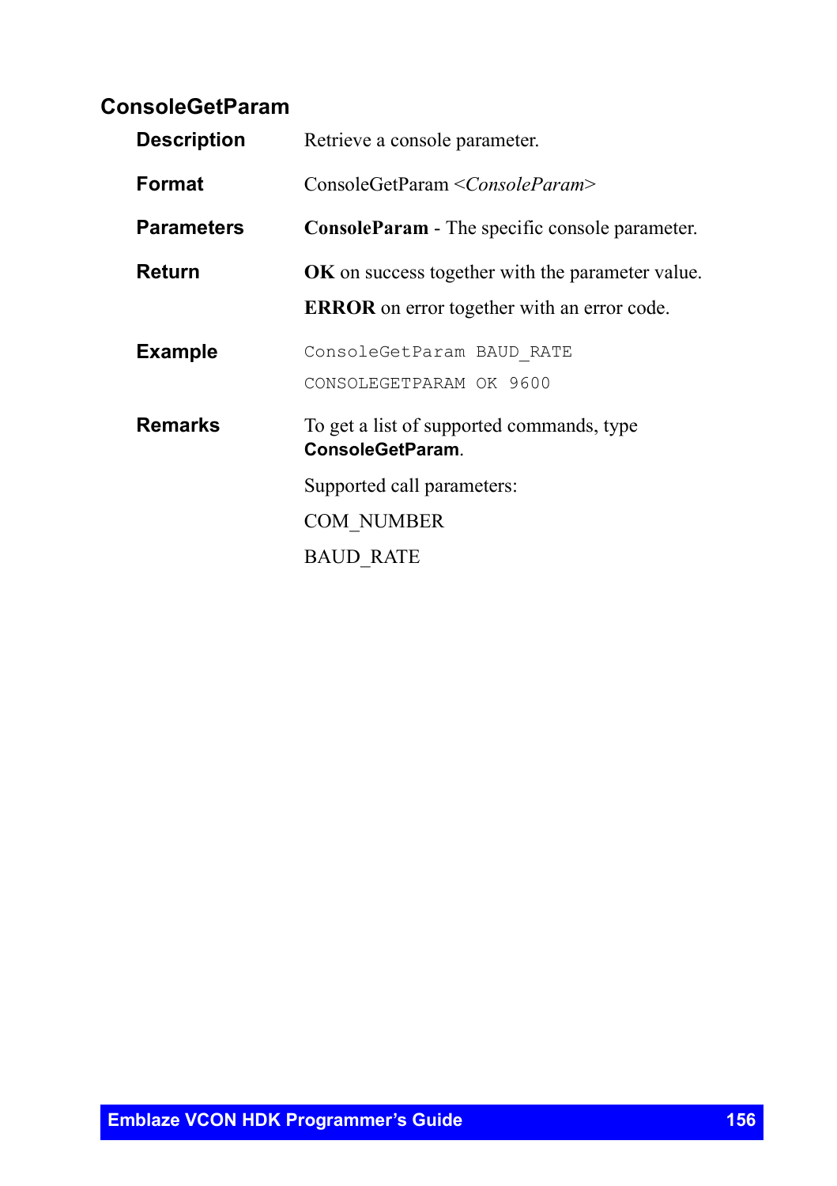## ConsoleGetParam

**Description**

Retrieve a console parameter.

**Format**

ConsoleGetParam <*ConsoleParam*>

**Parameters**

**ConsoleParam** - The specific console parameter.

**Return**

**OK** on success together with the parameter value.

**ERROR** on error together with an error code.

**Example**

```
ConsoleGetParam BAUD_RATE
CONSOLEGETPARAM OK 9600
```

**Remarks**

To get a list of supported commands, type **ConsoleGetParam**.

Supported call parameters:

COM_NUMBER

BAUD_RATE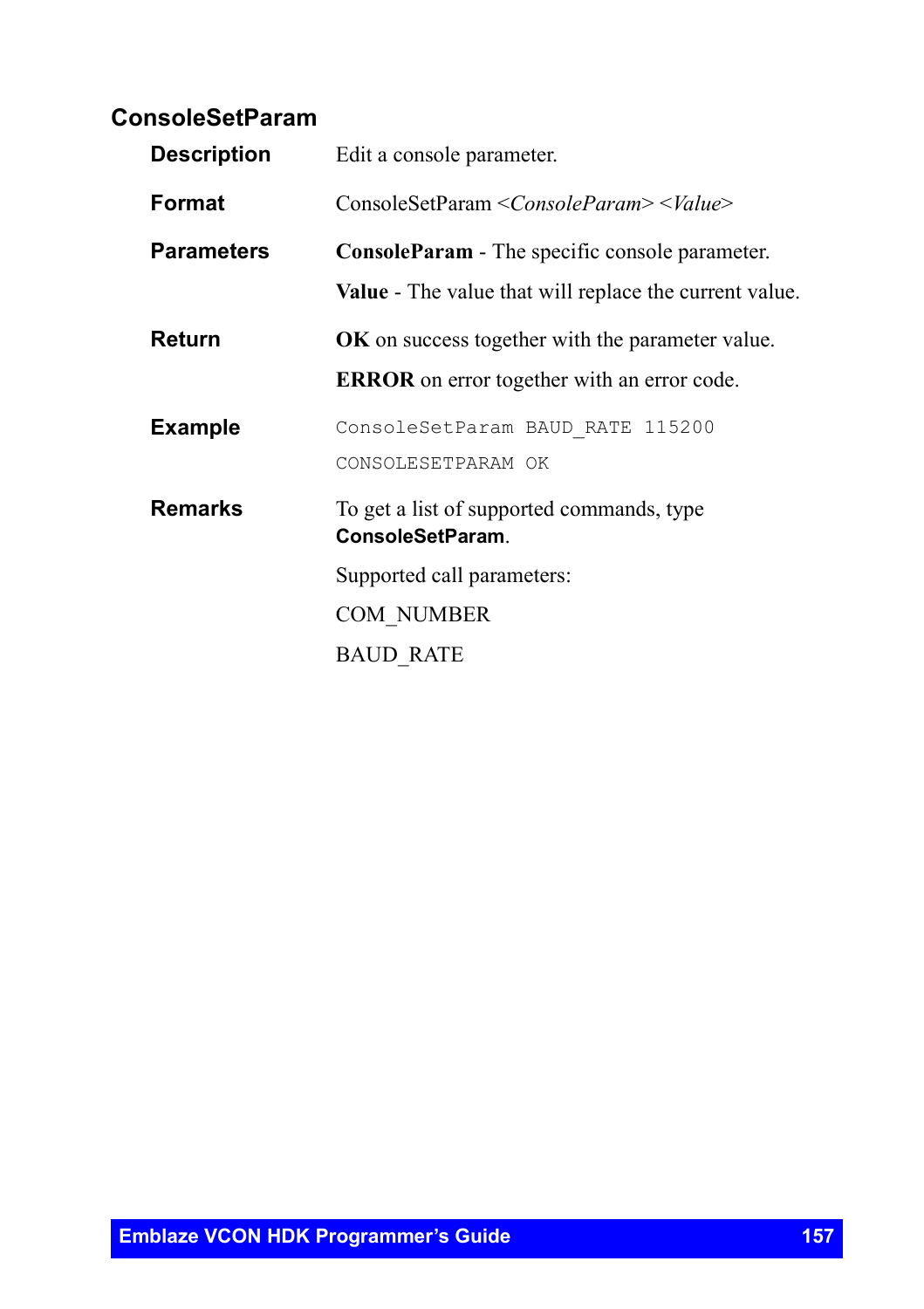## ConsoleSetParam

**Description**

Edit a console parameter.

**Format**

ConsoleSetParam <*ConsoleParam*> <*Value*>

**Parameters**

**ConsoleParam** - The specific console parameter.

**Value** - The value that will replace the current value.

**Return**

**OK** on success together with the parameter value.

**ERROR** on error together with an error code.

**Example**

```
ConsoleSetParam BAUD_RATE 115200
CONSOLESETPARAM OK
```

**Remarks**

To get a list of supported commands, type **ConsoleSetParam**.

Supported call parameters:

COM_NUMBER

BAUD_RATE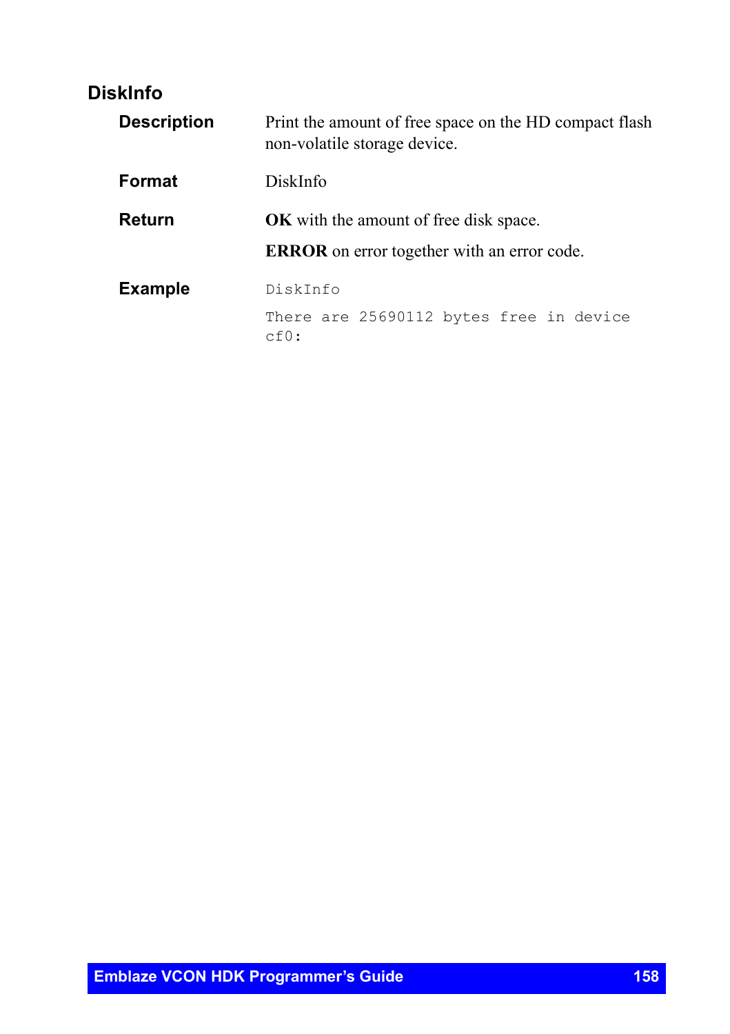## DiskInfo

**Description**

Print the amount of free space on the HD compact flash non-volatile storage device.

**Format**

DiskInfo

**Return**

**OK** with the amount of free disk space.

**ERROR** on error together with an error code.

**Example**

```
DiskInfo

There are 25690112 bytes free in device
cf0:
```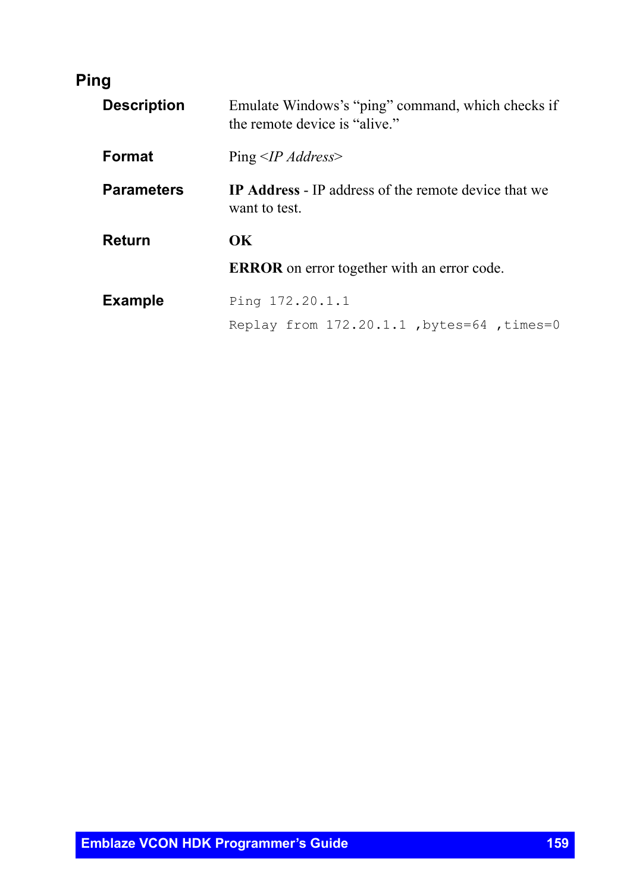## Ping

**Description**

Emulate Windows's "ping" command, which checks if the remote device is "alive."

**Format**

Ping <*IP Address*>

**Parameters**

**IP Address** - IP address of the remote device that we want to test.

**Return**

**OK**

**ERROR** on error together with an error code.

**Example**

```
Ping 172.20.1.1
Replay from 172.20.1.1 ,bytes=64 ,times=0
```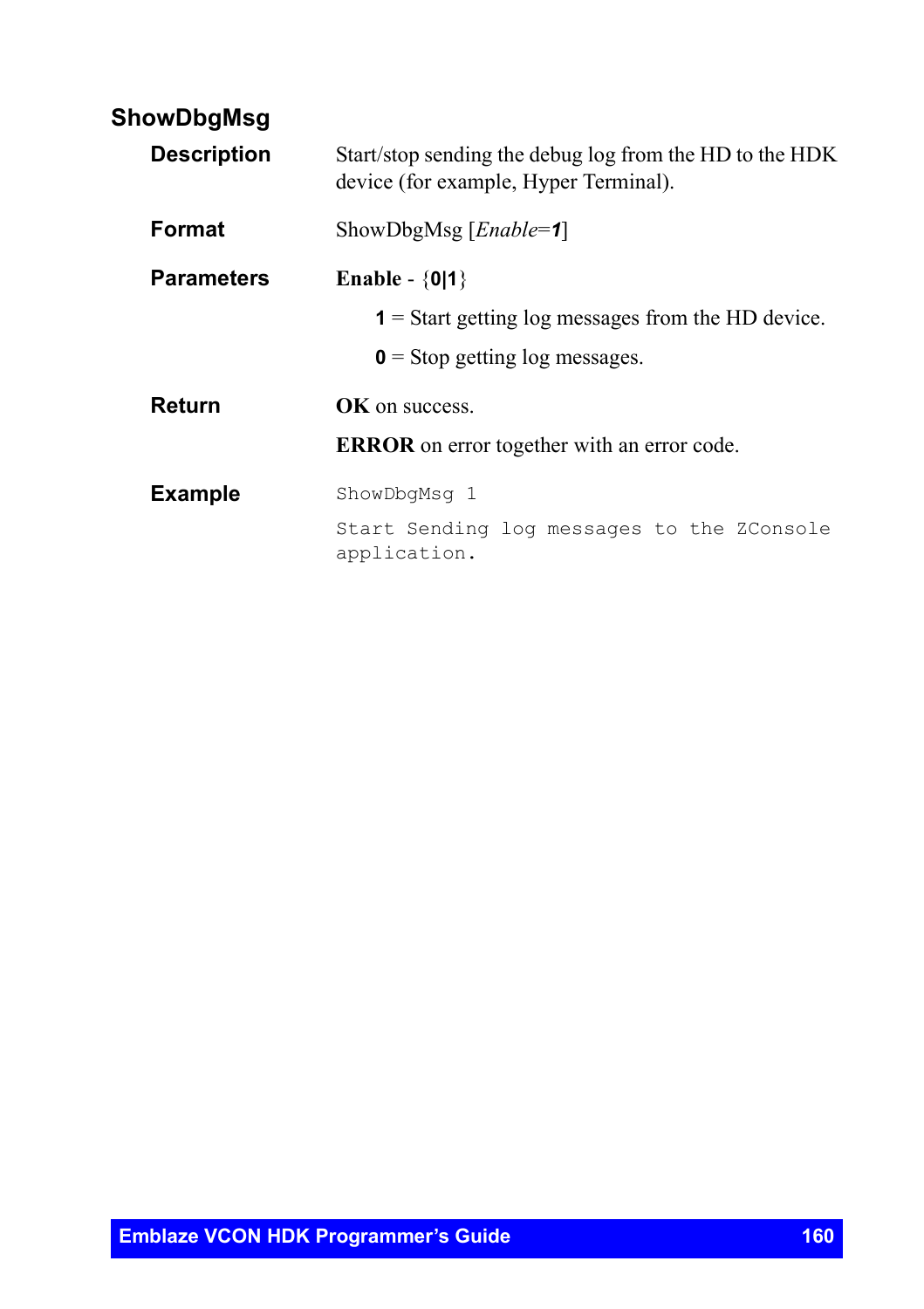## ShowDbgMsg

**Description**

Start/stop sending the debug log from the HD to the HDK device (for example, Hyper Terminal).

**Format**

ShowDbgMsg [*Enable*=***1***]

**Parameters**

**Enable** - {**0|1**}

- **1** = Start getting log messages from the HD device.
- **0** = Stop getting log messages.

**Return**

**OK** on success.

**ERROR** on error together with an error code.

**Example**

```
ShowDbgMsg 1
```

```
Start Sending log messages to the ZConsole
application.
```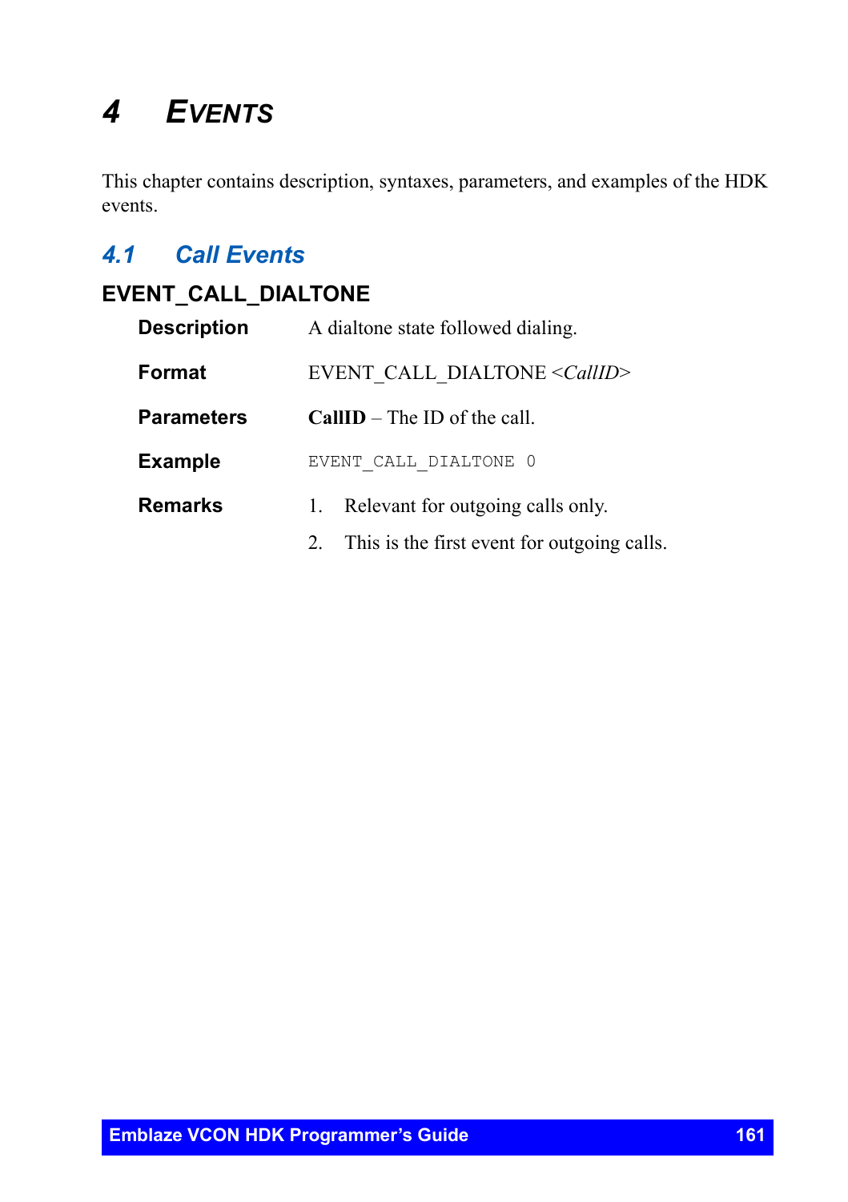# 4 EVENTS

This chapter contains description, syntaxes, parameters, and examples of the HDK events.

## 4.1 Call Events

### EVENT_CALL_DIALTONE

**Description** A dialtone state followed dialing.

**Format** EVENT_CALL_DIALTONE <*CallID*>

**Parameters** **CallID** – The ID of the call.

**Example**

```
EVENT_CALL_DIALTONE 0
```

**Remarks**

1. Relevant for outgoing calls only.
2. This is the first event for outgoing calls.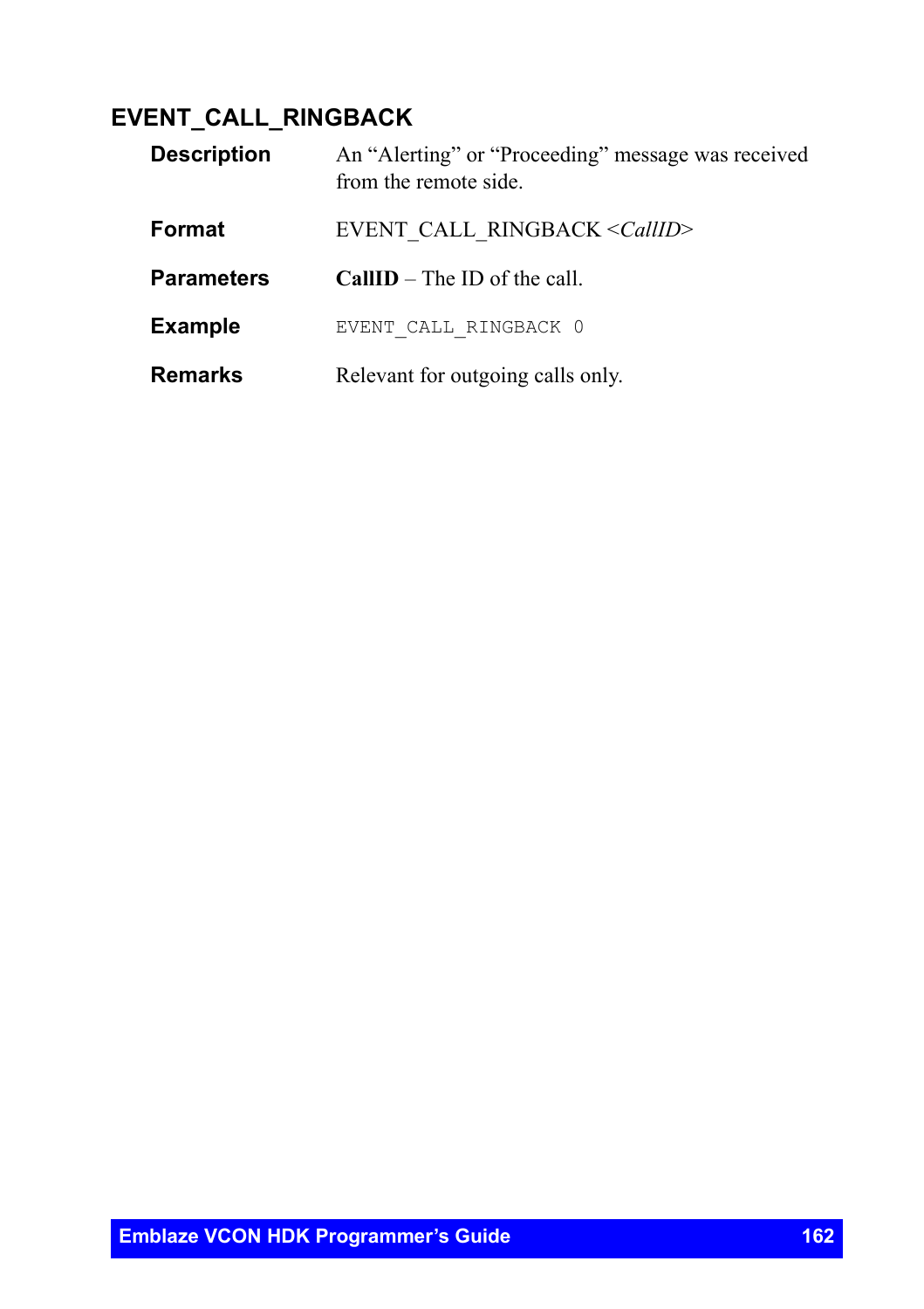## EVENT_CALL_RINGBACK

**Description**
An "Alerting" or "Proceeding" message was received from the remote side.

**Format**
EVENT_CALL_RINGBACK <*CallID*>

**Parameters**
**CallID** – The ID of the call.

**Example**

```
EVENT_CALL_RINGBACK 0
```

**Remarks**
Relevant for outgoing calls only.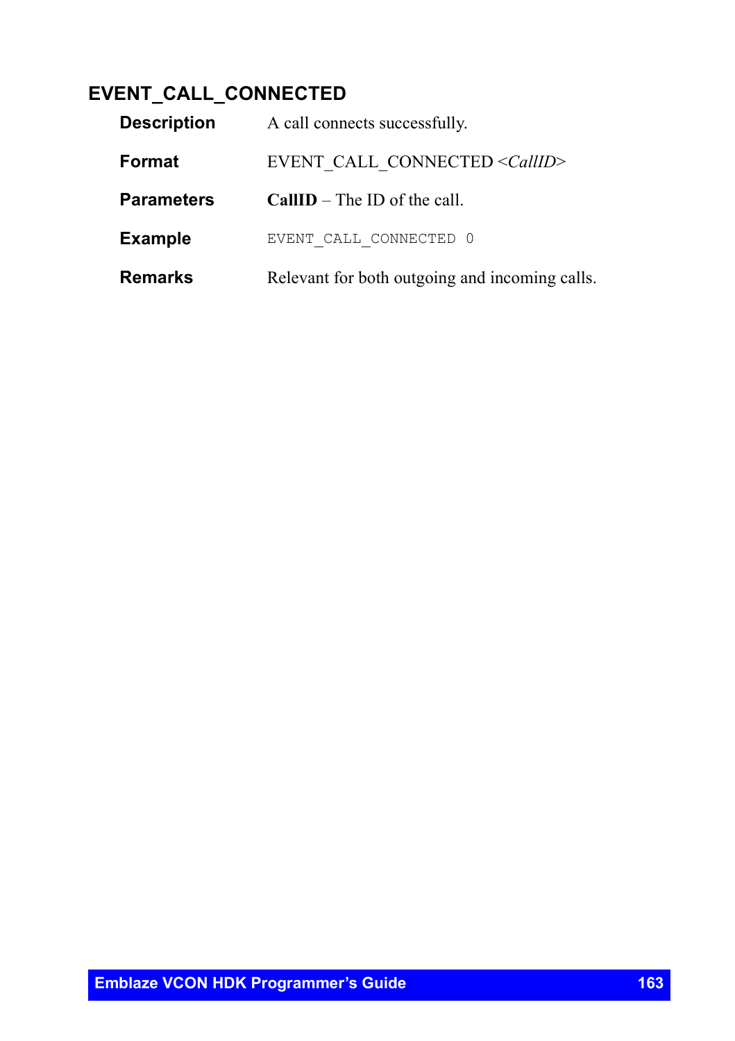## EVENT_CALL_CONNECTED

**Description** A call connects successfully.

**Format** EVENT_CALL_CONNECTED <*CallID*>

**Parameters** **CallID** – The ID of the call.

**Example**

```
EVENT_CALL_CONNECTED 0
```

**Remarks** Relevant for both outgoing and incoming calls.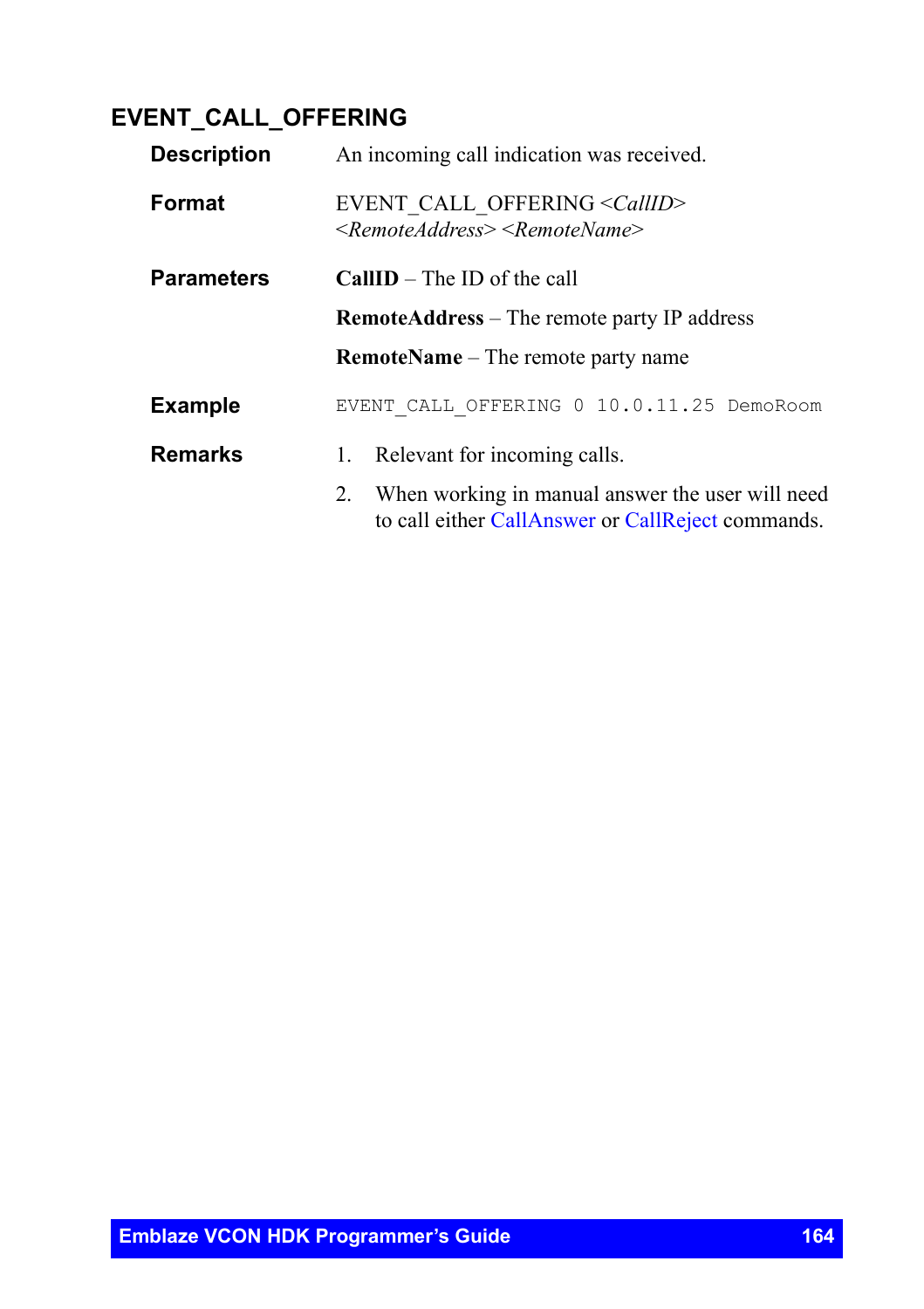## EVENT_CALL_OFFERING

**Description**

An incoming call indication was received.

**Format**

EVENT_CALL_OFFERING <*CallID*> <*RemoteAddress*> <*RemoteName*>

**Parameters**

**CallID** – The ID of the call

**RemoteAddress** – The remote party IP address

**RemoteName** – The remote party name

**Example**

```
EVENT_CALL_OFFERING 0 10.0.11.25 DemoRoom
```

**Remarks**

1. Relevant for incoming calls.
2. When working in manual answer the user will need to call either CallAnswer or CallReject commands.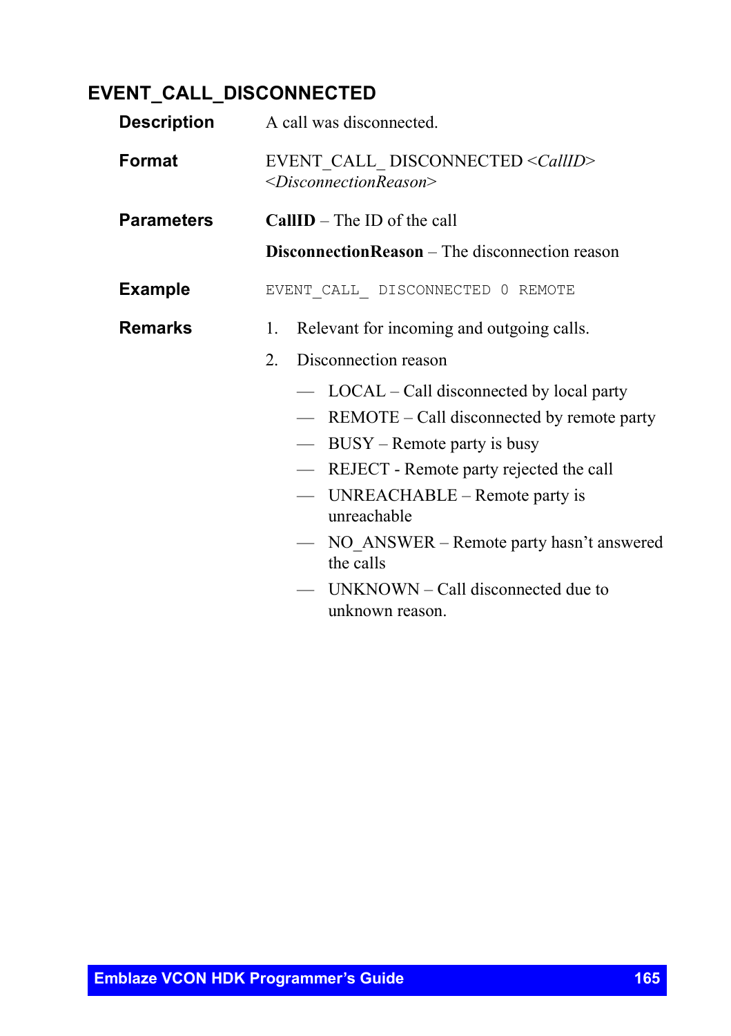## EVENT_CALL_DISCONNECTED

**Description**

A call was disconnected.

**Format**

EVENT_CALL_ DISCONNECTED <*CallID*> <*DisconnectionReason*>

**Parameters**

**CallID** – The ID of the call

**DisconnectionReason** – The disconnection reason

**Example**

```
EVENT_CALL_ DISCONNECTED 0 REMOTE
```

**Remarks**

1. Relevant for incoming and outgoing calls.
2. Disconnection reason
   - LOCAL – Call disconnected by local party
   - REMOTE – Call disconnected by remote party
   - BUSY – Remote party is busy
   - REJECT - Remote party rejected the call
   - UNREACHABLE – Remote party is unreachable
   - NO_ANSWER – Remote party hasn't answered the calls
   - UNKNOWN – Call disconnected due to unknown reason.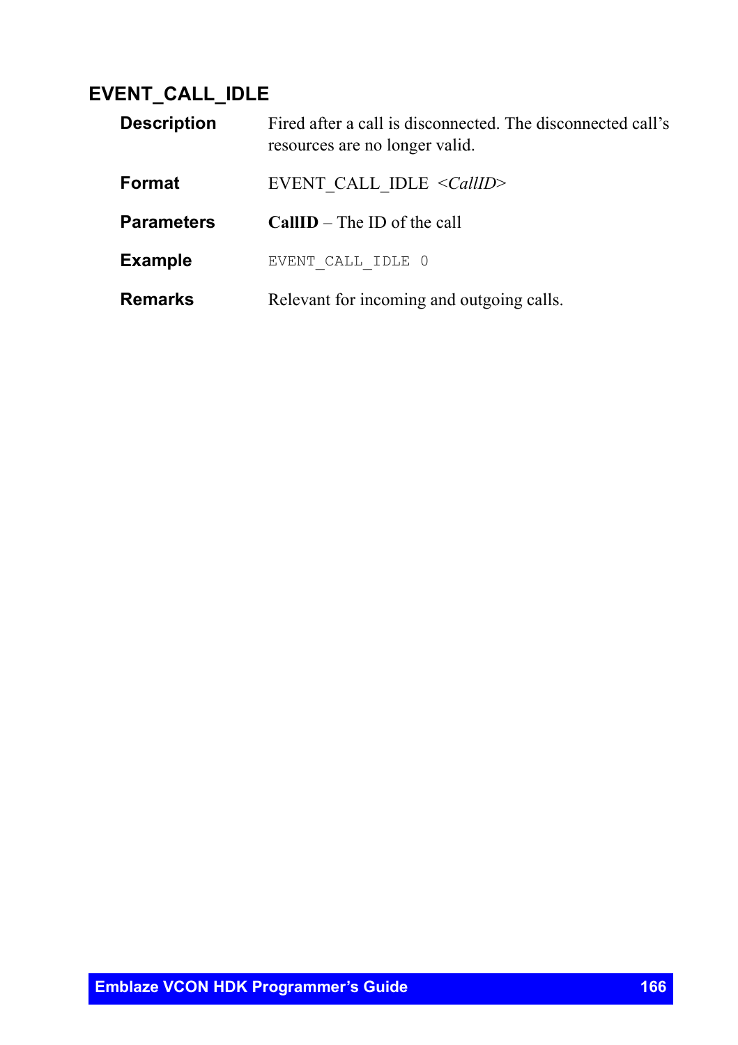## EVENT_CALL_IDLE

**Description** Fired after a call is disconnected. The disconnected call's resources are no longer valid.

**Format** EVENT_CALL_IDLE <*CallID*>

**Parameters** **CallID** – The ID of the call

**Example**

```
EVENT_CALL_IDLE 0
```

**Remarks** Relevant for incoming and outgoing calls.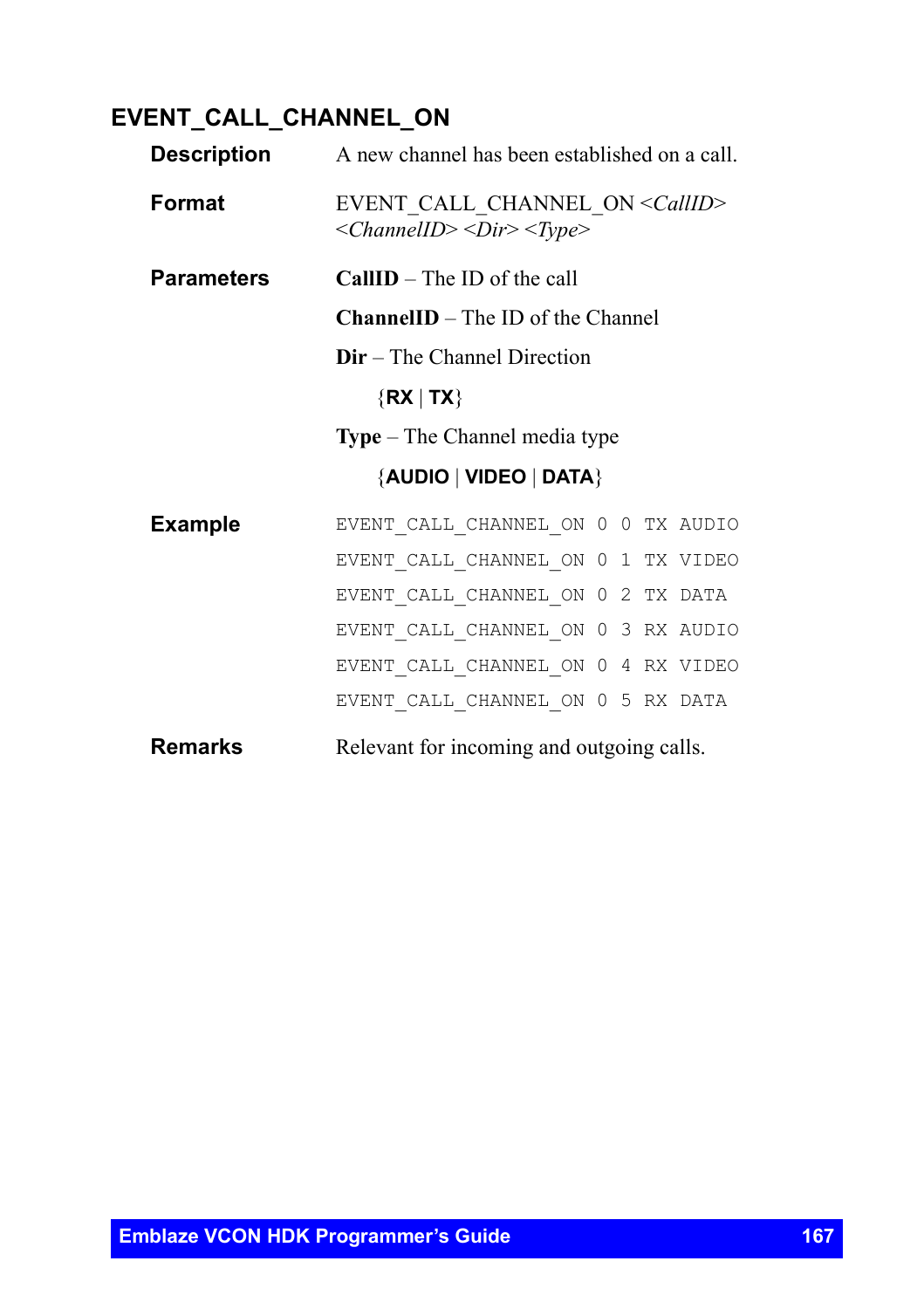## EVENT_CALL_CHANNEL_ON

**Description**

A new channel has been established on a call.

**Format**

EVENT_CALL_CHANNEL_ON <*CallID*> <*ChannelID*> <*Dir*> <*Type*>

**Parameters**

**CallID** – The ID of the call

**ChannelID** – The ID of the Channel

**Dir** – The Channel Direction

{**RX** | **TX**}

**Type** – The Channel media type

{**AUDIO** | **VIDEO** | **DATA**}

**Example**

```
EVENT_CALL_CHANNEL_ON 0 0 TX AUDIO
EVENT_CALL_CHANNEL_ON 0 1 TX VIDEO
EVENT_CALL_CHANNEL_ON 0 2 TX DATA
EVENT_CALL_CHANNEL_ON 0 3 RX AUDIO
EVENT_CALL_CHANNEL_ON 0 4 RX VIDEO
EVENT_CALL_CHANNEL_ON 0 5 RX DATA
```

**Remarks**

Relevant for incoming and outgoing calls.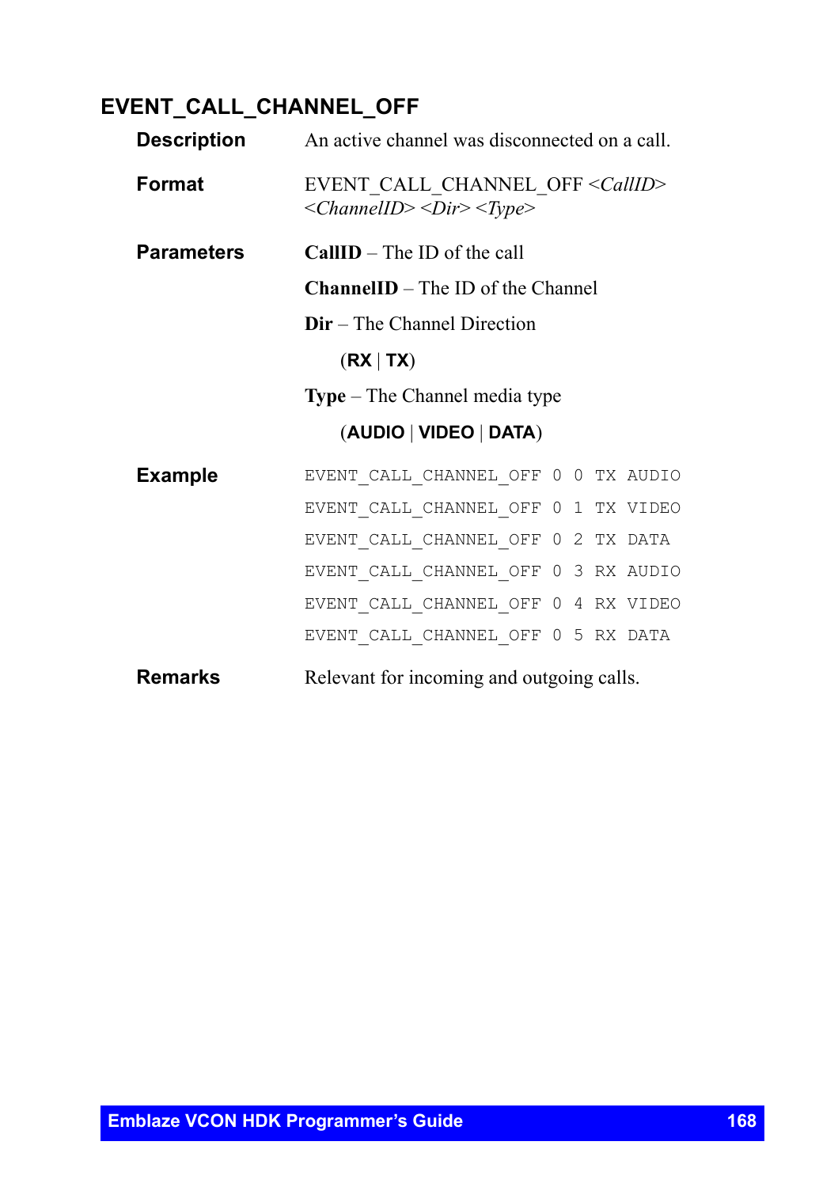## EVENT_CALL_CHANNEL_OFF

**Description**

An active channel was disconnected on a call.

**Format**

EVENT_CALL_CHANNEL_OFF <*CallID*> <*ChannelID*> <*Dir*> <*Type*>

**Parameters**

**CallID** – The ID of the call

**ChannelID** – The ID of the Channel

**Dir** – The Channel Direction

(**RX** | **TX**)

**Type** – The Channel media type

(**AUDIO** | **VIDEO** | **DATA**)

**Example**

```
EVENT_CALL_CHANNEL_OFF 0 0 TX AUDIO
EVENT_CALL_CHANNEL_OFF 0 1 TX VIDEO
EVENT_CALL_CHANNEL_OFF 0 2 TX DATA
EVENT_CALL_CHANNEL_OFF 0 3 RX AUDIO
EVENT_CALL_CHANNEL_OFF 0 4 RX VIDEO
EVENT_CALL_CHANNEL_OFF 0 5 RX DATA
```

**Remarks**

Relevant for incoming and outgoing calls.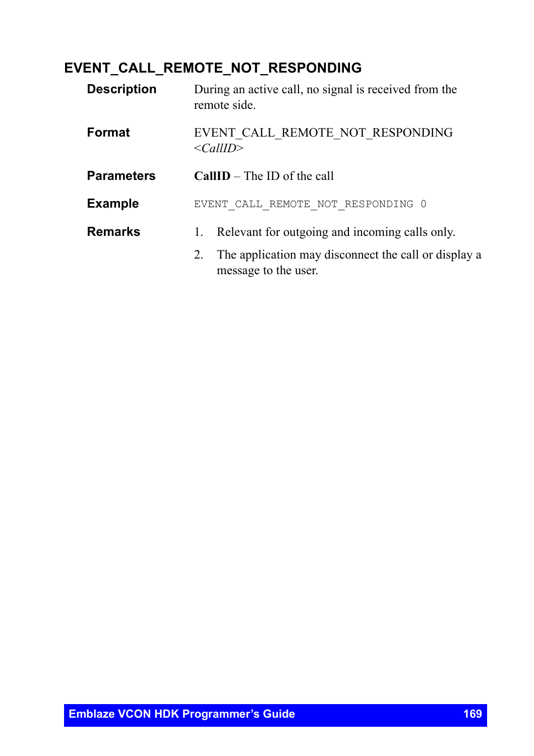## EVENT_CALL_REMOTE_NOT_RESPONDING

**Description**

During an active call, no signal is received from the remote side.

**Format**

EVENT_CALL_REMOTE_NOT_RESPONDING <*CallID*>

**Parameters**

**CallID** – The ID of the call

**Example**

```
EVENT_CALL_REMOTE_NOT_RESPONDING 0
```

**Remarks**

1. Relevant for outgoing and incoming calls only.
2. The application may disconnect the call or display a message to the user.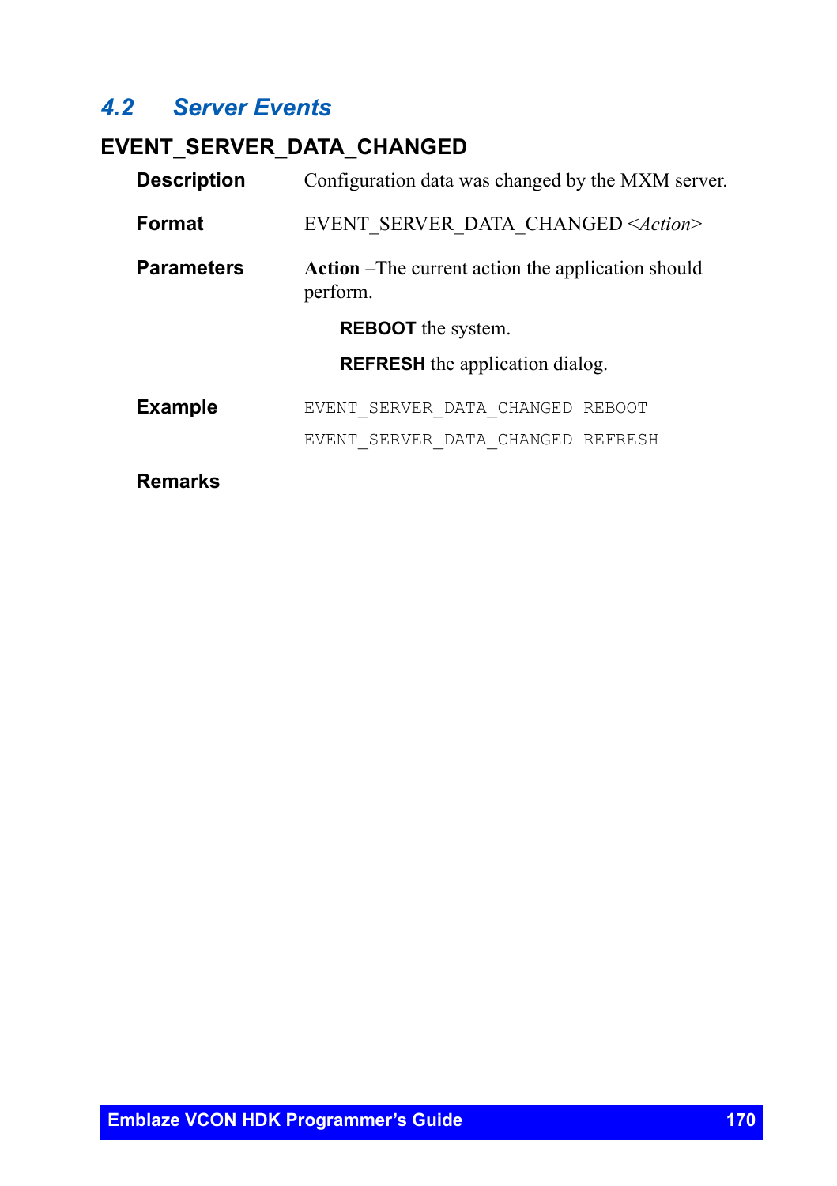## 4.2 Server Events

### EVENT_SERVER_DATA_CHANGED

**Description** Configuration data was changed by the MXM server.

**Format** EVENT_SERVER_DATA_CHANGED <*Action*>

**Parameters** **Action** –The current action the application should perform.

- **REBOOT** the system.
- **REFRESH** the application dialog.

**Example**

```
EVENT_SERVER_DATA_CHANGED REBOOT
EVENT_SERVER_DATA_CHANGED REFRESH
```

**Remarks**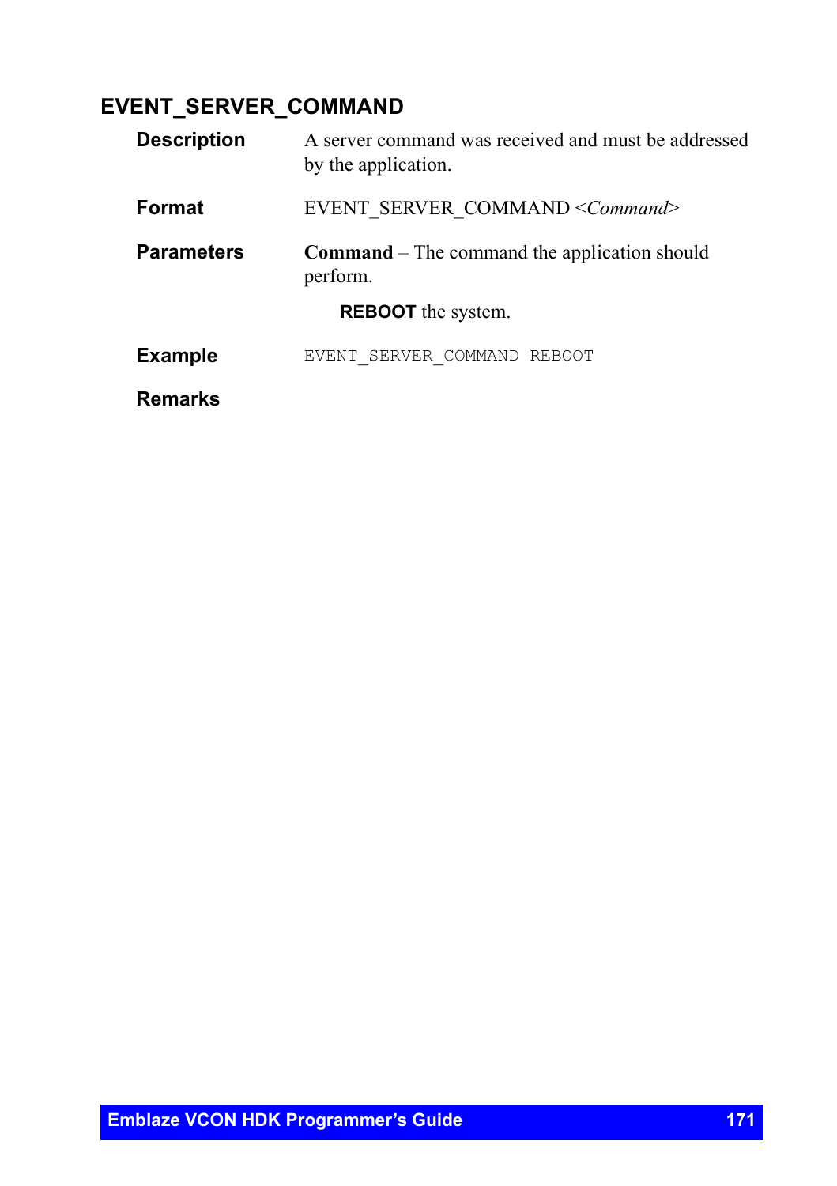## EVENT_SERVER_COMMAND

**Description**

A server command was received and must be addressed by the application.

**Format**

EVENT_SERVER_COMMAND <*Command*>

**Parameters**

**Command** – The command the application should perform.

**REBOOT** the system.

**Example**

```
EVENT_SERVER_COMMAND REBOOT
```

**Remarks**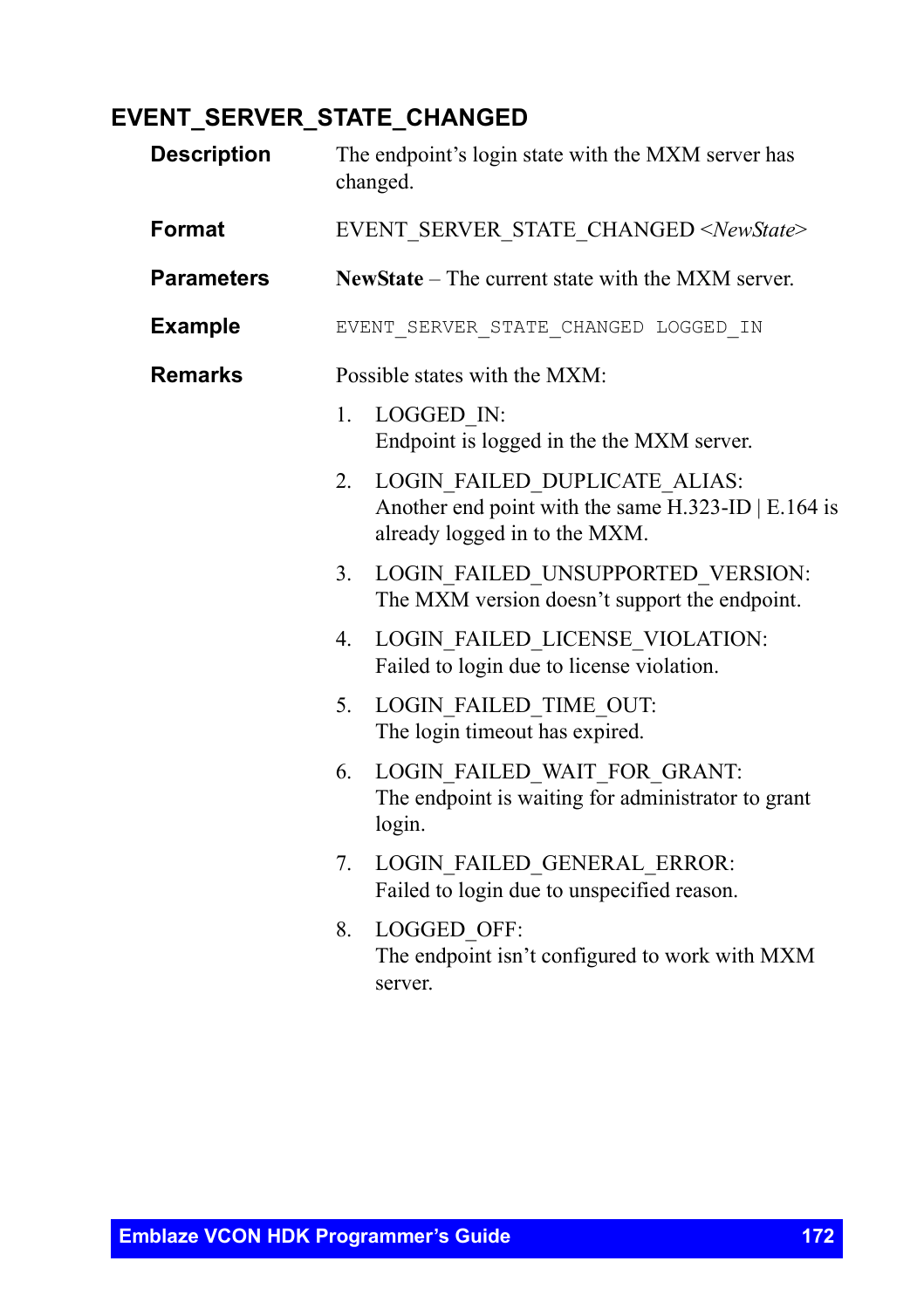### EVENT_SERVER_STATE_CHANGED

**Description**

The endpoint's login state with the MXM server has changed.

**Format**

EVENT_SERVER_STATE_CHANGED <*NewState*>

**Parameters**

**NewState** – The current state with the MXM server.

**Example**

```
EVENT_SERVER_STATE_CHANGED LOGGED_IN
```

**Remarks**

Possible states with the MXM:

1. LOGGED_IN:
   Endpoint is logged in the the MXM server.
2. LOGIN_FAILED_DUPLICATE_ALIAS:
   Another end point with the same H.323-ID | E.164 is already logged in to the MXM.
3. LOGIN_FAILED_UNSUPPORTED_VERSION:
   The MXM version doesn't support the endpoint.
4. LOGIN_FAILED_LICENSE_VIOLATION:
   Failed to login due to license violation.
5. LOGIN_FAILED_TIME_OUT:
   The login timeout has expired.
6. LOGIN_FAILED_WAIT_FOR_GRANT:
   The endpoint is waiting for administrator to grant login.
7. LOGIN_FAILED_GENERAL_ERROR:
   Failed to login due to unspecified reason.
8. LOGGED_OFF:
   The endpoint isn't configured to work with MXM server.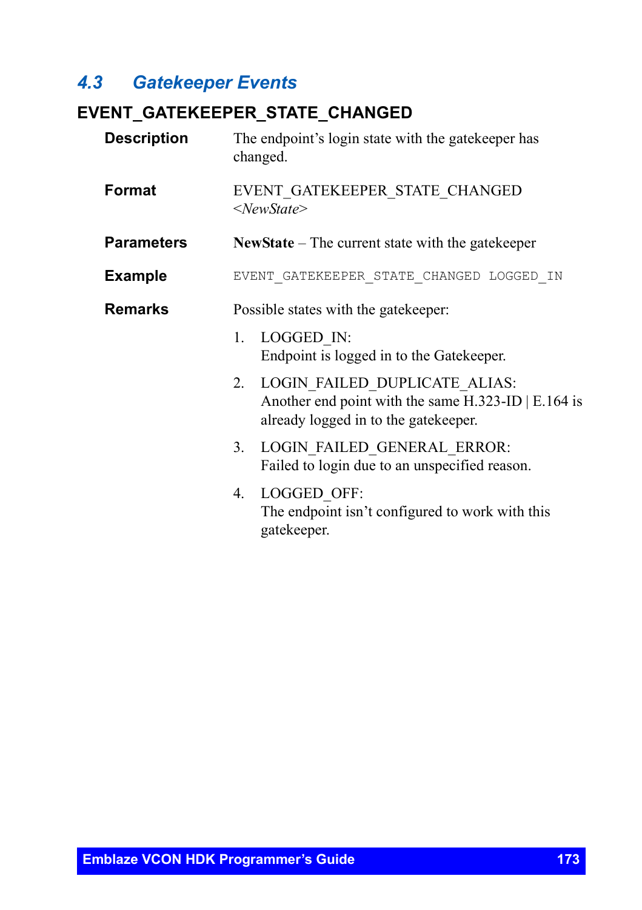## 4.3 Gatekeeper Events

### EVENT_GATEKEEPER_STATE_CHANGED

**Description**

The endpoint's login state with the gatekeeper has changed.

**Format**

EVENT_GATEKEEPER_STATE_CHANGED <*NewState*>

**Parameters**

**NewState** – The current state with the gatekeeper

**Example**

```
EVENT_GATEKEEPER_STATE_CHANGED LOGGED_IN
```

**Remarks**

Possible states with the gatekeeper:

1. LOGGED_IN:
   Endpoint is logged in to the Gatekeeper.
2. LOGIN_FAILED_DUPLICATE_ALIAS:
   Another end point with the same H.323-ID | E.164 is already logged in to the gatekeeper.
3. LOGIN_FAILED_GENERAL_ERROR:
   Failed to login due to an unspecified reason.
4. LOGGED_OFF:
   The endpoint isn't configured to work with this gatekeeper.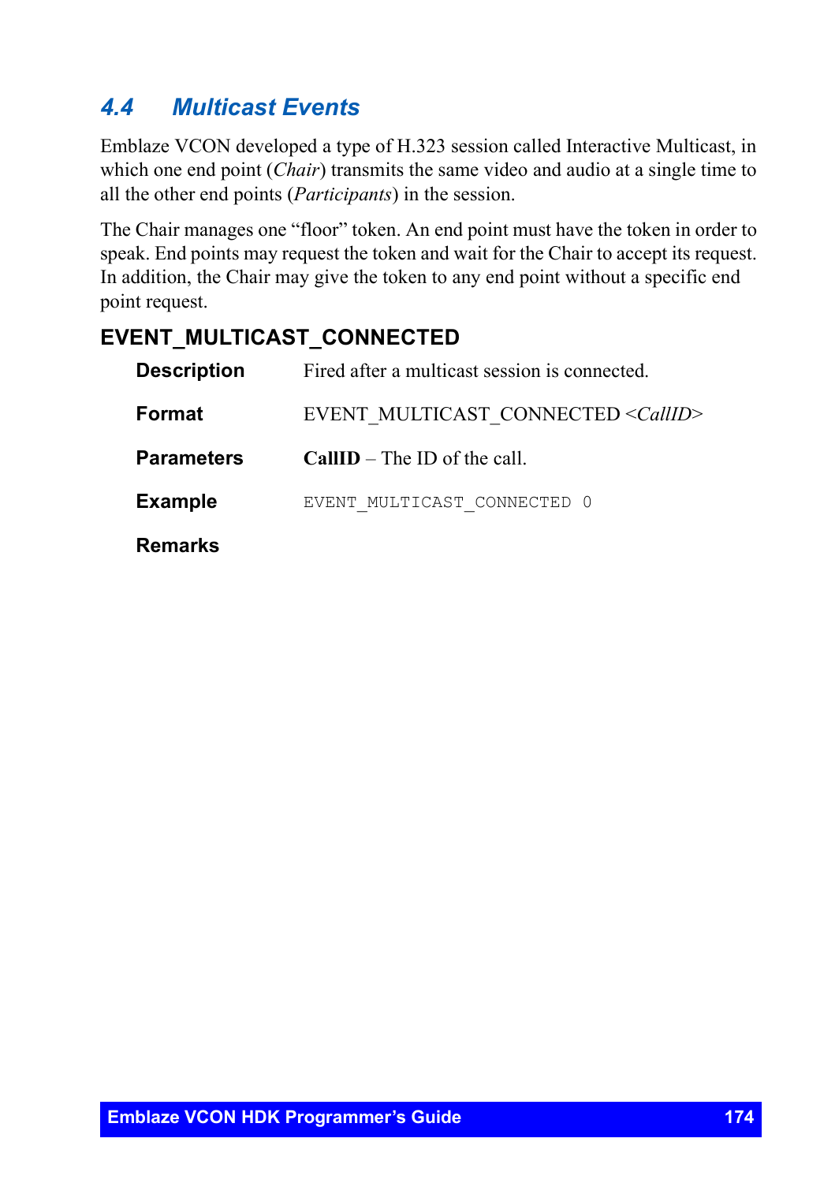## 4.4 Multicast Events

Emblaze VCON developed a type of H.323 session called Interactive Multicast, in which one end point (*Chair*) transmits the same video and audio at a single time to all the other end points (*Participants*) in the session.

The Chair manages one “floor” token. An end point must have the token in order to speak. End points may request the token and wait for the Chair to accept its request. In addition, the Chair may give the token to any end point without a specific end point request.

### EVENT_MULTICAST_CONNECTED

| | |
|---|---|
| **Description** | Fired after a multicast session is connected. |
| **Format** | EVENT_MULTICAST_CONNECTED <*CallID*> |
| **Parameters** | **CallID** – The ID of the call. |
| **Example** | `EVENT_MULTICAST_CONNECTED 0` |
| **Remarks** | |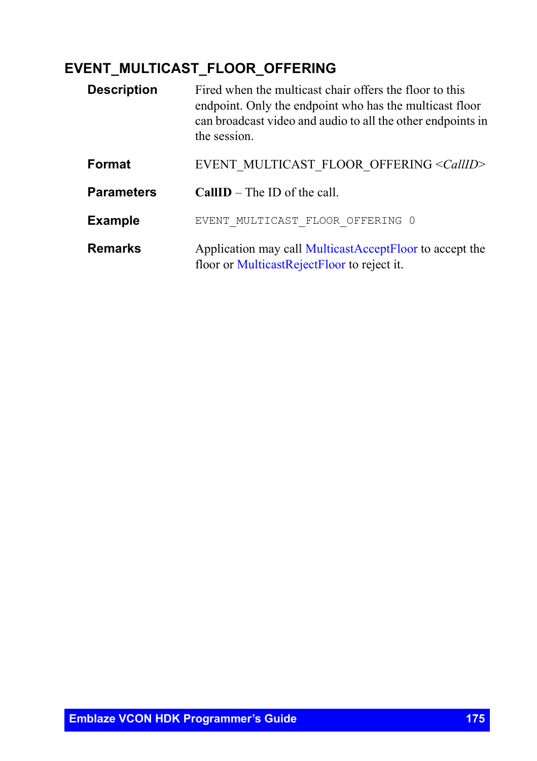## EVENT_MULTICAST_FLOOR_OFFERING

**Description**

Fired when the multicast chair offers the floor to this endpoint. Only the endpoint who has the multicast floor can broadcast video and audio to all the other endpoints in the session.

**Format**

EVENT_MULTICAST_FLOOR_OFFERING <*CallID*>

**Parameters**

**CallID** – The ID of the call.

**Example**

```
EVENT_MULTICAST_FLOOR_OFFERING 0
```

**Remarks**

Application may call MulticastAcceptFloor to accept the floor or MulticastRejectFloor to reject it.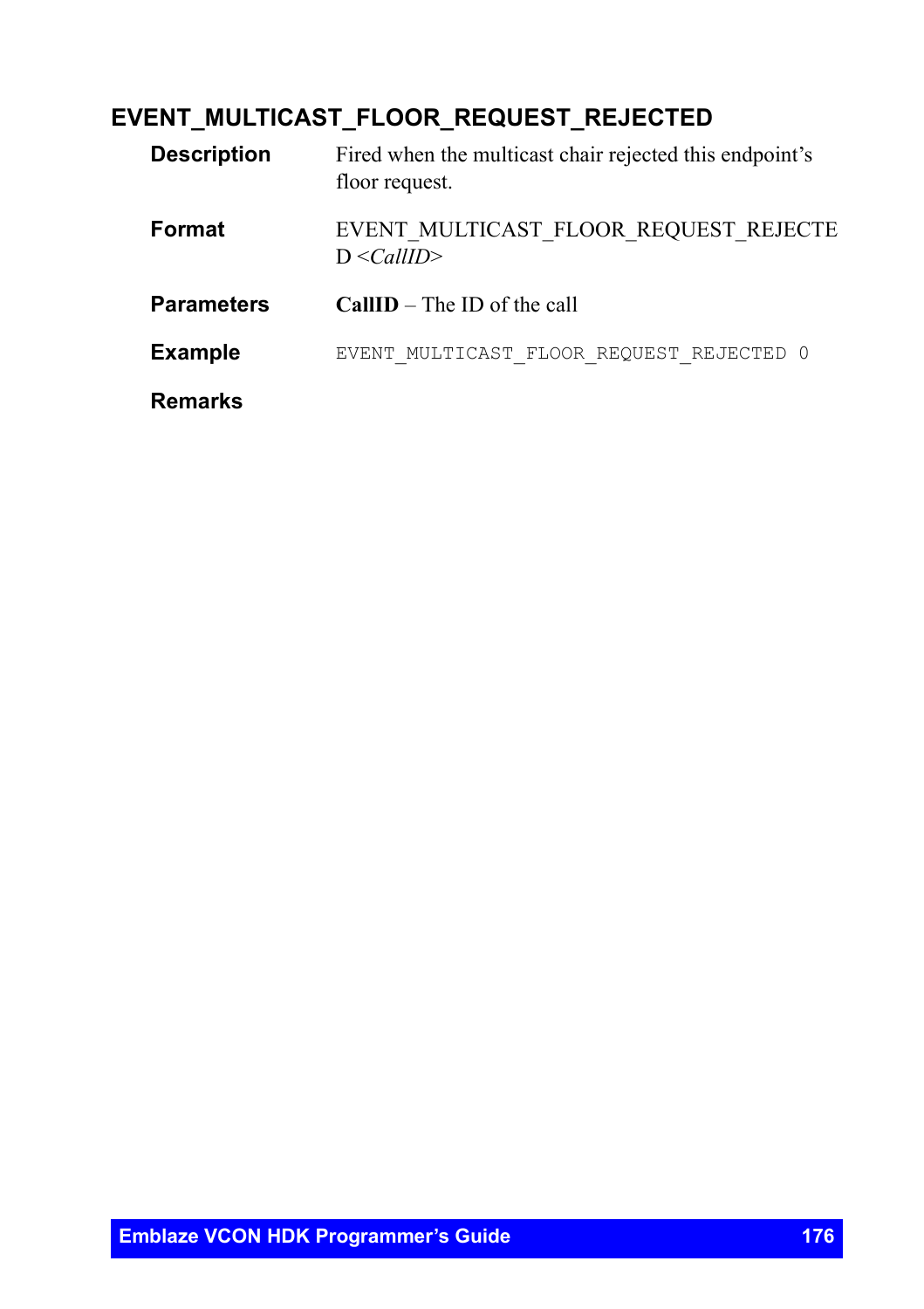## EVENT_MULTICAST_FLOOR_REQUEST_REJECTED

**Description**

Fired when the multicast chair rejected this endpoint's floor request.

**Format**

EVENT_MULTICAST_FLOOR_REQUEST_REJECTED <*CallID*>

**Parameters**

**CallID** – The ID of the call

**Example**

```
EVENT_MULTICAST_FLOOR_REQUEST_REJECTED 0
```

**Remarks**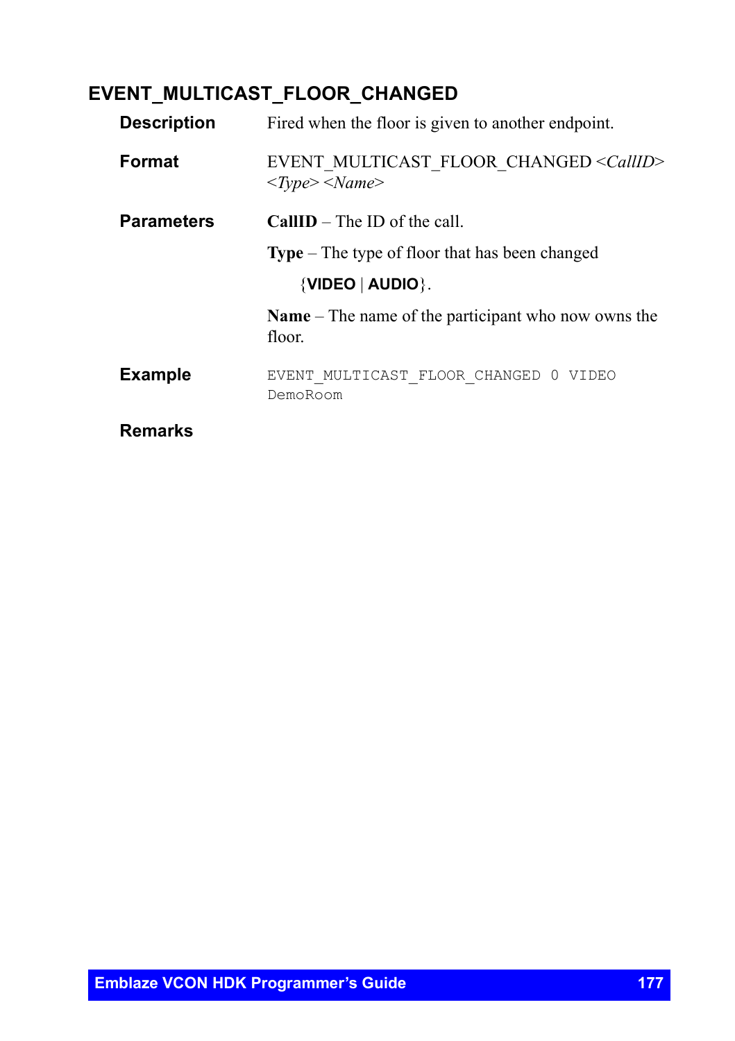## EVENT_MULTICAST_FLOOR_CHANGED

**Description**

Fired when the floor is given to another endpoint.

**Format**

EVENT_MULTICAST_FLOOR_CHANGED <*CallID*> <*Type*> <*Name*>

**Parameters**

**CallID** – The ID of the call.

**Type** – The type of floor that has been changed

{**VIDEO** | **AUDIO**}.

**Name** – The name of the participant who now owns the floor.

**Example**

```
EVENT_MULTICAST_FLOOR_CHANGED 0 VIDEO
DemoRoom
```

**Remarks**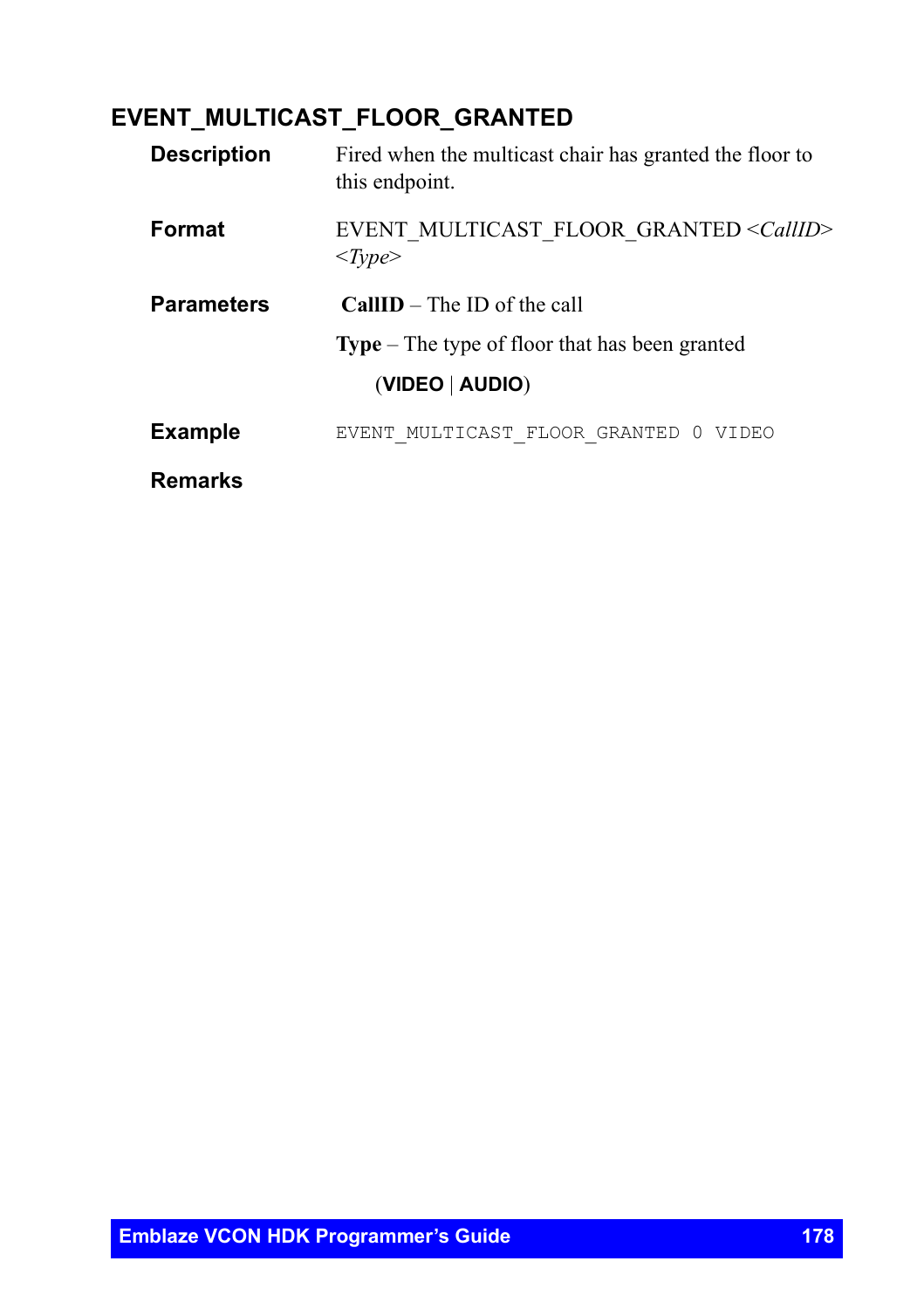## EVENT_MULTICAST_FLOOR_GRANTED

**Description**

Fired when the multicast chair has granted the floor to this endpoint.

**Format**

EVENT_MULTICAST_FLOOR_GRANTED <*CallID*> <*Type*>

**Parameters**

**CallID** – The ID of the call

**Type** – The type of floor that has been granted

(**VIDEO** | **AUDIO**)

**Example**

```
EVENT_MULTICAST_FLOOR_GRANTED 0 VIDEO
```

**Remarks**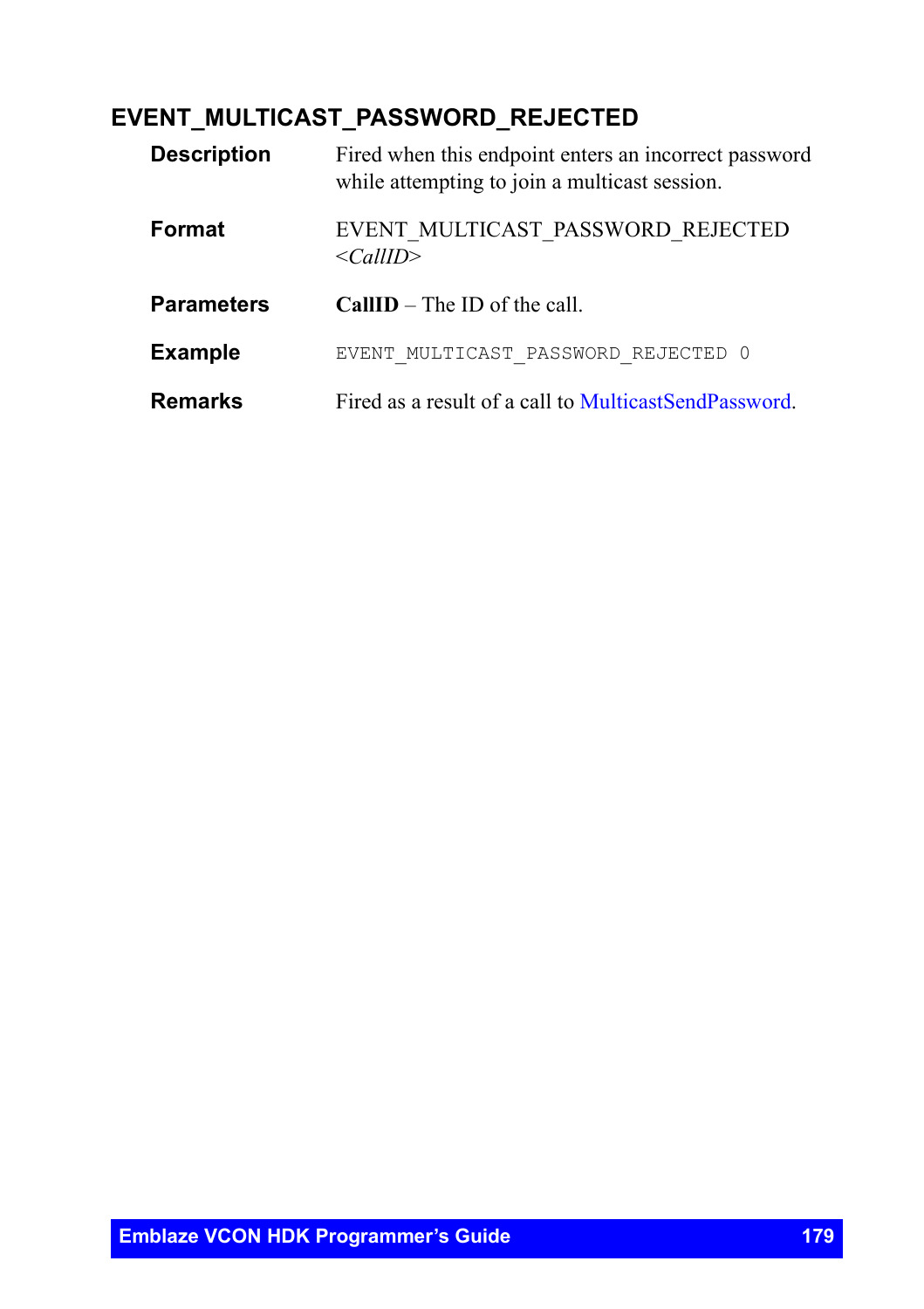## EVENT_MULTICAST_PASSWORD_REJECTED

**Description** Fired when this endpoint enters an incorrect password while attempting to join a multicast session.

**Format** EVENT_MULTICAST_PASSWORD_REJECTED <*CallID*>

**Parameters** **CallID** – The ID of the call.

**Example** `EVENT_MULTICAST_PASSWORD_REJECTED 0`

**Remarks** Fired as a result of a call to MulticastSendPassword.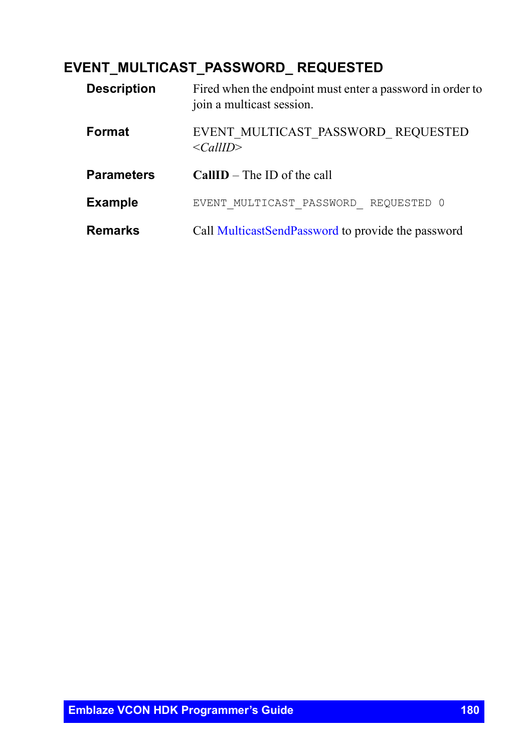## EVENT_MULTICAST_PASSWORD_ REQUESTED

**Description**

Fired when the endpoint must enter a password in order to join a multicast session.

**Format**

EVENT_MULTICAST_PASSWORD_ REQUESTED <*CallID*>

**Parameters**

**CallID** – The ID of the call

**Example**

```
EVENT_MULTICAST_PASSWORD_ REQUESTED 0
```

**Remarks**

Call MulticastSendPassword to provide the password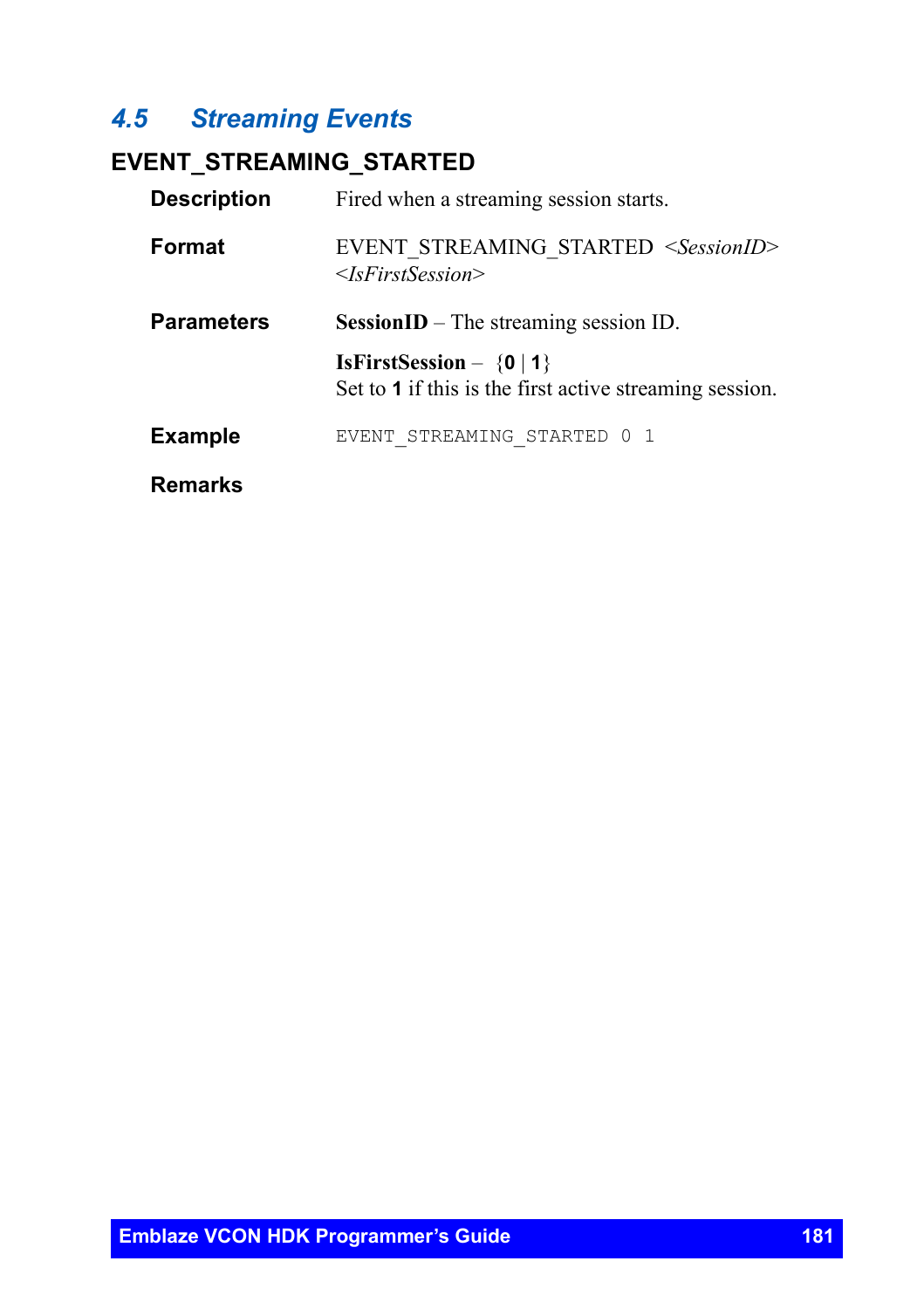## 4.5 Streaming Events

### EVENT_STREAMING_STARTED

**Description**

Fired when a streaming session starts.

**Format**

EVENT_STREAMING_STARTED *<SessionID>* *<IsFirstSession>*

**Parameters**

**SessionID** – The streaming session ID.

**IsFirstSession** – {**0** | **1**}
Set to **1** if this is the first active streaming session.

**Example**

```
EVENT_STREAMING_STARTED 0 1
```

**Remarks**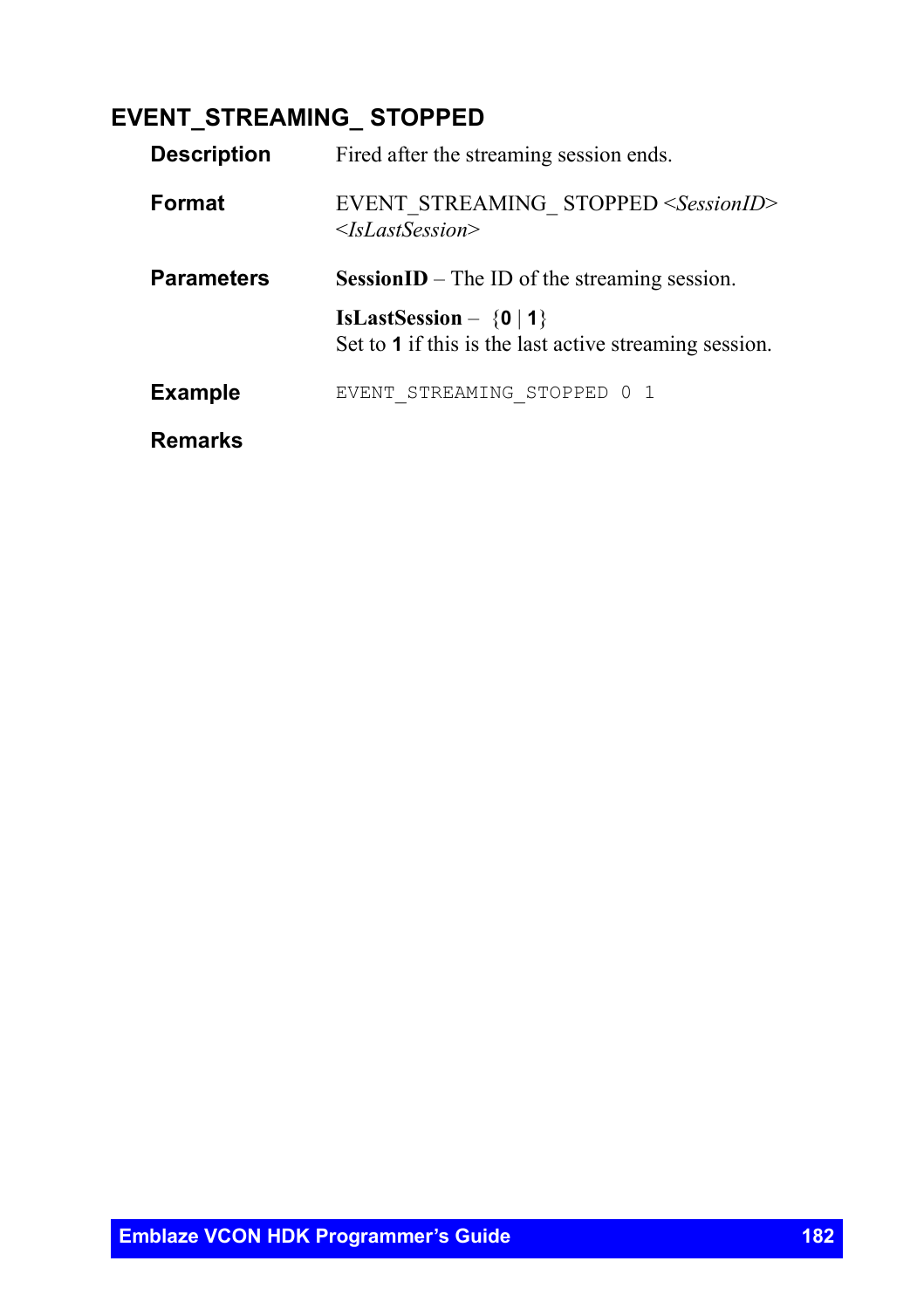## EVENT_STREAMING_ STOPPED

**Description**

Fired after the streaming session ends.

**Format**

EVENT_STREAMING_ STOPPED <*SessionID*> <*IsLastSession*>

**Parameters**

**SessionID** – The ID of the streaming session.

**IsLastSession** – {**0** | **1**}
Set to **1** if this is the last active streaming session.

**Example**

```
EVENT_STREAMING_STOPPED 0 1
```

**Remarks**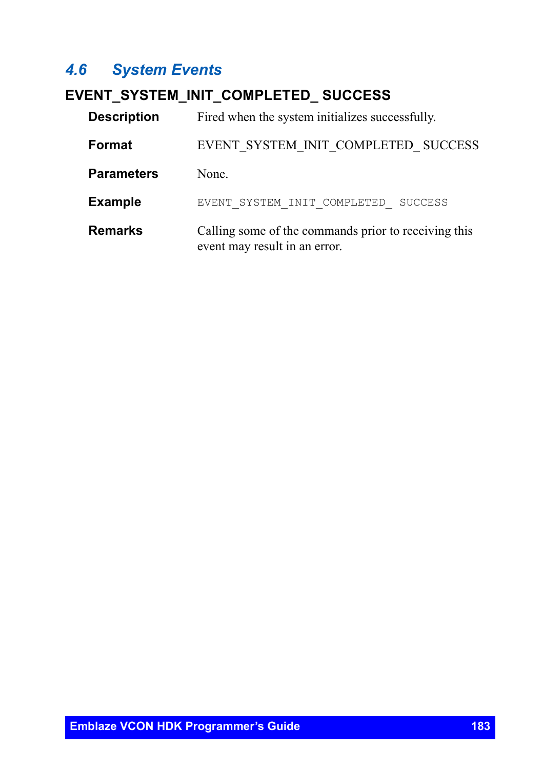## 4.6 System Events

### EVENT_SYSTEM_INIT_COMPLETED_ SUCCESS

**Description** Fired when the system initializes successfully.

**Format** EVENT_SYSTEM_INIT_COMPLETED_ SUCCESS

**Parameters** None.

**Example**

```
EVENT_SYSTEM_INIT_COMPLETED_ SUCCESS
```

**Remarks** Calling some of the commands prior to receiving this event may result in an error.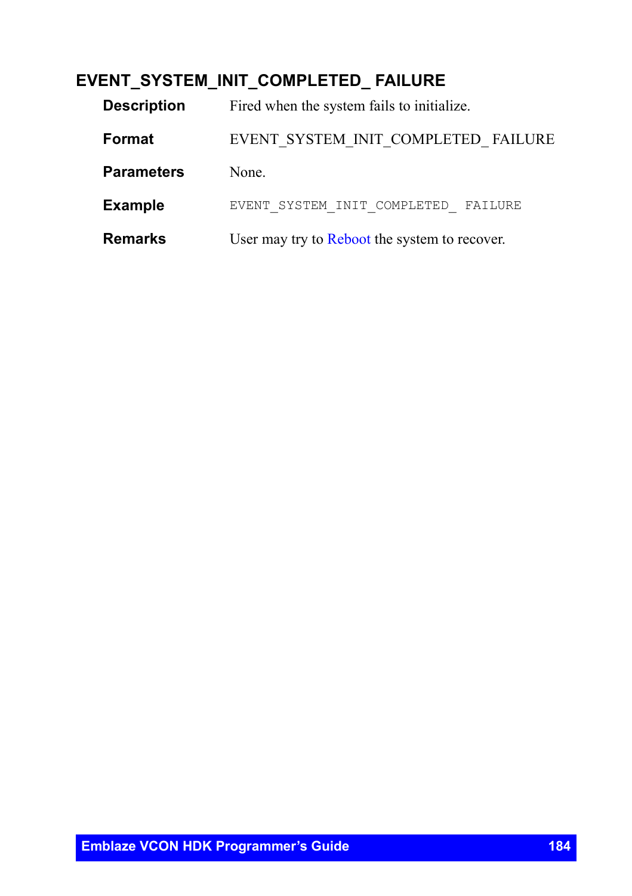## EVENT_SYSTEM_INIT_COMPLETED_ FAILURE

**Description**
Fired when the system fails to initialize.

**Format**
EVENT_SYSTEM_INIT_COMPLETED_ FAILURE

**Parameters**
None.

**Example**
`EVENT_SYSTEM_INIT_COMPLETED_ FAILURE`

**Remarks**
User may try to Reboot the system to recover.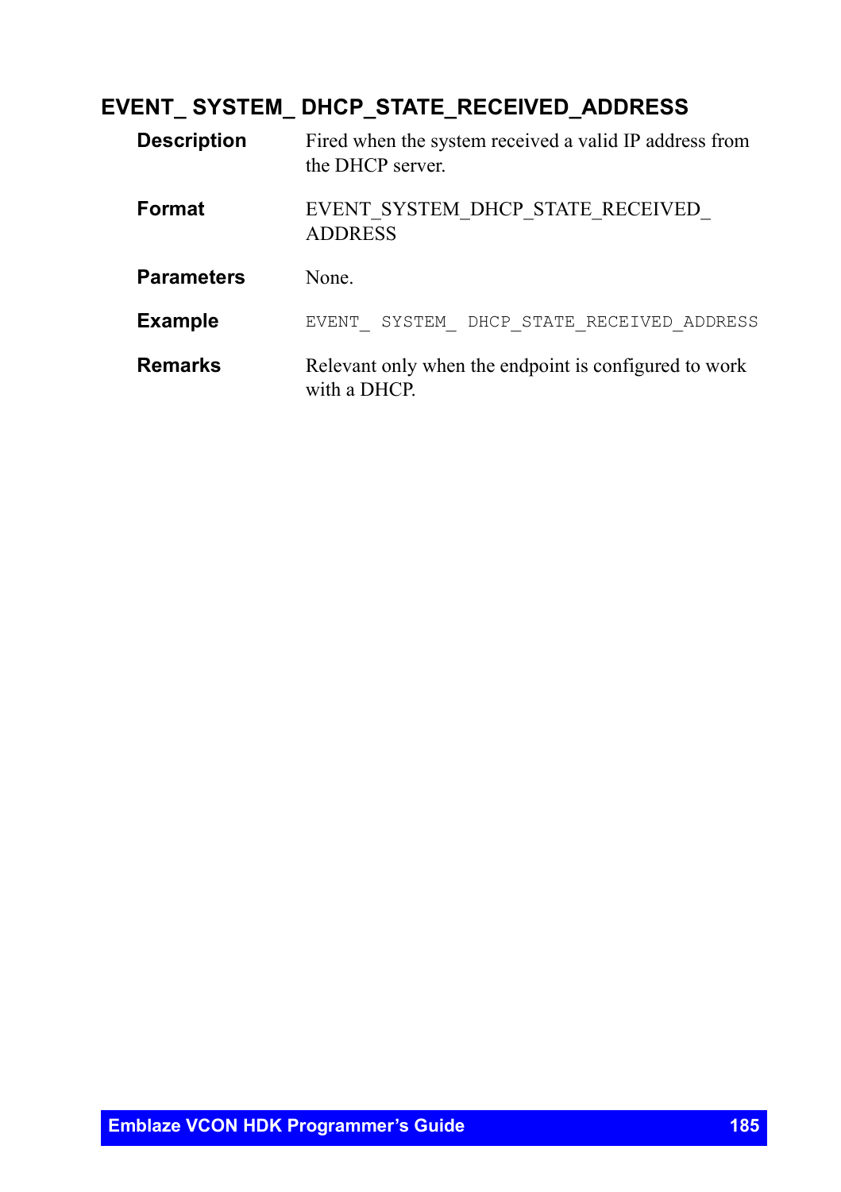## EVENT_ SYSTEM_ DHCP_STATE_RECEIVED_ADDRESS

**Description** Fired when the system received a valid IP address from the DHCP server.

**Format** EVENT_SYSTEM_DHCP_STATE_RECEIVED_ ADDRESS

**Parameters** None.

**Example**

```
EVENT_ SYSTEM_ DHCP_STATE_RECEIVED_ADDRESS
```

**Remarks** Relevant only when the endpoint is configured to work with a DHCP.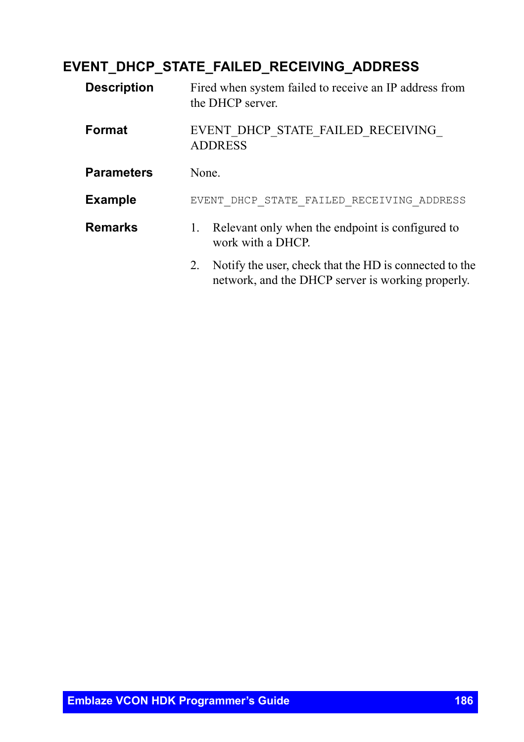## EVENT_DHCP_STATE_FAILED_RECEIVING_ADDRESS

**Description**

Fired when system failed to receive an IP address from the DHCP server.

**Format**

EVENT_DHCP_STATE_FAILED_RECEIVING_ADDRESS

**Parameters**

None.

**Example**

```
EVENT_DHCP_STATE_FAILED_RECEIVING_ADDRESS
```

**Remarks**

1. Relevant only when the endpoint is configured to work with a DHCP.
2. Notify the user, check that the HD is connected to the network, and the DHCP server is working properly.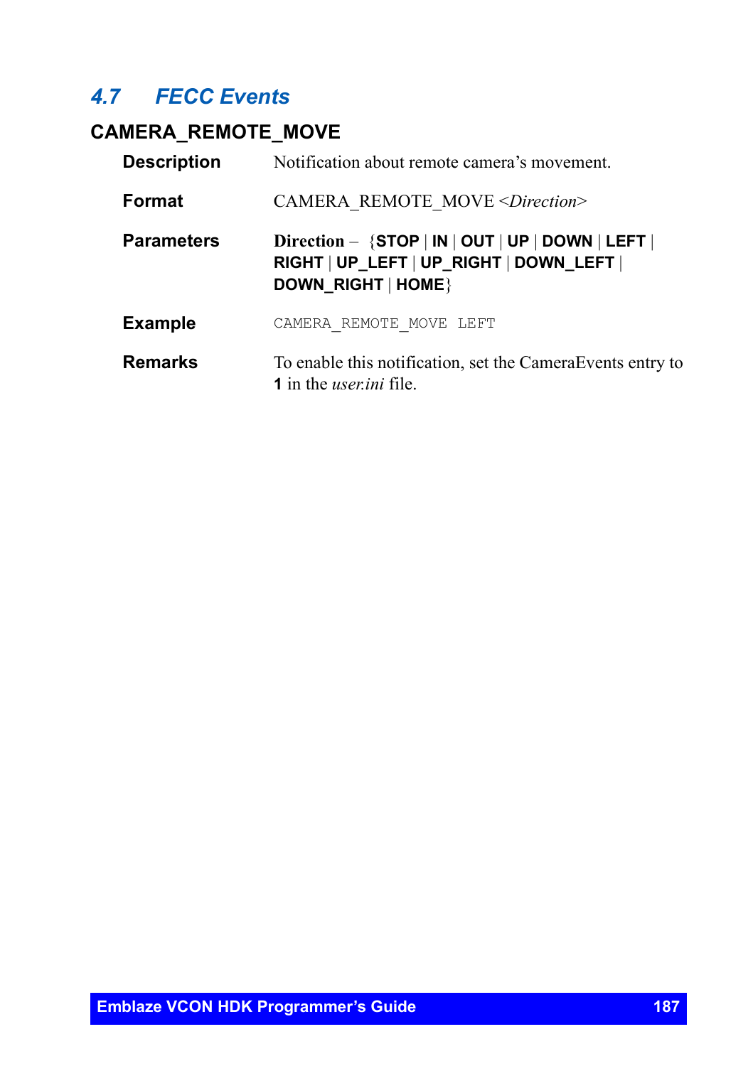## 4.7 FECC Events

### CAMERA_REMOTE_MOVE

**Description**

Notification about remote camera's movement.

**Format**

CAMERA_REMOTE_MOVE <*Direction*>

**Parameters**

**Direction** – {**STOP** | **IN** | **OUT** | **UP** | **DOWN** | **LEFT** | **RIGHT** | **UP_LEFT** | **UP_RIGHT** | **DOWN_LEFT** | **DOWN_RIGHT** | **HOME**}

**Example**

```
CAMERA_REMOTE_MOVE LEFT
```

**Remarks**

To enable this notification, set the CameraEvents entry to **1** in the *user.ini* file.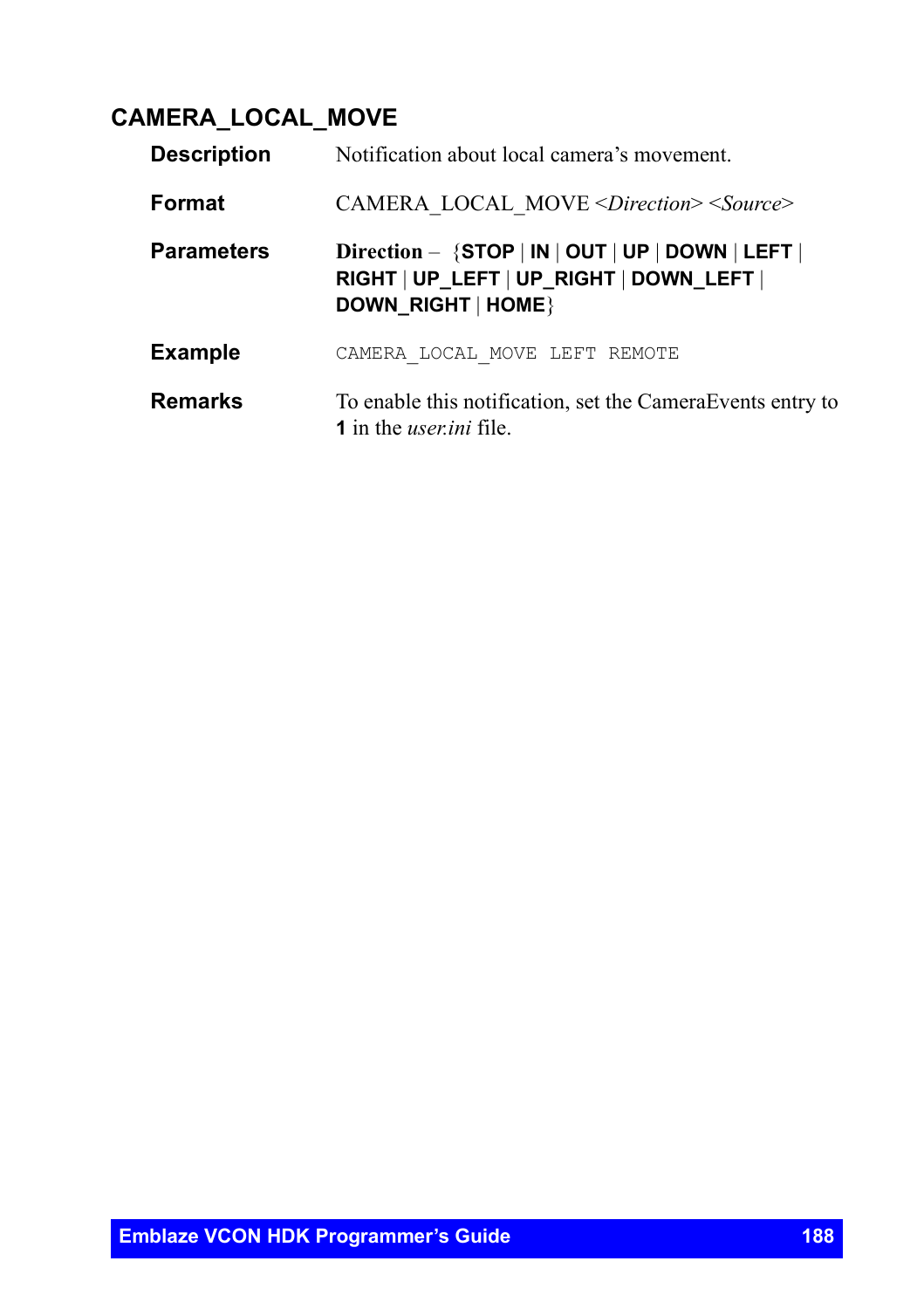## CAMERA_LOCAL_MOVE

**Description**

Notification about local camera's movement.

**Format**

CAMERA_LOCAL_MOVE <*Direction*> <*Source*>

**Parameters**

**Direction** – {**STOP** | **IN** | **OUT** | **UP** | **DOWN** | **LEFT** | **RIGHT** | **UP_LEFT** | **UP_RIGHT** | **DOWN_LEFT** | **DOWN_RIGHT** | **HOME**}

**Example**

```
CAMERA_LOCAL_MOVE LEFT REMOTE
```

**Remarks**

To enable this notification, set the CameraEvents entry to **1** in the *user.ini* file.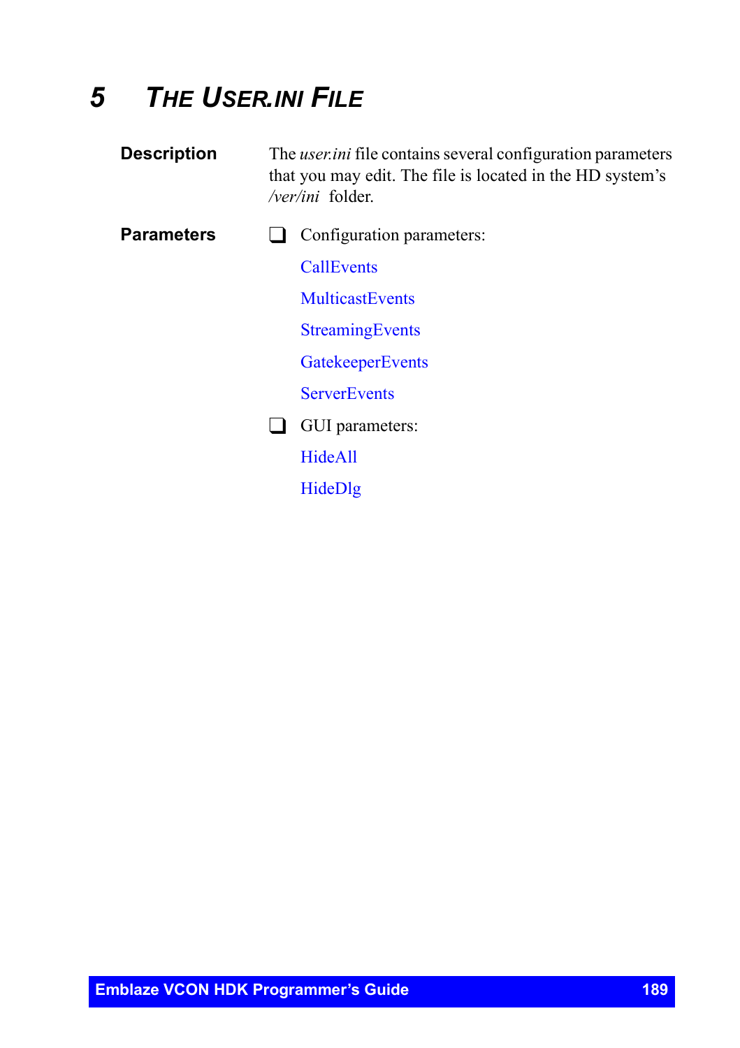# 5 THE USER.INI FILE

**Description**

The *user.ini* file contains several configuration parameters that you may edit. The file is located in the HD system's */ver/ini* folder.

**Parameters**

- Configuration parameters:

  CallEvents

  MulticastEvents

  StreamingEvents

  GatekeeperEvents

  ServerEvents

- GUI parameters:

  HideAll

  HideDlg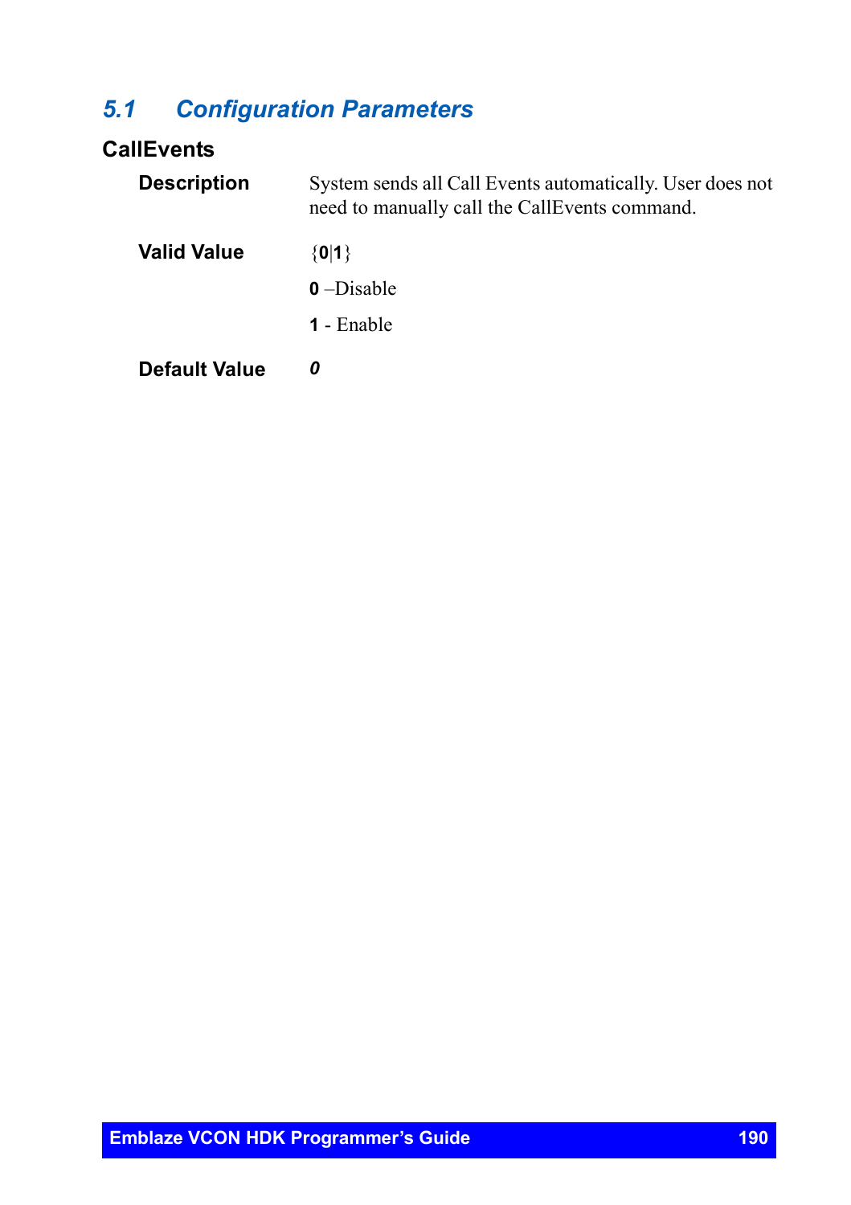## *5.1 Configuration Parameters*

### CallEvents

**Description**

System sends all Call Events automatically. User does not need to manually call the CallEvents command.

**Valid Value**

{**0**|**1**}

**0** –Disable

**1** - Enable

**Default Value**

***0***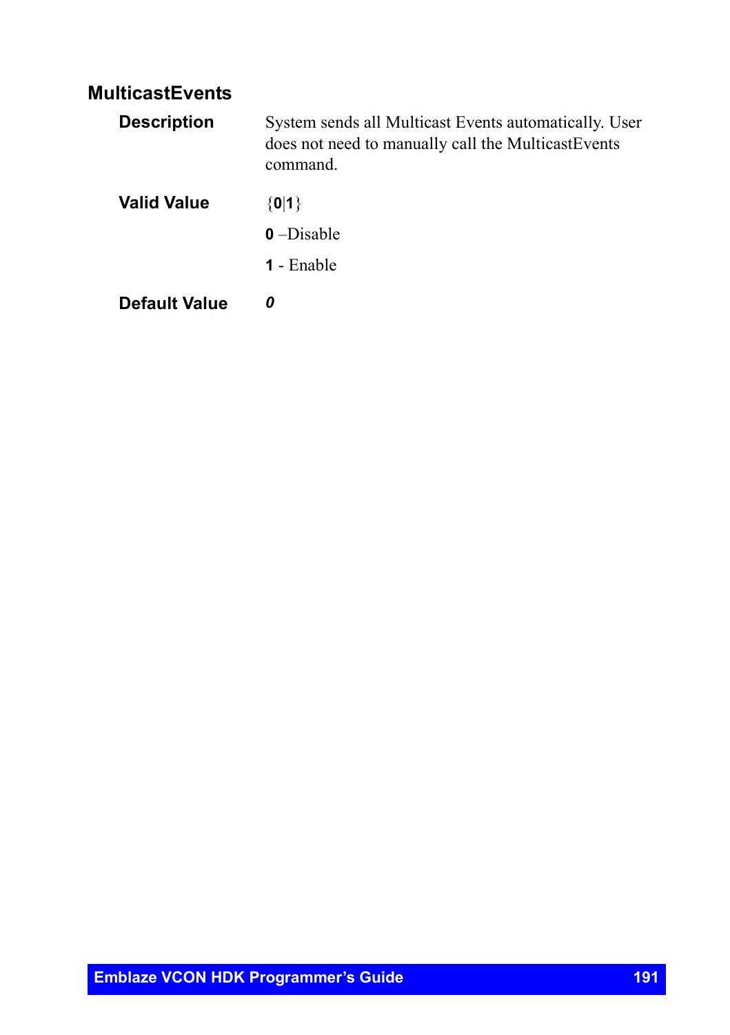### MulticastEvents

**Description** System sends all Multicast Events automatically. User does not need to manually call the MulticastEvents command.

**Valid Value** {**0**|**1**}

**0** –Disable

**1** - Enable

**Default Value** ***0***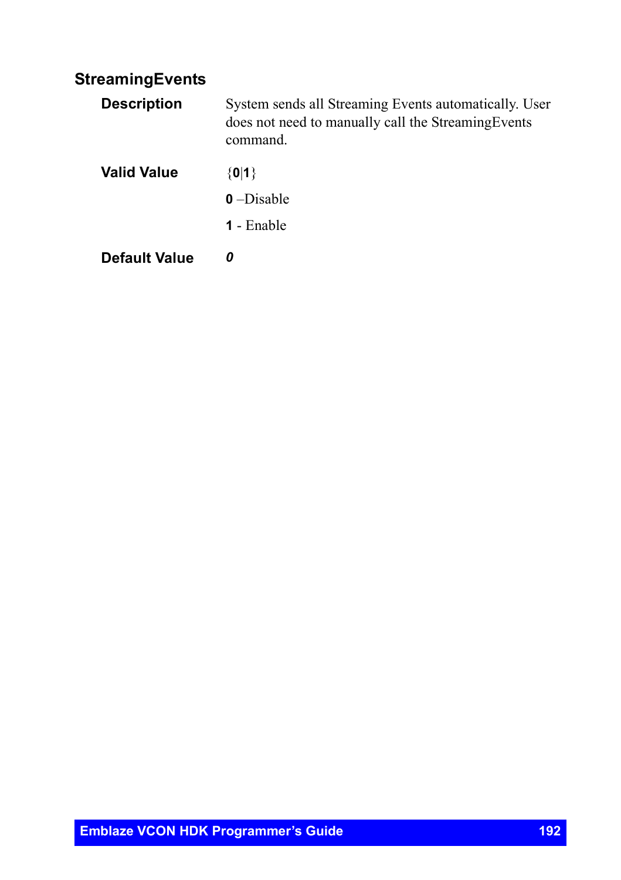## StreamingEvents

| | |
|---|---|
| **Description** | System sends all Streaming Events automatically. User does not need to manually call the StreamingEvents command. |
| **Valid Value** | {**0**\|**1**}<br>**0** –Disable<br>**1** - Enable |
| **Default Value** | ***0*** |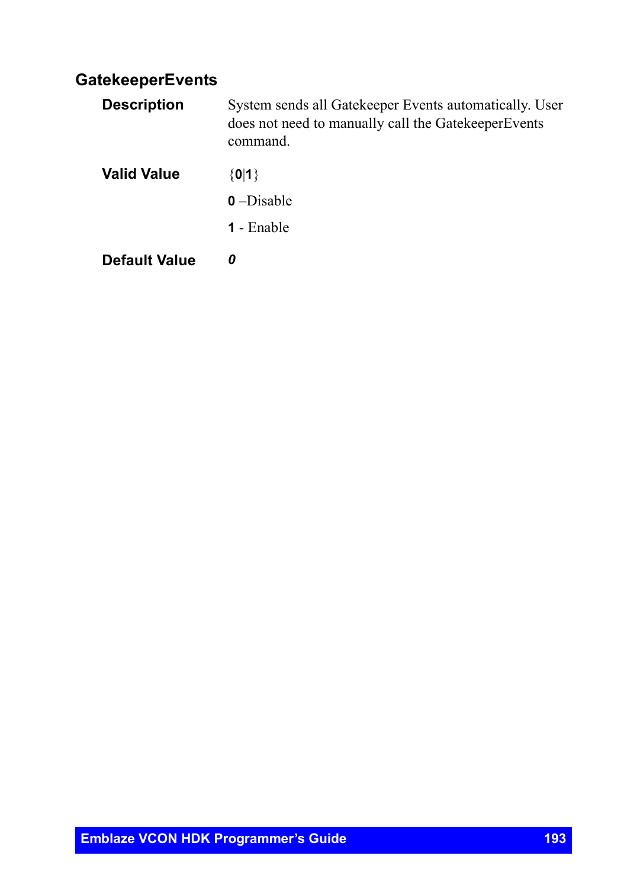### GatekeeperEvents

**Description**

System sends all Gatekeeper Events automatically. User does not need to manually call the GatekeeperEvents command.

**Valid Value**

{**0**|**1**}

**0** –Disable

**1** - Enable

**Default Value**

***0***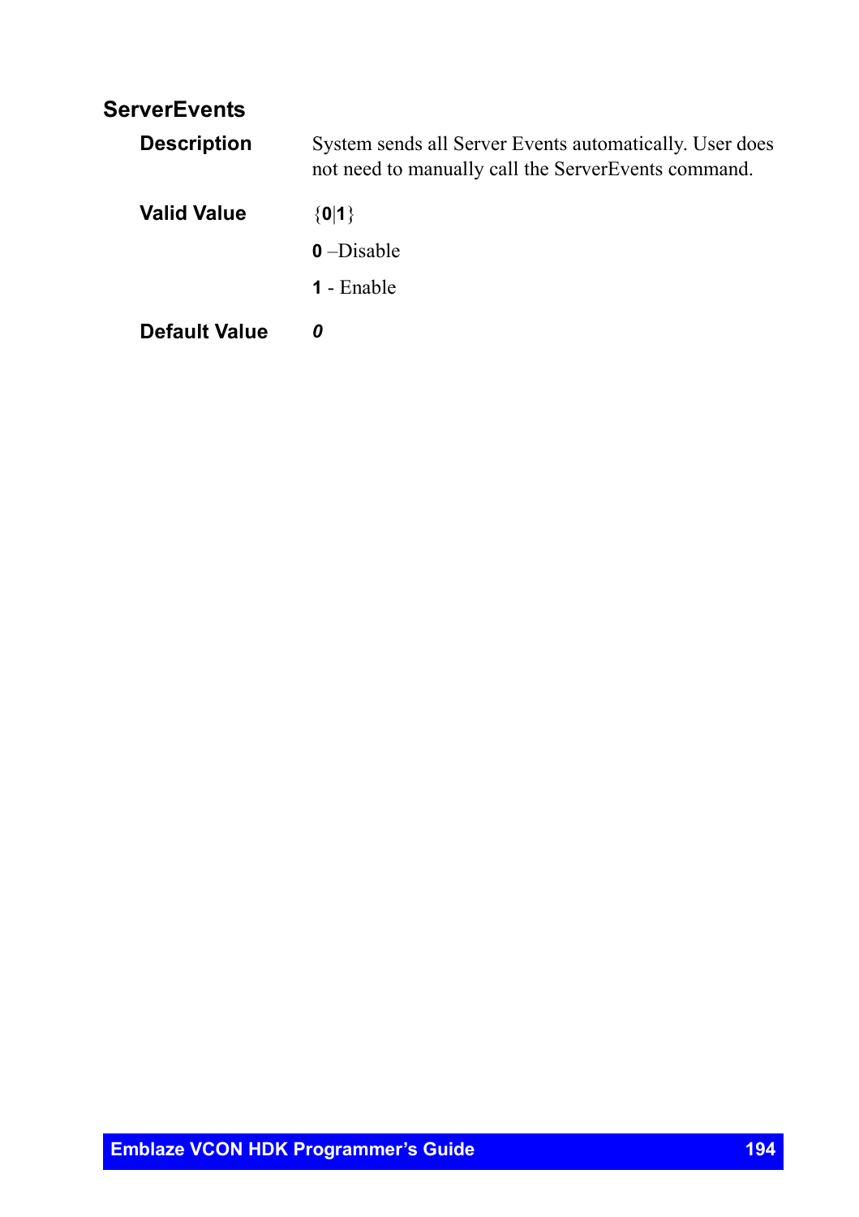### ServerEvents

**Description**

System sends all Server Events automatically. User does not need to manually call the ServerEvents command.

**Valid Value**

{**0**|**1**}

**0** –Disable

**1** - Enable

**Default Value**

***0***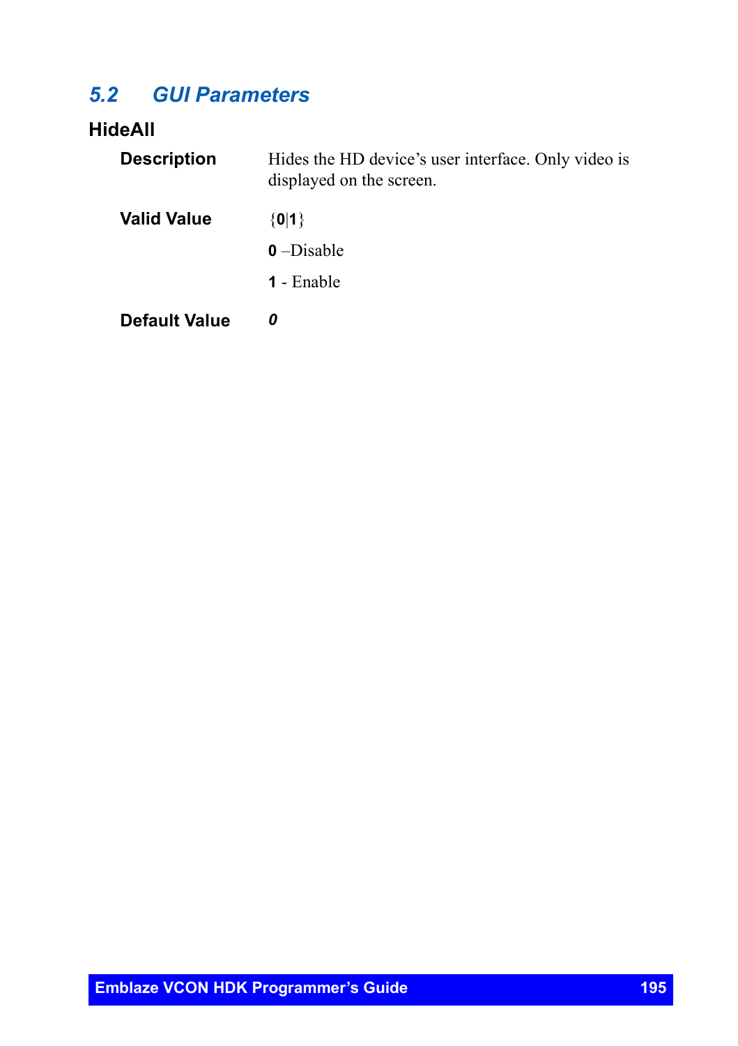## 5.2 GUI Parameters

### HideAll

**Description** Hides the HD device’s user interface. Only video is displayed on the screen.

**Valid Value** {**0**|**1**}

**0** –Disable

**1** - Enable

**Default Value** ***0***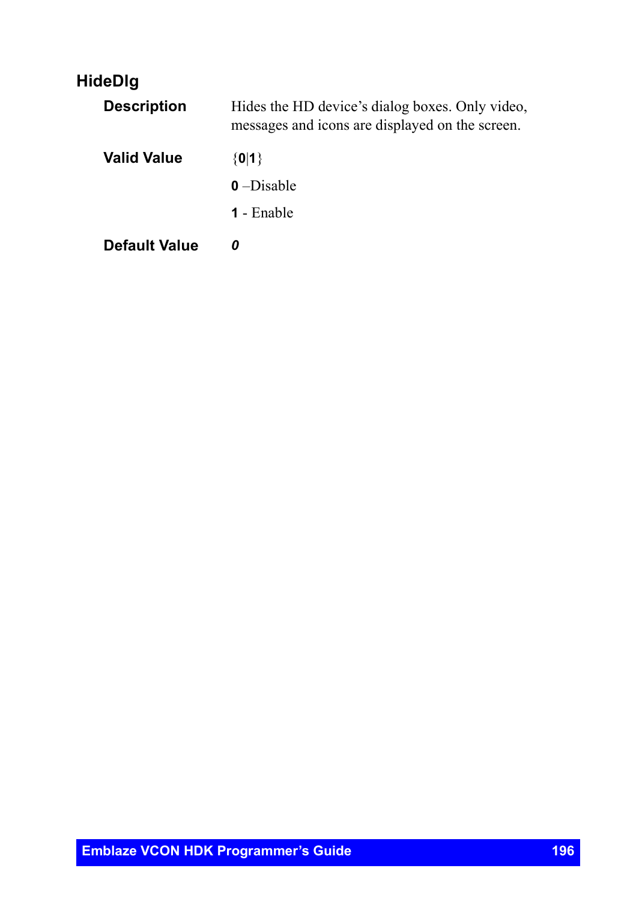## HideDlg

**Description**

Hides the HD device's dialog boxes. Only video, messages and icons are displayed on the screen.

**Valid Value**

{**0**|**1**}

**0** –Disable

**1** - Enable

**Default Value**

***0***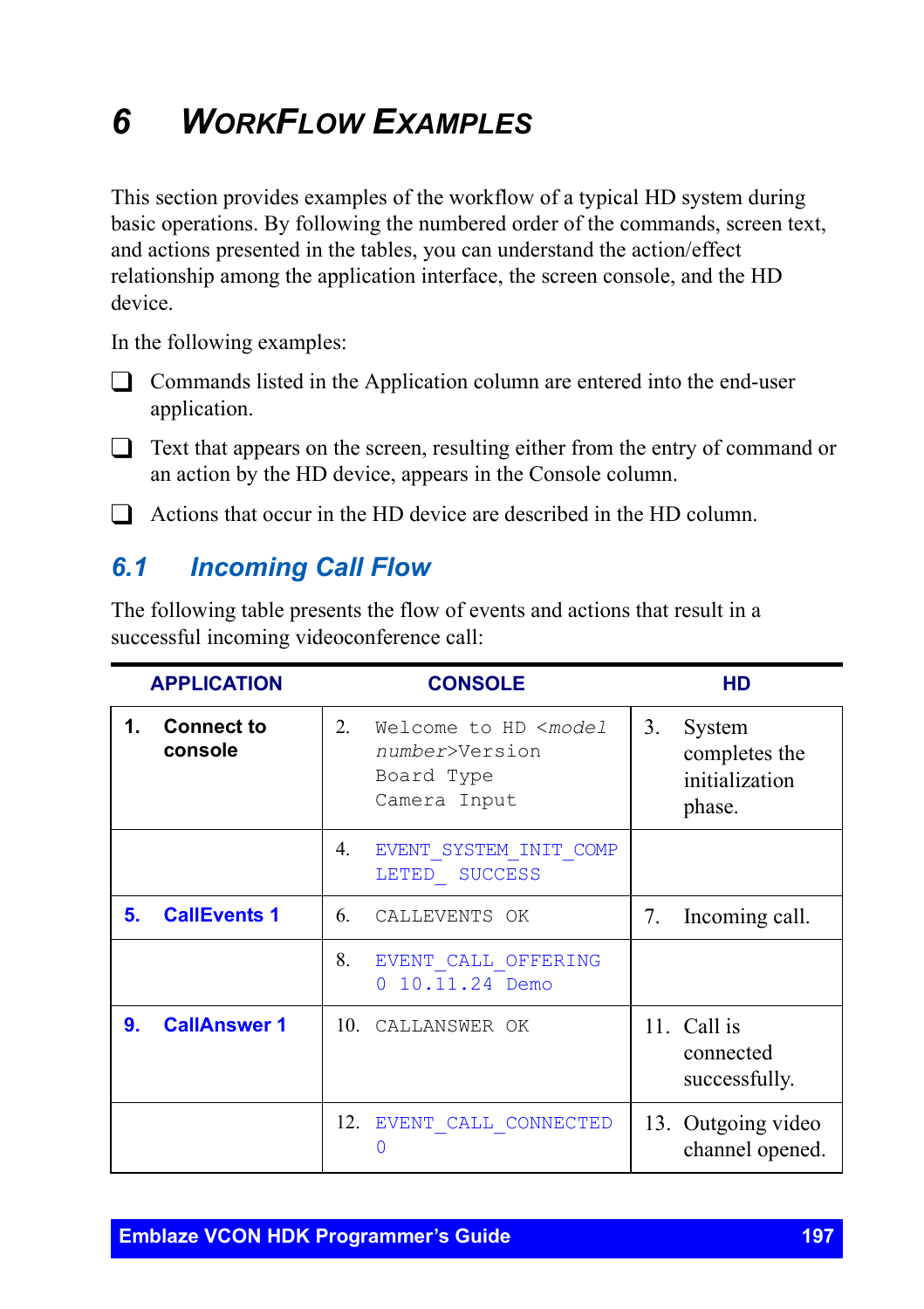# 6 WorkFlow Examples

This section provides examples of the workflow of a typical HD system during basic operations. By following the numbered order of the commands, screen text, and actions presented in the tables, you can understand the action/effect relationship among the application interface, the screen console, and the HD device.

In the following examples:

- Commands listed in the Application column are entered into the end-user application.
- Text that appears on the screen, resulting either from the entry of command or an action by the HD device, appears in the Console column.
- Actions that occur in the HD device are described in the HD column.

## 6.1 Incoming Call Flow

The following table presents the flow of events and actions that result in a successful incoming videoconference call:

| APPLICATION | CONSOLE | HD |
|---|---|---|
| 1. **Connect to console** | 2. `Welcome to HD <model number>Version Board Type Camera Input` | 3. System completes the initialization phase. |
| | 4. `EVENT_SYSTEM_INIT_COMPLETED_ SUCCESS` | |
| 5. **CallEvents 1** | 6. `CALLEVENTS OK` | 7. Incoming call. |
| | 8. `EVENT_CALL_OFFERING 0 10.11.24 Demo` | |
| 9. **CallAnswer 1** | 10. `CALLANSWER OK` | 11. Call is connected successfully. |
| | 12. `EVENT_CALL_CONNECTED 0` | 13. Outgoing video channel opened. |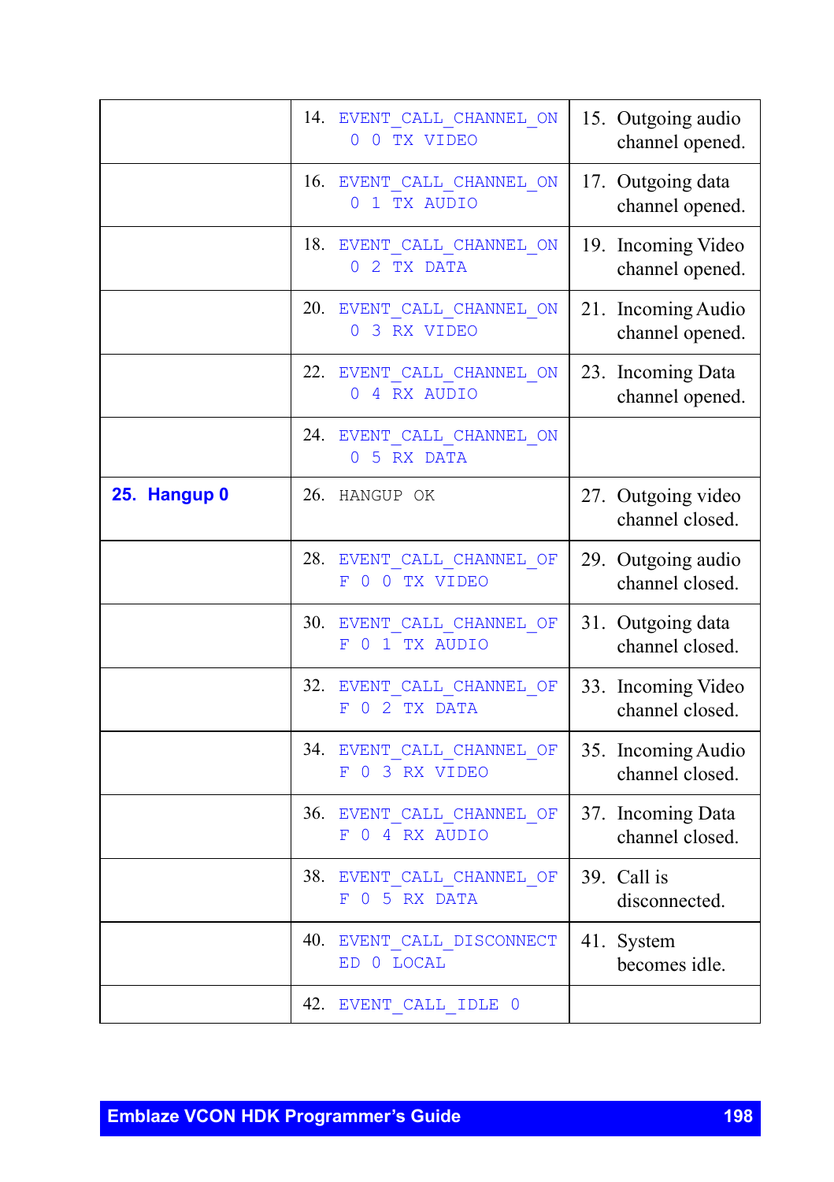| | | |
|---|---|---|
| | 14. EVENT_CALL_CHANNEL_ON 0 0 TX VIDEO | 15. Outgoing audio channel opened. |
| | 16. EVENT_CALL_CHANNEL_ON 0 1 TX AUDIO | 17. Outgoing data channel opened. |
| | 18. EVENT_CALL_CHANNEL_ON 0 2 TX DATA | 19. Incoming Video channel opened. |
| | 20. EVENT_CALL_CHANNEL_ON 0 3 RX VIDEO | 21. Incoming Audio channel opened. |
| | 22. EVENT_CALL_CHANNEL_ON 0 4 RX AUDIO | 23. Incoming Data channel opened. |
| | 24. EVENT_CALL_CHANNEL_ON 0 5 RX DATA | |
| **25. Hangup 0** | 26. HANGUP OK | 27. Outgoing video channel closed. |
| | 28. EVENT_CALL_CHANNEL_OFF 0 0 TX VIDEO | 29. Outgoing audio channel closed. |
| | 30. EVENT_CALL_CHANNEL_OFF 0 1 TX AUDIO | 31. Outgoing data channel closed. |
| | 32. EVENT_CALL_CHANNEL_OFF 0 2 TX DATA | 33. Incoming Video channel closed. |
| | 34. EVENT_CALL_CHANNEL_OFF 0 3 RX VIDEO | 35. Incoming Audio channel closed. |
| | 36. EVENT_CALL_CHANNEL_OFF 0 4 RX AUDIO | 37. Incoming Data channel closed. |
| | 38. EVENT_CALL_CHANNEL_OFF 0 5 RX DATA | 39. Call is disconnected. |
| | 40. EVENT_CALL_DISCONNECTED 0 LOCAL | 41. System becomes idle. |
| | 42. EVENT_CALL_IDLE 0 | |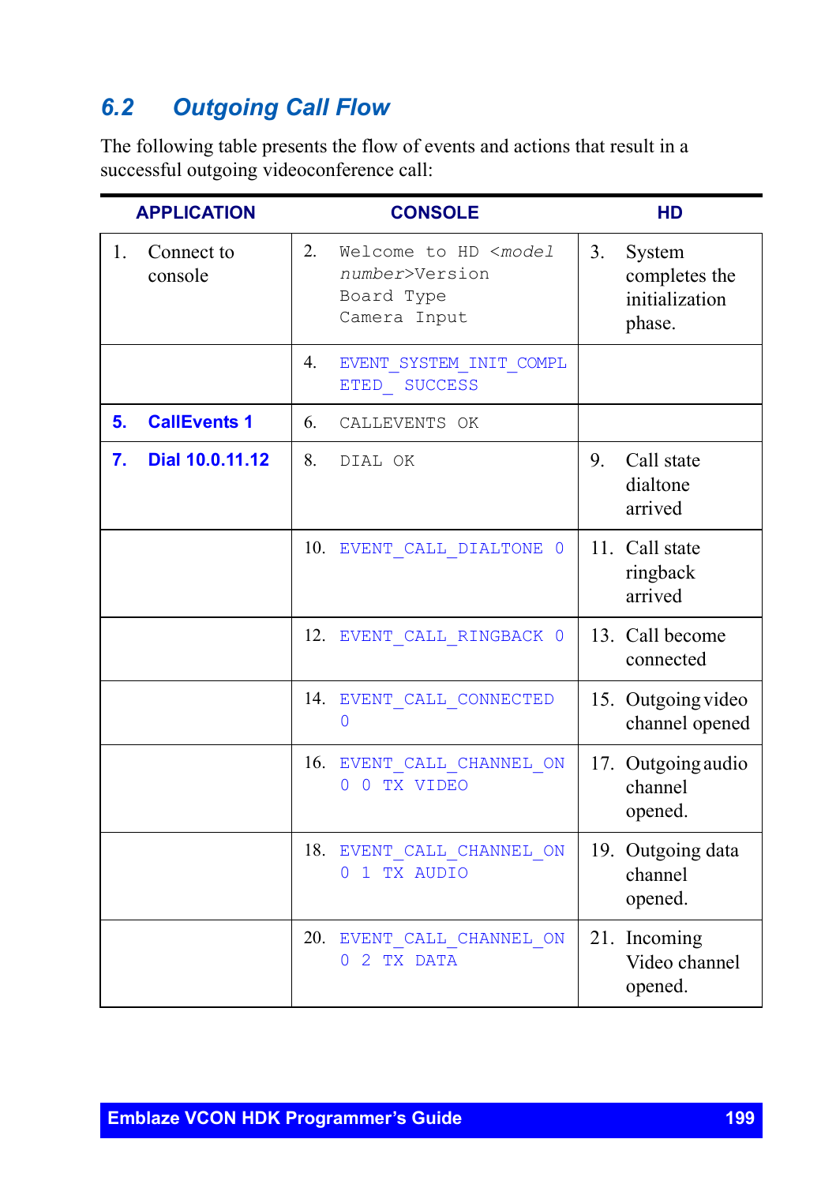## 6.2 Outgoing Call Flow

The following table presents the flow of events and actions that result in a successful outgoing videoconference call:

| APPLICATION | CONSOLE | HD |
|---|---|---|
| 1. Connect to console | 2. `Welcome to HD <model number>Version Board Type Camera Input` | 3. System completes the initialization phase. |
| | 4. `EVENT_SYSTEM_INIT_COMPLETED_ SUCCESS` | |
| **5. CallEvents 1** | 6. `CALLEVENTS OK` | |
| **7. Dial 10.0.11.12** | 8. `DIAL OK` | 9. Call state dialtone arrived |
| | 10. `EVENT_CALL_DIALTONE 0` | 11. Call state ringback arrived |
| | 12. `EVENT_CALL_RINGBACK 0` | 13. Call become connected |
| | 14. `EVENT_CALL_CONNECTED 0` | 15. Outgoing video channel opened |
| | 16. `EVENT_CALL_CHANNEL_ON 0 0 TX VIDEO` | 17. Outgoing audio channel opened. |
| | 18. `EVENT_CALL_CHANNEL_ON 0 1 TX AUDIO` | 19. Outgoing data channel opened. |
| | 20. `EVENT_CALL_CHANNEL_ON 0 2 TX DATA` | 21. Incoming Video channel opened. |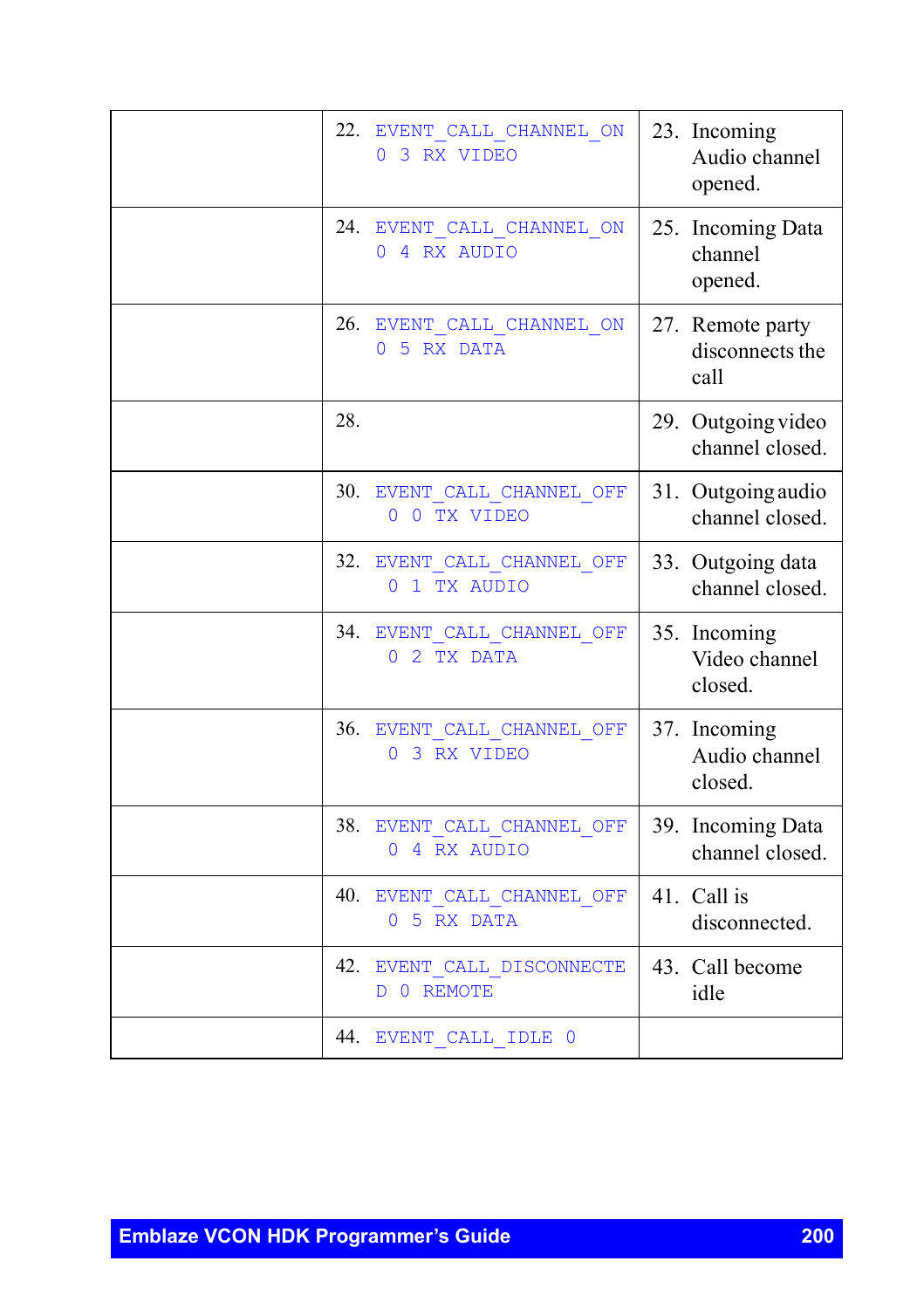| | | |
|---|---|---|
| | 22. EVENT_CALL_CHANNEL_ON 0 3 RX VIDEO | 23. Incoming Audio channel opened. |
| | 24. EVENT_CALL_CHANNEL_ON 0 4 RX AUDIO | 25. Incoming Data channel opened. |
| | 26. EVENT_CALL_CHANNEL_ON 0 5 RX DATA | 27. Remote party disconnects the call |
| | 28. | 29. Outgoing video channel closed. |
| | 30. EVENT_CALL_CHANNEL_OFF 0 0 TX VIDEO | 31. Outgoing audio channel closed. |
| | 32. EVENT_CALL_CHANNEL_OFF 0 1 TX AUDIO | 33. Outgoing data channel closed. |
| | 34. EVENT_CALL_CHANNEL_OFF 0 2 TX DATA | 35. Incoming Video channel closed. |
| | 36. EVENT_CALL_CHANNEL_OFF 0 3 RX VIDEO | 37. Incoming Audio channel closed. |
| | 38. EVENT_CALL_CHANNEL_OFF 0 4 RX AUDIO | 39. Incoming Data channel closed. |
| | 40. EVENT_CALL_CHANNEL_OFF 0 5 RX DATA | 41. Call is disconnected. |
| | 42. EVENT_CALL_DISCONNECTED 0 REMOTE | 43. Call become idle |
| | 44. EVENT_CALL_IDLE 0 | |